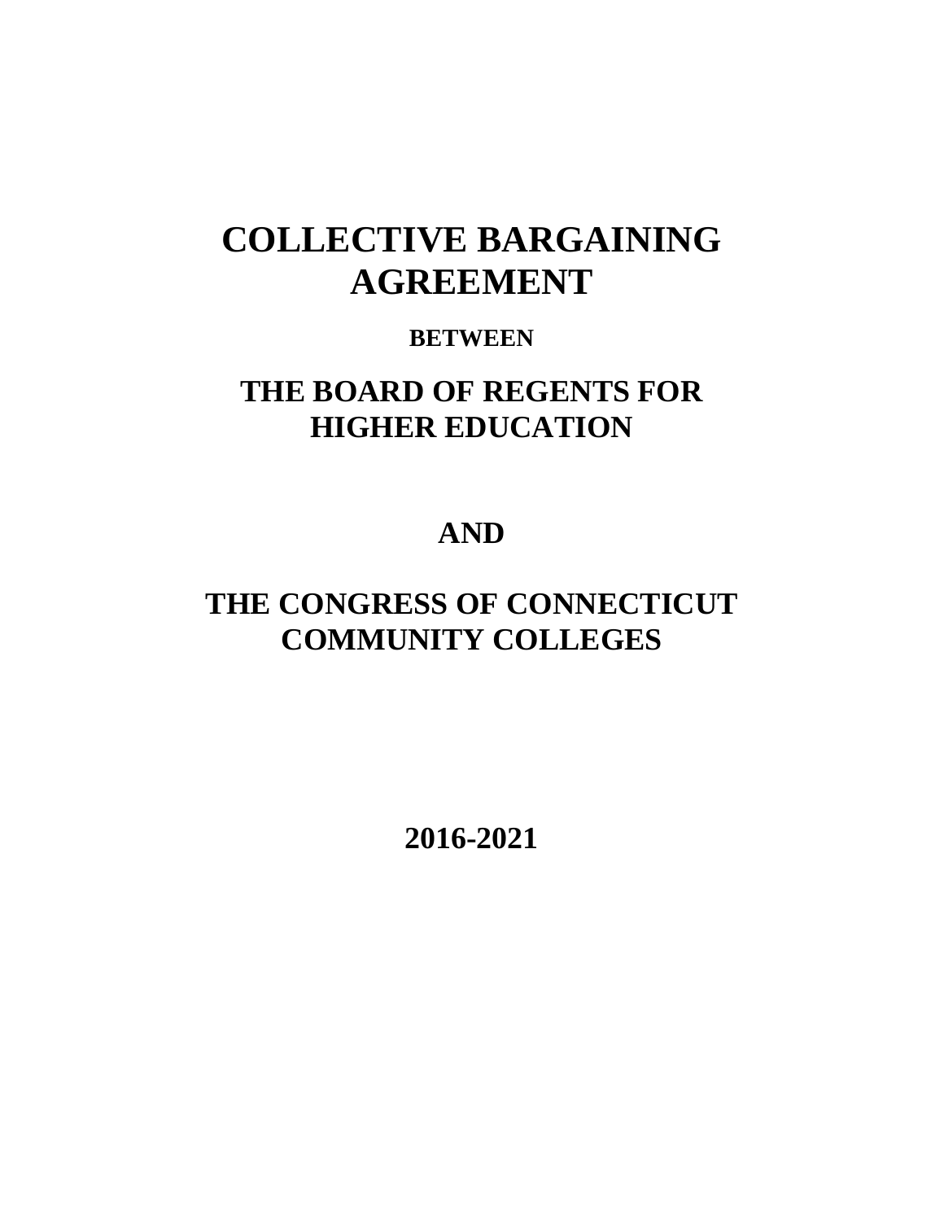# COLLECTIVE BARGAINING AGREEMENT

**BETWEEN**

## THE BOARD OF REGENTS FOR HIGHER EDUCATION

## AND

## THE CONGRESS OF CONNECTICUT COMMUNITY COLLEGES

## 2016-2021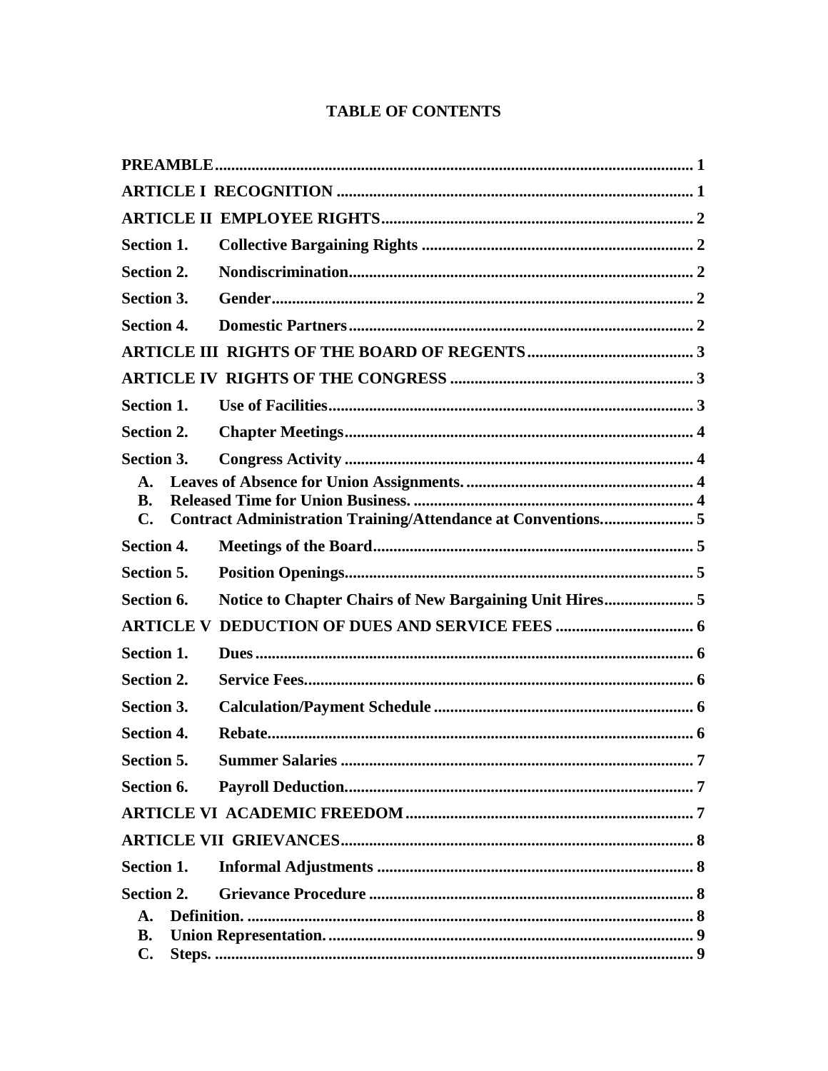# TABLE OF CONTENTS

**PREAMBLE** ..... 1

**ARTICLE I RECOGNITION** ..... 1

**ARTICLE II EMPLOYEE RIGHTS** ..... 2

**Section 1. Collective Bargaining Rights** ..... 2

**Section 2. Nondiscrimination** ..... 2

**Section 3. Gender** ..... 2

**Section 4. Domestic Partners** ..... 2

**ARTICLE III RIGHTS OF THE BOARD OF REGENTS** ..... 3

**ARTICLE IV RIGHTS OF THE CONGRESS** ..... 3

**Section 1. Use of Facilities** ..... 3

**Section 2. Chapter Meetings** ..... 4

**Section 3. Congress Activity** ..... 4

**A. Leaves of Absence for Union Assignments.** ..... 4
**B. Released Time for Union Business.** ..... 4
**C. Contract Administration Training/Attendance at Conventions.** ..... 5

**Section 4. Meetings of the Board** ..... 5

**Section 5. Position Openings** ..... 5

**Section 6. Notice to Chapter Chairs of New Bargaining Unit Hires** ..... 5

**ARTICLE V DEDUCTION OF DUES AND SERVICE FEES** ..... 6

**Section 1. Dues** ..... 6

**Section 2. Service Fees** ..... 6

**Section 3. Calculation/Payment Schedule** ..... 6

**Section 4. Rebate** ..... 6

**Section 5. Summer Salaries** ..... 7

**Section 6. Payroll Deduction** ..... 7

**ARTICLE VI ACADEMIC FREEDOM** ..... 7

**ARTICLE VII GRIEVANCES** ..... 8

**Section 1. Informal Adjustments** ..... 8

**Section 2. Grievance Procedure** ..... 8

**A. Definition.** ..... 8
**B. Union Representation.** ..... 9
**C. Steps.** ..... 9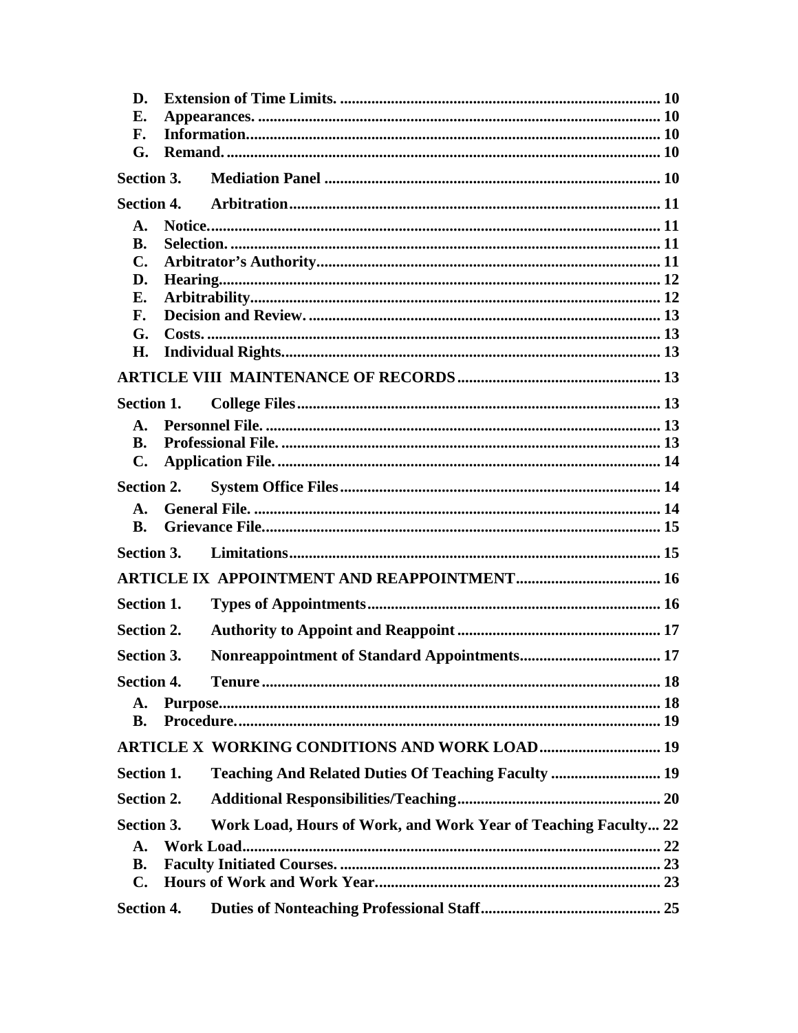D. **Extension of Time Limits.** ........ 10
E. **Appearances.** ........ 10
F. **Information.** ........ 10
G. **Remand.** ........ 10

**Section 3. Mediation Panel** ........ 10

**Section 4. Arbitration** ........ 11

A. **Notice.** ........ 11
B. **Selection.** ........ 11
C. **Arbitrator's Authority** ........ 11
D. **Hearing** ........ 12
E. **Arbitrability** ........ 12
F. **Decision and Review.** ........ 13
G. **Costs.** ........ 13
H. **Individual Rights** ........ 13

**ARTICLE VIII MAINTENANCE OF RECORDS** ........ 13

**Section 1. College Files** ........ 13

A. **Personnel File.** ........ 13
B. **Professional File.** ........ 13
C. **Application File.** ........ 14

**Section 2. System Office Files** ........ 14

A. **General File.** ........ 14
B. **Grievance File** ........ 15

**Section 3. Limitations** ........ 15

**ARTICLE IX APPOINTMENT AND REAPPOINTMENT** ........ 16

**Section 1. Types of Appointments** ........ 16

**Section 2. Authority to Appoint and Reappoint** ........ 17

**Section 3. Nonreappointment of Standard Appointments** ........ 17

**Section 4. Tenure** ........ 18

A. **Purpose** ........ 18
B. **Procedure.** ........ 19

**ARTICLE X WORKING CONDITIONS AND WORK LOAD** ........ 19

**Section 1. Teaching And Related Duties Of Teaching Faculty** ........ 19

**Section 2. Additional Responsibilities/Teaching** ........ 20

**Section 3. Work Load, Hours of Work, and Work Year of Teaching Faculty** ... 22

A. **Work Load** ........ 22
B. **Faculty Initiated Courses.** ........ 23
C. **Hours of Work and Work Year** ........ 23

**Section 4. Duties of Nonteaching Professional Staff** ........ 25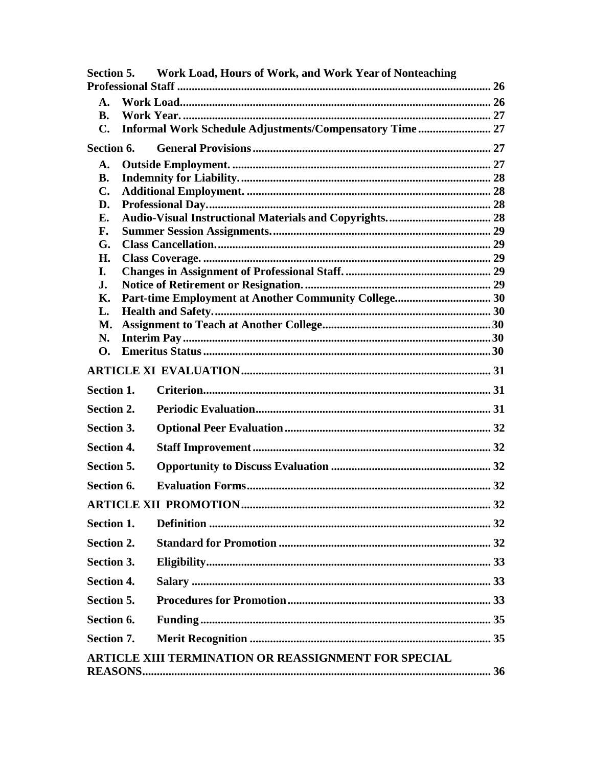**Section 5. Work Load, Hours of Work, and Work Year of Nonteaching Professional Staff** ........ 26

- **A. Work Load** ........ 26
- **B. Work Year.** ........ 27
- **C. Informal Work Schedule Adjustments/Compensatory Time** ........ 27

**Section 6. General Provisions** ........ 27

- **A. Outside Employment.** ........ 27
- **B. Indemnity for Liability.** ........ 28
- **C. Additional Employment.** ........ 28
- **D. Professional Day.** ........ 28
- **E. Audio-Visual Instructional Materials and Copyrights.** ........ 28
- **F. Summer Session Assignments.** ........ 29
- **G. Class Cancellation.** ........ 29
- **H. Class Coverage.** ........ 29
- **I. Changes in Assignment of Professional Staff.** ........ 29
- **J. Notice of Retirement or Resignation.** ........ 29
- **K. Part-time Employment at Another Community College.** ........ 30
- **L. Health and Safety.** ........ 30
- **M. Assignment to Teach at Another College** ........ 30
- **N. Interim Pay** ........ 30
- **O. Emeritus Status** ........ 30

**ARTICLE XI EVALUATION** ........ 31

**Section 1. Criterion** ........ 31

**Section 2. Periodic Evaluation** ........ 31

**Section 3. Optional Peer Evaluation** ........ 32

**Section 4. Staff Improvement** ........ 32

**Section 5. Opportunity to Discuss Evaluation** ........ 32

**Section 6. Evaluation Forms** ........ 32

**ARTICLE XII PROMOTION** ........ 32

**Section 1. Definition** ........ 32

**Section 2. Standard for Promotion** ........ 32

**Section 3. Eligibility** ........ 33

**Section 4. Salary** ........ 33

**Section 5. Procedures for Promotion** ........ 33

**Section 6. Funding** ........ 35

**Section 7. Merit Recognition** ........ 35

**ARTICLE XIII TERMINATION OR REASSIGNMENT FOR SPECIAL REASONS** ........ 36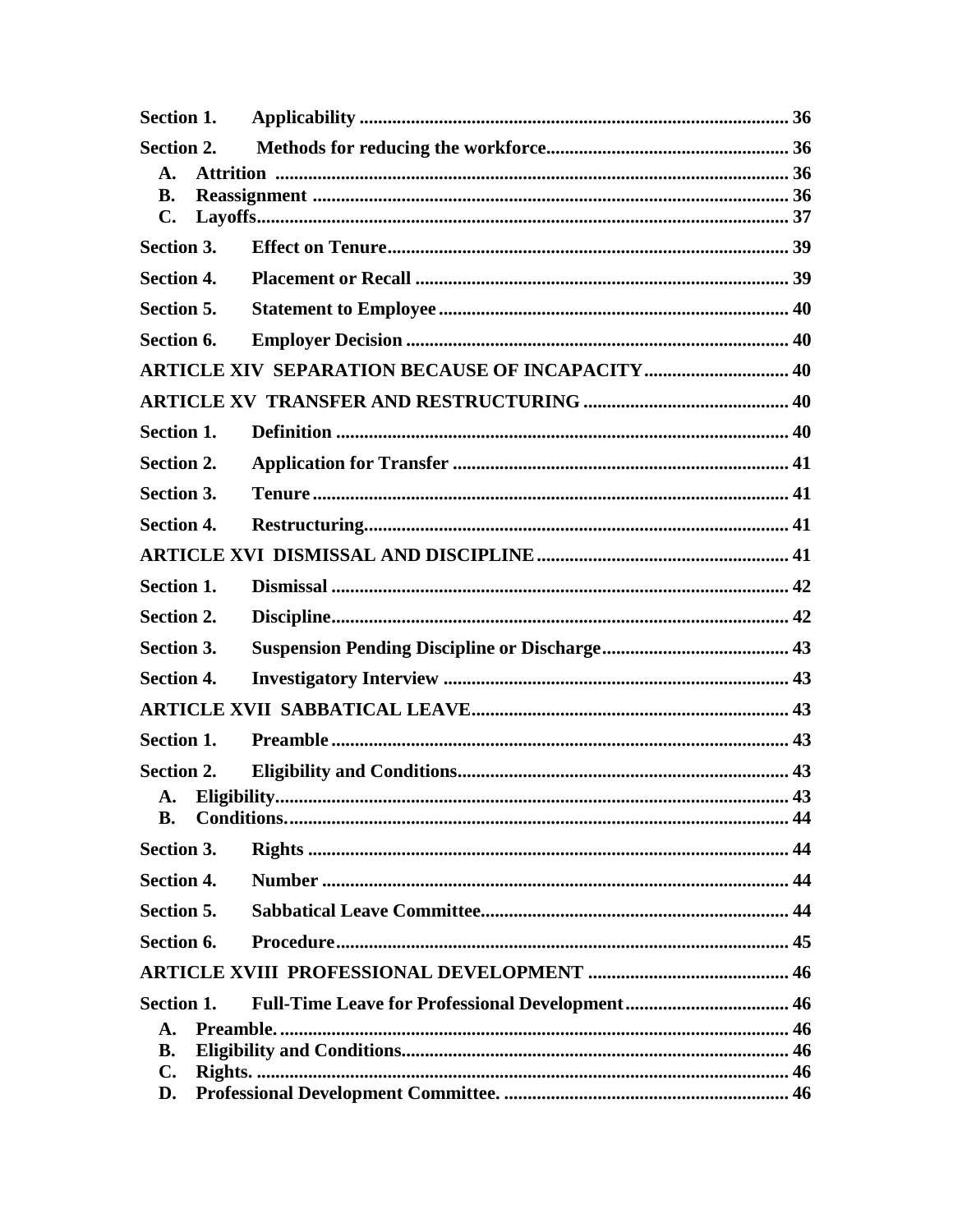**Section 1. Applicability** ........................................................................................ 36

**Section 2. Methods for reducing the workforce** ................................................... 36

- **A. Attrition** .................................................................................................... 36
- **B. Reassignment** ........................................................................................... 36
- **C. Layoffs** ...................................................................................................... 37

**Section 3. Effect on Tenure** ..................................................................................... 39

**Section 4. Placement or Recall** ............................................................................... 39

**Section 5. Statement to Employee** .......................................................................... 40

**Section 6. Employer Decision** ................................................................................. 40

**ARTICLE XIV SEPARATION BECAUSE OF INCAPACITY** .............................. 40

**ARTICLE XV TRANSFER AND RESTRUCTURING** ........................................... 40

**Section 1. Definition** ................................................................................................ 40

**Section 2. Application for Transfer** ....................................................................... 41

**Section 3. Tenure** ..................................................................................................... 41

**Section 4. Restructuring** .......................................................................................... 41

**ARTICLE XVI DISMISSAL AND DISCIPLINE** ..................................................... 41

**Section 1. Dismissal** ................................................................................................ 42

**Section 2. Discipline** ................................................................................................ 42

**Section 3. Suspension Pending Discipline or Discharge** ........................................ 43

**Section 4. Investigatory Interview** ......................................................................... 43

**ARTICLE XVII SABBATICAL LEAVE** ................................................................... 43

**Section 1. Preamble** ................................................................................................. 43

**Section 2. Eligibility and Conditions** ...................................................................... 43

- **A. Eligibility** ................................................................................................... 43
- **B. Conditions.** ................................................................................................ 44

**Section 3. Rights** ...................................................................................................... 44

**Section 4. Number** ................................................................................................... 44

**Section 5. Sabbatical Leave Committee** ................................................................. 44

**Section 6. Procedure** ............................................................................................... 45

**ARTICLE XVIII PROFESSIONAL DEVELOPMENT** ........................................... 46

**Section 1. Full-Time Leave for Professional Development** .................................. 46

- **A. Preamble.** ................................................................................................... 46
- **B. Eligibility and Conditions** ........................................................................ 46
- **C. Rights.** ........................................................................................................ 46
- **D. Professional Development Committee.** ................................................... 46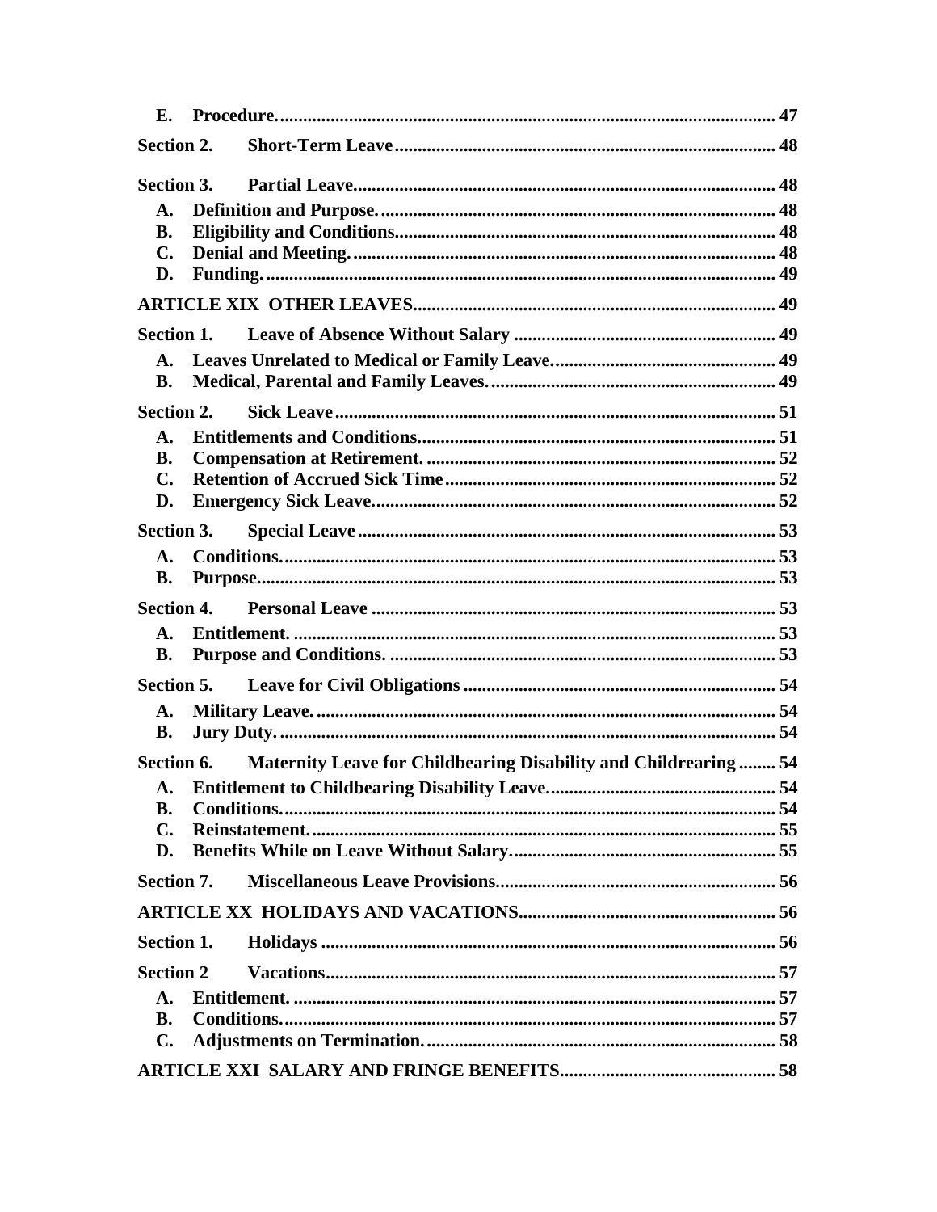E. **Procedure.** 47

**Section 2. Short-Term Leave** 48

**Section 3. Partial Leave** 48

A. **Definition and Purpose.** 48
B. **Eligibility and Conditions** 48
C. **Denial and Meeting.** 48
D. **Funding.** 49

**ARTICLE XIX OTHER LEAVES** 49

**Section 1. Leave of Absence Without Salary** 49

A. **Leaves Unrelated to Medical or Family Leave** 49
B. **Medical, Parental and Family Leaves.** 49

**Section 2. Sick Leave** 51

A. **Entitlements and Conditions** 51
B. **Compensation at Retirement.** 52
C. **Retention of Accrued Sick Time** 52
D. **Emergency Sick Leave** 52

**Section 3. Special Leave** 53

A. **Conditions.** 53
B. **Purpose** 53

**Section 4. Personal Leave** 53

A. **Entitlement.** 53
B. **Purpose and Conditions.** 53

**Section 5. Leave for Civil Obligations** 54

A. **Military Leave.** 54
B. **Jury Duty.** 54

**Section 6. Maternity Leave for Childbearing Disability and Childrearing** 54

A. **Entitlement to Childbearing Disability Leave** 54
B. **Conditions.** 54
C. **Reinstatement.** 55
D. **Benefits While on Leave Without Salary** 55

**Section 7. Miscellaneous Leave Provisions** 56

**ARTICLE XX HOLIDAYS AND VACATIONS** 56

**Section 1. Holidays** 56

**Section 2 Vacations** 57

A. **Entitlement.** 57
B. **Conditions.** 57
C. **Adjustments on Termination.** 58

**ARTICLE XXI SALARY AND FRINGE BENEFITS** 58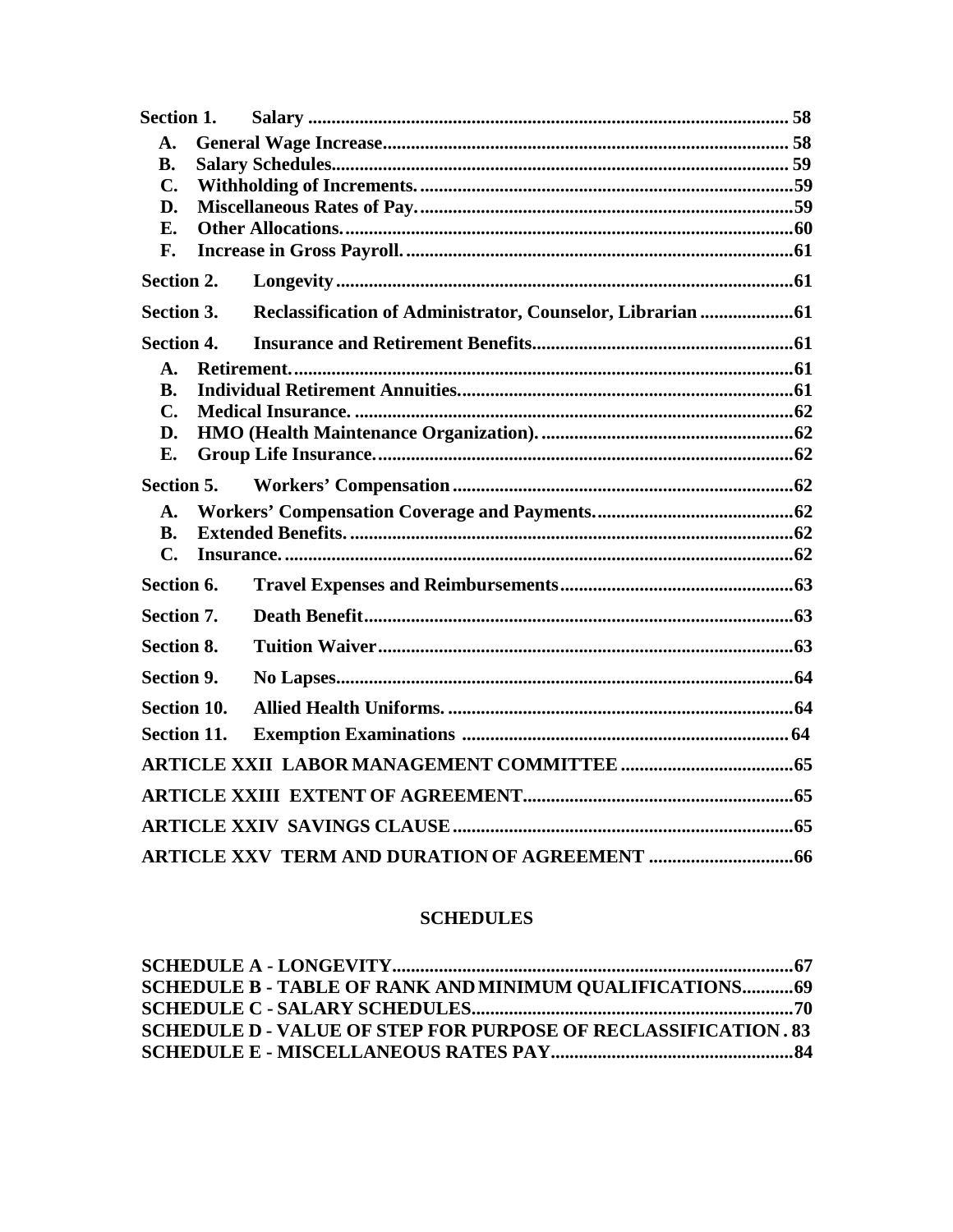**Section 1. Salary ........................................................................................................ 58**

**A. General Wage Increase....................................................................................... 58**

**B. Salary Schedules................................................................................................. 59**

**C. Withholding of Increments...............................................................................59**

**D. Miscellaneous Rates of Pay...............................................................................59**

**E. Other Allocations................................................................................................60**

**F. Increase in Gross Payroll...................................................................................61**

**Section 2. Longevity.................................................................................................61**

**Section 3. Reclassification of Administrator, Counselor, Librarian ....................61**

**Section 4. Insurance and Retirement Benefits.......................................................61**

**A. Retirement..........................................................................................................61**

**B. Individual Retirement Annuities.......................................................................61**

**C. Medical Insurance. .............................................................................................62**

**D. HMO (Health Maintenance Organization)......................................................62**

**E. Group Life Insurance.........................................................................................62**

**Section 5. Workers' Compensation........................................................................62**

**A. Workers' Compensation Coverage and Payments...........................................62**

**B. Extended Benefits...............................................................................................62**

**C. Insurance.............................................................................................................62**

**Section 6. Travel Expenses and Reimbursements.................................................63**

**Section 7. Death Benefit...........................................................................................63**

**Section 8. Tuition Waiver........................................................................................63**

**Section 9. No Lapses.................................................................................................64**

**Section 10. Allied Health Uniforms. .........................................................................64**

**Section 11. Exemption Examinations .................................................................... 64**

**ARTICLE XXII LABOR MANAGEMENT COMMITTEE .....................................65**

**ARTICLE XXIII EXTENT OF AGREEMENT.........................................................65**

**ARTICLE XXIV SAVINGS CLAUSE........................................................................65**

**ARTICLE XXV TERM AND DURATION OF AGREEMENT ..............................66**

## SCHEDULES

**SCHEDULE A - LONGEVITY....................................................................................67**

**SCHEDULE B - TABLE OF RANK AND MINIMUM QUALIFICATIONS...........69**

**SCHEDULE C - SALARY SCHEDULES....................................................................70**

**SCHEDULE D - VALUE OF STEP FOR PURPOSE OF RECLASSIFICATION . 83**

**SCHEDULE E - MISCELLANEOUS RATES PAY....................................................84**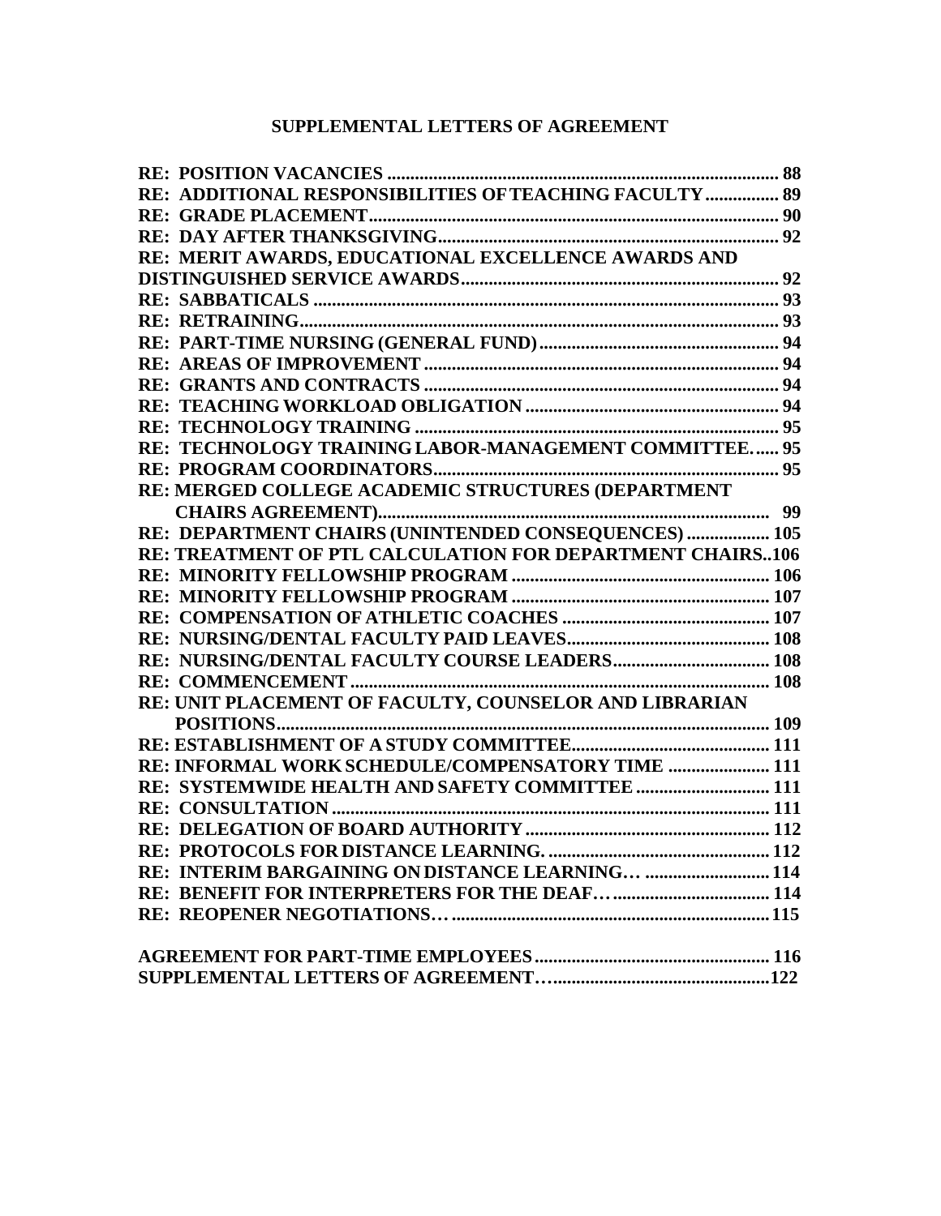## SUPPLEMENTAL LETTERS OF AGREEMENT

| | |
|---|---|
| **RE: POSITION VACANCIES** | **88** |
| **RE: ADDITIONAL RESPONSIBILITIES OF TEACHING FACULTY** | **89** |
| **RE: GRADE PLACEMENT** | **90** |
| **RE: DAY AFTER THANKSGIVING** | **92** |
| **RE: MERIT AWARDS, EDUCATIONAL EXCELLENCE AWARDS AND DISTINGUISHED SERVICE AWARDS** | **92** |
| **RE: SABBATICALS** | **93** |
| **RE: RETRAINING** | **93** |
| **RE: PART-TIME NURSING (GENERAL FUND)** | **94** |
| **RE: AREAS OF IMPROVEMENT** | **94** |
| **RE: GRANTS AND CONTRACTS** | **94** |
| **RE: TEACHING WORKLOAD OBLIGATION** | **94** |
| **RE: TECHNOLOGY TRAINING** | **95** |
| **RE: TECHNOLOGY TRAINING LABOR-MANAGEMENT COMMITTEE.** | **95** |
| **RE: PROGRAM COORDINATORS** | **95** |
| **RE: MERGED COLLEGE ACADEMIC STRUCTURES (DEPARTMENT CHAIRS AGREEMENT)** | **99** |
| **RE: DEPARTMENT CHAIRS (UNINTENDED CONSEQUENCES)** | **105** |
| **RE: TREATMENT OF PTL CALCULATION FOR DEPARTMENT CHAIRS** | **106** |
| **RE: MINORITY FELLOWSHIP PROGRAM** | **106** |
| **RE: MINORITY FELLOWSHIP PROGRAM** | **107** |
| **RE: COMPENSATION OF ATHLETIC COACHES** | **107** |
| **RE: NURSING/DENTAL FACULTY PAID LEAVES** | **108** |
| **RE: NURSING/DENTAL FACULTY COURSE LEADERS** | **108** |
| **RE: COMMENCEMENT** | **108** |
| **RE: UNIT PLACEMENT OF FACULTY, COUNSELOR AND LIBRARIAN POSITIONS** | **109** |
| **RE: ESTABLISHMENT OF A STUDY COMMITTEE** | **111** |
| **RE: INFORMAL WORK SCHEDULE/COMPENSATORY TIME** | **111** |
| **RE: SYSTEMWIDE HEALTH AND SAFETY COMMITTEE** | **111** |
| **RE: CONSULTATION** | **111** |
| **RE: DELEGATION OF BOARD AUTHORITY** | **112** |
| **RE: PROTOCOLS FOR DISTANCE LEARNING.** | **112** |
| **RE: INTERIM BARGAINING ON DISTANCE LEARNING…** | **114** |
| **RE: BENEFIT FOR INTERPRETERS FOR THE DEAF…** | **114** |
| **RE: REOPENER NEGOTIATIONS…** | **115** |
| | |
| **AGREEMENT FOR PART-TIME EMPLOYEES** | **116** |
| **SUPPLEMENTAL LETTERS OF AGREEMENT…** | **122** |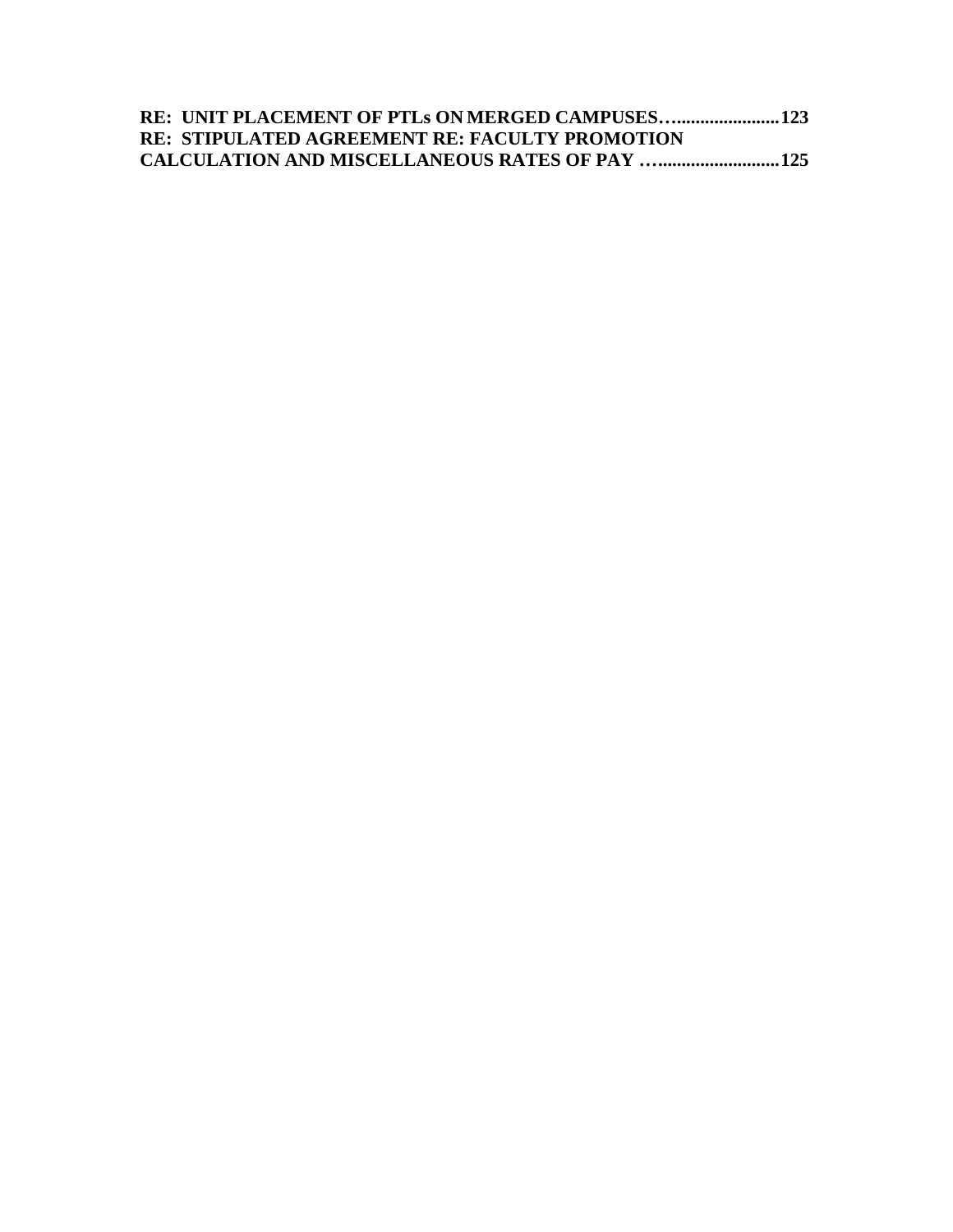**RE: UNIT PLACEMENT OF PTLs ON MERGED CAMPUSES…......................123**
**RE: STIPULATED AGREEMENT RE: FACULTY PROMOTION CALCULATION AND MISCELLANEOUS RATES OF PAY …..........................125**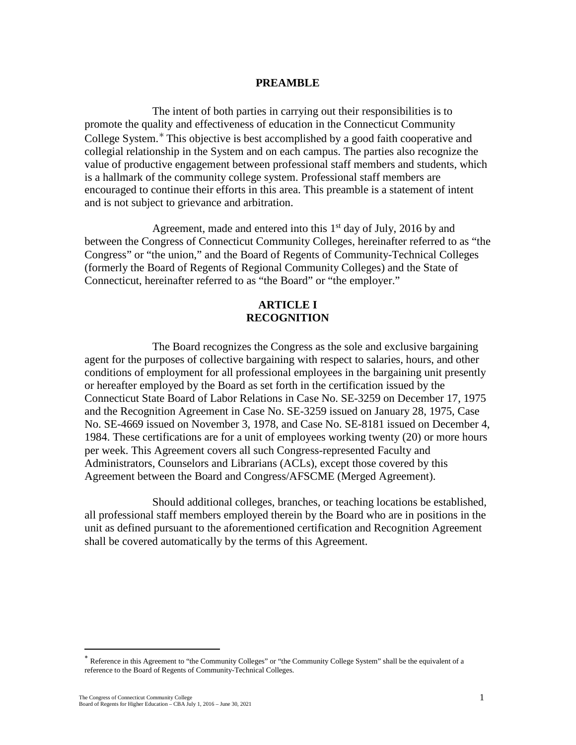# PREAMBLE

The intent of both parties in carrying out their responsibilities is to promote the quality and effectiveness of education in the Connecticut Community College System.* This objective is best accomplished by a good faith cooperative and collegial relationship in the System and on each campus. The parties also recognize the value of productive engagement between professional staff members and students, which is a hallmark of the community college system. Professional staff members are encouraged to continue their efforts in this area. This preamble is a statement of intent and is not subject to grievance and arbitration.

Agreement, made and entered into this 1st day of July, 2016 by and between the Congress of Connecticut Community Colleges, hereinafter referred to as "the Congress" or "the union," and the Board of Regents of Community-Technical Colleges (formerly the Board of Regents of Regional Community Colleges) and the State of Connecticut, hereinafter referred to as "the Board" or "the employer."

## ARTICLE I
## RECOGNITION

The Board recognizes the Congress as the sole and exclusive bargaining agent for the purposes of collective bargaining with respect to salaries, hours, and other conditions of employment for all professional employees in the bargaining unit presently or hereafter employed by the Board as set forth in the certification issued by the Connecticut State Board of Labor Relations in Case No. SE-3259 on December 17, 1975 and the Recognition Agreement in Case No. SE-3259 issued on January 28, 1975, Case No. SE-4669 issued on November 3, 1978, and Case No. SE-8181 issued on December 4, 1984. These certifications are for a unit of employees working twenty (20) or more hours per week. This Agreement covers all such Congress-represented Faculty and Administrators, Counselors and Librarians (ACLs), except those covered by this Agreement between the Board and Congress/AFSCME (Merged Agreement).

Should additional colleges, branches, or teaching locations be established, all professional staff members employed therein by the Board who are in positions in the unit as defined pursuant to the aforementioned certification and Recognition Agreement shall be covered automatically by the terms of this Agreement.

---

* Reference in this Agreement to "the Community Colleges" or "the Community College System" shall be the equivalent of a reference to the Board of Regents of Community-Technical Colleges.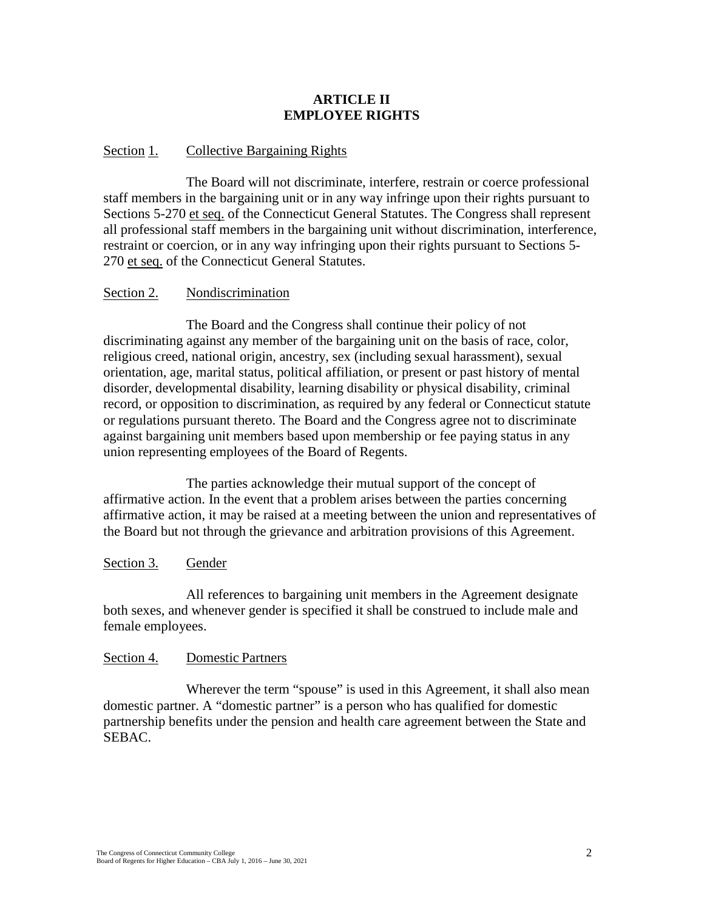# ARTICLE II
# EMPLOYEE RIGHTS

Section 1. Collective Bargaining Rights

The Board will not discriminate, interfere, restrain or coerce professional staff members in the bargaining unit or in any way infringe upon their rights pursuant to Sections 5-270 et seq. of the Connecticut General Statutes. The Congress shall represent all professional staff members in the bargaining unit without discrimination, interference, restraint or coercion, or in any way infringing upon their rights pursuant to Sections 5-270 et seq. of the Connecticut General Statutes.

Section 2. Nondiscrimination

The Board and the Congress shall continue their policy of not discriminating against any member of the bargaining unit on the basis of race, color, religious creed, national origin, ancestry, sex (including sexual harassment), sexual orientation, age, marital status, political affiliation, or present or past history of mental disorder, developmental disability, learning disability or physical disability, criminal record, or opposition to discrimination, as required by any federal or Connecticut statute or regulations pursuant thereto. The Board and the Congress agree not to discriminate against bargaining unit members based upon membership or fee paying status in any union representing employees of the Board of Regents.

The parties acknowledge their mutual support of the concept of affirmative action. In the event that a problem arises between the parties concerning affirmative action, it may be raised at a meeting between the union and representatives of the Board but not through the grievance and arbitration provisions of this Agreement.

Section 3. Gender

All references to bargaining unit members in the Agreement designate both sexes, and whenever gender is specified it shall be construed to include male and female employees.

Section 4. Domestic Partners

Wherever the term "spouse" is used in this Agreement, it shall also mean domestic partner. A "domestic partner" is a person who has qualified for domestic partnership benefits under the pension and health care agreement between the State and SEBAC.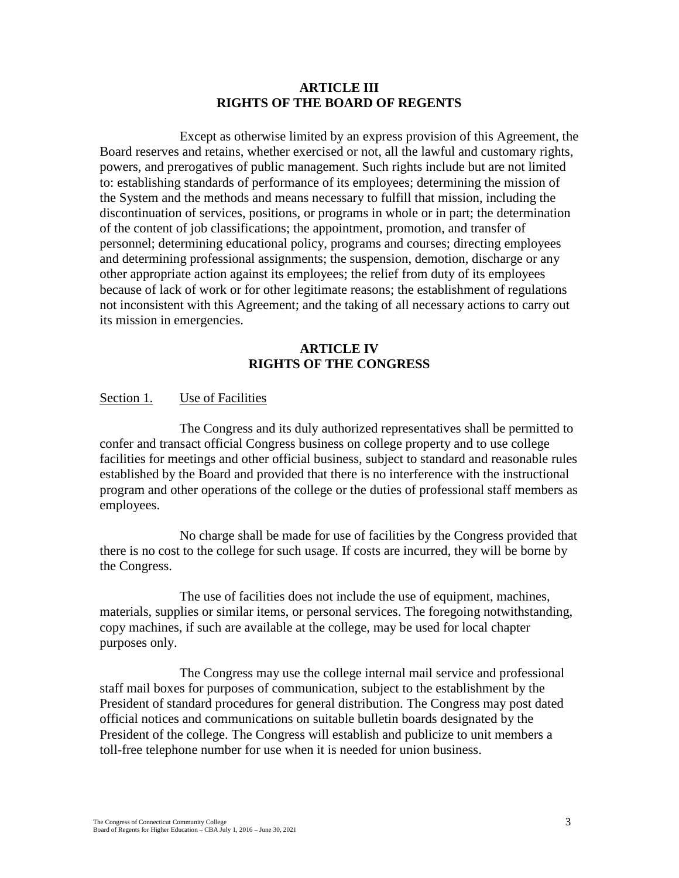## ARTICLE III
## RIGHTS OF THE BOARD OF REGENTS

Except as otherwise limited by an express provision of this Agreement, the Board reserves and retains, whether exercised or not, all the lawful and customary rights, powers, and prerogatives of public management. Such rights include but are not limited to: establishing standards of performance of its employees; determining the mission of the System and the methods and means necessary to fulfill that mission, including the discontinuation of services, positions, or programs in whole or in part; the determination of the content of job classifications; the appointment, promotion, and transfer of personnel; determining educational policy, programs and courses; directing employees and determining professional assignments; the suspension, demotion, discharge or any other appropriate action against its employees; the relief from duty of its employees because of lack of work or for other legitimate reasons; the establishment of regulations not inconsistent with this Agreement; and the taking of all necessary actions to carry out its mission in emergencies.

## ARTICLE IV
## RIGHTS OF THE CONGRESS

### Section 1. Use of Facilities

The Congress and its duly authorized representatives shall be permitted to confer and transact official Congress business on college property and to use college facilities for meetings and other official business, subject to standard and reasonable rules established by the Board and provided that there is no interference with the instructional program and other operations of the college or the duties of professional staff members as employees.

No charge shall be made for use of facilities by the Congress provided that there is no cost to the college for such usage. If costs are incurred, they will be borne by the Congress.

The use of facilities does not include the use of equipment, machines, materials, supplies or similar items, or personal services. The foregoing notwithstanding, copy machines, if such are available at the college, may be used for local chapter purposes only.

The Congress may use the college internal mail service and professional staff mail boxes for purposes of communication, subject to the establishment by the President of standard procedures for general distribution. The Congress may post dated official notices and communications on suitable bulletin boards designated by the President of the college. The Congress will establish and publicize to unit members a toll-free telephone number for use when it is needed for union business.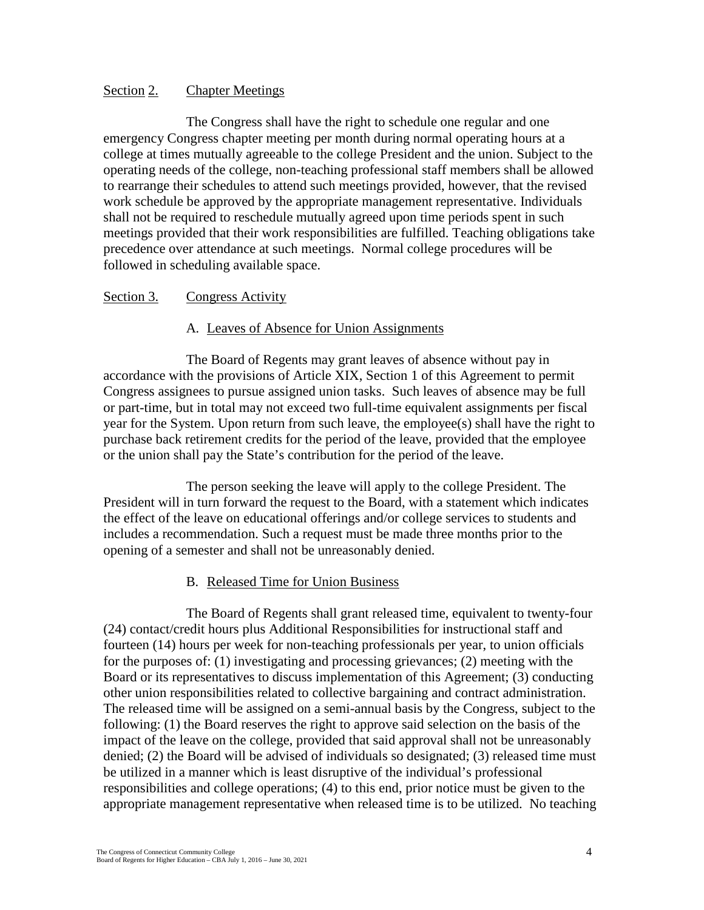## Section 2. Chapter Meetings

The Congress shall have the right to schedule one regular and one emergency Congress chapter meeting per month during normal operating hours at a college at times mutually agreeable to the college President and the union. Subject to the operating needs of the college, non-teaching professional staff members shall be allowed to rearrange their schedules to attend such meetings provided, however, that the revised work schedule be approved by the appropriate management representative. Individuals shall not be required to reschedule mutually agreed upon time periods spent in such meetings provided that their work responsibilities are fulfilled. Teaching obligations take precedence over attendance at such meetings. Normal college procedures will be followed in scheduling available space.

## Section 3. Congress Activity

### A. Leaves of Absence for Union Assignments

The Board of Regents may grant leaves of absence without pay in accordance with the provisions of Article XIX, Section 1 of this Agreement to permit Congress assignees to pursue assigned union tasks. Such leaves of absence may be full or part-time, but in total may not exceed two full-time equivalent assignments per fiscal year for the System. Upon return from such leave, the employee(s) shall have the right to purchase back retirement credits for the period of the leave, provided that the employee or the union shall pay the State's contribution for the period of the leave.

The person seeking the leave will apply to the college President. The President will in turn forward the request to the Board, with a statement which indicates the effect of the leave on educational offerings and/or college services to students and includes a recommendation. Such a request must be made three months prior to the opening of a semester and shall not be unreasonably denied.

### B. Released Time for Union Business

The Board of Regents shall grant released time, equivalent to twenty-four (24) contact/credit hours plus Additional Responsibilities for instructional staff and fourteen (14) hours per week for non-teaching professionals per year, to union officials for the purposes of: (1) investigating and processing grievances; (2) meeting with the Board or its representatives to discuss implementation of this Agreement; (3) conducting other union responsibilities related to collective bargaining and contract administration. The released time will be assigned on a semi-annual basis by the Congress, subject to the following: (1) the Board reserves the right to approve said selection on the basis of the impact of the leave on the college, provided that said approval shall not be unreasonably denied; (2) the Board will be advised of individuals so designated; (3) released time must be utilized in a manner which is least disruptive of the individual's professional responsibilities and college operations; (4) to this end, prior notice must be given to the appropriate management representative when released time is to be utilized. No teaching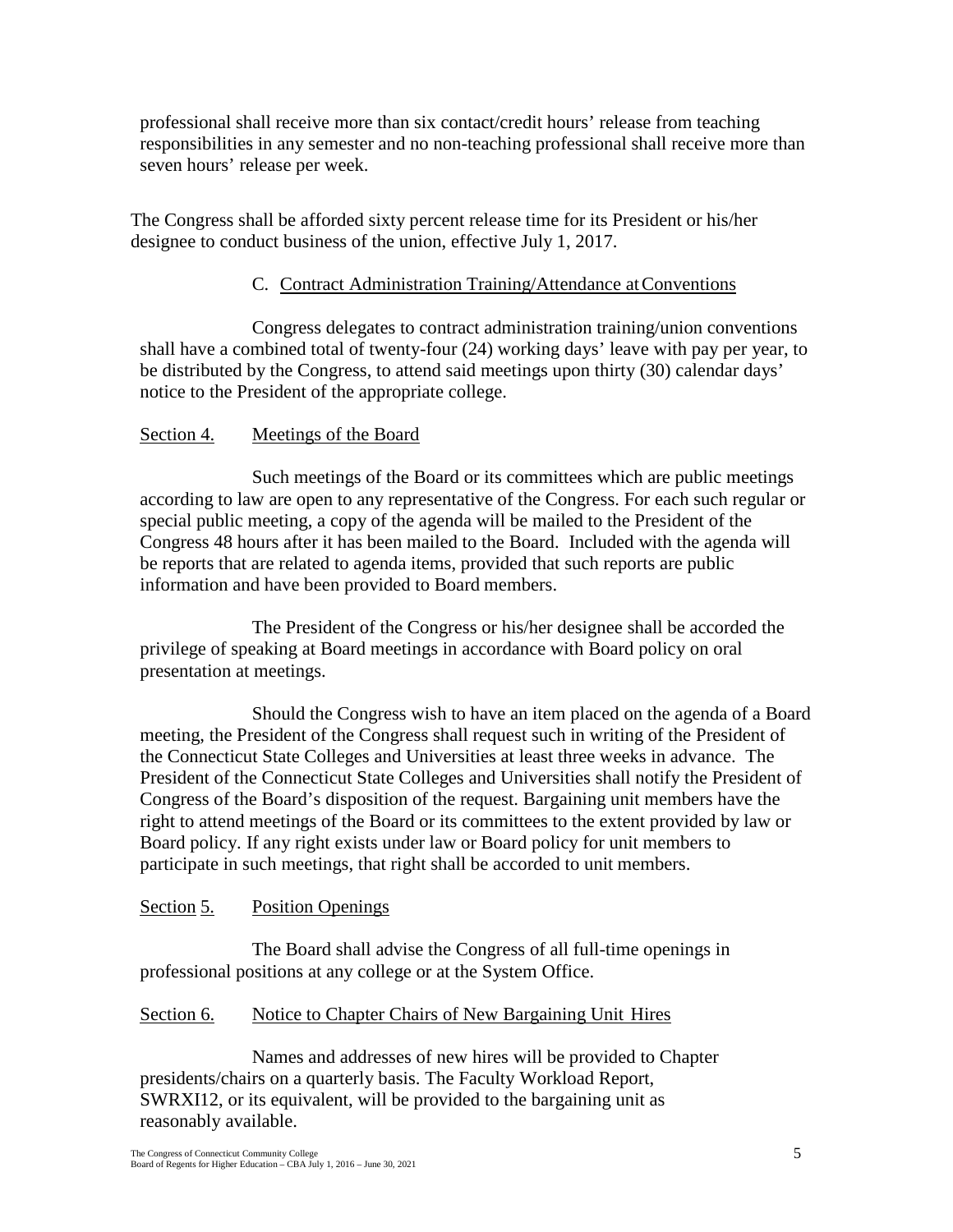professional shall receive more than six contact/credit hours' release from teaching responsibilities in any semester and no non-teaching professional shall receive more than seven hours' release per week.

The Congress shall be afforded sixty percent release time for its President or his/her designee to conduct business of the union, effective July 1, 2017.

C. Contract Administration Training/Attendance at Conventions

Congress delegates to contract administration training/union conventions shall have a combined total of twenty-four (24) working days' leave with pay per year, to be distributed by the Congress, to attend said meetings upon thirty (30) calendar days' notice to the President of the appropriate college.

## Section 4. Meetings of the Board

Such meetings of the Board or its committees which are public meetings according to law are open to any representative of the Congress. For each such regular or special public meeting, a copy of the agenda will be mailed to the President of the Congress 48 hours after it has been mailed to the Board. Included with the agenda will be reports that are related to agenda items, provided that such reports are public information and have been provided to Board members.

The President of the Congress or his/her designee shall be accorded the privilege of speaking at Board meetings in accordance with Board policy on oral presentation at meetings.

Should the Congress wish to have an item placed on the agenda of a Board meeting, the President of the Congress shall request such in writing of the President of the Connecticut State Colleges and Universities at least three weeks in advance. The President of the Connecticut State Colleges and Universities shall notify the President of Congress of the Board's disposition of the request. Bargaining unit members have the right to attend meetings of the Board or its committees to the extent provided by law or Board policy. If any right exists under law or Board policy for unit members to participate in such meetings, that right shall be accorded to unit members.

## Section 5. Position Openings

The Board shall advise the Congress of all full-time openings in professional positions at any college or at the System Office.

## Section 6. Notice to Chapter Chairs of New Bargaining Unit Hires

Names and addresses of new hires will be provided to Chapter presidents/chairs on a quarterly basis. The Faculty Workload Report, SWRXI12, or its equivalent, will be provided to the bargaining unit as reasonably available.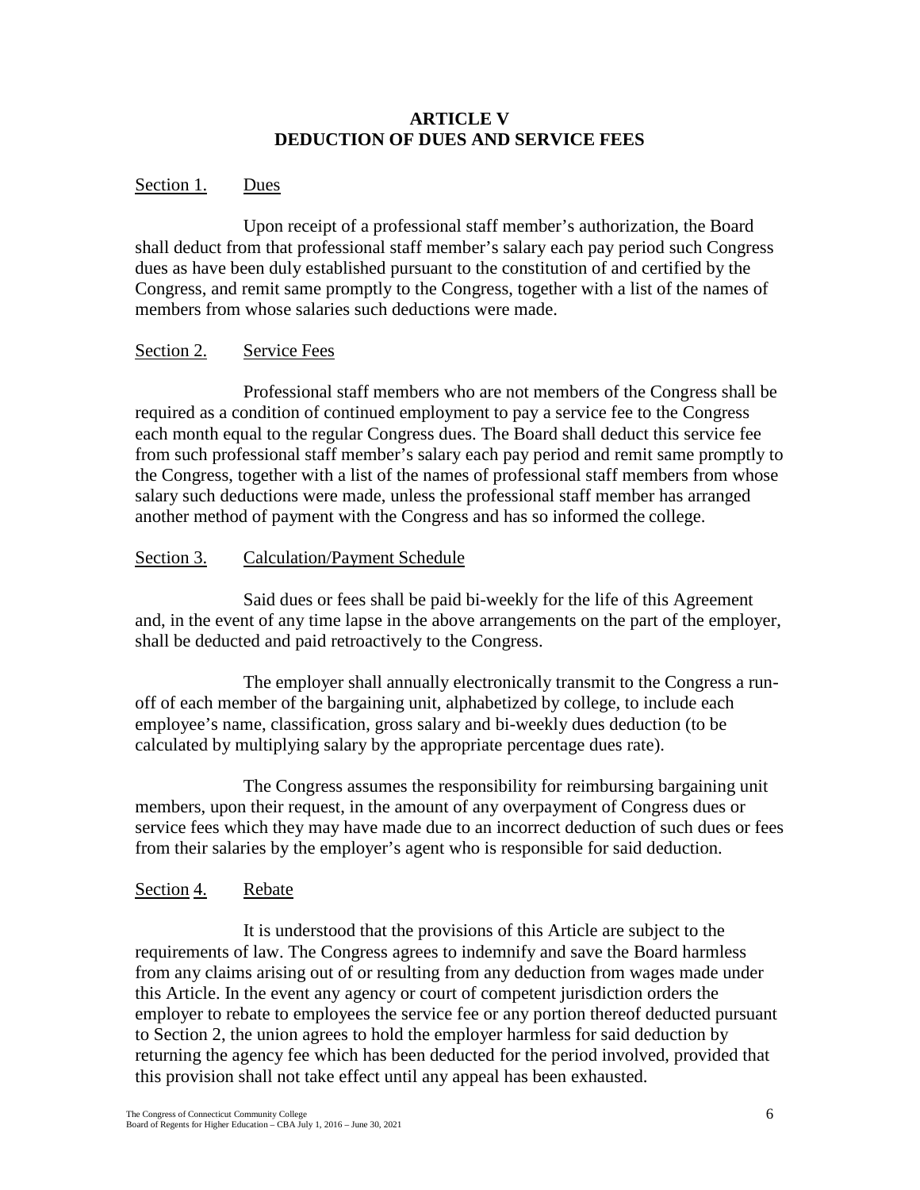## ARTICLE V
## DEDUCTION OF DUES AND SERVICE FEES

Section 1. Dues

Upon receipt of a professional staff member's authorization, the Board shall deduct from that professional staff member's salary each pay period such Congress dues as have been duly established pursuant to the constitution of and certified by the Congress, and remit same promptly to the Congress, together with a list of the names of members from whose salaries such deductions were made.

Section 2. Service Fees

Professional staff members who are not members of the Congress shall be required as a condition of continued employment to pay a service fee to the Congress each month equal to the regular Congress dues. The Board shall deduct this service fee from such professional staff member's salary each pay period and remit same promptly to the Congress, together with a list of the names of professional staff members from whose salary such deductions were made, unless the professional staff member has arranged another method of payment with the Congress and has so informed the college.

Section 3. Calculation/Payment Schedule

Said dues or fees shall be paid bi-weekly for the life of this Agreement and, in the event of any time lapse in the above arrangements on the part of the employer, shall be deducted and paid retroactively to the Congress.

The employer shall annually electronically transmit to the Congress a run-off of each member of the bargaining unit, alphabetized by college, to include each employee's name, classification, gross salary and bi-weekly dues deduction (to be calculated by multiplying salary by the appropriate percentage dues rate).

The Congress assumes the responsibility for reimbursing bargaining unit members, upon their request, in the amount of any overpayment of Congress dues or service fees which they may have made due to an incorrect deduction of such dues or fees from their salaries by the employer's agent who is responsible for said deduction.

Section 4. Rebate

It is understood that the provisions of this Article are subject to the requirements of law. The Congress agrees to indemnify and save the Board harmless from any claims arising out of or resulting from any deduction from wages made under this Article. In the event any agency or court of competent jurisdiction orders the employer to rebate to employees the service fee or any portion thereof deducted pursuant to Section 2, the union agrees to hold the employer harmless for said deduction by returning the agency fee which has been deducted for the period involved, provided that this provision shall not take effect until any appeal has been exhausted.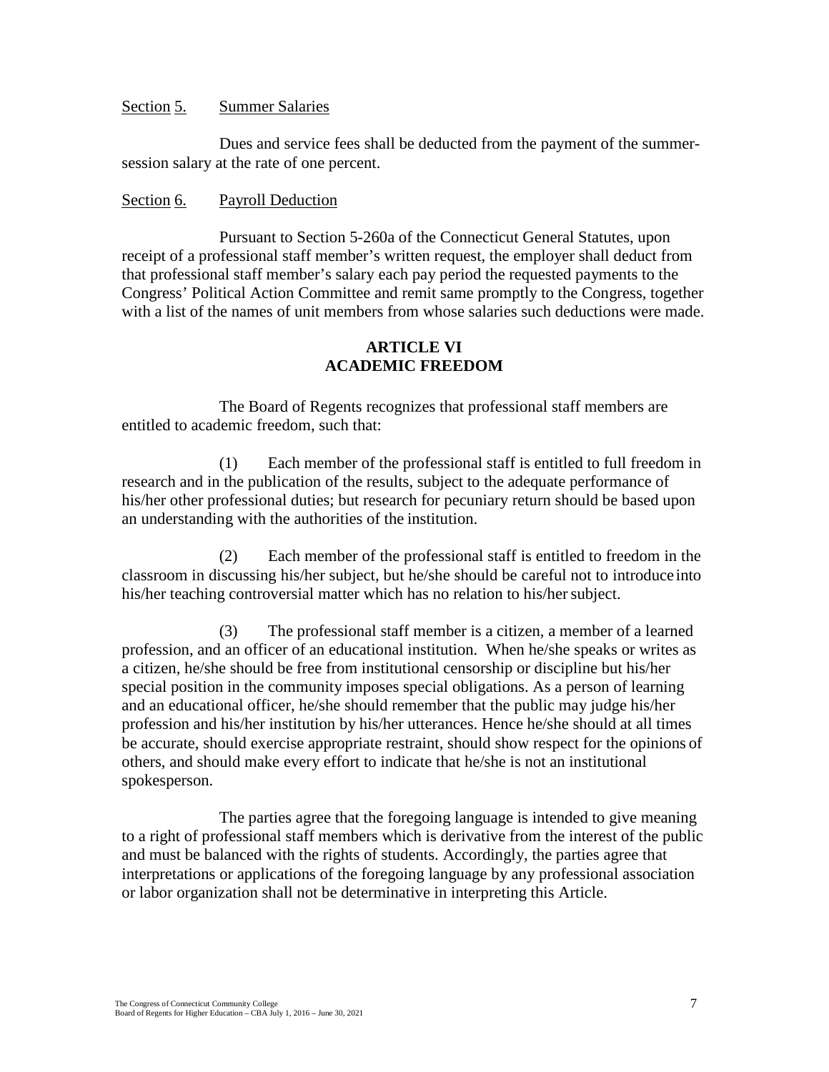Section 5. Summer Salaries

Dues and service fees shall be deducted from the payment of the summer-session salary at the rate of one percent.

Section 6. Payroll Deduction

Pursuant to Section 5-260a of the Connecticut General Statutes, upon receipt of a professional staff member's written request, the employer shall deduct from that professional staff member's salary each pay period the requested payments to the Congress' Political Action Committee and remit same promptly to the Congress, together with a list of the names of unit members from whose salaries such deductions were made.

## ARTICLE VI
## ACADEMIC FREEDOM

The Board of Regents recognizes that professional staff members are entitled to academic freedom, such that:

(1) Each member of the professional staff is entitled to full freedom in research and in the publication of the results, subject to the adequate performance of his/her other professional duties; but research for pecuniary return should be based upon an understanding with the authorities of the institution.

(2) Each member of the professional staff is entitled to freedom in the classroom in discussing his/her subject, but he/she should be careful not to introduce into his/her teaching controversial matter which has no relation to his/her subject.

(3) The professional staff member is a citizen, a member of a learned profession, and an officer of an educational institution. When he/she speaks or writes as a citizen, he/she should be free from institutional censorship or discipline but his/her special position in the community imposes special obligations. As a person of learning and an educational officer, he/she should remember that the public may judge his/her profession and his/her institution by his/her utterances. Hence he/she should at all times be accurate, should exercise appropriate restraint, should show respect for the opinions of others, and should make every effort to indicate that he/she is not an institutional spokesperson.

The parties agree that the foregoing language is intended to give meaning to a right of professional staff members which is derivative from the interest of the public and must be balanced with the rights of students. Accordingly, the parties agree that interpretations or applications of the foregoing language by any professional association or labor organization shall not be determinative in interpreting this Article.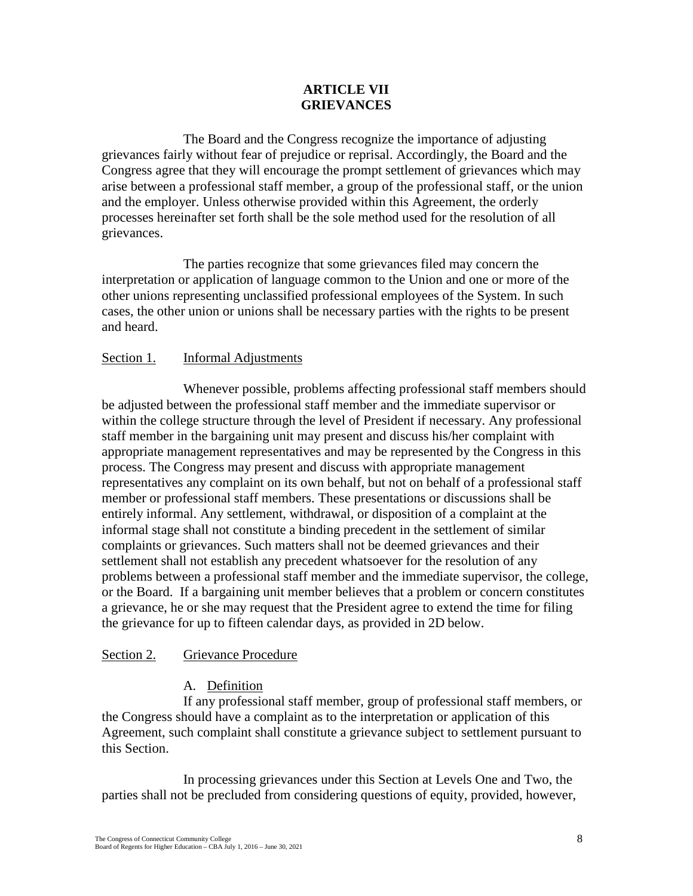# ARTICLE VII
# GRIEVANCES

The Board and the Congress recognize the importance of adjusting grievances fairly without fear of prejudice or reprisal. Accordingly, the Board and the Congress agree that they will encourage the prompt settlement of grievances which may arise between a professional staff member, a group of the professional staff, or the union and the employer. Unless otherwise provided within this Agreement, the orderly processes hereinafter set forth shall be the sole method used for the resolution of all grievances.

The parties recognize that some grievances filed may concern the interpretation or application of language common to the Union and one or more of the other unions representing unclassified professional employees of the System. In such cases, the other union or unions shall be necessary parties with the rights to be present and heard.

## Section 1. Informal Adjustments

Whenever possible, problems affecting professional staff members should be adjusted between the professional staff member and the immediate supervisor or within the college structure through the level of President if necessary. Any professional staff member in the bargaining unit may present and discuss his/her complaint with appropriate management representatives and may be represented by the Congress in this process. The Congress may present and discuss with appropriate management representatives any complaint on its own behalf, but not on behalf of a professional staff member or professional staff members. These presentations or discussions shall be entirely informal. Any settlement, withdrawal, or disposition of a complaint at the informal stage shall not constitute a binding precedent in the settlement of similar complaints or grievances. Such matters shall not be deemed grievances and their settlement shall not establish any precedent whatsoever for the resolution of any problems between a professional staff member and the immediate supervisor, the college, or the Board. If a bargaining unit member believes that a problem or concern constitutes a grievance, he or she may request that the President agree to extend the time for filing the grievance for up to fifteen calendar days, as provided in 2D below.

## Section 2. Grievance Procedure

### A. Definition

If any professional staff member, group of professional staff members, or the Congress should have a complaint as to the interpretation or application of this Agreement, such complaint shall constitute a grievance subject to settlement pursuant to this Section.

In processing grievances under this Section at Levels One and Two, the parties shall not be precluded from considering questions of equity, provided, however,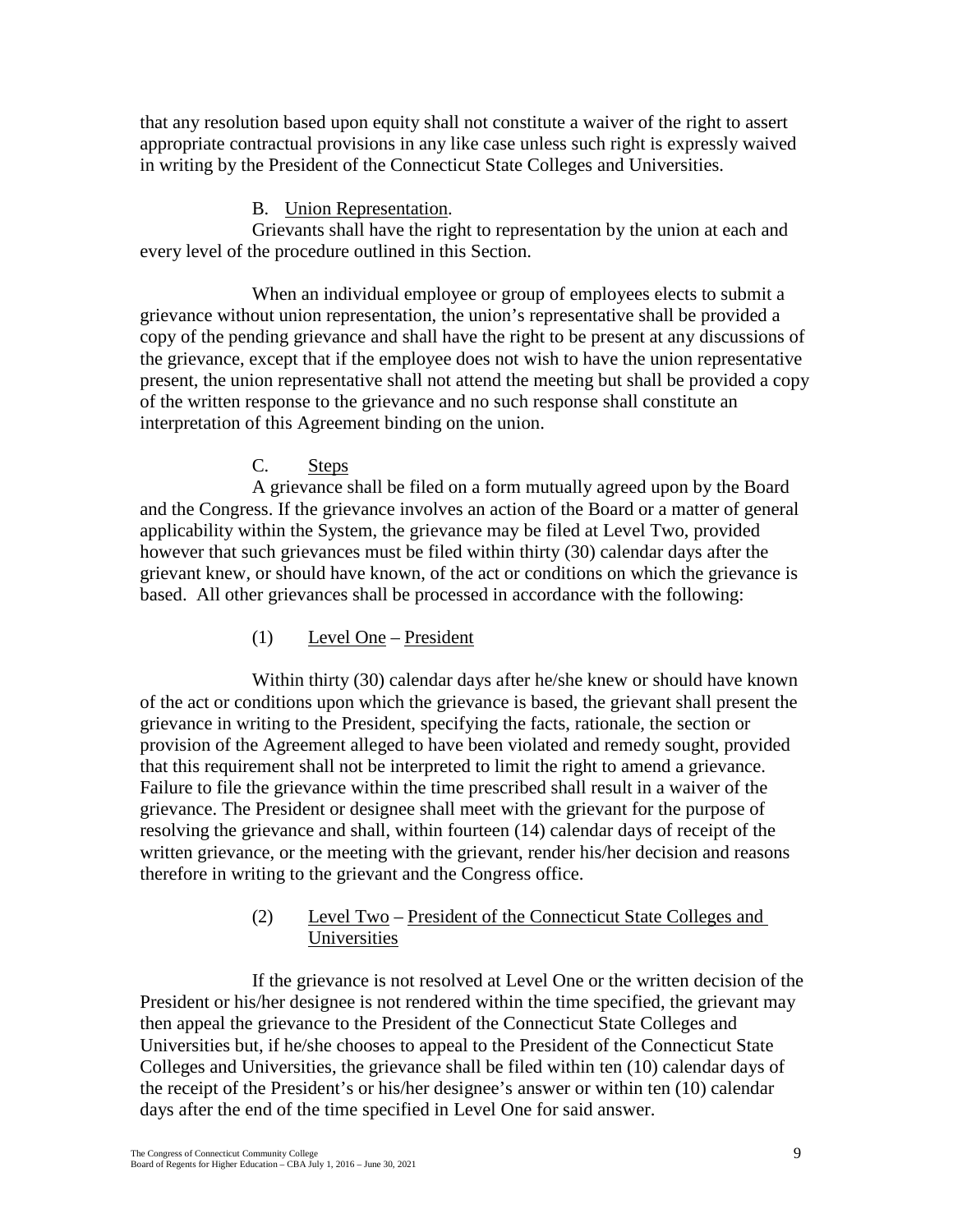that any resolution based upon equity shall not constitute a waiver of the right to assert appropriate contractual provisions in any like case unless such right is expressly waived in writing by the President of the Connecticut State Colleges and Universities.

B. Union Representation.

Grievants shall have the right to representation by the union at each and every level of the procedure outlined in this Section.

When an individual employee or group of employees elects to submit a grievance without union representation, the union's representative shall be provided a copy of the pending grievance and shall have the right to be present at any discussions of the grievance, except that if the employee does not wish to have the union representative present, the union representative shall not attend the meeting but shall be provided a copy of the written response to the grievance and no such response shall constitute an interpretation of this Agreement binding on the union.

C. Steps

A grievance shall be filed on a form mutually agreed upon by the Board and the Congress. If the grievance involves an action of the Board or a matter of general applicability within the System, the grievance may be filed at Level Two, provided however that such grievances must be filed within thirty (30) calendar days after the grievant knew, or should have known, of the act or conditions on which the grievance is based. All other grievances shall be processed in accordance with the following:

(1) Level One – President

Within thirty (30) calendar days after he/she knew or should have known of the act or conditions upon which the grievance is based, the grievant shall present the grievance in writing to the President, specifying the facts, rationale, the section or provision of the Agreement alleged to have been violated and remedy sought, provided that this requirement shall not be interpreted to limit the right to amend a grievance. Failure to file the grievance within the time prescribed shall result in a waiver of the grievance. The President or designee shall meet with the grievant for the purpose of resolving the grievance and shall, within fourteen (14) calendar days of receipt of the written grievance, or the meeting with the grievant, render his/her decision and reasons therefore in writing to the grievant and the Congress office.

(2) Level Two – President of the Connecticut State Colleges and Universities

If the grievance is not resolved at Level One or the written decision of the President or his/her designee is not rendered within the time specified, the grievant may then appeal the grievance to the President of the Connecticut State Colleges and Universities but, if he/she chooses to appeal to the President of the Connecticut State Colleges and Universities, the grievance shall be filed within ten (10) calendar days of the receipt of the President's or his/her designee's answer or within ten (10) calendar days after the end of the time specified in Level One for said answer.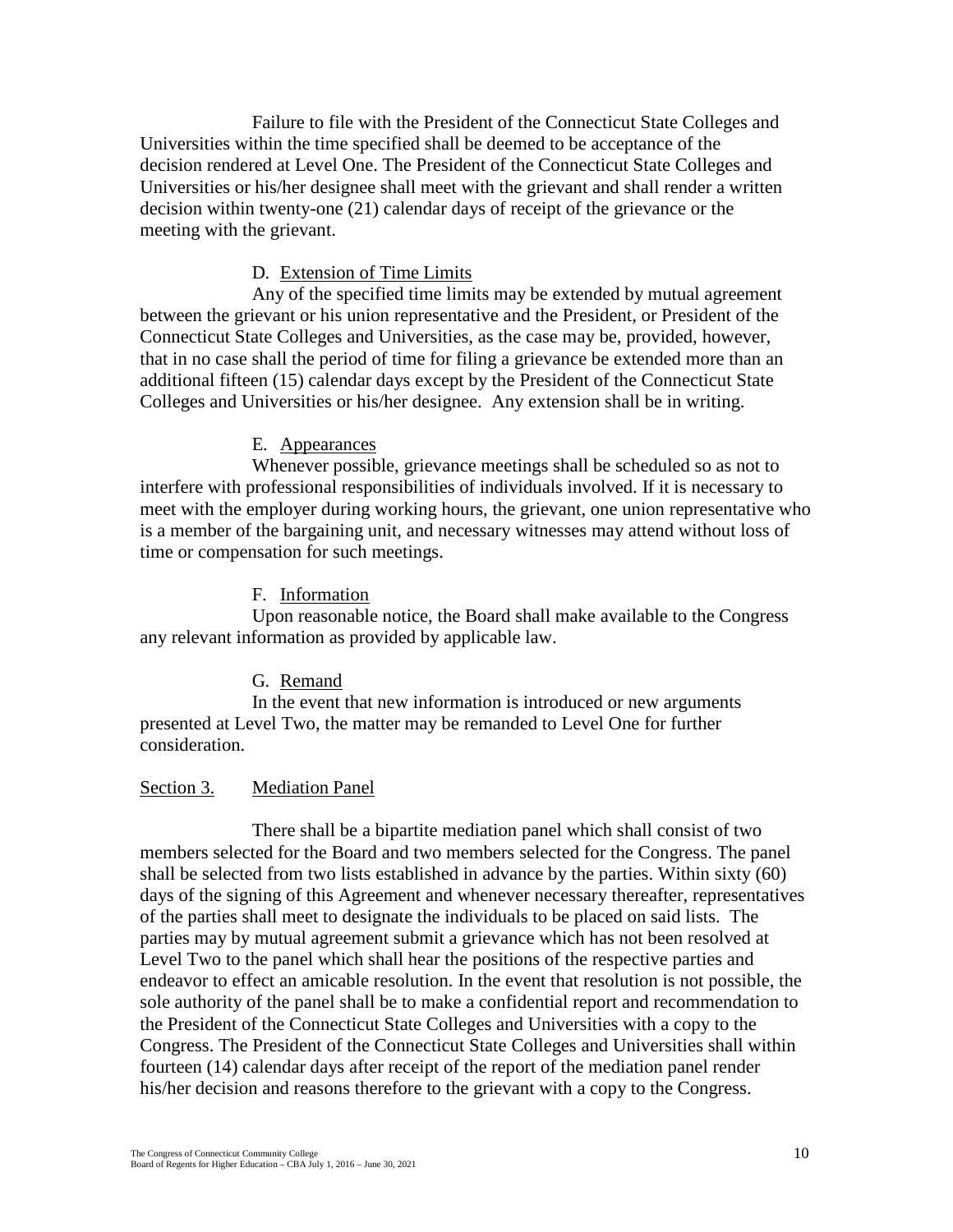Failure to file with the President of the Connecticut State Colleges and Universities within the time specified shall be deemed to be acceptance of the decision rendered at Level One. The President of the Connecticut State Colleges and Universities or his/her designee shall meet with the grievant and shall render a written decision within twenty-one (21) calendar days of receipt of the grievance or the meeting with the grievant.

D. Extension of Time Limits

Any of the specified time limits may be extended by mutual agreement between the grievant or his union representative and the President, or President of the Connecticut State Colleges and Universities, as the case may be, provided, however, that in no case shall the period of time for filing a grievance be extended more than an additional fifteen (15) calendar days except by the President of the Connecticut State Colleges and Universities or his/her designee. Any extension shall be in writing.

E. Appearances

Whenever possible, grievance meetings shall be scheduled so as not to interfere with professional responsibilities of individuals involved. If it is necessary to meet with the employer during working hours, the grievant, one union representative who is a member of the bargaining unit, and necessary witnesses may attend without loss of time or compensation for such meetings.

F. Information

Upon reasonable notice, the Board shall make available to the Congress any relevant information as provided by applicable law.

G. Remand

In the event that new information is introduced or new arguments presented at Level Two, the matter may be remanded to Level One for further consideration.

Section 3. Mediation Panel

There shall be a bipartite mediation panel which shall consist of two members selected for the Board and two members selected for the Congress. The panel shall be selected from two lists established in advance by the parties. Within sixty (60) days of the signing of this Agreement and whenever necessary thereafter, representatives of the parties shall meet to designate the individuals to be placed on said lists. The parties may by mutual agreement submit a grievance which has not been resolved at Level Two to the panel which shall hear the positions of the respective parties and endeavor to effect an amicable resolution. In the event that resolution is not possible, the sole authority of the panel shall be to make a confidential report and recommendation to the President of the Connecticut State Colleges and Universities with a copy to the Congress. The President of the Connecticut State Colleges and Universities shall within fourteen (14) calendar days after receipt of the report of the mediation panel render his/her decision and reasons therefore to the grievant with a copy to the Congress.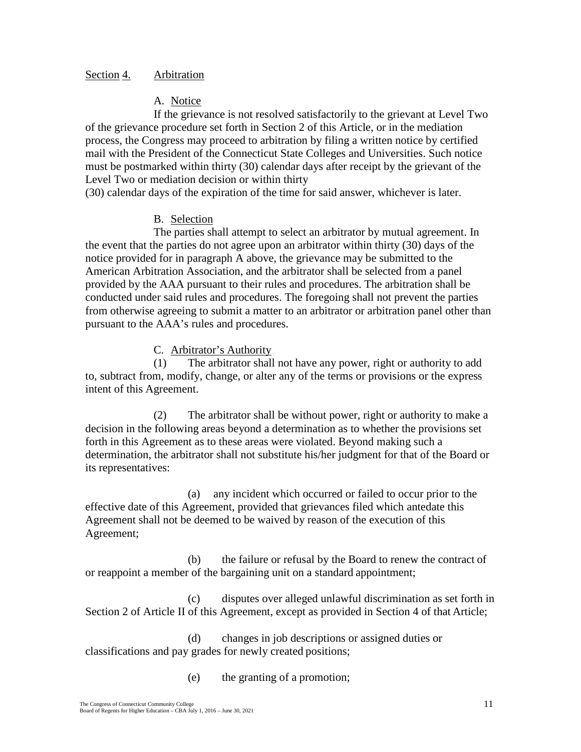Section 4. Arbitration

A. Notice

If the grievance is not resolved satisfactorily to the grievant at Level Two of the grievance procedure set forth in Section 2 of this Article, or in the mediation process, the Congress may proceed to arbitration by filing a written notice by certified mail with the President of the Connecticut State Colleges and Universities. Such notice must be postmarked within thirty (30) calendar days after receipt by the grievant of the Level Two or mediation decision or within thirty (30) calendar days of the expiration of the time for said answer, whichever is later.

B. Selection

The parties shall attempt to select an arbitrator by mutual agreement. In the event that the parties do not agree upon an arbitrator within thirty (30) days of the notice provided for in paragraph A above, the grievance may be submitted to the American Arbitration Association, and the arbitrator shall be selected from a panel provided by the AAA pursuant to their rules and procedures. The arbitration shall be conducted under said rules and procedures. The foregoing shall not prevent the parties from otherwise agreeing to submit a matter to an arbitrator or arbitration panel other than pursuant to the AAA's rules and procedures.

C. Arbitrator's Authority

(1) The arbitrator shall not have any power, right or authority to add to, subtract from, modify, change, or alter any of the terms or provisions or the express intent of this Agreement.

(2) The arbitrator shall be without power, right or authority to make a decision in the following areas beyond a determination as to whether the provisions set forth in this Agreement as to these areas were violated. Beyond making such a determination, the arbitrator shall not substitute his/her judgment for that of the Board or its representatives:

(a) any incident which occurred or failed to occur prior to the effective date of this Agreement, provided that grievances filed which antedate this Agreement shall not be deemed to be waived by reason of the execution of this Agreement;

(b) the failure or refusal by the Board to renew the contract of or reappoint a member of the bargaining unit on a standard appointment;

(c) disputes over alleged unlawful discrimination as set forth in Section 2 of Article II of this Agreement, except as provided in Section 4 of that Article;

(d) changes in job descriptions or assigned duties or classifications and pay grades for newly created positions;

(e) the granting of a promotion;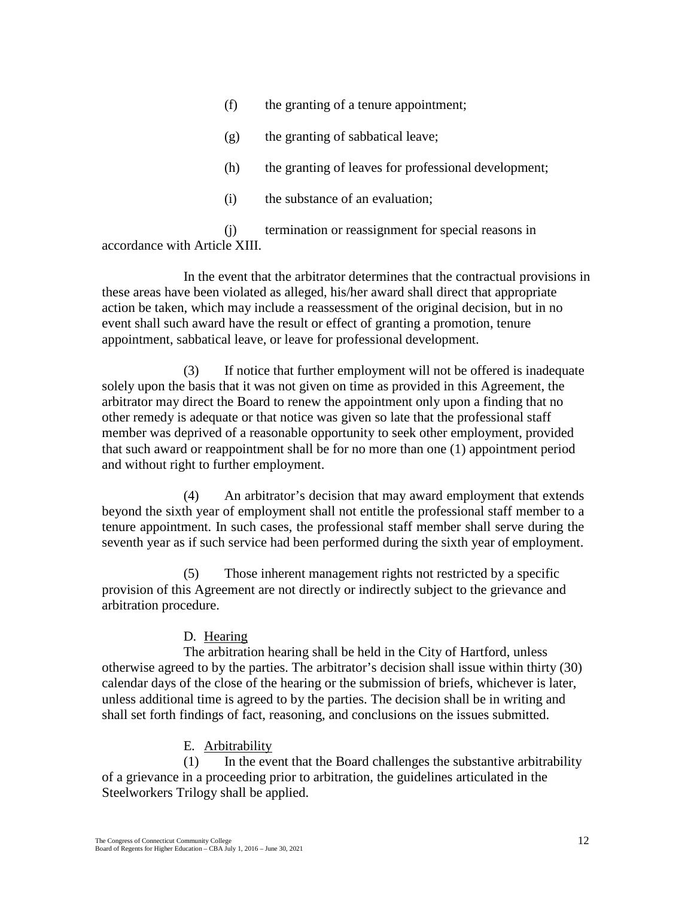(f) the granting of a tenure appointment;

(g) the granting of sabbatical leave;

(h) the granting of leaves for professional development;

(i) the substance of an evaluation;

(j) termination or reassignment for special reasons in accordance with Article XIII.

In the event that the arbitrator determines that the contractual provisions in these areas have been violated as alleged, his/her award shall direct that appropriate action be taken, which may include a reassessment of the original decision, but in no event shall such award have the result or effect of granting a promotion, tenure appointment, sabbatical leave, or leave for professional development.

(3) If notice that further employment will not be offered is inadequate solely upon the basis that it was not given on time as provided in this Agreement, the arbitrator may direct the Board to renew the appointment only upon a finding that no other remedy is adequate or that notice was given so late that the professional staff member was deprived of a reasonable opportunity to seek other employment, provided that such award or reappointment shall be for no more than one (1) appointment period and without right to further employment.

(4) An arbitrator's decision that may award employment that extends beyond the sixth year of employment shall not entitle the professional staff member to a tenure appointment. In such cases, the professional staff member shall serve during the seventh year as if such service had been performed during the sixth year of employment.

(5) Those inherent management rights not restricted by a specific provision of this Agreement are not directly or indirectly subject to the grievance and arbitration procedure.

D. Hearing

The arbitration hearing shall be held in the City of Hartford, unless otherwise agreed to by the parties. The arbitrator's decision shall issue within thirty (30) calendar days of the close of the hearing or the submission of briefs, whichever is later, unless additional time is agreed to by the parties. The decision shall be in writing and shall set forth findings of fact, reasoning, and conclusions on the issues submitted.

E. Arbitrability

(1) In the event that the Board challenges the substantive arbitrability of a grievance in a proceeding prior to arbitration, the guidelines articulated in the Steelworkers Trilogy shall be applied.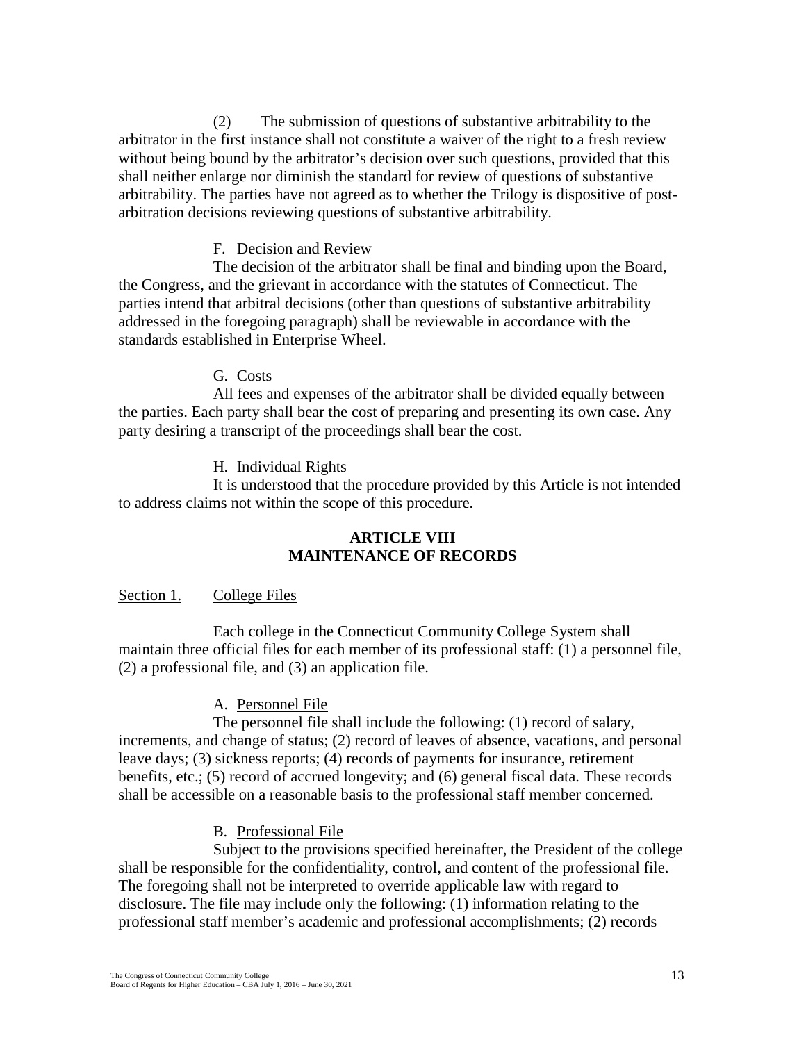(2) The submission of questions of substantive arbitrability to the arbitrator in the first instance shall not constitute a waiver of the right to a fresh review without being bound by the arbitrator's decision over such questions, provided that this shall neither enlarge nor diminish the standard for review of questions of substantive arbitrability. The parties have not agreed as to whether the Trilogy is dispositive of post-arbitration decisions reviewing questions of substantive arbitrability.

F. Decision and Review

The decision of the arbitrator shall be final and binding upon the Board, the Congress, and the grievant in accordance with the statutes of Connecticut. The parties intend that arbitral decisions (other than questions of substantive arbitrability addressed in the foregoing paragraph) shall be reviewable in accordance with the standards established in Enterprise Wheel.

G. Costs

All fees and expenses of the arbitrator shall be divided equally between the parties. Each party shall bear the cost of preparing and presenting its own case. Any party desiring a transcript of the proceedings shall bear the cost.

H. Individual Rights

It is understood that the procedure provided by this Article is not intended to address claims not within the scope of this procedure.

## ARTICLE VIII
## MAINTENANCE OF RECORDS

Section 1. College Files

Each college in the Connecticut Community College System shall maintain three official files for each member of its professional staff: (1) a personnel file, (2) a professional file, and (3) an application file.

A. Personnel File

The personnel file shall include the following: (1) record of salary, increments, and change of status; (2) record of leaves of absence, vacations, and personal leave days; (3) sickness reports; (4) records of payments for insurance, retirement benefits, etc.; (5) record of accrued longevity; and (6) general fiscal data. These records shall be accessible on a reasonable basis to the professional staff member concerned.

B. Professional File

Subject to the provisions specified hereinafter, the President of the college shall be responsible for the confidentiality, control, and content of the professional file. The foregoing shall not be interpreted to override applicable law with regard to disclosure. The file may include only the following: (1) information relating to the professional staff member's academic and professional accomplishments; (2) records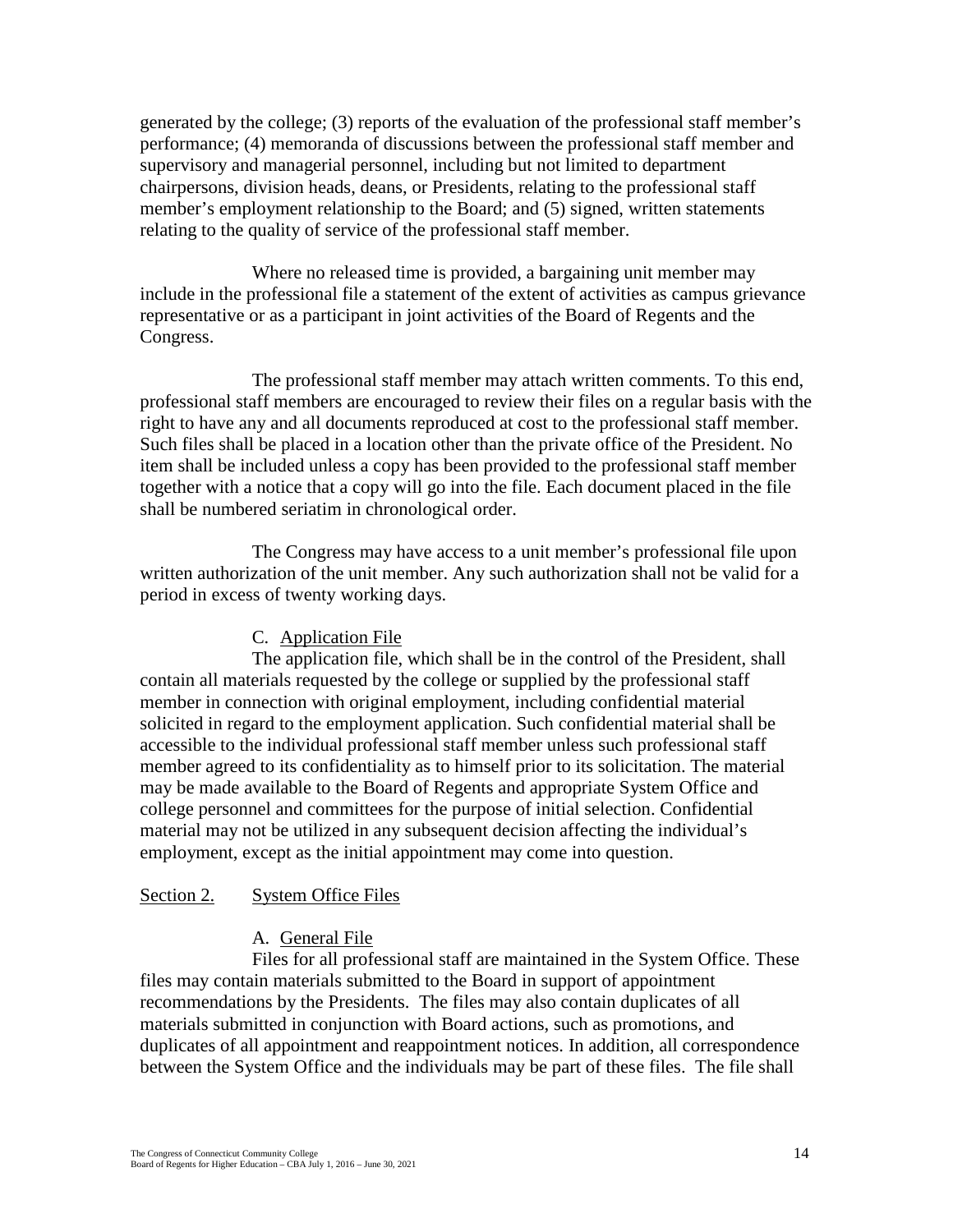generated by the college; (3) reports of the evaluation of the professional staff member's performance; (4) memoranda of discussions between the professional staff member and supervisory and managerial personnel, including but not limited to department chairpersons, division heads, deans, or Presidents, relating to the professional staff member's employment relationship to the Board; and (5) signed, written statements relating to the quality of service of the professional staff member.

Where no released time is provided, a bargaining unit member may include in the professional file a statement of the extent of activities as campus grievance representative or as a participant in joint activities of the Board of Regents and the Congress.

The professional staff member may attach written comments. To this end, professional staff members are encouraged to review their files on a regular basis with the right to have any and all documents reproduced at cost to the professional staff member. Such files shall be placed in a location other than the private office of the President. No item shall be included unless a copy has been provided to the professional staff member together with a notice that a copy will go into the file. Each document placed in the file shall be numbered seriatim in chronological order.

The Congress may have access to a unit member's professional file upon written authorization of the unit member. Any such authorization shall not be valid for a period in excess of twenty working days.

C. Application File

The application file, which shall be in the control of the President, shall contain all materials requested by the college or supplied by the professional staff member in connection with original employment, including confidential material solicited in regard to the employment application. Such confidential material shall be accessible to the individual professional staff member unless such professional staff member agreed to its confidentiality as to himself prior to its solicitation. The material may be made available to the Board of Regents and appropriate System Office and college personnel and committees for the purpose of initial selection. Confidential material may not be utilized in any subsequent decision affecting the individual's employment, except as the initial appointment may come into question.

Section 2. System Office Files

A. General File

Files for all professional staff are maintained in the System Office. These files may contain materials submitted to the Board in support of appointment recommendations by the Presidents. The files may also contain duplicates of all materials submitted in conjunction with Board actions, such as promotions, and duplicates of all appointment and reappointment notices. In addition, all correspondence between the System Office and the individuals may be part of these files. The file shall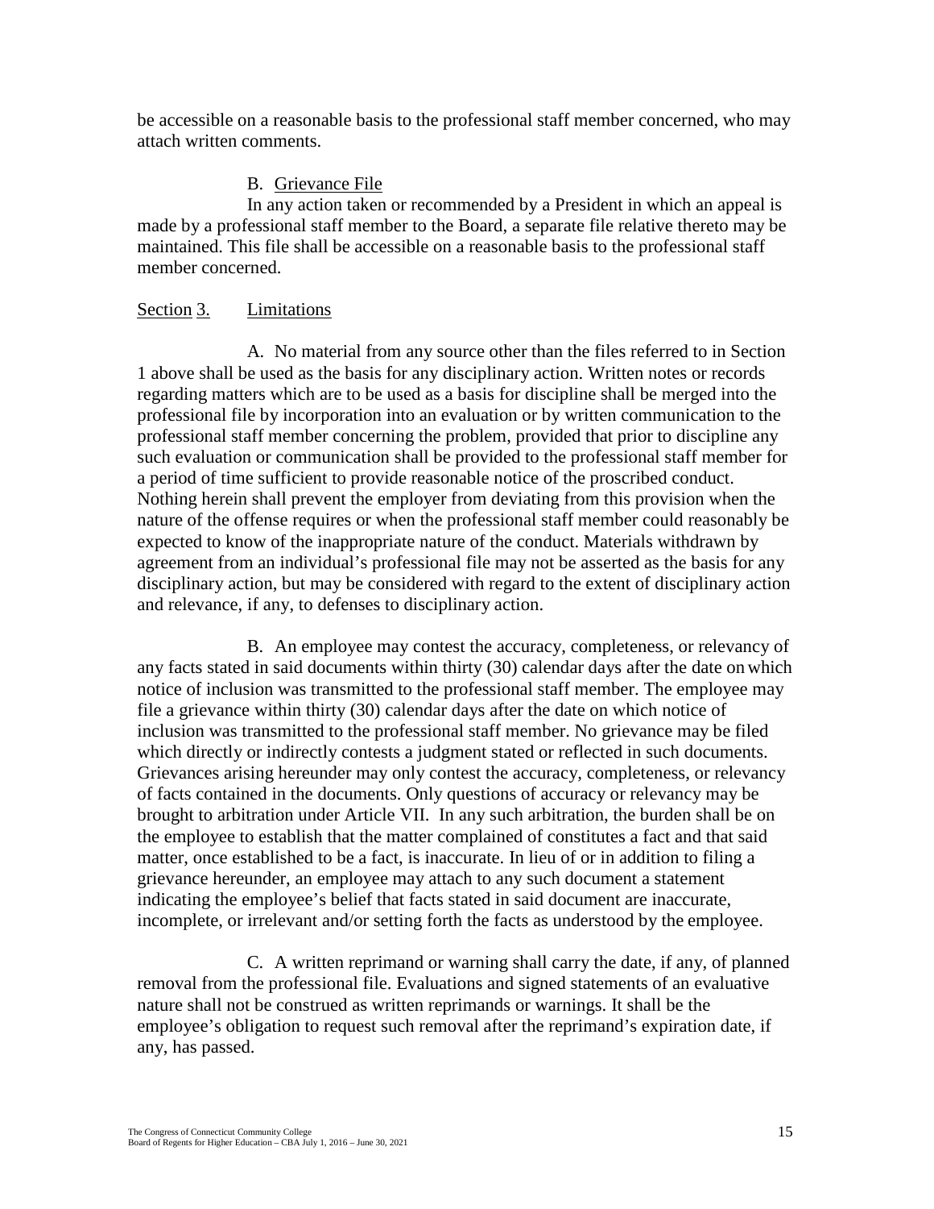be accessible on a reasonable basis to the professional staff member concerned, who may attach written comments.

B. Grievance File

In any action taken or recommended by a President in which an appeal is made by a professional staff member to the Board, a separate file relative thereto may be maintained. This file shall be accessible on a reasonable basis to the professional staff member concerned.

Section 3. Limitations

A. No material from any source other than the files referred to in Section 1 above shall be used as the basis for any disciplinary action. Written notes or records regarding matters which are to be used as a basis for discipline shall be merged into the professional file by incorporation into an evaluation or by written communication to the professional staff member concerning the problem, provided that prior to discipline any such evaluation or communication shall be provided to the professional staff member for a period of time sufficient to provide reasonable notice of the proscribed conduct. Nothing herein shall prevent the employer from deviating from this provision when the nature of the offense requires or when the professional staff member could reasonably be expected to know of the inappropriate nature of the conduct. Materials withdrawn by agreement from an individual's professional file may not be asserted as the basis for any disciplinary action, but may be considered with regard to the extent of disciplinary action and relevance, if any, to defenses to disciplinary action.

B. An employee may contest the accuracy, completeness, or relevancy of any facts stated in said documents within thirty (30) calendar days after the date on which notice of inclusion was transmitted to the professional staff member. The employee may file a grievance within thirty (30) calendar days after the date on which notice of inclusion was transmitted to the professional staff member. No grievance may be filed which directly or indirectly contests a judgment stated or reflected in such documents. Grievances arising hereunder may only contest the accuracy, completeness, or relevancy of facts contained in the documents. Only questions of accuracy or relevancy may be brought to arbitration under Article VII. In any such arbitration, the burden shall be on the employee to establish that the matter complained of constitutes a fact and that said matter, once established to be a fact, is inaccurate. In lieu of or in addition to filing a grievance hereunder, an employee may attach to any such document a statement indicating the employee's belief that facts stated in said document are inaccurate, incomplete, or irrelevant and/or setting forth the facts as understood by the employee.

C. A written reprimand or warning shall carry the date, if any, of planned removal from the professional file. Evaluations and signed statements of an evaluative nature shall not be construed as written reprimands or warnings. It shall be the employee's obligation to request such removal after the reprimand's expiration date, if any, has passed.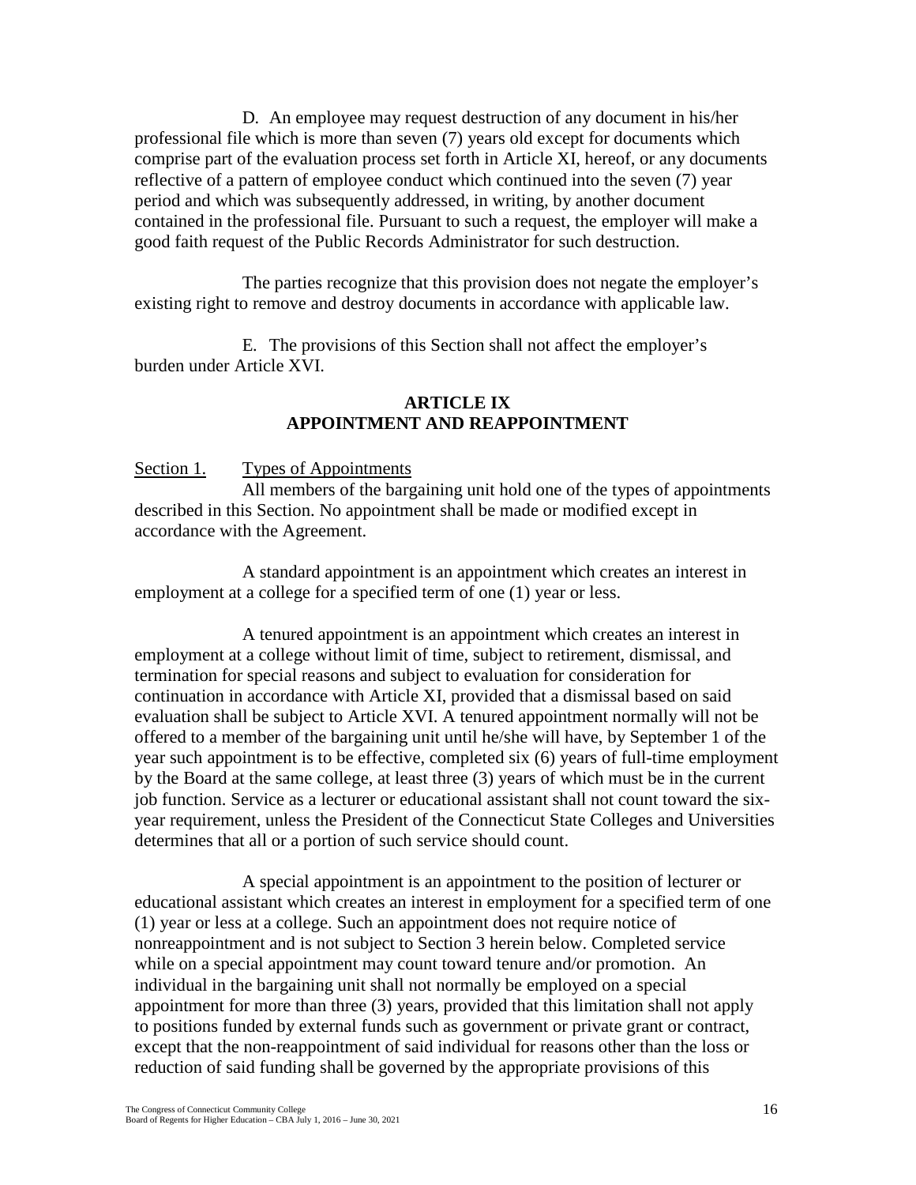D. An employee may request destruction of any document in his/her professional file which is more than seven (7) years old except for documents which comprise part of the evaluation process set forth in Article XI, hereof, or any documents reflective of a pattern of employee conduct which continued into the seven (7) year period and which was subsequently addressed, in writing, by another document contained in the professional file. Pursuant to such a request, the employer will make a good faith request of the Public Records Administrator for such destruction.

The parties recognize that this provision does not negate the employer's existing right to remove and destroy documents in accordance with applicable law.

E. The provisions of this Section shall not affect the employer's burden under Article XVI.

## ARTICLE IX
## APPOINTMENT AND REAPPOINTMENT

Section 1. Types of Appointments

All members of the bargaining unit hold one of the types of appointments described in this Section. No appointment shall be made or modified except in accordance with the Agreement.

A standard appointment is an appointment which creates an interest in employment at a college for a specified term of one (1) year or less.

A tenured appointment is an appointment which creates an interest in employment at a college without limit of time, subject to retirement, dismissal, and termination for special reasons and subject to evaluation for consideration for continuation in accordance with Article XI, provided that a dismissal based on said evaluation shall be subject to Article XVI. A tenured appointment normally will not be offered to a member of the bargaining unit until he/she will have, by September 1 of the year such appointment is to be effective, completed six (6) years of full-time employment by the Board at the same college, at least three (3) years of which must be in the current job function. Service as a lecturer or educational assistant shall not count toward the six-year requirement, unless the President of the Connecticut State Colleges and Universities determines that all or a portion of such service should count.

A special appointment is an appointment to the position of lecturer or educational assistant which creates an interest in employment for a specified term of one (1) year or less at a college. Such an appointment does not require notice of nonreappointment and is not subject to Section 3 herein below. Completed service while on a special appointment may count toward tenure and/or promotion. An individual in the bargaining unit shall not normally be employed on a special appointment for more than three (3) years, provided that this limitation shall not apply to positions funded by external funds such as government or private grant or contract, except that the non-reappointment of said individual for reasons other than the loss or reduction of said funding shall be governed by the appropriate provisions of this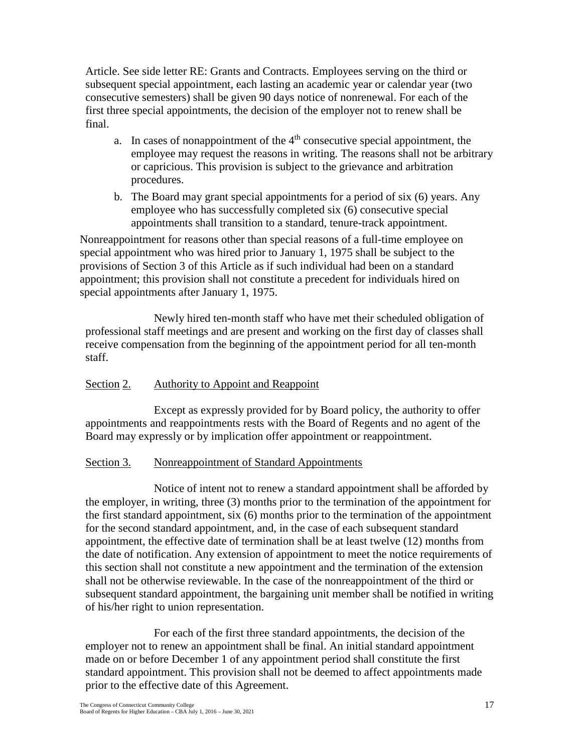Article. See side letter RE: Grants and Contracts. Employees serving on the third or subsequent special appointment, each lasting an academic year or calendar year (two consecutive semesters) shall be given 90 days notice of nonrenewal. For each of the first three special appointments, the decision of the employer not to renew shall be final.

a. In cases of nonappointment of the 4th consecutive special appointment, the employee may request the reasons in writing. The reasons shall not be arbitrary or capricious. This provision is subject to the grievance and arbitration procedures.
b. The Board may grant special appointments for a period of six (6) years. Any employee who has successfully completed six (6) consecutive special appointments shall transition to a standard, tenure-track appointment.

Nonreappointment for reasons other than special reasons of a full-time employee on special appointment who was hired prior to January 1, 1975 shall be subject to the provisions of Section 3 of this Article as if such individual had been on a standard appointment; this provision shall not constitute a precedent for individuals hired on special appointments after January 1, 1975.

Newly hired ten-month staff who have met their scheduled obligation of professional staff meetings and are present and working on the first day of classes shall receive compensation from the beginning of the appointment period for all ten-month staff.

Section 2. Authority to Appoint and Reappoint

Except as expressly provided for by Board policy, the authority to offer appointments and reappointments rests with the Board of Regents and no agent of the Board may expressly or by implication offer appointment or reappointment.

Section 3. Nonreappointment of Standard Appointments

Notice of intent not to renew a standard appointment shall be afforded by the employer, in writing, three (3) months prior to the termination of the appointment for the first standard appointment, six (6) months prior to the termination of the appointment for the second standard appointment, and, in the case of each subsequent standard appointment, the effective date of termination shall be at least twelve (12) months from the date of notification. Any extension of appointment to meet the notice requirements of this section shall not constitute a new appointment and the termination of the extension shall not be otherwise reviewable. In the case of the nonreappointment of the third or subsequent standard appointment, the bargaining unit member shall be notified in writing of his/her right to union representation.

For each of the first three standard appointments, the decision of the employer not to renew an appointment shall be final. An initial standard appointment made on or before December 1 of any appointment period shall constitute the first standard appointment. This provision shall not be deemed to affect appointments made prior to the effective date of this Agreement.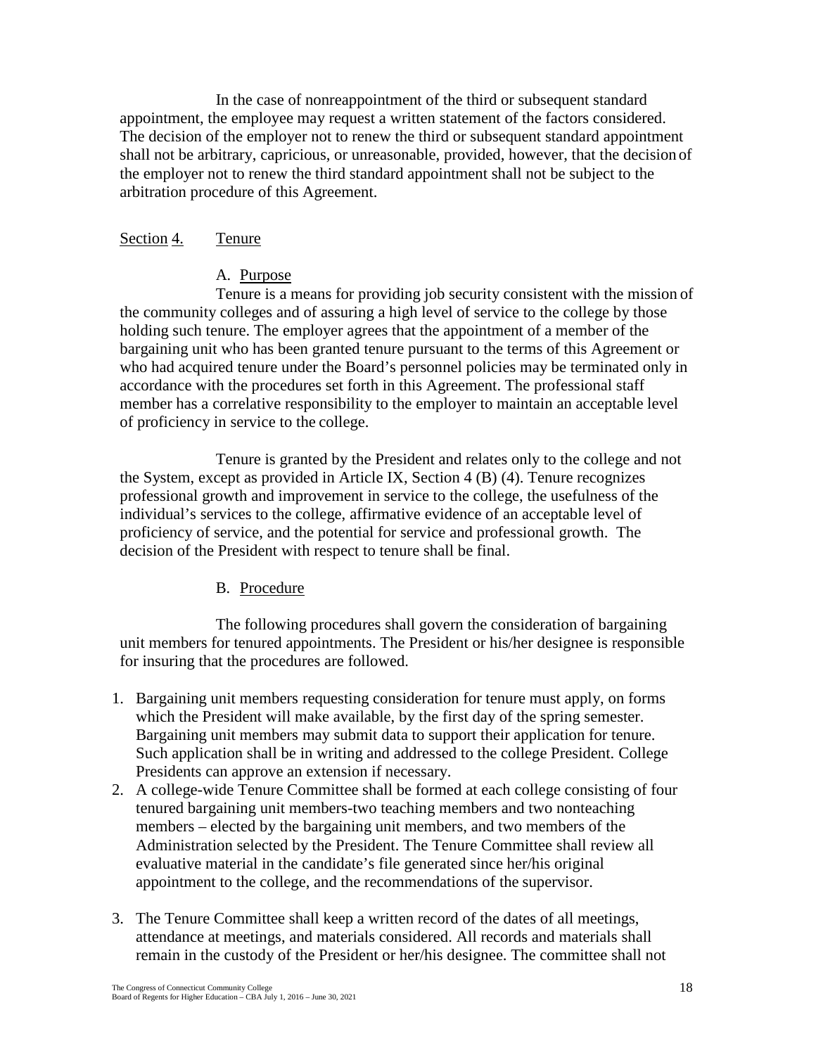In the case of nonreappointment of the third or subsequent standard appointment, the employee may request a written statement of the factors considered. The decision of the employer not to renew the third or subsequent standard appointment shall not be arbitrary, capricious, or unreasonable, provided, however, that the decision of the employer not to renew the third standard appointment shall not be subject to the arbitration procedure of this Agreement.

## Section 4. Tenure

### A. Purpose

Tenure is a means for providing job security consistent with the mission of the community colleges and of assuring a high level of service to the college by those holding such tenure. The employer agrees that the appointment of a member of the bargaining unit who has been granted tenure pursuant to the terms of this Agreement or who had acquired tenure under the Board's personnel policies may be terminated only in accordance with the procedures set forth in this Agreement. The professional staff member has a correlative responsibility to the employer to maintain an acceptable level of proficiency in service to the college.

Tenure is granted by the President and relates only to the college and not the System, except as provided in Article IX, Section 4 (B) (4). Tenure recognizes professional growth and improvement in service to the college, the usefulness of the individual's services to the college, affirmative evidence of an acceptable level of proficiency of service, and the potential for service and professional growth. The decision of the President with respect to tenure shall be final.

### B. Procedure

The following procedures shall govern the consideration of bargaining unit members for tenured appointments. The President or his/her designee is responsible for insuring that the procedures are followed.

1. Bargaining unit members requesting consideration for tenure must apply, on forms which the President will make available, by the first day of the spring semester. Bargaining unit members may submit data to support their application for tenure. Such application shall be in writing and addressed to the college President. College Presidents can approve an extension if necessary.
2. A college-wide Tenure Committee shall be formed at each college consisting of four tenured bargaining unit members-two teaching members and two nonteaching members – elected by the bargaining unit members, and two members of the Administration selected by the President. The Tenure Committee shall review all evaluative material in the candidate's file generated since her/his original appointment to the college, and the recommendations of the supervisor.
3. The Tenure Committee shall keep a written record of the dates of all meetings, attendance at meetings, and materials considered. All records and materials shall remain in the custody of the President or her/his designee. The committee shall not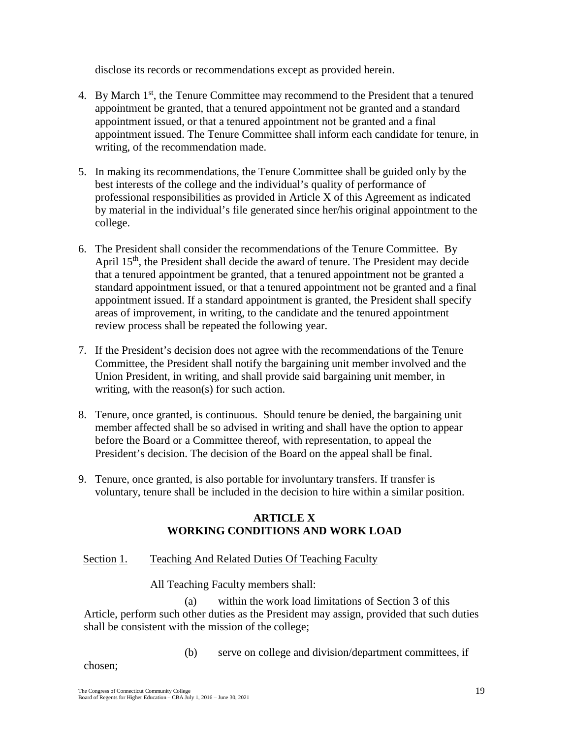disclose its records or recommendations except as provided herein.

4. By March 1st, the Tenure Committee may recommend to the President that a tenured appointment be granted, that a tenured appointment not be granted and a standard appointment issued, or that a tenured appointment not be granted and a final appointment issued. The Tenure Committee shall inform each candidate for tenure, in writing, of the recommendation made.

5. In making its recommendations, the Tenure Committee shall be guided only by the best interests of the college and the individual's quality of performance of professional responsibilities as provided in Article X of this Agreement as indicated by material in the individual's file generated since her/his original appointment to the college.

6. The President shall consider the recommendations of the Tenure Committee. By April 15th, the President shall decide the award of tenure. The President may decide that a tenured appointment be granted, that a tenured appointment not be granted a standard appointment issued, or that a tenured appointment not be granted and a final appointment issued. If a standard appointment is granted, the President shall specify areas of improvement, in writing, to the candidate and the tenured appointment review process shall be repeated the following year.

7. If the President's decision does not agree with the recommendations of the Tenure Committee, the President shall notify the bargaining unit member involved and the Union President, in writing, and shall provide said bargaining unit member, in writing, with the reason(s) for such action.

8. Tenure, once granted, is continuous. Should tenure be denied, the bargaining unit member affected shall be so advised in writing and shall have the option to appear before the Board or a Committee thereof, with representation, to appeal the President's decision. The decision of the Board on the appeal shall be final.

9. Tenure, once granted, is also portable for involuntary transfers. If transfer is voluntary, tenure shall be included in the decision to hire within a similar position.

## ARTICLE X
## WORKING CONDITIONS AND WORK LOAD

Section 1. Teaching And Related Duties Of Teaching Faculty

All Teaching Faculty members shall:

(a) within the work load limitations of Section 3 of this Article, perform such other duties as the President may assign, provided that such duties shall be consistent with the mission of the college;

(b) serve on college and division/department committees, if chosen;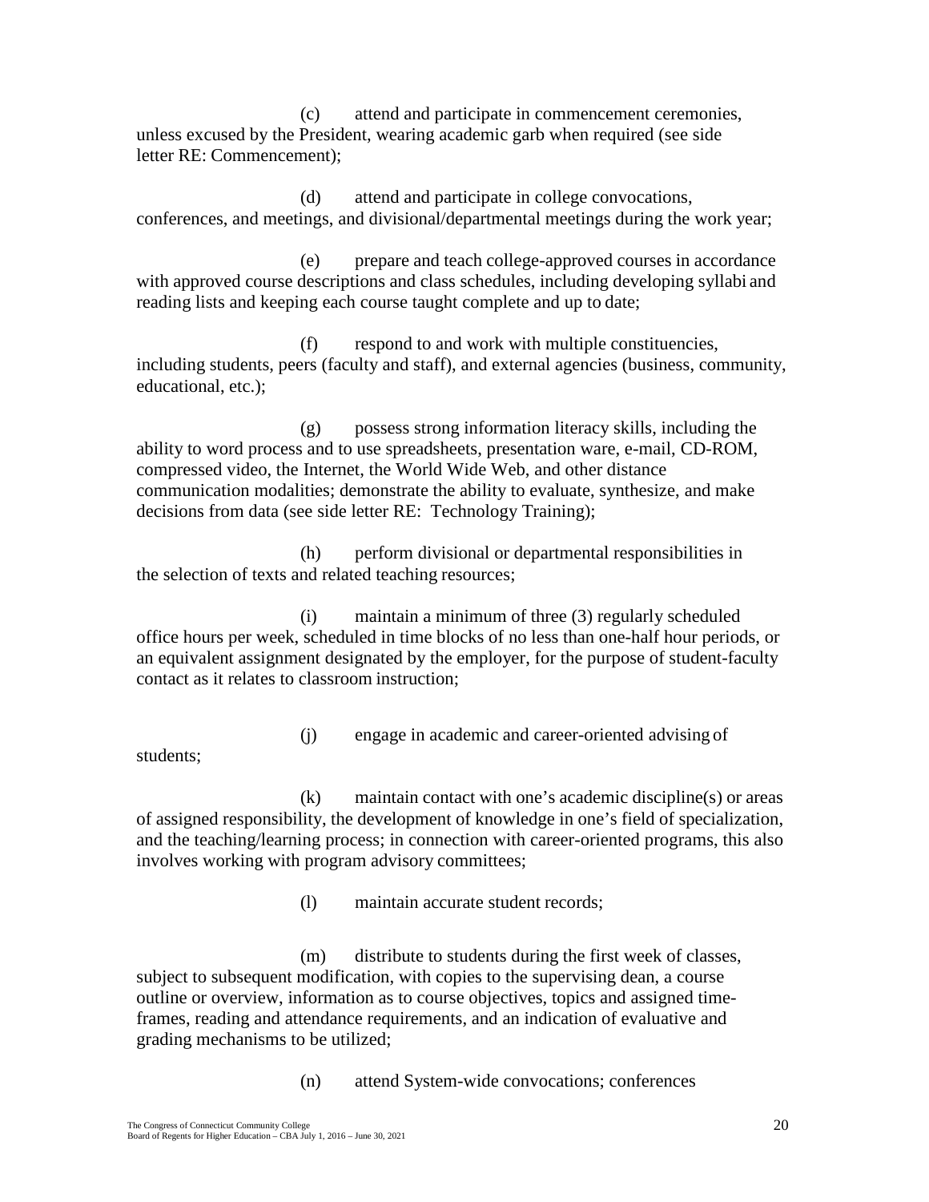(c) attend and participate in commencement ceremonies, unless excused by the President, wearing academic garb when required (see side letter RE: Commencement);

(d) attend and participate in college convocations, conferences, and meetings, and divisional/departmental meetings during the work year;

(e) prepare and teach college-approved courses in accordance with approved course descriptions and class schedules, including developing syllabi and reading lists and keeping each course taught complete and up to date;

(f) respond to and work with multiple constituencies, including students, peers (faculty and staff), and external agencies (business, community, educational, etc.);

(g) possess strong information literacy skills, including the ability to word process and to use spreadsheets, presentation ware, e-mail, CD-ROM, compressed video, the Internet, the World Wide Web, and other distance communication modalities; demonstrate the ability to evaluate, synthesize, and make decisions from data (see side letter RE: Technology Training);

(h) perform divisional or departmental responsibilities in the selection of texts and related teaching resources;

(i) maintain a minimum of three (3) regularly scheduled office hours per week, scheduled in time blocks of no less than one-half hour periods, or an equivalent assignment designated by the employer, for the purpose of student-faculty contact as it relates to classroom instruction;

(j) engage in academic and career-oriented advising of students;

(k) maintain contact with one's academic discipline(s) or areas of assigned responsibility, the development of knowledge in one's field of specialization, and the teaching/learning process; in connection with career-oriented programs, this also involves working with program advisory committees;

(l) maintain accurate student records;

(m) distribute to students during the first week of classes, subject to subsequent modification, with copies to the supervising dean, a course outline or overview, information as to course objectives, topics and assigned time-frames, reading and attendance requirements, and an indication of evaluative and grading mechanisms to be utilized;

(n) attend System-wide convocations; conferences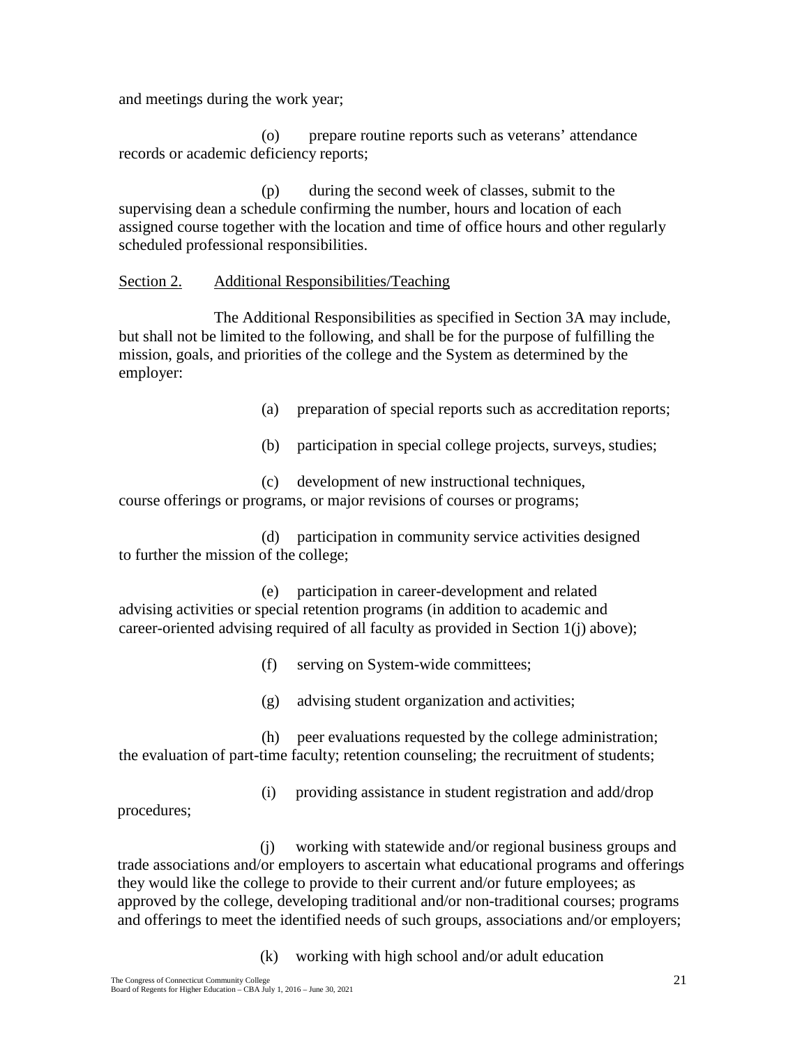and meetings during the work year;

(o) prepare routine reports such as veterans' attendance records or academic deficiency reports;

(p) during the second week of classes, submit to the supervising dean a schedule confirming the number, hours and location of each assigned course together with the location and time of office hours and other regularly scheduled professional responsibilities.

Section 2. Additional Responsibilities/Teaching

The Additional Responsibilities as specified in Section 3A may include, but shall not be limited to the following, and shall be for the purpose of fulfilling the mission, goals, and priorities of the college and the System as determined by the employer:

(a) preparation of special reports such as accreditation reports;

(b) participation in special college projects, surveys, studies;

(c) development of new instructional techniques, course offerings or programs, or major revisions of courses or programs;

(d) participation in community service activities designed to further the mission of the college;

(e) participation in career-development and related advising activities or special retention programs (in addition to academic and career-oriented advising required of all faculty as provided in Section 1(j) above);

(f) serving on System-wide committees;

(g) advising student organization and activities;

(h) peer evaluations requested by the college administration; the evaluation of part-time faculty; retention counseling; the recruitment of students;

(i) providing assistance in student registration and add/drop procedures;

(j) working with statewide and/or regional business groups and trade associations and/or employers to ascertain what educational programs and offerings they would like the college to provide to their current and/or future employees; as approved by the college, developing traditional and/or non-traditional courses; programs and offerings to meet the identified needs of such groups, associations and/or employers;

(k) working with high school and/or adult education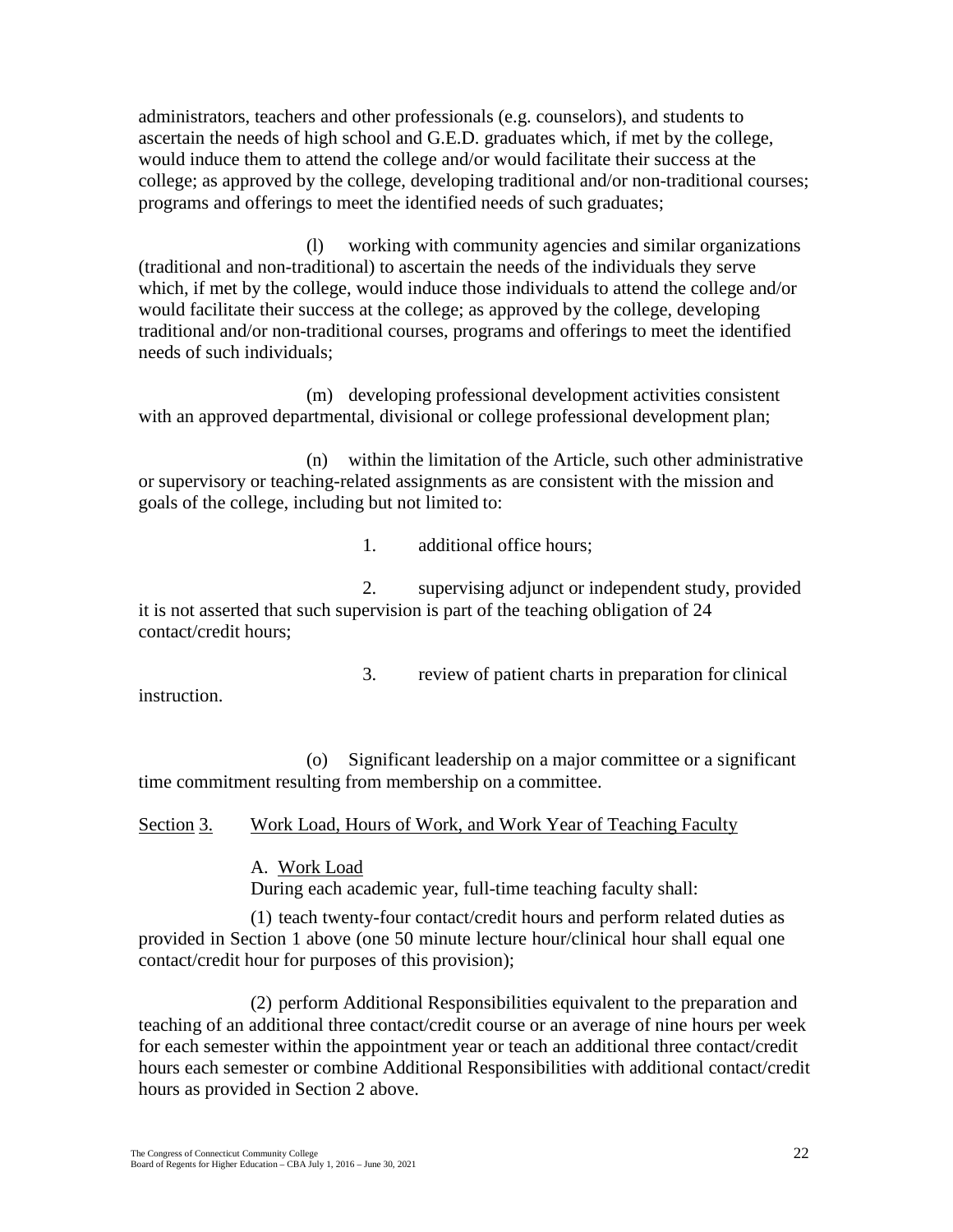administrators, teachers and other professionals (e.g. counselors), and students to ascertain the needs of high school and G.E.D. graduates which, if met by the college, would induce them to attend the college and/or would facilitate their success at the college; as approved by the college, developing traditional and/or non-traditional courses; programs and offerings to meet the identified needs of such graduates;

(l) working with community agencies and similar organizations (traditional and non-traditional) to ascertain the needs of the individuals they serve which, if met by the college, would induce those individuals to attend the college and/or would facilitate their success at the college; as approved by the college, developing traditional and/or non-traditional courses, programs and offerings to meet the identified needs of such individuals;

(m) developing professional development activities consistent with an approved departmental, divisional or college professional development plan;

(n) within the limitation of the Article, such other administrative or supervisory or teaching-related assignments as are consistent with the mission and goals of the college, including but not limited to:

1. additional office hours;

2. supervising adjunct or independent study, provided it is not asserted that such supervision is part of the teaching obligation of 24 contact/credit hours;

3. review of patient charts in preparation for clinical instruction.

(o) Significant leadership on a major committee or a significant time commitment resulting from membership on a committee.

<u>Section 3.</u> <u>Work Load, Hours of Work, and Work Year of Teaching Faculty</u>

A. <u>Work Load</u>

During each academic year, full-time teaching faculty shall:

(1) teach twenty-four contact/credit hours and perform related duties as provided in Section 1 above (one 50 minute lecture hour/clinical hour shall equal one contact/credit hour for purposes of this provision);

(2) perform Additional Responsibilities equivalent to the preparation and teaching of an additional three contact/credit course or an average of nine hours per week for each semester within the appointment year or teach an additional three contact/credit hours each semester or combine Additional Responsibilities with additional contact/credit hours as provided in Section 2 above.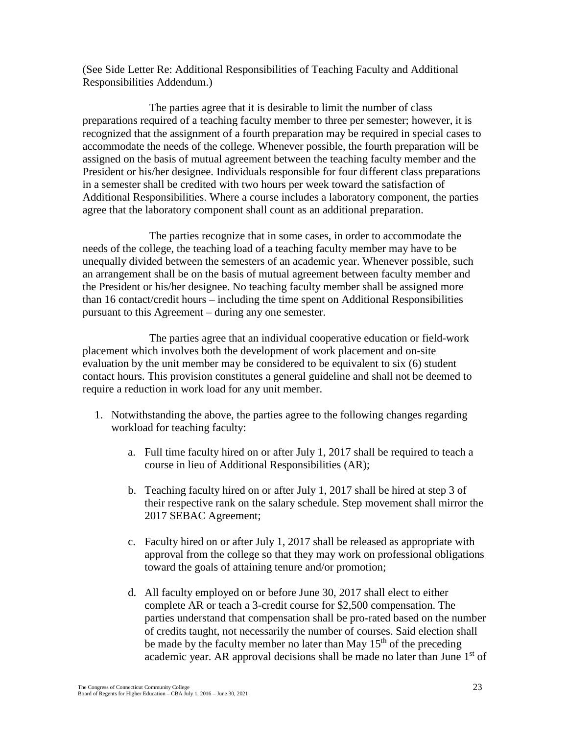(See Side Letter Re: Additional Responsibilities of Teaching Faculty and Additional Responsibilities Addendum.)

The parties agree that it is desirable to limit the number of class preparations required of a teaching faculty member to three per semester; however, it is recognized that the assignment of a fourth preparation may be required in special cases to accommodate the needs of the college. Whenever possible, the fourth preparation will be assigned on the basis of mutual agreement between the teaching faculty member and the President or his/her designee. Individuals responsible for four different class preparations in a semester shall be credited with two hours per week toward the satisfaction of Additional Responsibilities. Where a course includes a laboratory component, the parties agree that the laboratory component shall count as an additional preparation.

The parties recognize that in some cases, in order to accommodate the needs of the college, the teaching load of a teaching faculty member may have to be unequally divided between the semesters of an academic year. Whenever possible, such an arrangement shall be on the basis of mutual agreement between faculty member and the President or his/her designee. No teaching faculty member shall be assigned more than 16 contact/credit hours – including the time spent on Additional Responsibilities pursuant to this Agreement – during any one semester.

The parties agree that an individual cooperative education or field-work placement which involves both the development of work placement and on-site evaluation by the unit member may be considered to be equivalent to six (6) student contact hours. This provision constitutes a general guideline and shall not be deemed to require a reduction in work load for any unit member.

1. Notwithstanding the above, the parties agree to the following changes regarding workload for teaching faculty:

    a. Full time faculty hired on or after July 1, 2017 shall be required to teach a course in lieu of Additional Responsibilities (AR);

    b. Teaching faculty hired on or after July 1, 2017 shall be hired at step 3 of their respective rank on the salary schedule. Step movement shall mirror the 2017 SEBAC Agreement;

    c. Faculty hired on or after July 1, 2017 shall be released as appropriate with approval from the college so that they may work on professional obligations toward the goals of attaining tenure and/or promotion;

    d. All faculty employed on or before June 30, 2017 shall elect to either complete AR or teach a 3-credit course for $2,500 compensation. The parties understand that compensation shall be pro-rated based on the number of credits taught, not necessarily the number of courses. Said election shall be made by the faculty member no later than May 15th of the preceding academic year. AR approval decisions shall be made no later than June 1st of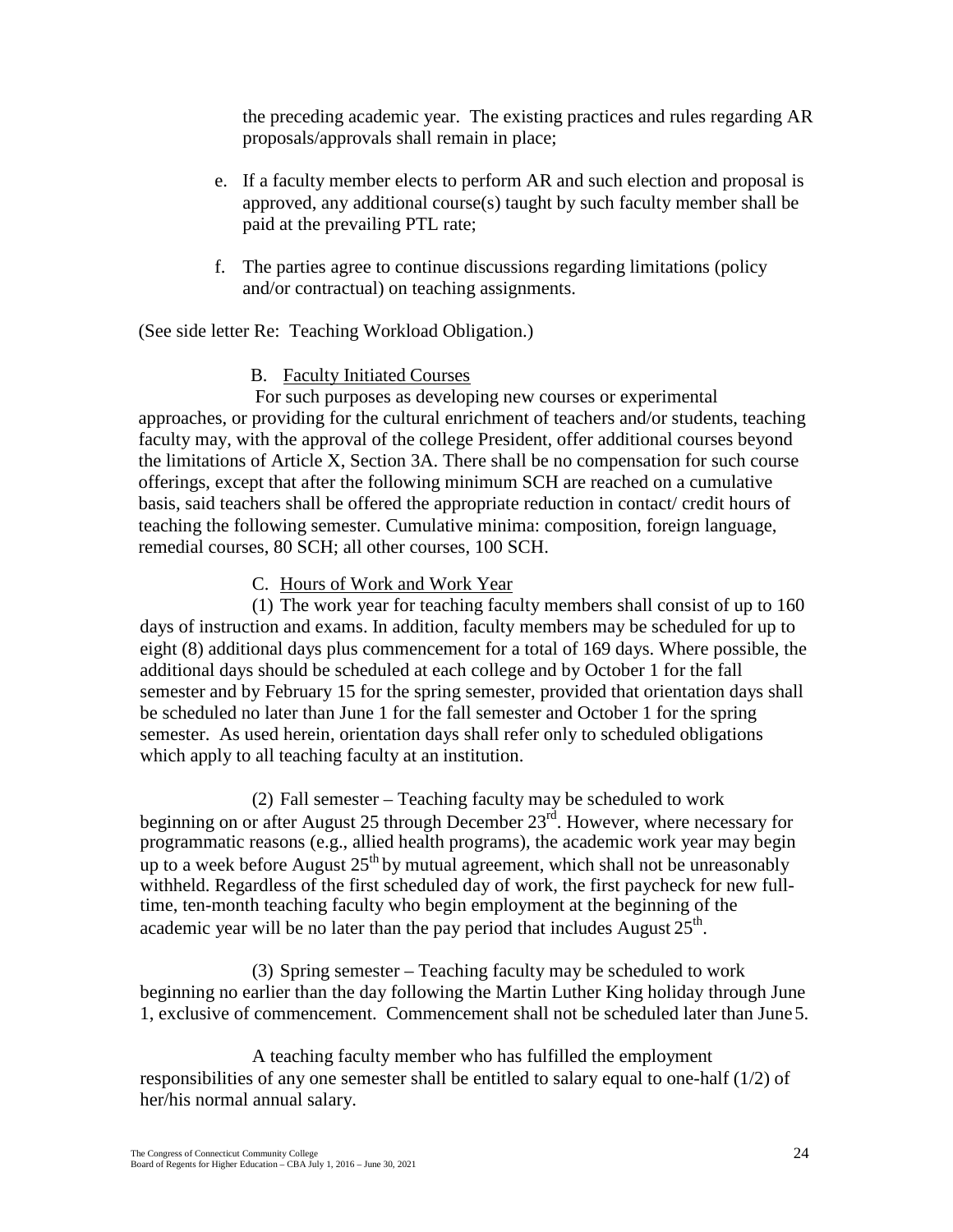the preceding academic year. The existing practices and rules regarding AR proposals/approvals shall remain in place;

e. If a faculty member elects to perform AR and such election and proposal is approved, any additional course(s) taught by such faculty member shall be paid at the prevailing PTL rate;

f. The parties agree to continue discussions regarding limitations (policy and/or contractual) on teaching assignments.

(See side letter Re: Teaching Workload Obligation.)

B. Faculty Initiated Courses

For such purposes as developing new courses or experimental approaches, or providing for the cultural enrichment of teachers and/or students, teaching faculty may, with the approval of the college President, offer additional courses beyond the limitations of Article X, Section 3A. There shall be no compensation for such course offerings, except that after the following minimum SCH are reached on a cumulative basis, said teachers shall be offered the appropriate reduction in contact/ credit hours of teaching the following semester. Cumulative minima: composition, foreign language, remedial courses, 80 SCH; all other courses, 100 SCH.

C. Hours of Work and Work Year

(1) The work year for teaching faculty members shall consist of up to 160 days of instruction and exams. In addition, faculty members may be scheduled for up to eight (8) additional days plus commencement for a total of 169 days. Where possible, the additional days should be scheduled at each college and by October 1 for the fall semester and by February 15 for the spring semester, provided that orientation days shall be scheduled no later than June 1 for the fall semester and October 1 for the spring semester. As used herein, orientation days shall refer only to scheduled obligations which apply to all teaching faculty at an institution.

(2) Fall semester – Teaching faculty may be scheduled to work beginning on or after August 25 through December 23rd. However, where necessary for programmatic reasons (e.g., allied health programs), the academic work year may begin up to a week before August 25th by mutual agreement, which shall not be unreasonably withheld. Regardless of the first scheduled day of work, the first paycheck for new full-time, ten-month teaching faculty who begin employment at the beginning of the academic year will be no later than the pay period that includes August 25th.

(3) Spring semester – Teaching faculty may be scheduled to work beginning no earlier than the day following the Martin Luther King holiday through June 1, exclusive of commencement. Commencement shall not be scheduled later than June 5.

A teaching faculty member who has fulfilled the employment responsibilities of any one semester shall be entitled to salary equal to one-half (1/2) of her/his normal annual salary.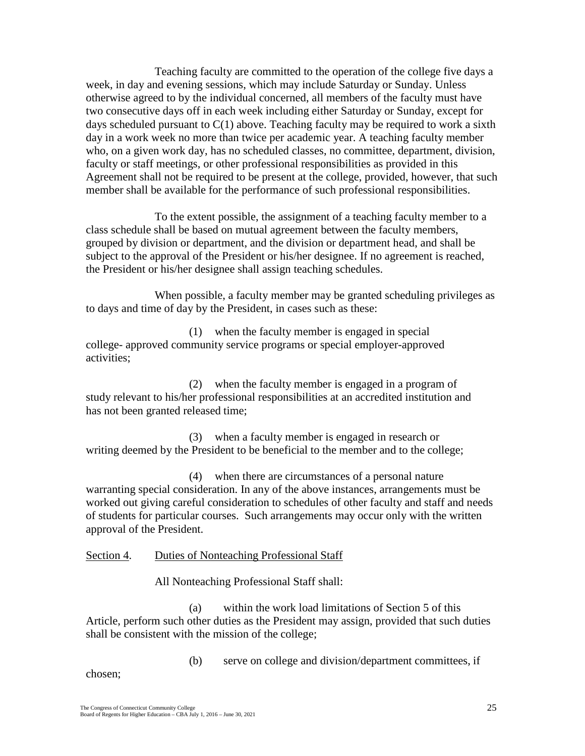Teaching faculty are committed to the operation of the college five days a week, in day and evening sessions, which may include Saturday or Sunday. Unless otherwise agreed to by the individual concerned, all members of the faculty must have two consecutive days off in each week including either Saturday or Sunday, except for days scheduled pursuant to C(1) above. Teaching faculty may be required to work a sixth day in a work week no more than twice per academic year. A teaching faculty member who, on a given work day, has no scheduled classes, no committee, department, division, faculty or staff meetings, or other professional responsibilities as provided in this Agreement shall not be required to be present at the college, provided, however, that such member shall be available for the performance of such professional responsibilities.

To the extent possible, the assignment of a teaching faculty member to a class schedule shall be based on mutual agreement between the faculty members, grouped by division or department, and the division or department head, and shall be subject to the approval of the President or his/her designee. If no agreement is reached, the President or his/her designee shall assign teaching schedules.

When possible, a faculty member may be granted scheduling privileges as to days and time of day by the President, in cases such as these:

(1) when the faculty member is engaged in special college- approved community service programs or special employer-approved activities;

(2) when the faculty member is engaged in a program of study relevant to his/her professional responsibilities at an accredited institution and has not been granted released time;

(3) when a faculty member is engaged in research or writing deemed by the President to be beneficial to the member and to the college;

(4) when there are circumstances of a personal nature warranting special consideration. In any of the above instances, arrangements must be worked out giving careful consideration to schedules of other faculty and staff and needs of students for particular courses. Such arrangements may occur only with the written approval of the President.

Section 4. Duties of Nonteaching Professional Staff

All Nonteaching Professional Staff shall:

(a) within the work load limitations of Section 5 of this Article, perform such other duties as the President may assign, provided that such duties shall be consistent with the mission of the college;

(b) serve on college and division/department committees, if chosen;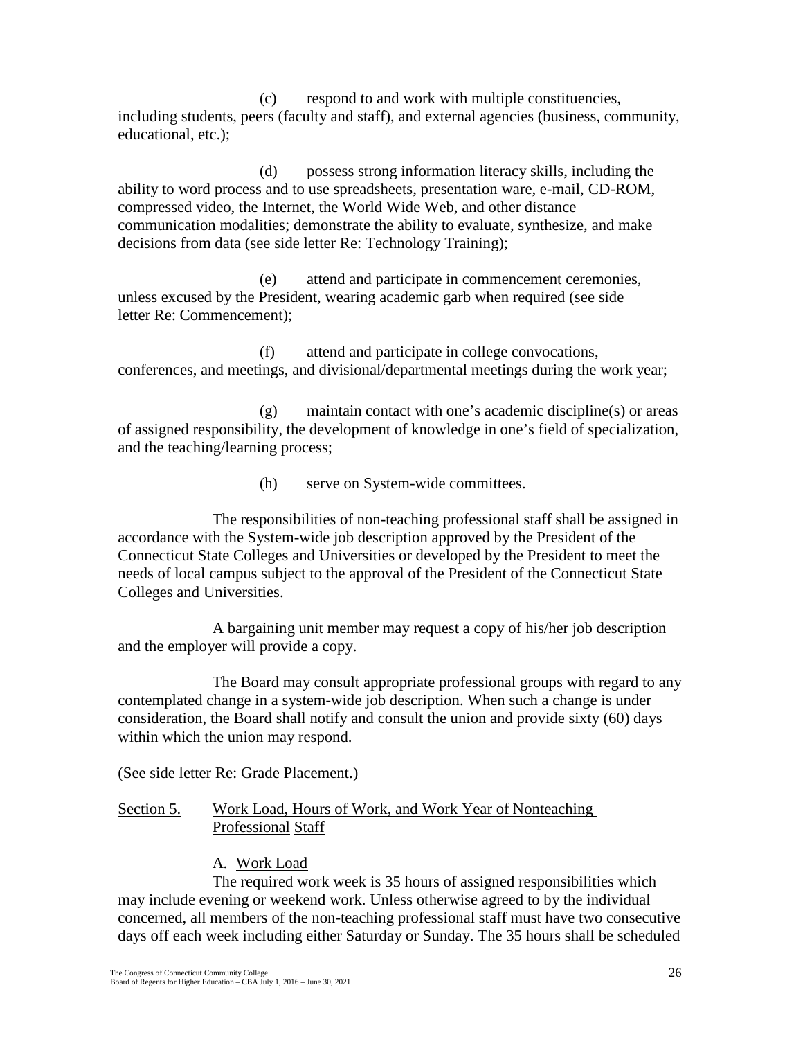(c) respond to and work with multiple constituencies, including students, peers (faculty and staff), and external agencies (business, community, educational, etc.);

(d) possess strong information literacy skills, including the ability to word process and to use spreadsheets, presentation ware, e-mail, CD-ROM, compressed video, the Internet, the World Wide Web, and other distance communication modalities; demonstrate the ability to evaluate, synthesize, and make decisions from data (see side letter Re: Technology Training);

(e) attend and participate in commencement ceremonies, unless excused by the President, wearing academic garb when required (see side letter Re: Commencement);

(f) attend and participate in college convocations, conferences, and meetings, and divisional/departmental meetings during the work year;

(g) maintain contact with one's academic discipline(s) or areas of assigned responsibility, the development of knowledge in one's field of specialization, and the teaching/learning process;

(h) serve on System-wide committees.

The responsibilities of non-teaching professional staff shall be assigned in accordance with the System-wide job description approved by the President of the Connecticut State Colleges and Universities or developed by the President to meet the needs of local campus subject to the approval of the President of the Connecticut State Colleges and Universities.

A bargaining unit member may request a copy of his/her job description and the employer will provide a copy.

The Board may consult appropriate professional groups with regard to any contemplated change in a system-wide job description. When such a change is under consideration, the Board shall notify and consult the union and provide sixty (60) days within which the union may respond.

(See side letter Re: Grade Placement.)

## Section 5. Work Load, Hours of Work, and Work Year of Nonteaching Professional Staff

### A. Work Load

The required work week is 35 hours of assigned responsibilities which may include evening or weekend work. Unless otherwise agreed to by the individual concerned, all members of the non-teaching professional staff must have two consecutive days off each week including either Saturday or Sunday. The 35 hours shall be scheduled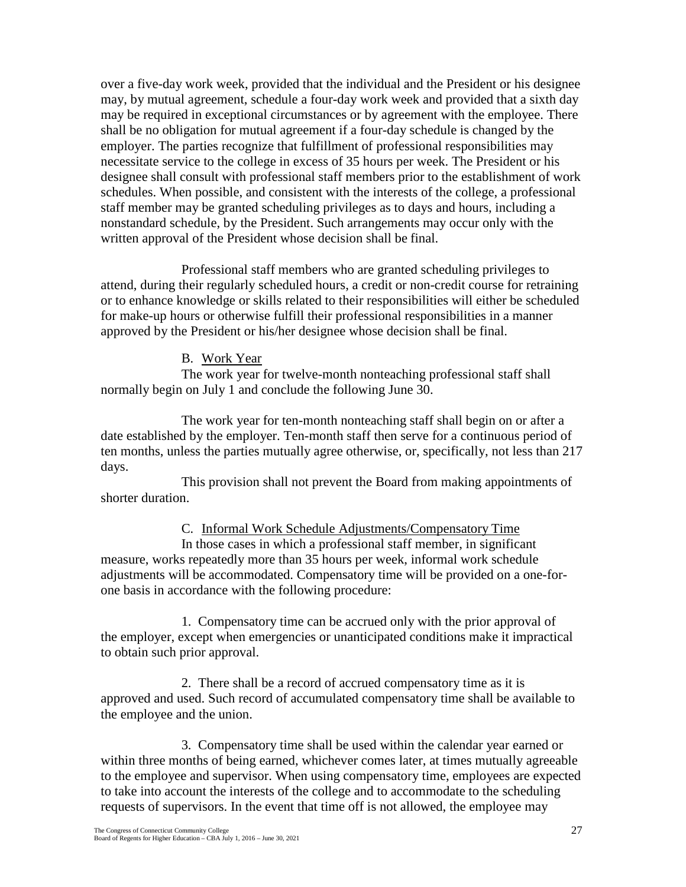over a five-day work week, provided that the individual and the President or his designee may, by mutual agreement, schedule a four-day work week and provided that a sixth day may be required in exceptional circumstances or by agreement with the employee. There shall be no obligation for mutual agreement if a four-day schedule is changed by the employer. The parties recognize that fulfillment of professional responsibilities may necessitate service to the college in excess of 35 hours per week. The President or his designee shall consult with professional staff members prior to the establishment of work schedules. When possible, and consistent with the interests of the college, a professional staff member may be granted scheduling privileges as to days and hours, including a nonstandard schedule, by the President. Such arrangements may occur only with the written approval of the President whose decision shall be final.

Professional staff members who are granted scheduling privileges to attend, during their regularly scheduled hours, a credit or non-credit course for retraining or to enhance knowledge or skills related to their responsibilities will either be scheduled for make-up hours or otherwise fulfill their professional responsibilities in a manner approved by the President or his/her designee whose decision shall be final.

B. Work Year

The work year for twelve-month nonteaching professional staff shall normally begin on July 1 and conclude the following June 30.

The work year for ten-month nonteaching staff shall begin on or after a date established by the employer. Ten-month staff then serve for a continuous period of ten months, unless the parties mutually agree otherwise, or, specifically, not less than 217 days.

This provision shall not prevent the Board from making appointments of shorter duration.

C. Informal Work Schedule Adjustments/Compensatory Time

In those cases in which a professional staff member, in significant measure, works repeatedly more than 35 hours per week, informal work schedule adjustments will be accommodated. Compensatory time will be provided on a one-for-one basis in accordance with the following procedure:

1. Compensatory time can be accrued only with the prior approval of the employer, except when emergencies or unanticipated conditions make it impractical to obtain such prior approval.

2. There shall be a record of accrued compensatory time as it is approved and used. Such record of accumulated compensatory time shall be available to the employee and the union.

3. Compensatory time shall be used within the calendar year earned or within three months of being earned, whichever comes later, at times mutually agreeable to the employee and supervisor. When using compensatory time, employees are expected to take into account the interests of the college and to accommodate to the scheduling requests of supervisors. In the event that time off is not allowed, the employee may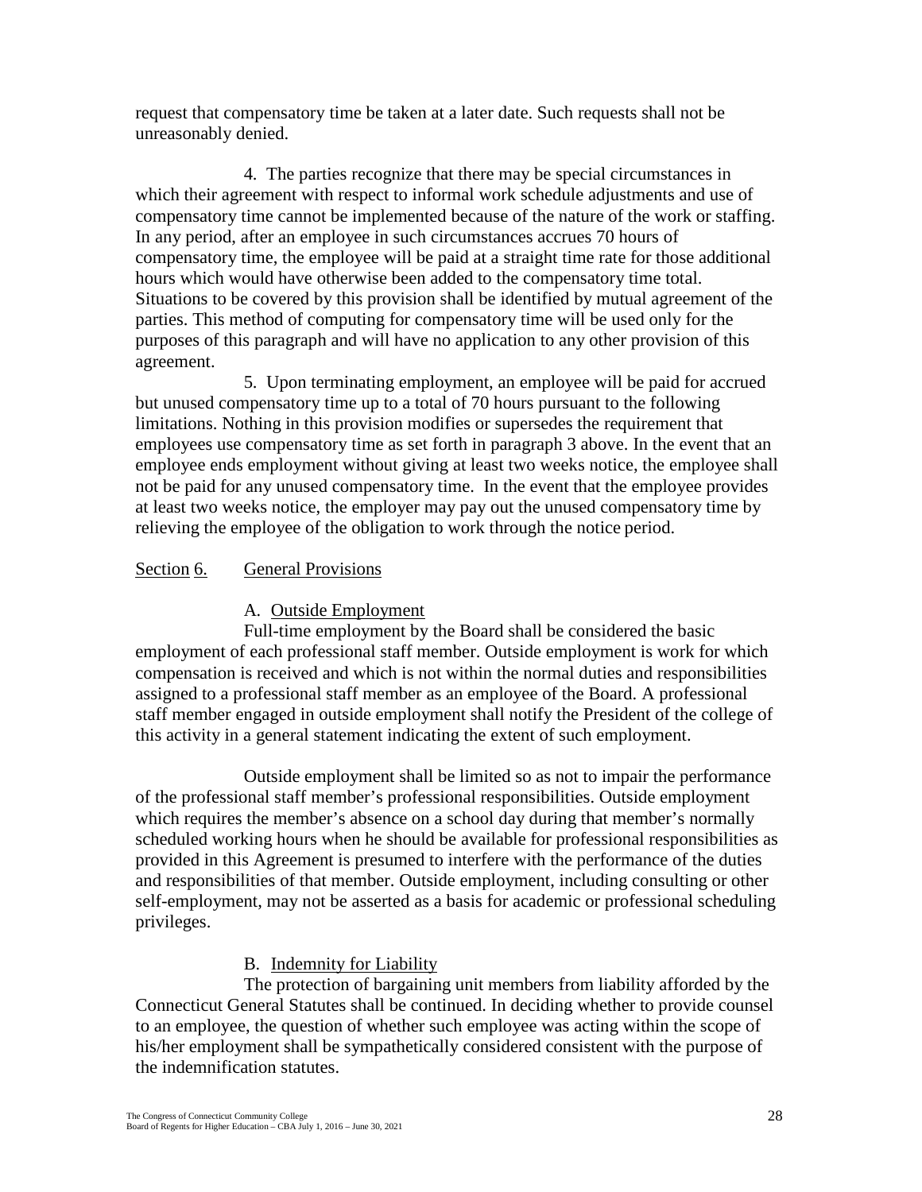request that compensatory time be taken at a later date. Such requests shall not be unreasonably denied.

4. The parties recognize that there may be special circumstances in which their agreement with respect to informal work schedule adjustments and use of compensatory time cannot be implemented because of the nature of the work or staffing. In any period, after an employee in such circumstances accrues 70 hours of compensatory time, the employee will be paid at a straight time rate for those additional hours which would have otherwise been added to the compensatory time total. Situations to be covered by this provision shall be identified by mutual agreement of the parties. This method of computing for compensatory time will be used only for the purposes of this paragraph and will have no application to any other provision of this agreement.

5. Upon terminating employment, an employee will be paid for accrued but unused compensatory time up to a total of 70 hours pursuant to the following limitations. Nothing in this provision modifies or supersedes the requirement that employees use compensatory time as set forth in paragraph 3 above. In the event that an employee ends employment without giving at least two weeks notice, the employee shall not be paid for any unused compensatory time. In the event that the employee provides at least two weeks notice, the employer may pay out the unused compensatory time by relieving the employee of the obligation to work through the notice period.

## Section 6. General Provisions

### A. Outside Employment

Full-time employment by the Board shall be considered the basic employment of each professional staff member. Outside employment is work for which compensation is received and which is not within the normal duties and responsibilities assigned to a professional staff member as an employee of the Board. A professional staff member engaged in outside employment shall notify the President of the college of this activity in a general statement indicating the extent of such employment.

Outside employment shall be limited so as not to impair the performance of the professional staff member's professional responsibilities. Outside employment which requires the member's absence on a school day during that member's normally scheduled working hours when he should be available for professional responsibilities as provided in this Agreement is presumed to interfere with the performance of the duties and responsibilities of that member. Outside employment, including consulting or other self-employment, may not be asserted as a basis for academic or professional scheduling privileges.

### B. Indemnity for Liability

The protection of bargaining unit members from liability afforded by the Connecticut General Statutes shall be continued. In deciding whether to provide counsel to an employee, the question of whether such employee was acting within the scope of his/her employment shall be sympathetically considered consistent with the purpose of the indemnification statutes.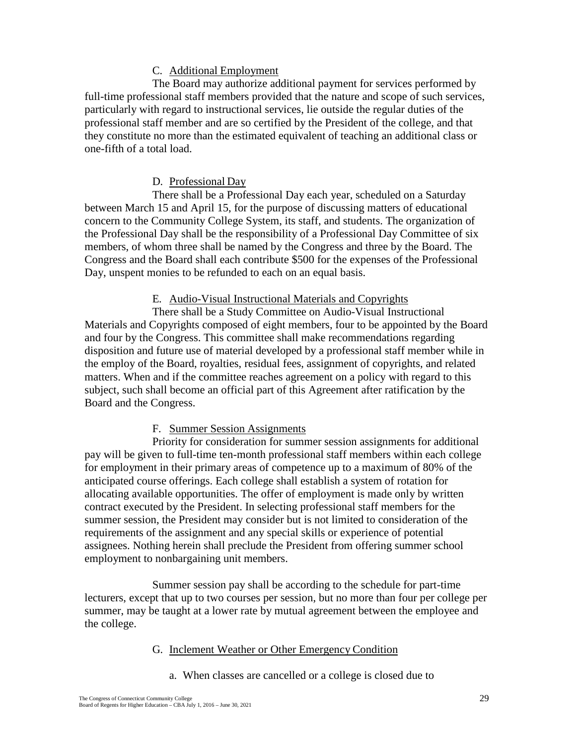C. Additional Employment

The Board may authorize additional payment for services performed by full-time professional staff members provided that the nature and scope of such services, particularly with regard to instructional services, lie outside the regular duties of the professional staff member and are so certified by the President of the college, and that they constitute no more than the estimated equivalent of teaching an additional class or one-fifth of a total load.

D. Professional Day

There shall be a Professional Day each year, scheduled on a Saturday between March 15 and April 15, for the purpose of discussing matters of educational concern to the Community College System, its staff, and students. The organization of the Professional Day shall be the responsibility of a Professional Day Committee of six members, of whom three shall be named by the Congress and three by the Board. The Congress and the Board shall each contribute $500 for the expenses of the Professional Day, unspent monies to be refunded to each on an equal basis.

E. Audio-Visual Instructional Materials and Copyrights

There shall be a Study Committee on Audio-Visual Instructional Materials and Copyrights composed of eight members, four to be appointed by the Board and four by the Congress. This committee shall make recommendations regarding disposition and future use of material developed by a professional staff member while in the employ of the Board, royalties, residual fees, assignment of copyrights, and related matters. When and if the committee reaches agreement on a policy with regard to this subject, such shall become an official part of this Agreement after ratification by the Board and the Congress.

F. Summer Session Assignments

Priority for consideration for summer session assignments for additional pay will be given to full-time ten-month professional staff members within each college for employment in their primary areas of competence up to a maximum of 80% of the anticipated course offerings. Each college shall establish a system of rotation for allocating available opportunities. The offer of employment is made only by written contract executed by the President. In selecting professional staff members for the summer session, the President may consider but is not limited to consideration of the requirements of the assignment and any special skills or experience of potential assignees. Nothing herein shall preclude the President from offering summer school employment to nonbargaining unit members.

Summer session pay shall be according to the schedule for part-time lecturers, except that up to two courses per session, but no more than four per college per summer, may be taught at a lower rate by mutual agreement between the employee and the college.

G. Inclement Weather or Other Emergency Condition

a. When classes are cancelled or a college is closed due to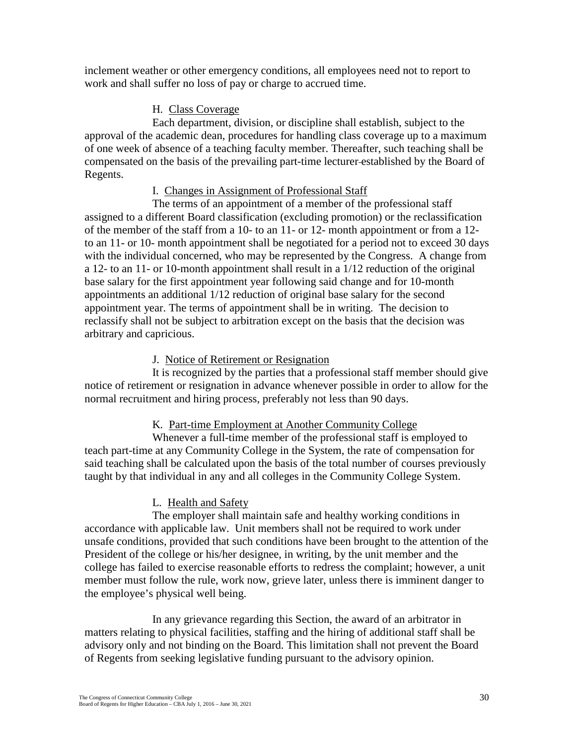inclement weather or other emergency conditions, all employees need not to report to work and shall suffer no loss of pay or charge to accrued time.

H. Class Coverage

Each department, division, or discipline shall establish, subject to the approval of the academic dean, procedures for handling class coverage up to a maximum of one week of absence of a teaching faculty member. Thereafter, such teaching shall be compensated on the basis of the prevailing part-time lecturer established by the Board of Regents.

I. Changes in Assignment of Professional Staff

The terms of an appointment of a member of the professional staff assigned to a different Board classification (excluding promotion) or the reclassification of the member of the staff from a 10- to an 11- or 12- month appointment or from a 12- to an 11- or 10- month appointment shall be negotiated for a period not to exceed 30 days with the individual concerned, who may be represented by the Congress. A change from a 12- to an 11- or 10-month appointment shall result in a 1/12 reduction of the original base salary for the first appointment year following said change and for 10-month appointments an additional 1/12 reduction of original base salary for the second appointment year. The terms of appointment shall be in writing. The decision to reclassify shall not be subject to arbitration except on the basis that the decision was arbitrary and capricious.

J. Notice of Retirement or Resignation

It is recognized by the parties that a professional staff member should give notice of retirement or resignation in advance whenever possible in order to allow for the normal recruitment and hiring process, preferably not less than 90 days.

K. Part-time Employment at Another Community College

Whenever a full-time member of the professional staff is employed to teach part-time at any Community College in the System, the rate of compensation for said teaching shall be calculated upon the basis of the total number of courses previously taught by that individual in any and all colleges in the Community College System.

L. Health and Safety

The employer shall maintain safe and healthy working conditions in accordance with applicable law. Unit members shall not be required to work under unsafe conditions, provided that such conditions have been brought to the attention of the President of the college or his/her designee, in writing, by the unit member and the college has failed to exercise reasonable efforts to redress the complaint; however, a unit member must follow the rule, work now, grieve later, unless there is imminent danger to the employee's physical well being.

In any grievance regarding this Section, the award of an arbitrator in matters relating to physical facilities, staffing and the hiring of additional staff shall be advisory only and not binding on the Board. This limitation shall not prevent the Board of Regents from seeking legislative funding pursuant to the advisory opinion.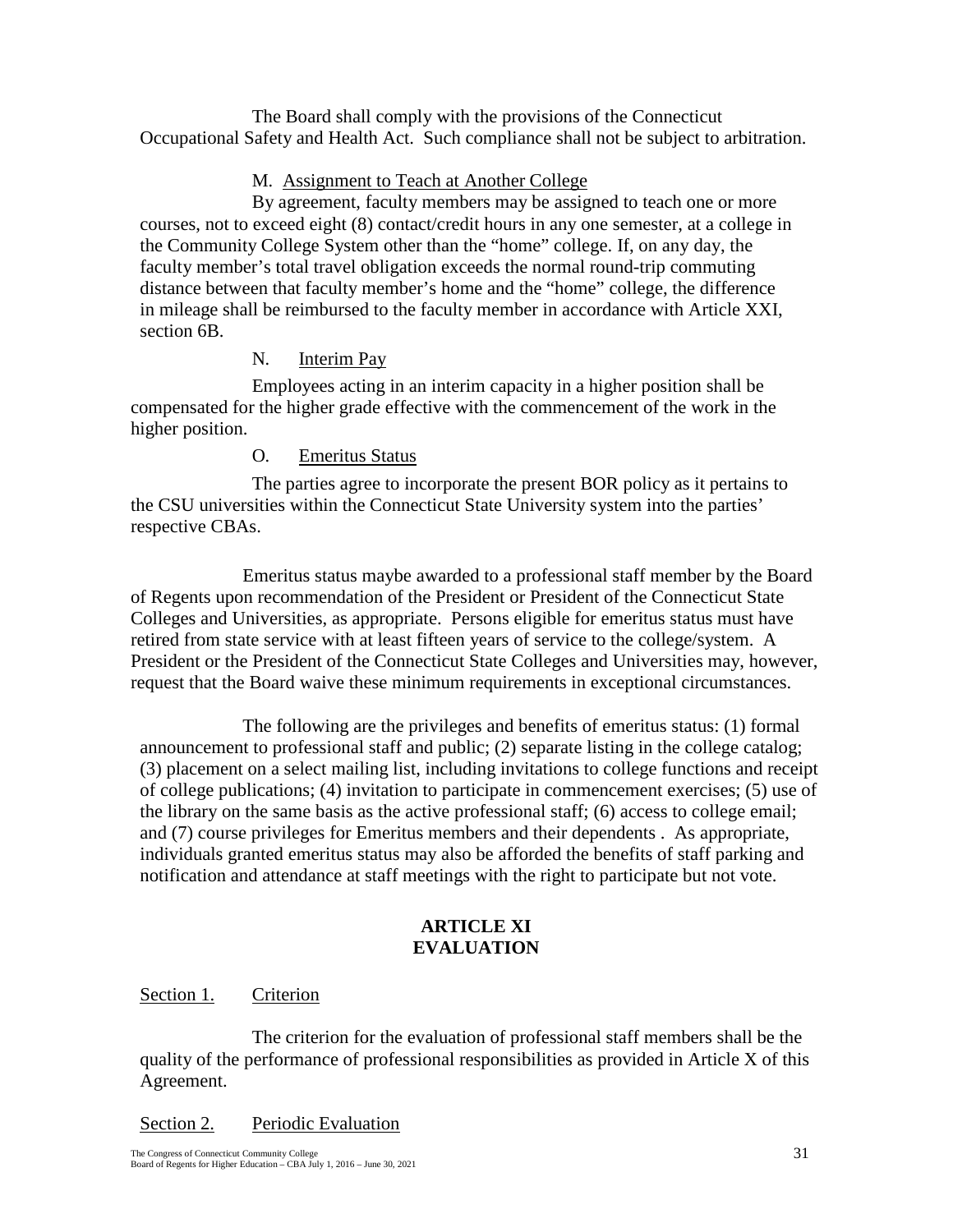The Board shall comply with the provisions of the Connecticut Occupational Safety and Health Act. Such compliance shall not be subject to arbitration.

M. Assignment to Teach at Another College

By agreement, faculty members may be assigned to teach one or more courses, not to exceed eight (8) contact/credit hours in any one semester, at a college in the Community College System other than the "home" college. If, on any day, the faculty member's total travel obligation exceeds the normal round-trip commuting distance between that faculty member's home and the "home" college, the difference in mileage shall be reimbursed to the faculty member in accordance with Article XXI, section 6B.

N. Interim Pay

Employees acting in an interim capacity in a higher position shall be compensated for the higher grade effective with the commencement of the work in the higher position.

O. Emeritus Status

The parties agree to incorporate the present BOR policy as it pertains to the CSU universities within the Connecticut State University system into the parties' respective CBAs.

Emeritus status maybe awarded to a professional staff member by the Board of Regents upon recommendation of the President or President of the Connecticut State Colleges and Universities, as appropriate. Persons eligible for emeritus status must have retired from state service with at least fifteen years of service to the college/system. A President or the President of the Connecticut State Colleges and Universities may, however, request that the Board waive these minimum requirements in exceptional circumstances.

The following are the privileges and benefits of emeritus status: (1) formal announcement to professional staff and public; (2) separate listing in the college catalog; (3) placement on a select mailing list, including invitations to college functions and receipt of college publications; (4) invitation to participate in commencement exercises; (5) use of the library on the same basis as the active professional staff; (6) access to college email; and (7) course privileges for Emeritus members and their dependents . As appropriate, individuals granted emeritus status may also be afforded the benefits of staff parking and notification and attendance at staff meetings with the right to participate but not vote.

## ARTICLE XI
## EVALUATION

Section 1. Criterion

The criterion for the evaluation of professional staff members shall be the quality of the performance of professional responsibilities as provided in Article X of this Agreement.

Section 2. Periodic Evaluation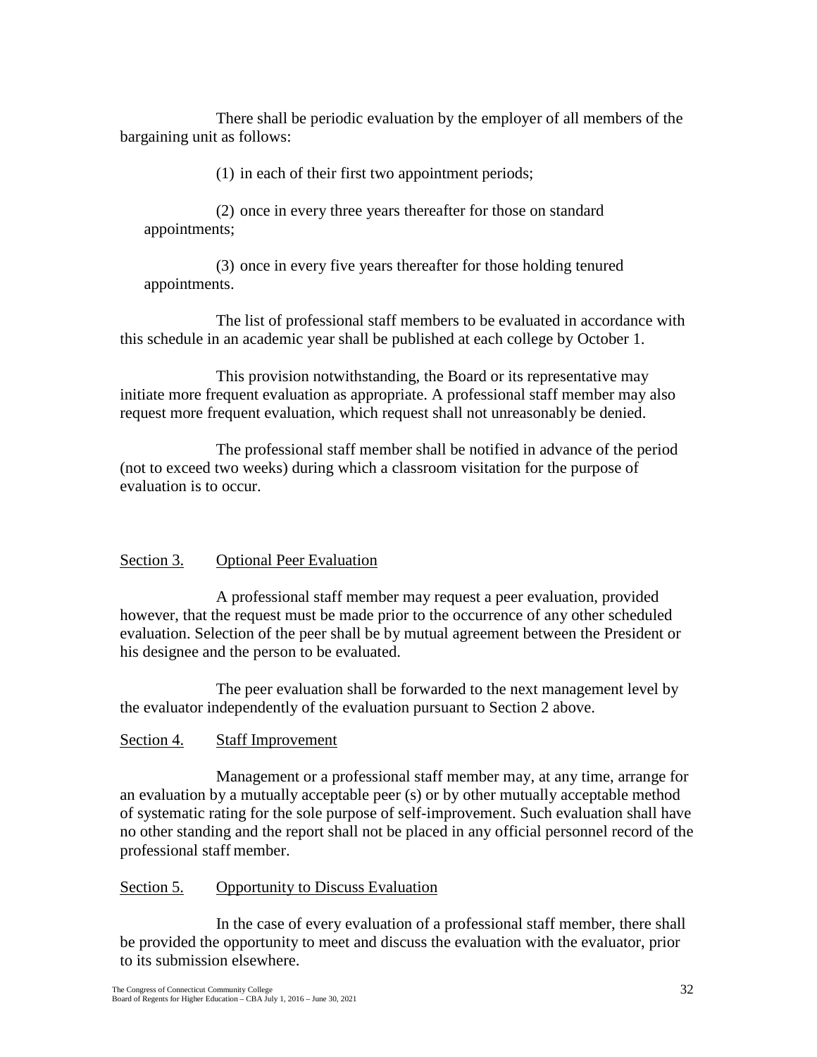There shall be periodic evaluation by the employer of all members of the bargaining unit as follows:

(1) in each of their first two appointment periods;

(2) once in every three years thereafter for those on standard appointments;

(3) once in every five years thereafter for those holding tenured appointments.

The list of professional staff members to be evaluated in accordance with this schedule in an academic year shall be published at each college by October 1.

This provision notwithstanding, the Board or its representative may initiate more frequent evaluation as appropriate. A professional staff member may also request more frequent evaluation, which request shall not unreasonably be denied.

The professional staff member shall be notified in advance of the period (not to exceed two weeks) during which a classroom visitation for the purpose of evaluation is to occur.

## Section 3. Optional Peer Evaluation

A professional staff member may request a peer evaluation, provided however, that the request must be made prior to the occurrence of any other scheduled evaluation. Selection of the peer shall be by mutual agreement between the President or his designee and the person to be evaluated.

The peer evaluation shall be forwarded to the next management level by the evaluator independently of the evaluation pursuant to Section 2 above.

## Section 4. Staff Improvement

Management or a professional staff member may, at any time, arrange for an evaluation by a mutually acceptable peer (s) or by other mutually acceptable method of systematic rating for the sole purpose of self-improvement. Such evaluation shall have no other standing and the report shall not be placed in any official personnel record of the professional staff member.

## Section 5. Opportunity to Discuss Evaluation

In the case of every evaluation of a professional staff member, there shall be provided the opportunity to meet and discuss the evaluation with the evaluator, prior to its submission elsewhere.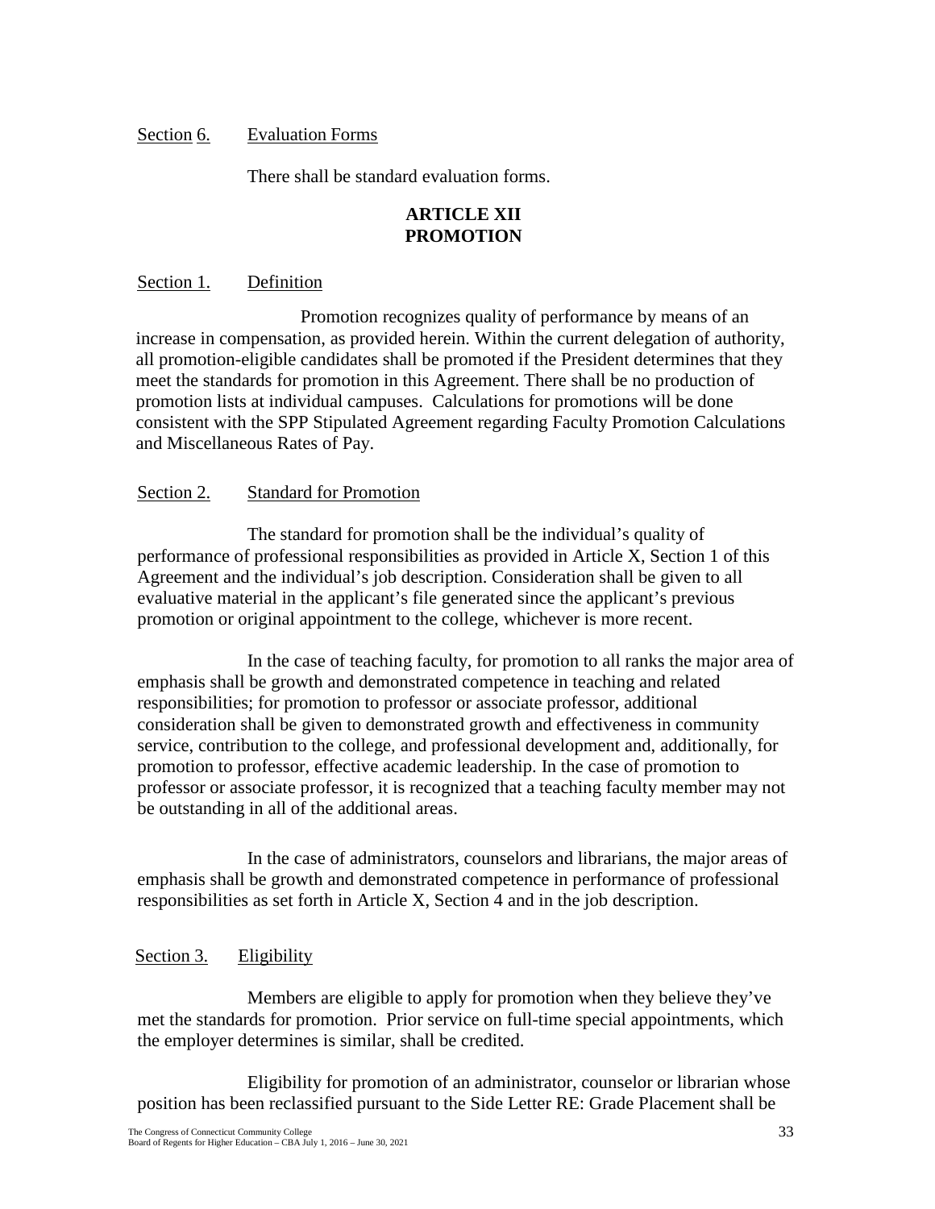Section 6. Evaluation Forms

There shall be standard evaluation forms.

## ARTICLE XII
## PROMOTION

Section 1. Definition

Promotion recognizes quality of performance by means of an increase in compensation, as provided herein. Within the current delegation of authority, all promotion-eligible candidates shall be promoted if the President determines that they meet the standards for promotion in this Agreement. There shall be no production of promotion lists at individual campuses. Calculations for promotions will be done consistent with the SPP Stipulated Agreement regarding Faculty Promotion Calculations and Miscellaneous Rates of Pay.

Section 2. Standard for Promotion

The standard for promotion shall be the individual's quality of performance of professional responsibilities as provided in Article X, Section 1 of this Agreement and the individual's job description. Consideration shall be given to all evaluative material in the applicant's file generated since the applicant's previous promotion or original appointment to the college, whichever is more recent.

In the case of teaching faculty, for promotion to all ranks the major area of emphasis shall be growth and demonstrated competence in teaching and related responsibilities; for promotion to professor or associate professor, additional consideration shall be given to demonstrated growth and effectiveness in community service, contribution to the college, and professional development and, additionally, for promotion to professor, effective academic leadership. In the case of promotion to professor or associate professor, it is recognized that a teaching faculty member may not be outstanding in all of the additional areas.

In the case of administrators, counselors and librarians, the major areas of emphasis shall be growth and demonstrated competence in performance of professional responsibilities as set forth in Article X, Section 4 and in the job description.

Section 3. Eligibility

Members are eligible to apply for promotion when they believe they've met the standards for promotion. Prior service on full-time special appointments, which the employer determines is similar, shall be credited.

Eligibility for promotion of an administrator, counselor or librarian whose position has been reclassified pursuant to the Side Letter RE: Grade Placement shall be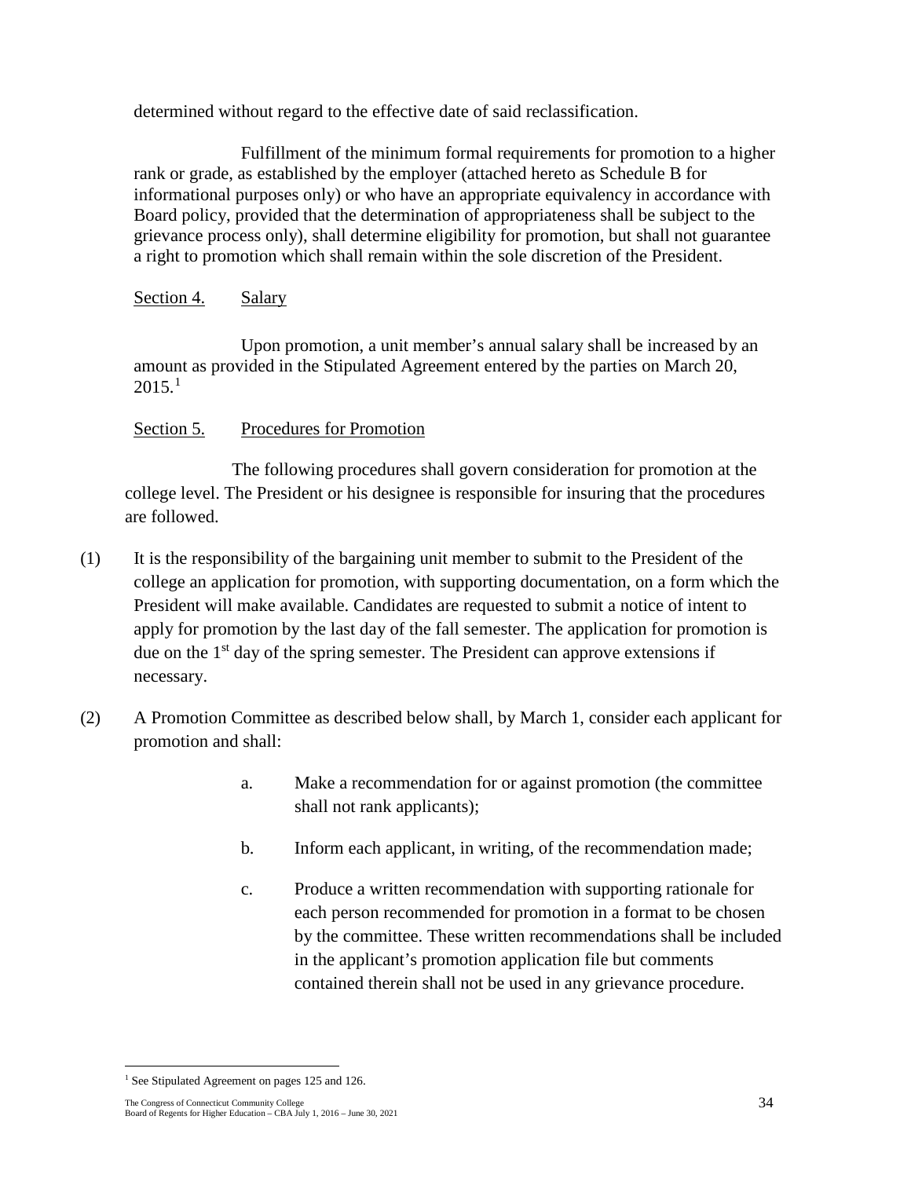determined without regard to the effective date of said reclassification.

Fulfillment of the minimum formal requirements for promotion to a higher rank or grade, as established by the employer (attached hereto as Schedule B for informational purposes only) or who have an appropriate equivalency in accordance with Board policy, provided that the determination of appropriateness shall be subject to the grievance process only), shall determine eligibility for promotion, but shall not guarantee a right to promotion which shall remain within the sole discretion of the President.

Section 4. Salary

Upon promotion, a unit member's annual salary shall be increased by an amount as provided in the Stipulated Agreement entered by the parties on March 20, 2015.[1]

Section 5. Procedures for Promotion

The following procedures shall govern consideration for promotion at the college level. The President or his designee is responsible for insuring that the procedures are followed.

(1) It is the responsibility of the bargaining unit member to submit to the President of the college an application for promotion, with supporting documentation, on a form which the President will make available. Candidates are requested to submit a notice of intent to apply for promotion by the last day of the fall semester. The application for promotion is due on the 1st day of the spring semester. The President can approve extensions if necessary.

(2) A Promotion Committee as described below shall, by March 1, consider each applicant for promotion and shall:

a. Make a recommendation for or against promotion (the committee shall not rank applicants);

b. Inform each applicant, in writing, of the recommendation made;

c. Produce a written recommendation with supporting rationale for each person recommended for promotion in a format to be chosen by the committee. These written recommendations shall be included in the applicant's promotion application file but comments contained therein shall not be used in any grievance procedure.

[1] See Stipulated Agreement on pages 125 and 126.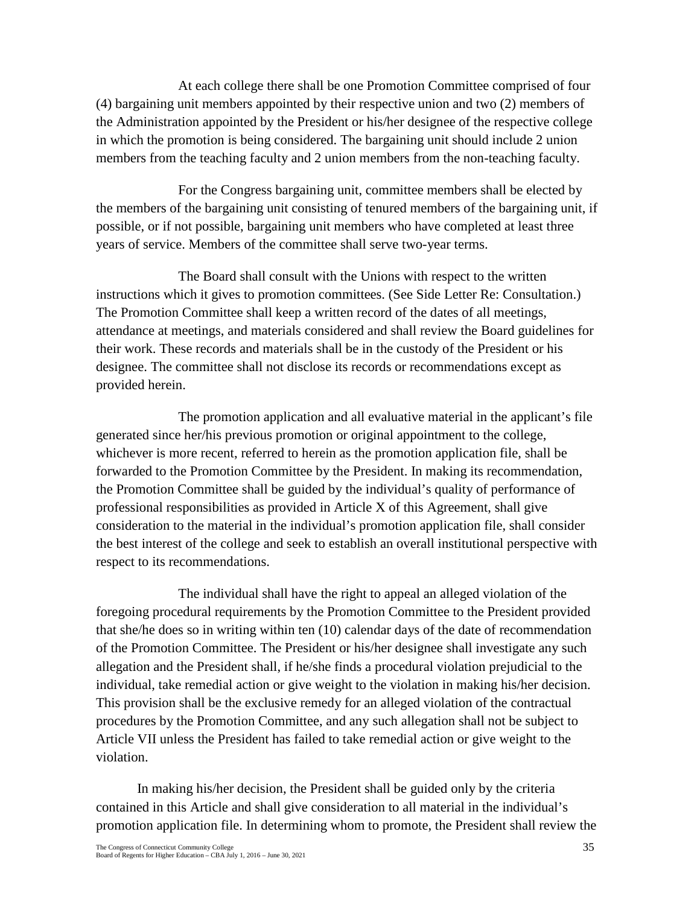At each college there shall be one Promotion Committee comprised of four (4) bargaining unit members appointed by their respective union and two (2) members of the Administration appointed by the President or his/her designee of the respective college in which the promotion is being considered. The bargaining unit should include 2 union members from the teaching faculty and 2 union members from the non-teaching faculty.

For the Congress bargaining unit, committee members shall be elected by the members of the bargaining unit consisting of tenured members of the bargaining unit, if possible, or if not possible, bargaining unit members who have completed at least three years of service. Members of the committee shall serve two-year terms.

The Board shall consult with the Unions with respect to the written instructions which it gives to promotion committees. (See Side Letter Re: Consultation.) The Promotion Committee shall keep a written record of the dates of all meetings, attendance at meetings, and materials considered and shall review the Board guidelines for their work. These records and materials shall be in the custody of the President or his designee. The committee shall not disclose its records or recommendations except as provided herein.

The promotion application and all evaluative material in the applicant's file generated since her/his previous promotion or original appointment to the college, whichever is more recent, referred to herein as the promotion application file, shall be forwarded to the Promotion Committee by the President. In making its recommendation, the Promotion Committee shall be guided by the individual's quality of performance of professional responsibilities as provided in Article X of this Agreement, shall give consideration to the material in the individual's promotion application file, shall consider the best interest of the college and seek to establish an overall institutional perspective with respect to its recommendations.

The individual shall have the right to appeal an alleged violation of the foregoing procedural requirements by the Promotion Committee to the President provided that she/he does so in writing within ten (10) calendar days of the date of recommendation of the Promotion Committee. The President or his/her designee shall investigate any such allegation and the President shall, if he/she finds a procedural violation prejudicial to the individual, take remedial action or give weight to the violation in making his/her decision. This provision shall be the exclusive remedy for an alleged violation of the contractual procedures by the Promotion Committee, and any such allegation shall not be subject to Article VII unless the President has failed to take remedial action or give weight to the violation.

In making his/her decision, the President shall be guided only by the criteria contained in this Article and shall give consideration to all material in the individual's promotion application file. In determining whom to promote, the President shall review the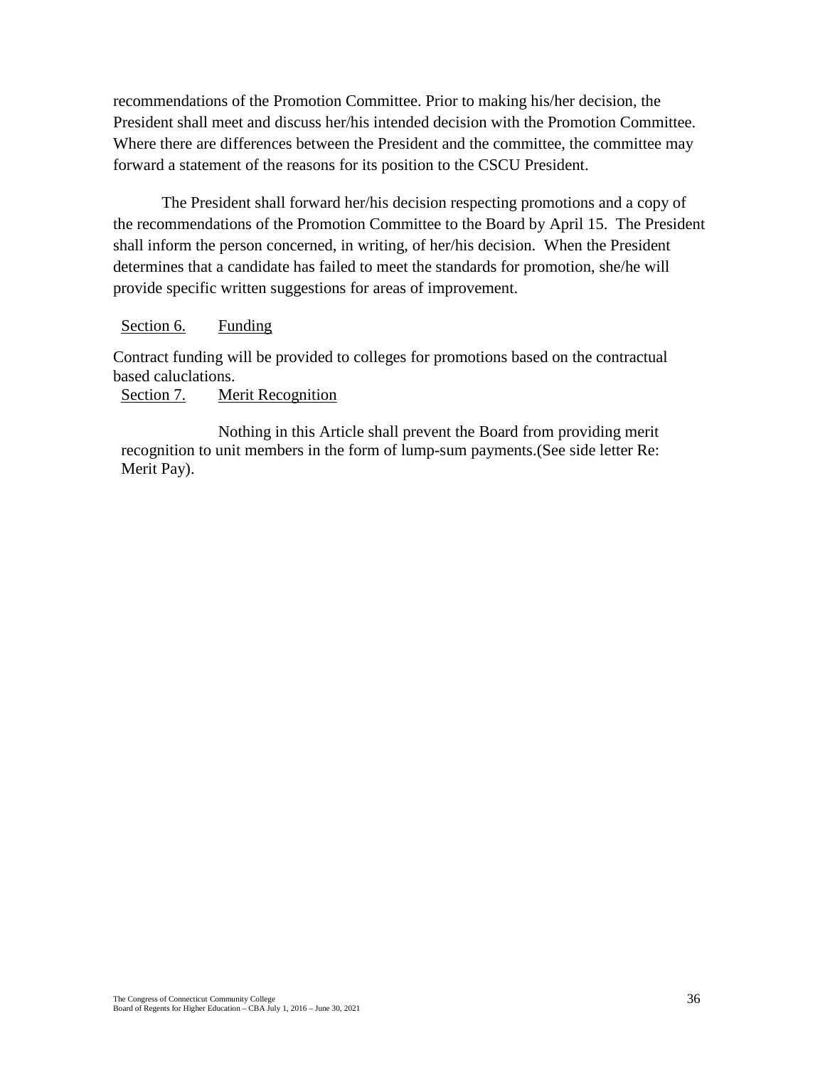recommendations of the Promotion Committee. Prior to making his/her decision, the President shall meet and discuss her/his intended decision with the Promotion Committee. Where there are differences between the President and the committee, the committee may forward a statement of the reasons for its position to the CSCU President.

The President shall forward her/his decision respecting promotions and a copy of the recommendations of the Promotion Committee to the Board by April 15. The President shall inform the person concerned, in writing, of her/his decision. When the President determines that a candidate has failed to meet the standards for promotion, she/he will provide specific written suggestions for areas of improvement.

Section 6. Funding

Contract funding will be provided to colleges for promotions based on the contractual based caluclations.

Section 7. Merit Recognition

Nothing in this Article shall prevent the Board from providing merit recognition to unit members in the form of lump-sum payments.(See side letter Re: Merit Pay).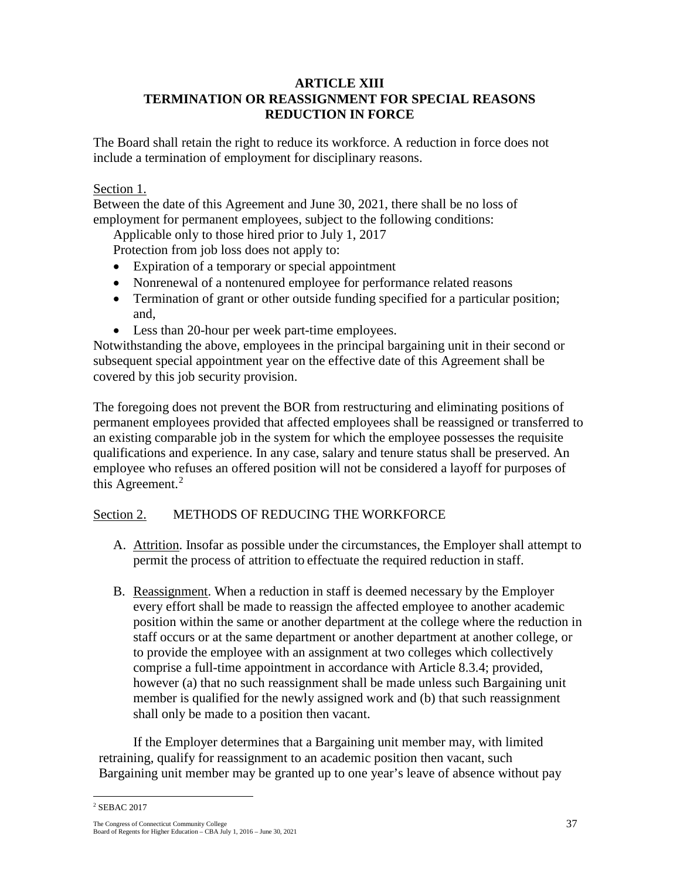## ARTICLE XIII
## TERMINATION OR REASSIGNMENT FOR SPECIAL REASONS
## REDUCTION IN FORCE

The Board shall retain the right to reduce its workforce. A reduction in force does not include a termination of employment for disciplinary reasons.

Section 1.

Between the date of this Agreement and June 30, 2021, there shall be no loss of employment for permanent employees, subject to the following conditions:

Applicable only to those hired prior to July 1, 2017

Protection from job loss does not apply to:

- Expiration of a temporary or special appointment
- Nonrenewal of a nontenured employee for performance related reasons
- Termination of grant or other outside funding specified for a particular position; and,
- Less than 20-hour per week part-time employees.

Notwithstanding the above, employees in the principal bargaining unit in their second or subsequent special appointment year on the effective date of this Agreement shall be covered by this job security provision.

The foregoing does not prevent the BOR from restructuring and eliminating positions of permanent employees provided that affected employees shall be reassigned or transferred to an existing comparable job in the system for which the employee possesses the requisite qualifications and experience. In any case, salary and tenure status shall be preserved. An employee who refuses an offered position will not be considered a layoff for purposes of this Agreement.[2]

Section 2. METHODS OF REDUCING THE WORKFORCE

A. Attrition. Insofar as possible under the circumstances, the Employer shall attempt to permit the process of attrition to effectuate the required reduction in staff.

B. Reassignment. When a reduction in staff is deemed necessary by the Employer every effort shall be made to reassign the affected employee to another academic position within the same or another department at the college where the reduction in staff occurs or at the same department or another department at another college, or to provide the employee with an assignment at two colleges which collectively comprise a full-time appointment in accordance with Article 8.3.4; provided, however (a) that no such reassignment shall be made unless such Bargaining unit member is qualified for the newly assigned work and (b) that such reassignment shall only be made to a position then vacant.

If the Employer determines that a Bargaining unit member may, with limited retraining, qualify for reassignment to an academic position then vacant, such Bargaining unit member may be granted up to one year's leave of absence without pay

[2] SEBAC 2017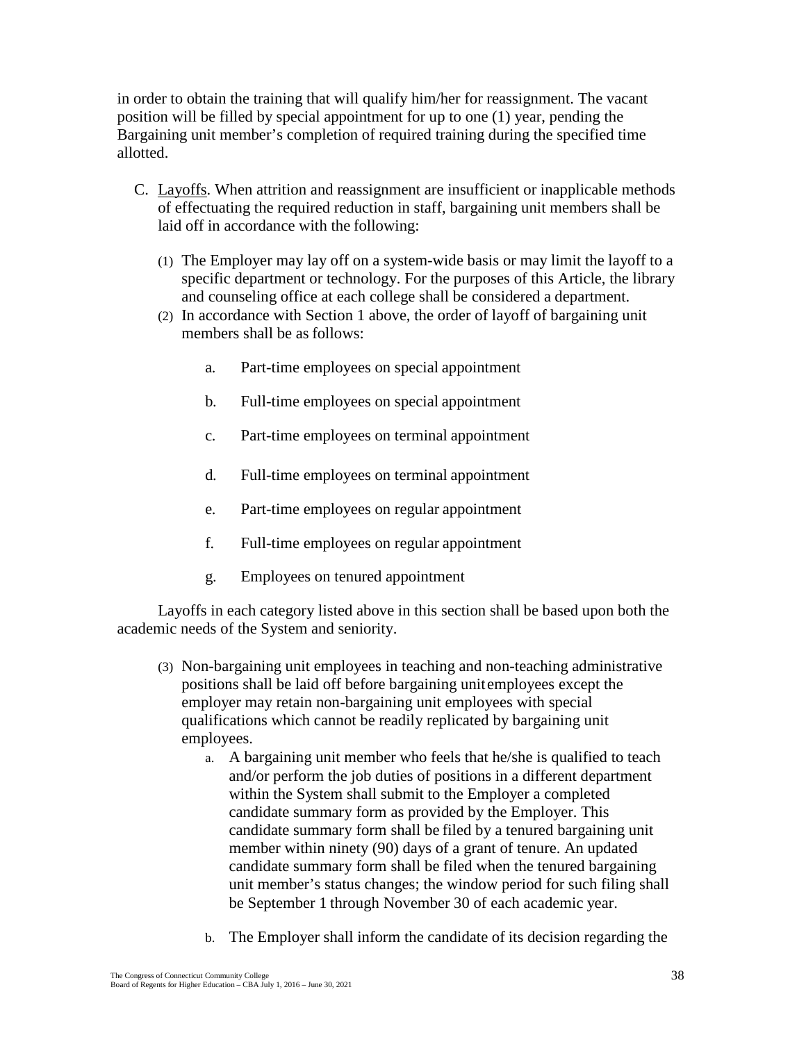in order to obtain the training that will qualify him/her for reassignment. The vacant position will be filled by special appointment for up to one (1) year, pending the Bargaining unit member's completion of required training during the specified time allotted.

C. Layoffs. When attrition and reassignment are insufficient or inapplicable methods of effectuating the required reduction in staff, bargaining unit members shall be laid off in accordance with the following:

(1) The Employer may lay off on a system-wide basis or may limit the layoff to a specific department or technology. For the purposes of this Article, the library and counseling office at each college shall be considered a department.

(2) In accordance with Section 1 above, the order of layoff of bargaining unit members shall be as follows:

a. Part-time employees on special appointment

b. Full-time employees on special appointment

c. Part-time employees on terminal appointment

d. Full-time employees on terminal appointment

e. Part-time employees on regular appointment

f. Full-time employees on regular appointment

g. Employees on tenured appointment

Layoffs in each category listed above in this section shall be based upon both the academic needs of the System and seniority.

(3) Non-bargaining unit employees in teaching and non-teaching administrative positions shall be laid off before bargaining unit employees except the employer may retain non-bargaining unit employees with special qualifications which cannot be readily replicated by bargaining unit employees.

a. A bargaining unit member who feels that he/she is qualified to teach and/or perform the job duties of positions in a different department within the System shall submit to the Employer a completed candidate summary form as provided by the Employer. This candidate summary form shall be filed by a tenured bargaining unit member within ninety (90) days of a grant of tenure. An updated candidate summary form shall be filed when the tenured bargaining unit member's status changes; the window period for such filing shall be September 1 through November 30 of each academic year.

b. The Employer shall inform the candidate of its decision regarding the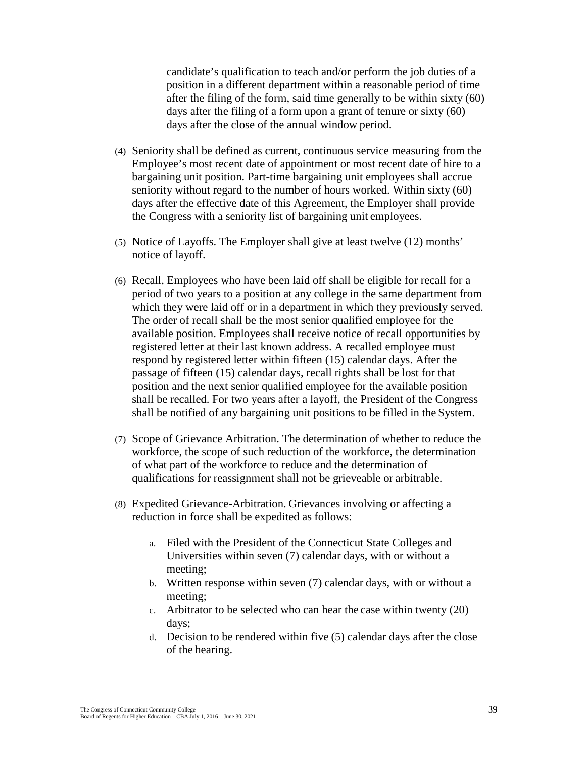candidate's qualification to teach and/or perform the job duties of a position in a different department within a reasonable period of time after the filing of the form, said time generally to be within sixty (60) days after the filing of a form upon a grant of tenure or sixty (60) days after the close of the annual window period.

(4) Seniority shall be defined as current, continuous service measuring from the Employee's most recent date of appointment or most recent date of hire to a bargaining unit position. Part-time bargaining unit employees shall accrue seniority without regard to the number of hours worked. Within sixty (60) days after the effective date of this Agreement, the Employer shall provide the Congress with a seniority list of bargaining unit employees.

(5) Notice of Layoffs. The Employer shall give at least twelve (12) months' notice of layoff.

(6) Recall. Employees who have been laid off shall be eligible for recall for a period of two years to a position at any college in the same department from which they were laid off or in a department in which they previously served. The order of recall shall be the most senior qualified employee for the available position. Employees shall receive notice of recall opportunities by registered letter at their last known address. A recalled employee must respond by registered letter within fifteen (15) calendar days. After the passage of fifteen (15) calendar days, recall rights shall be lost for that position and the next senior qualified employee for the available position shall be recalled. For two years after a layoff, the President of the Congress shall be notified of any bargaining unit positions to be filled in the System.

(7) Scope of Grievance Arbitration. The determination of whether to reduce the workforce, the scope of such reduction of the workforce, the determination of what part of the workforce to reduce and the determination of qualifications for reassignment shall not be grieveable or arbitrable.

(8) Expedited Grievance-Arbitration. Grievances involving or affecting a reduction in force shall be expedited as follows:

   a. Filed with the President of the Connecticut State Colleges and Universities within seven (7) calendar days, with or without a meeting;
   b. Written response within seven (7) calendar days, with or without a meeting;
   c. Arbitrator to be selected who can hear the case within twenty (20) days;
   d. Decision to be rendered within five (5) calendar days after the close of the hearing.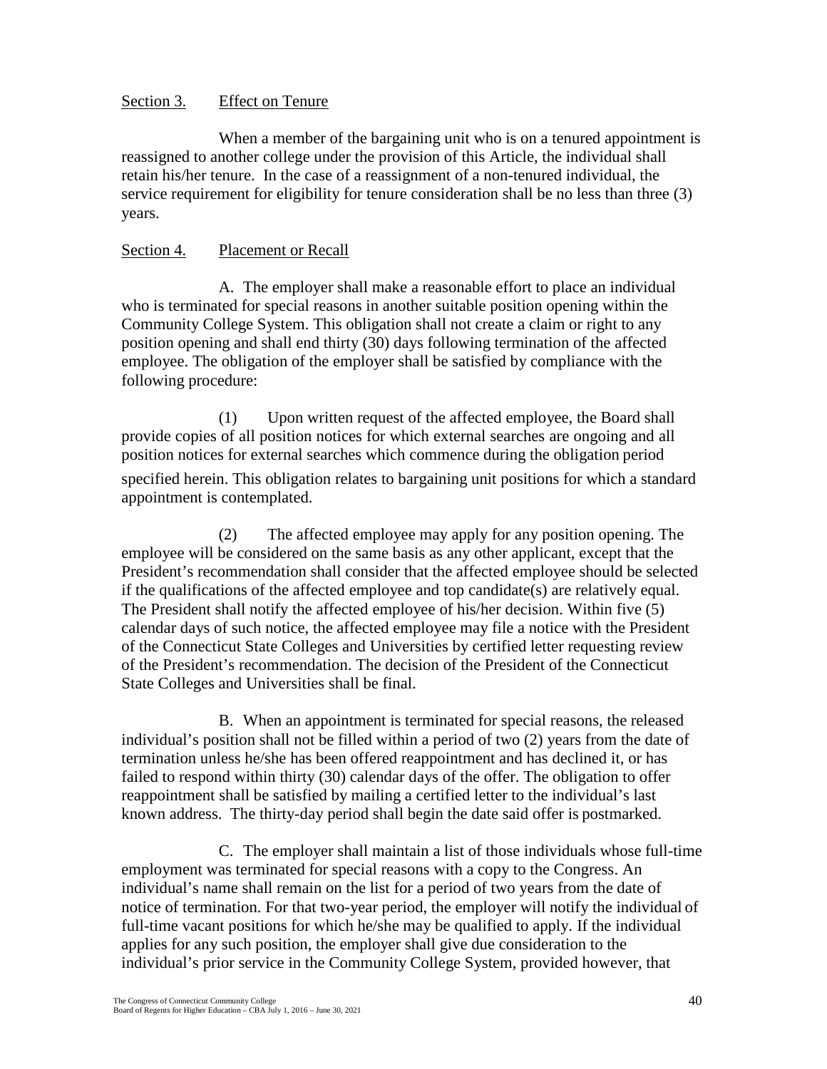Section 3. Effect on Tenure

When a member of the bargaining unit who is on a tenured appointment is reassigned to another college under the provision of this Article, the individual shall retain his/her tenure. In the case of a reassignment of a non-tenured individual, the service requirement for eligibility for tenure consideration shall be no less than three (3) years.

Section 4. Placement or Recall

A. The employer shall make a reasonable effort to place an individual who is terminated for special reasons in another suitable position opening within the Community College System. This obligation shall not create a claim or right to any position opening and shall end thirty (30) days following termination of the affected employee. The obligation of the employer shall be satisfied by compliance with the following procedure:

(1) Upon written request of the affected employee, the Board shall provide copies of all position notices for which external searches are ongoing and all position notices for external searches which commence during the obligation period specified herein. This obligation relates to bargaining unit positions for which a standard appointment is contemplated.

(2) The affected employee may apply for any position opening. The employee will be considered on the same basis as any other applicant, except that the President's recommendation shall consider that the affected employee should be selected if the qualifications of the affected employee and top candidate(s) are relatively equal. The President shall notify the affected employee of his/her decision. Within five (5) calendar days of such notice, the affected employee may file a notice with the President of the Connecticut State Colleges and Universities by certified letter requesting review of the President's recommendation. The decision of the President of the Connecticut State Colleges and Universities shall be final.

B. When an appointment is terminated for special reasons, the released individual's position shall not be filled within a period of two (2) years from the date of termination unless he/she has been offered reappointment and has declined it, or has failed to respond within thirty (30) calendar days of the offer. The obligation to offer reappointment shall be satisfied by mailing a certified letter to the individual's last known address. The thirty-day period shall begin the date said offer is postmarked.

C. The employer shall maintain a list of those individuals whose full-time employment was terminated for special reasons with a copy to the Congress. An individual's name shall remain on the list for a period of two years from the date of notice of termination. For that two-year period, the employer will notify the individual of full-time vacant positions for which he/she may be qualified to apply. If the individual applies for any such position, the employer shall give due consideration to the individual's prior service in the Community College System, provided however, that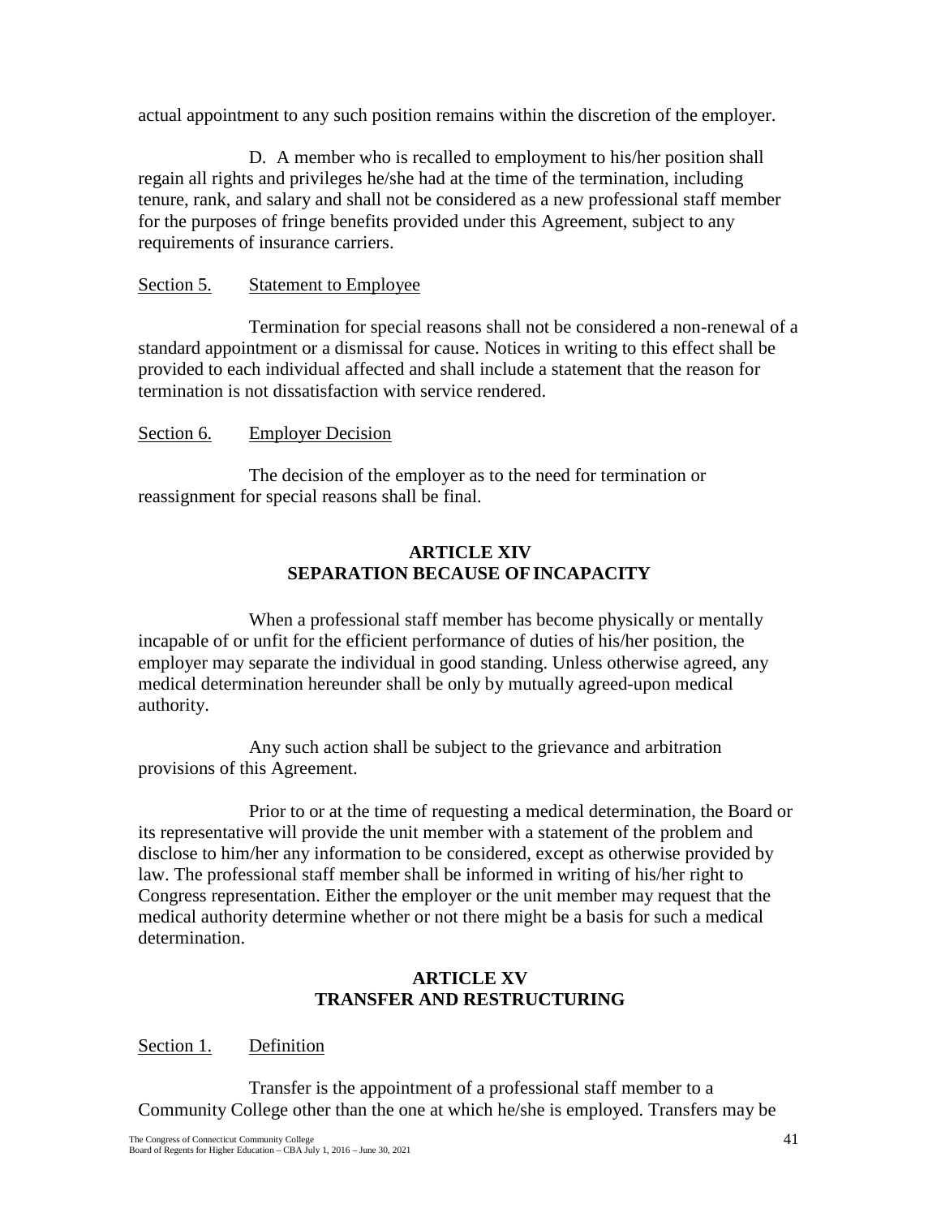actual appointment to any such position remains within the discretion of the employer.

D. A member who is recalled to employment to his/her position shall regain all rights and privileges he/she had at the time of the termination, including tenure, rank, and salary and shall not be considered as a new professional staff member for the purposes of fringe benefits provided under this Agreement, subject to any requirements of insurance carriers.

Section 5. Statement to Employee

Termination for special reasons shall not be considered a non-renewal of a standard appointment or a dismissal for cause. Notices in writing to this effect shall be provided to each individual affected and shall include a statement that the reason for termination is not dissatisfaction with service rendered.

Section 6. Employer Decision

The decision of the employer as to the need for termination or reassignment for special reasons shall be final.

## ARTICLE XIV
## SEPARATION BECAUSE OF INCAPACITY

When a professional staff member has become physically or mentally incapable of or unfit for the efficient performance of duties of his/her position, the employer may separate the individual in good standing. Unless otherwise agreed, any medical determination hereunder shall be only by mutually agreed-upon medical authority.

Any such action shall be subject to the grievance and arbitration provisions of this Agreement.

Prior to or at the time of requesting a medical determination, the Board or its representative will provide the unit member with a statement of the problem and disclose to him/her any information to be considered, except as otherwise provided by law. The professional staff member shall be informed in writing of his/her right to Congress representation. Either the employer or the unit member may request that the medical authority determine whether or not there might be a basis for such a medical determination.

## ARTICLE XV
## TRANSFER AND RESTRUCTURING

Section 1. Definition

Transfer is the appointment of a professional staff member to a Community College other than the one at which he/she is employed. Transfers may be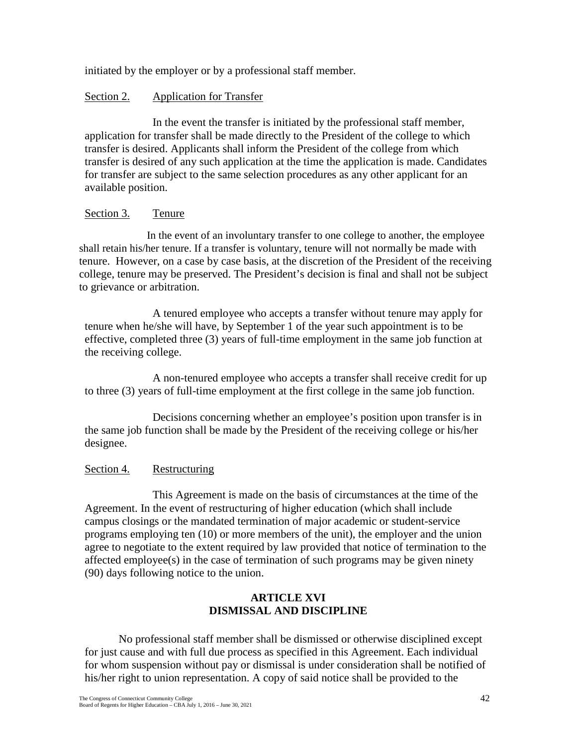initiated by the employer or by a professional staff member.

Section 2. Application for Transfer

In the event the transfer is initiated by the professional staff member, application for transfer shall be made directly to the President of the college to which transfer is desired. Applicants shall inform the President of the college from which transfer is desired of any such application at the time the application is made. Candidates for transfer are subject to the same selection procedures as any other applicant for an available position.

Section 3. Tenure

In the event of an involuntary transfer to one college to another, the employee shall retain his/her tenure. If a transfer is voluntary, tenure will not normally be made with tenure. However, on a case by case basis, at the discretion of the President of the receiving college, tenure may be preserved. The President's decision is final and shall not be subject to grievance or arbitration.

A tenured employee who accepts a transfer without tenure may apply for tenure when he/she will have, by September 1 of the year such appointment is to be effective, completed three (3) years of full-time employment in the same job function at the receiving college.

A non-tenured employee who accepts a transfer shall receive credit for up to three (3) years of full-time employment at the first college in the same job function.

Decisions concerning whether an employee's position upon transfer is in the same job function shall be made by the President of the receiving college or his/her designee.

Section 4. Restructuring

This Agreement is made on the basis of circumstances at the time of the Agreement. In the event of restructuring of higher education (which shall include campus closings or the mandated termination of major academic or student-service programs employing ten (10) or more members of the unit), the employer and the union agree to negotiate to the extent required by law provided that notice of termination to the affected employee(s) in the case of termination of such programs may be given ninety (90) days following notice to the union.

## ARTICLE XVI
## DISMISSAL AND DISCIPLINE

No professional staff member shall be dismissed or otherwise disciplined except for just cause and with full due process as specified in this Agreement. Each individual for whom suspension without pay or dismissal is under consideration shall be notified of his/her right to union representation. A copy of said notice shall be provided to the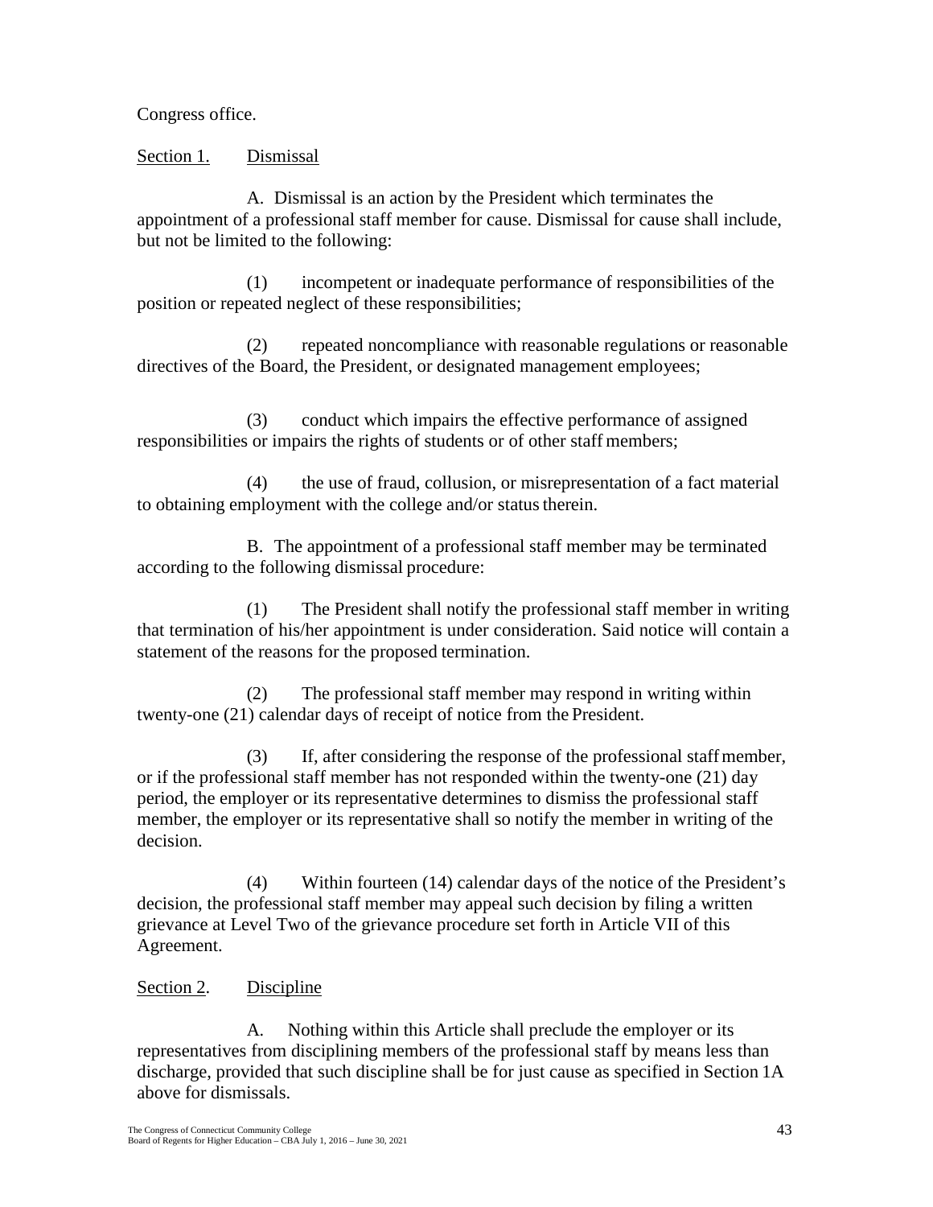Congress office.

Section 1. Dismissal

A. Dismissal is an action by the President which terminates the appointment of a professional staff member for cause. Dismissal for cause shall include, but not be limited to the following:

(1) incompetent or inadequate performance of responsibilities of the position or repeated neglect of these responsibilities;

(2) repeated noncompliance with reasonable regulations or reasonable directives of the Board, the President, or designated management employees;

(3) conduct which impairs the effective performance of assigned responsibilities or impairs the rights of students or of other staff members;

(4) the use of fraud, collusion, or misrepresentation of a fact material to obtaining employment with the college and/or status therein.

B. The appointment of a professional staff member may be terminated according to the following dismissal procedure:

(1) The President shall notify the professional staff member in writing that termination of his/her appointment is under consideration. Said notice will contain a statement of the reasons for the proposed termination.

(2) The professional staff member may respond in writing within twenty-one (21) calendar days of receipt of notice from the President.

(3) If, after considering the response of the professional staff member, or if the professional staff member has not responded within the twenty-one (21) day period, the employer or its representative determines to dismiss the professional staff member, the employer or its representative shall so notify the member in writing of the decision.

(4) Within fourteen (14) calendar days of the notice of the President's decision, the professional staff member may appeal such decision by filing a written grievance at Level Two of the grievance procedure set forth in Article VII of this Agreement.

Section 2. Discipline

A. Nothing within this Article shall preclude the employer or its representatives from disciplining members of the professional staff by means less than discharge, provided that such discipline shall be for just cause as specified in Section 1A above for dismissals.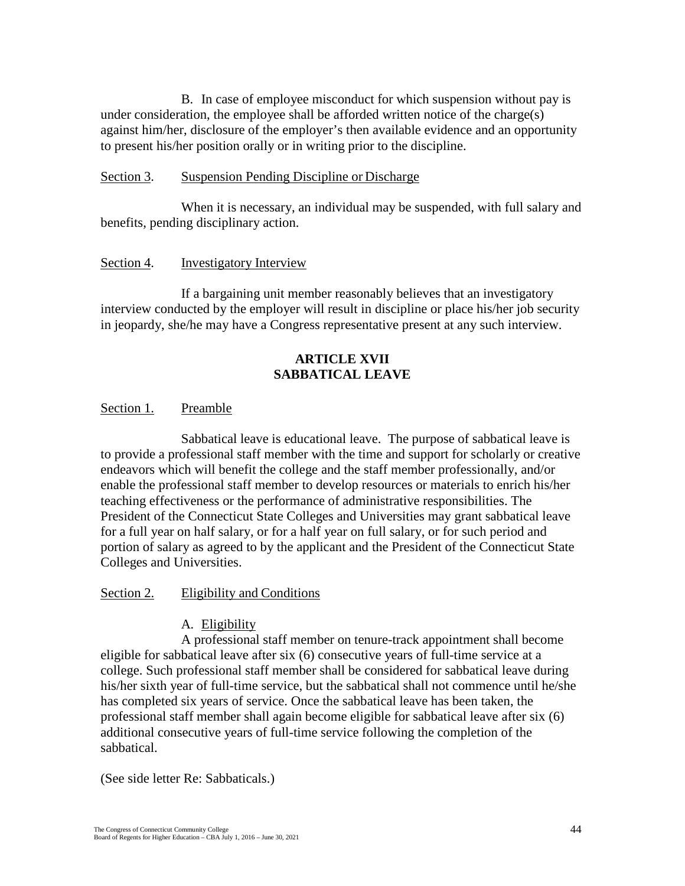B. In case of employee misconduct for which suspension without pay is under consideration, the employee shall be afforded written notice of the charge(s) against him/her, disclosure of the employer's then available evidence and an opportunity to present his/her position orally or in writing prior to the discipline.

<u>Section 3</u>. <u>Suspension Pending Discipline or Discharge</u>

When it is necessary, an individual may be suspended, with full salary and benefits, pending disciplinary action.

<u>Section 4</u>. <u>Investigatory Interview</u>

If a bargaining unit member reasonably believes that an investigatory interview conducted by the employer will result in discipline or place his/her job security in jeopardy, she/he may have a Congress representative present at any such interview.

## ARTICLE XVII
## SABBATICAL LEAVE

<u>Section 1.</u> <u>Preamble</u>

Sabbatical leave is educational leave. The purpose of sabbatical leave is to provide a professional staff member with the time and support for scholarly or creative endeavors which will benefit the college and the staff member professionally, and/or enable the professional staff member to develop resources or materials to enrich his/her teaching effectiveness or the performance of administrative responsibilities. The President of the Connecticut State Colleges and Universities may grant sabbatical leave for a full year on half salary, or for a half year on full salary, or for such period and portion of salary as agreed to by the applicant and the President of the Connecticut State Colleges and Universities.

<u>Section 2.</u> <u>Eligibility and Conditions</u>

A. <u>Eligibility</u>

A professional staff member on tenure-track appointment shall become eligible for sabbatical leave after six (6) consecutive years of full-time service at a college. Such professional staff member shall be considered for sabbatical leave during his/her sixth year of full-time service, but the sabbatical shall not commence until he/she has completed six years of service. Once the sabbatical leave has been taken, the professional staff member shall again become eligible for sabbatical leave after six (6) additional consecutive years of full-time service following the completion of the sabbatical.

(See side letter Re: Sabbaticals.)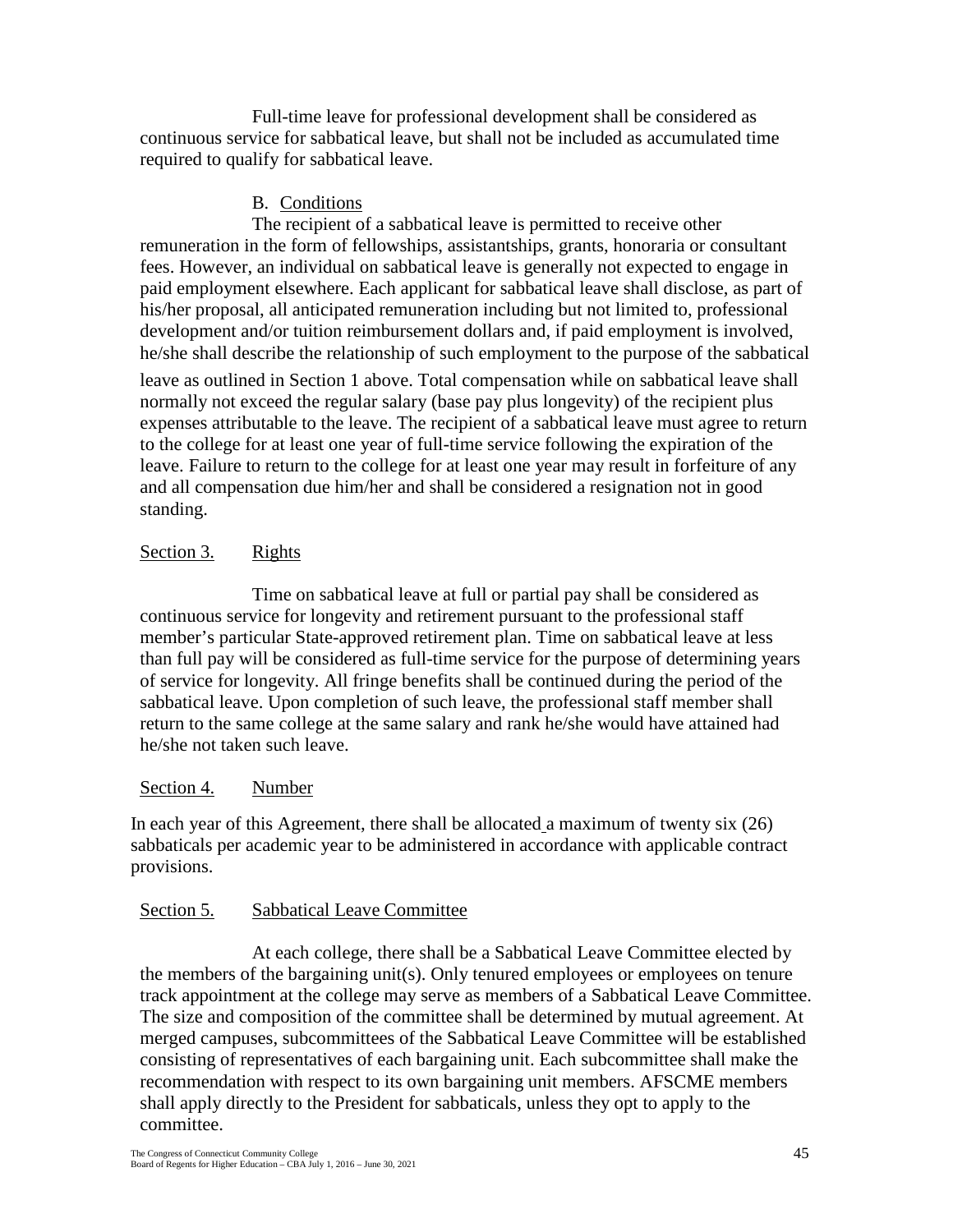Full-time leave for professional development shall be considered as continuous service for sabbatical leave, but shall not be included as accumulated time required to qualify for sabbatical leave.

B. Conditions

The recipient of a sabbatical leave is permitted to receive other remuneration in the form of fellowships, assistantships, grants, honoraria or consultant fees. However, an individual on sabbatical leave is generally not expected to engage in paid employment elsewhere. Each applicant for sabbatical leave shall disclose, as part of his/her proposal, all anticipated remuneration including but not limited to, professional development and/or tuition reimbursement dollars and, if paid employment is involved, he/she shall describe the relationship of such employment to the purpose of the sabbatical leave as outlined in Section 1 above. Total compensation while on sabbatical leave shall normally not exceed the regular salary (base pay plus longevity) of the recipient plus expenses attributable to the leave. The recipient of a sabbatical leave must agree to return to the college for at least one year of full-time service following the expiration of the leave. Failure to return to the college for at least one year may result in forfeiture of any and all compensation due him/her and shall be considered a resignation not in good standing.

Section 3. Rights

Time on sabbatical leave at full or partial pay shall be considered as continuous service for longevity and retirement pursuant to the professional staff member's particular State-approved retirement plan. Time on sabbatical leave at less than full pay will be considered as full-time service for the purpose of determining years of service for longevity. All fringe benefits shall be continued during the period of the sabbatical leave. Upon completion of such leave, the professional staff member shall return to the same college at the same salary and rank he/she would have attained had he/she not taken such leave.

Section 4. Number

In each year of this Agreement, there shall be allocated a maximum of twenty six (26) sabbaticals per academic year to be administered in accordance with applicable contract provisions.

Section 5. Sabbatical Leave Committee

At each college, there shall be a Sabbatical Leave Committee elected by the members of the bargaining unit(s). Only tenured employees or employees on tenure track appointment at the college may serve as members of a Sabbatical Leave Committee. The size and composition of the committee shall be determined by mutual agreement. At merged campuses, subcommittees of the Sabbatical Leave Committee will be established consisting of representatives of each bargaining unit. Each subcommittee shall make the recommendation with respect to its own bargaining unit members. AFSCME members shall apply directly to the President for sabbaticals, unless they opt to apply to the committee.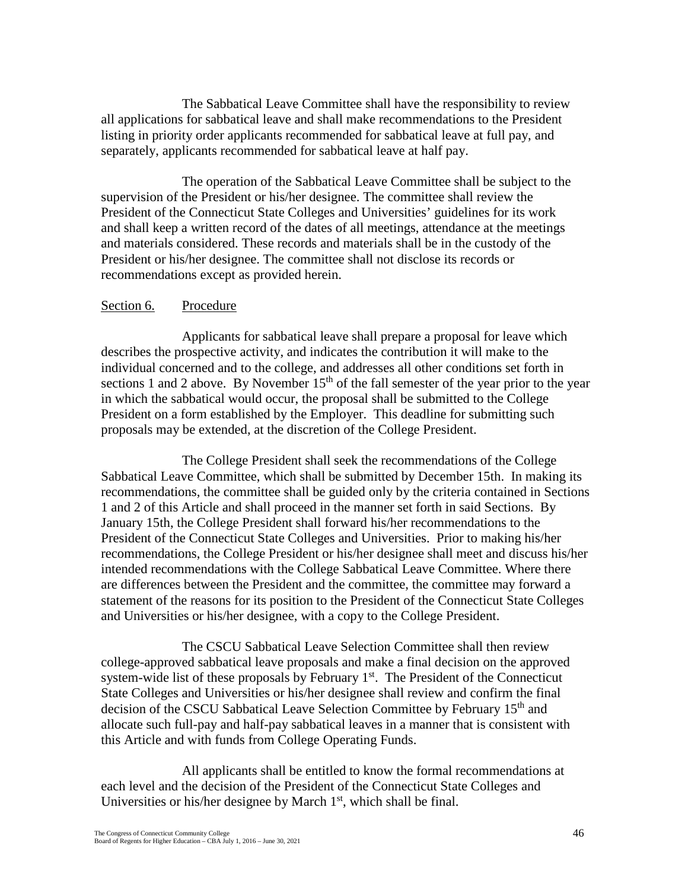The Sabbatical Leave Committee shall have the responsibility to review all applications for sabbatical leave and shall make recommendations to the President listing in priority order applicants recommended for sabbatical leave at full pay, and separately, applicants recommended for sabbatical leave at half pay.

The operation of the Sabbatical Leave Committee shall be subject to the supervision of the President or his/her designee. The committee shall review the President of the Connecticut State Colleges and Universities' guidelines for its work and shall keep a written record of the dates of all meetings, attendance at the meetings and materials considered. These records and materials shall be in the custody of the President or his/her designee. The committee shall not disclose its records or recommendations except as provided herein.

Section 6. Procedure

Applicants for sabbatical leave shall prepare a proposal for leave which describes the prospective activity, and indicates the contribution it will make to the individual concerned and to the college, and addresses all other conditions set forth in sections 1 and 2 above. By November 15th of the fall semester of the year prior to the year in which the sabbatical would occur, the proposal shall be submitted to the College President on a form established by the Employer. This deadline for submitting such proposals may be extended, at the discretion of the College President.

The College President shall seek the recommendations of the College Sabbatical Leave Committee, which shall be submitted by December 15th. In making its recommendations, the committee shall be guided only by the criteria contained in Sections 1 and 2 of this Article and shall proceed in the manner set forth in said Sections. By January 15th, the College President shall forward his/her recommendations to the President of the Connecticut State Colleges and Universities. Prior to making his/her recommendations, the College President or his/her designee shall meet and discuss his/her intended recommendations with the College Sabbatical Leave Committee. Where there are differences between the President and the committee, the committee may forward a statement of the reasons for its position to the President of the Connecticut State Colleges and Universities or his/her designee, with a copy to the College President.

The CSCU Sabbatical Leave Selection Committee shall then review college-approved sabbatical leave proposals and make a final decision on the approved system-wide list of these proposals by February 1st. The President of the Connecticut State Colleges and Universities or his/her designee shall review and confirm the final decision of the CSCU Sabbatical Leave Selection Committee by February 15th and allocate such full-pay and half-pay sabbatical leaves in a manner that is consistent with this Article and with funds from College Operating Funds.

All applicants shall be entitled to know the formal recommendations at each level and the decision of the President of the Connecticut State Colleges and Universities or his/her designee by March 1st, which shall be final.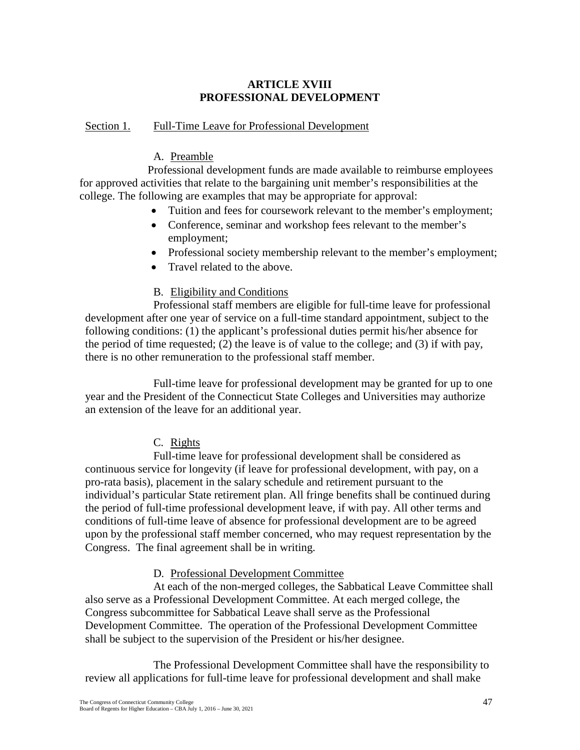# ARTICLE XVIII
# PROFESSIONAL DEVELOPMENT

## Section 1. Full-Time Leave for Professional Development

### A. Preamble

Professional development funds are made available to reimburse employees for approved activities that relate to the bargaining unit member's responsibilities at the college. The following are examples that may be appropriate for approval:

- Tuition and fees for coursework relevant to the member's employment;
- Conference, seminar and workshop fees relevant to the member's employment;
- Professional society membership relevant to the member's employment;
- Travel related to the above.

### B. Eligibility and Conditions

Professional staff members are eligible for full-time leave for professional development after one year of service on a full-time standard appointment, subject to the following conditions: (1) the applicant's professional duties permit his/her absence for the period of time requested; (2) the leave is of value to the college; and (3) if with pay, there is no other remuneration to the professional staff member.

Full-time leave for professional development may be granted for up to one year and the President of the Connecticut State Colleges and Universities may authorize an extension of the leave for an additional year.

### C. Rights

Full-time leave for professional development shall be considered as continuous service for longevity (if leave for professional development, with pay, on a pro-rata basis), placement in the salary schedule and retirement pursuant to the individual's particular State retirement plan. All fringe benefits shall be continued during the period of full-time professional development leave, if with pay. All other terms and conditions of full-time leave of absence for professional development are to be agreed upon by the professional staff member concerned, who may request representation by the Congress. The final agreement shall be in writing.

### D. Professional Development Committee

At each of the non-merged colleges, the Sabbatical Leave Committee shall also serve as a Professional Development Committee. At each merged college, the Congress subcommittee for Sabbatical Leave shall serve as the Professional Development Committee. The operation of the Professional Development Committee shall be subject to the supervision of the President or his/her designee.

The Professional Development Committee shall have the responsibility to review all applications for full-time leave for professional development and shall make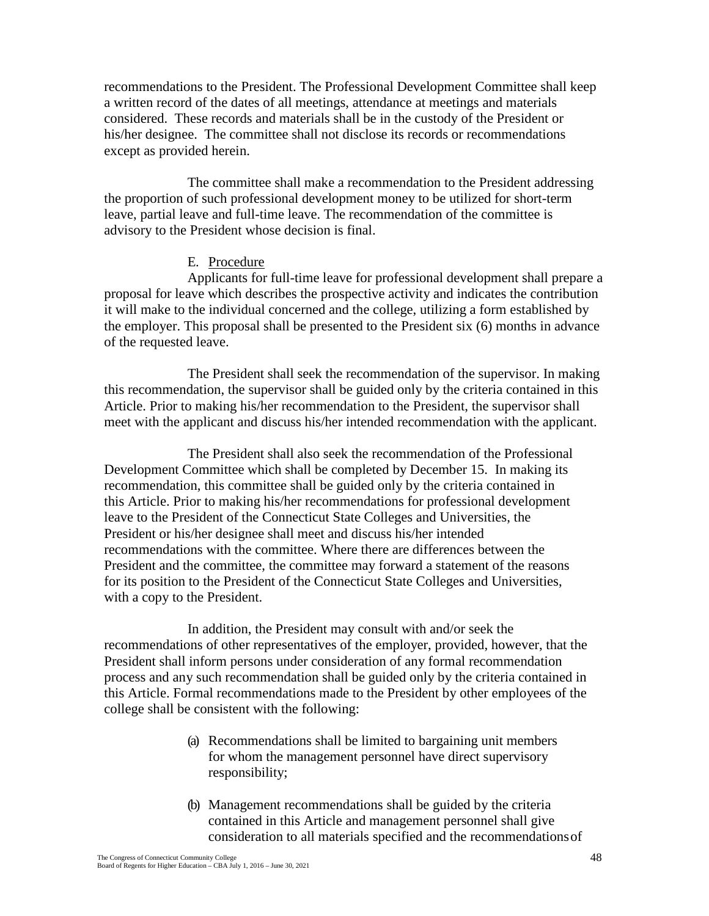recommendations to the President. The Professional Development Committee shall keep a written record of the dates of all meetings, attendance at meetings and materials considered. These records and materials shall be in the custody of the President or his/her designee. The committee shall not disclose its records or recommendations except as provided herein.

The committee shall make a recommendation to the President addressing the proportion of such professional development money to be utilized for short-term leave, partial leave and full-time leave. The recommendation of the committee is advisory to the President whose decision is final.

E. Procedure

Applicants for full-time leave for professional development shall prepare a proposal for leave which describes the prospective activity and indicates the contribution it will make to the individual concerned and the college, utilizing a form established by the employer. This proposal shall be presented to the President six (6) months in advance of the requested leave.

The President shall seek the recommendation of the supervisor. In making this recommendation, the supervisor shall be guided only by the criteria contained in this Article. Prior to making his/her recommendation to the President, the supervisor shall meet with the applicant and discuss his/her intended recommendation with the applicant.

The President shall also seek the recommendation of the Professional Development Committee which shall be completed by December 15. In making its recommendation, this committee shall be guided only by the criteria contained in this Article. Prior to making his/her recommendations for professional development leave to the President of the Connecticut State Colleges and Universities, the President or his/her designee shall meet and discuss his/her intended recommendations with the committee. Where there are differences between the President and the committee, the committee may forward a statement of the reasons for its position to the President of the Connecticut State Colleges and Universities, with a copy to the President.

In addition, the President may consult with and/or seek the recommendations of other representatives of the employer, provided, however, that the President shall inform persons under consideration of any formal recommendation process and any such recommendation shall be guided only by the criteria contained in this Article. Formal recommendations made to the President by other employees of the college shall be consistent with the following:

(a) Recommendations shall be limited to bargaining unit members for whom the management personnel have direct supervisory responsibility;

(b) Management recommendations shall be guided by the criteria contained in this Article and management personnel shall give consideration to all materials specified and the recommendations of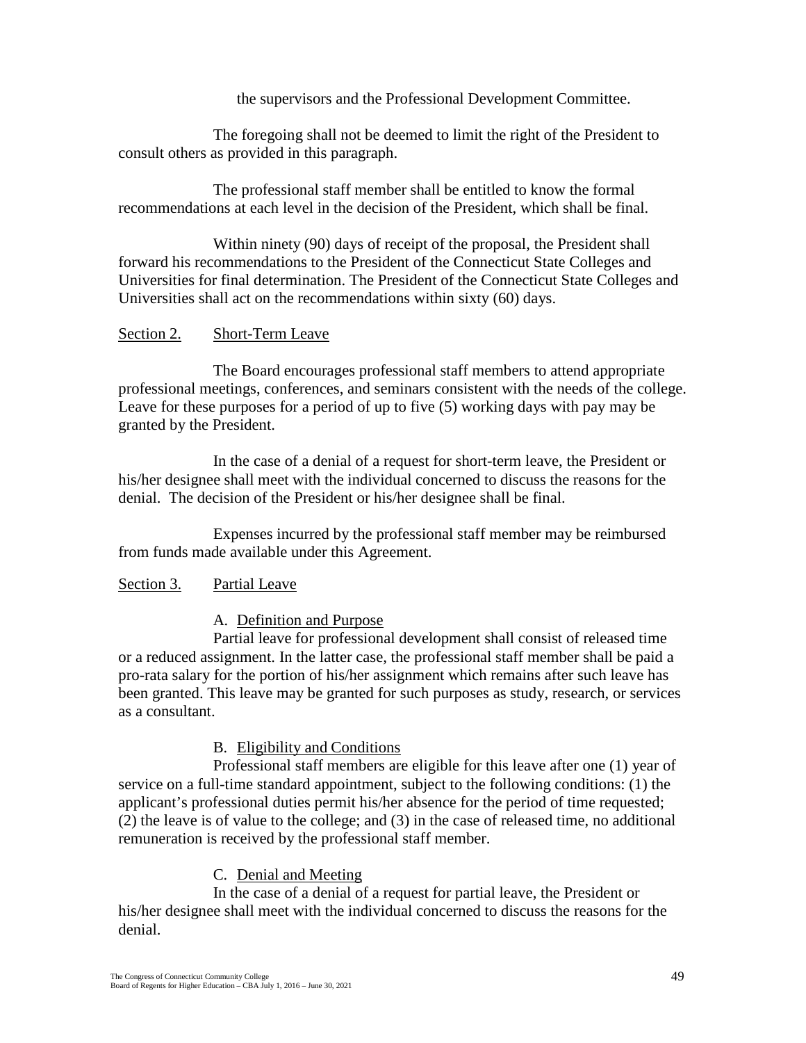the supervisors and the Professional Development Committee.

The foregoing shall not be deemed to limit the right of the President to consult others as provided in this paragraph.

The professional staff member shall be entitled to know the formal recommendations at each level in the decision of the President, which shall be final.

Within ninety (90) days of receipt of the proposal, the President shall forward his recommendations to the President of the Connecticut State Colleges and Universities for final determination. The President of the Connecticut State Colleges and Universities shall act on the recommendations within sixty (60) days.

## Section 2. Short-Term Leave

The Board encourages professional staff members to attend appropriate professional meetings, conferences, and seminars consistent with the needs of the college. Leave for these purposes for a period of up to five (5) working days with pay may be granted by the President.

In the case of a denial of a request for short-term leave, the President or his/her designee shall meet with the individual concerned to discuss the reasons for the denial. The decision of the President or his/her designee shall be final.

Expenses incurred by the professional staff member may be reimbursed from funds made available under this Agreement.

## Section 3. Partial Leave

### A. Definition and Purpose

Partial leave for professional development shall consist of released time or a reduced assignment. In the latter case, the professional staff member shall be paid a pro-rata salary for the portion of his/her assignment which remains after such leave has been granted. This leave may be granted for such purposes as study, research, or services as a consultant.

### B. Eligibility and Conditions

Professional staff members are eligible for this leave after one (1) year of service on a full-time standard appointment, subject to the following conditions: (1) the applicant's professional duties permit his/her absence for the period of time requested; (2) the leave is of value to the college; and (3) in the case of released time, no additional remuneration is received by the professional staff member.

### C. Denial and Meeting

In the case of a denial of a request for partial leave, the President or his/her designee shall meet with the individual concerned to discuss the reasons for the denial.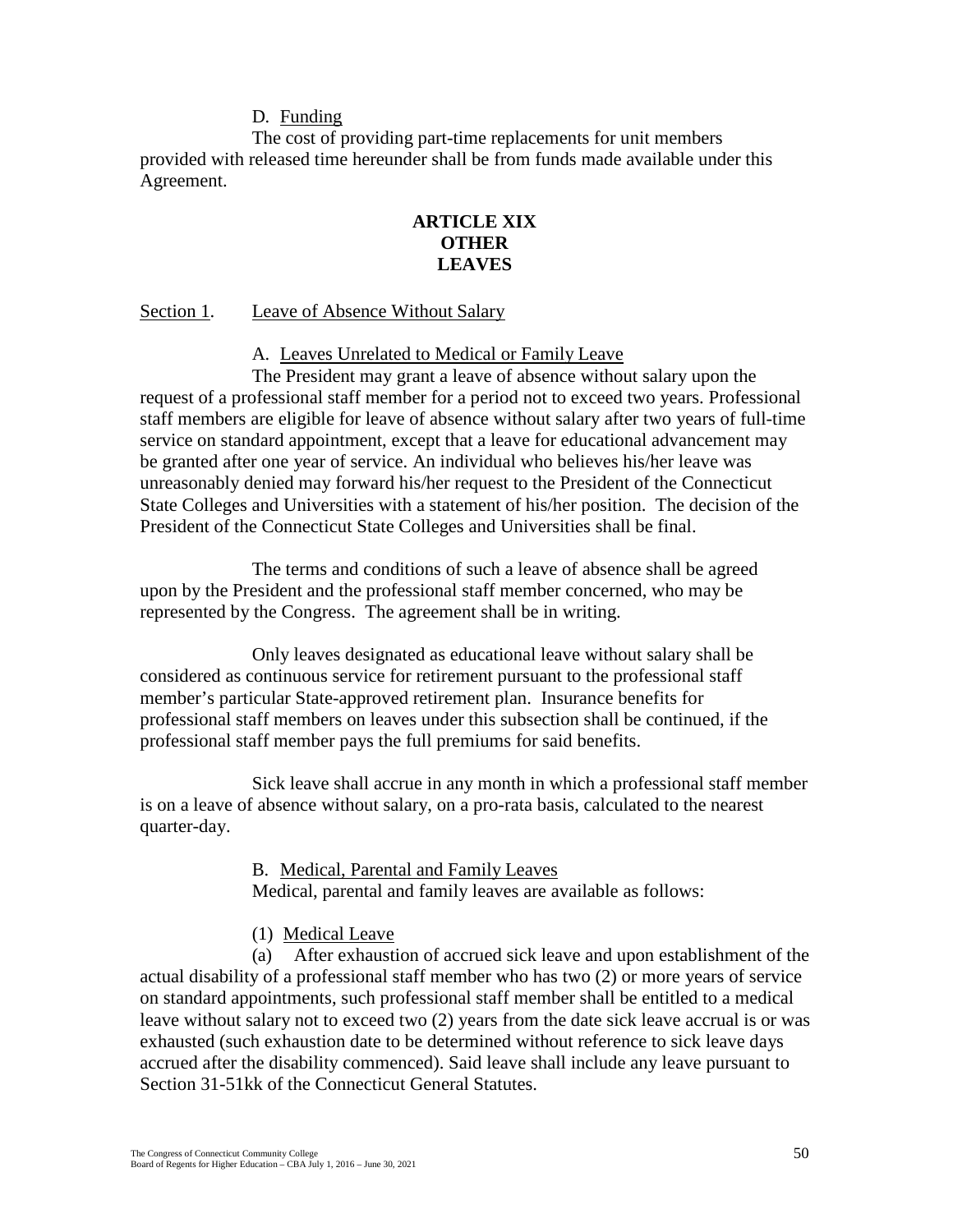D. Funding

The cost of providing part-time replacements for unit members provided with released time hereunder shall be from funds made available under this Agreement.

# ARTICLE XIX
# OTHER
# LEAVES

## Section 1. Leave of Absence Without Salary

### A. Leaves Unrelated to Medical or Family Leave

The President may grant a leave of absence without salary upon the request of a professional staff member for a period not to exceed two years. Professional staff members are eligible for leave of absence without salary after two years of full-time service on standard appointment, except that a leave for educational advancement may be granted after one year of service. An individual who believes his/her leave was unreasonably denied may forward his/her request to the President of the Connecticut State Colleges and Universities with a statement of his/her position. The decision of the President of the Connecticut State Colleges and Universities shall be final.

The terms and conditions of such a leave of absence shall be agreed upon by the President and the professional staff member concerned, who may be represented by the Congress. The agreement shall be in writing.

Only leaves designated as educational leave without salary shall be considered as continuous service for retirement pursuant to the professional staff member's particular State-approved retirement plan. Insurance benefits for professional staff members on leaves under this subsection shall be continued, if the professional staff member pays the full premiums for said benefits.

Sick leave shall accrue in any month in which a professional staff member is on a leave of absence without salary, on a pro-rata basis, calculated to the nearest quarter-day.

### B. Medical, Parental and Family Leaves

Medical, parental and family leaves are available as follows:

(1) Medical Leave

(a) After exhaustion of accrued sick leave and upon establishment of the actual disability of a professional staff member who has two (2) or more years of service on standard appointments, such professional staff member shall be entitled to a medical leave without salary not to exceed two (2) years from the date sick leave accrual is or was exhausted (such exhaustion date to be determined without reference to sick leave days accrued after the disability commenced). Said leave shall include any leave pursuant to Section 31-51kk of the Connecticut General Statutes.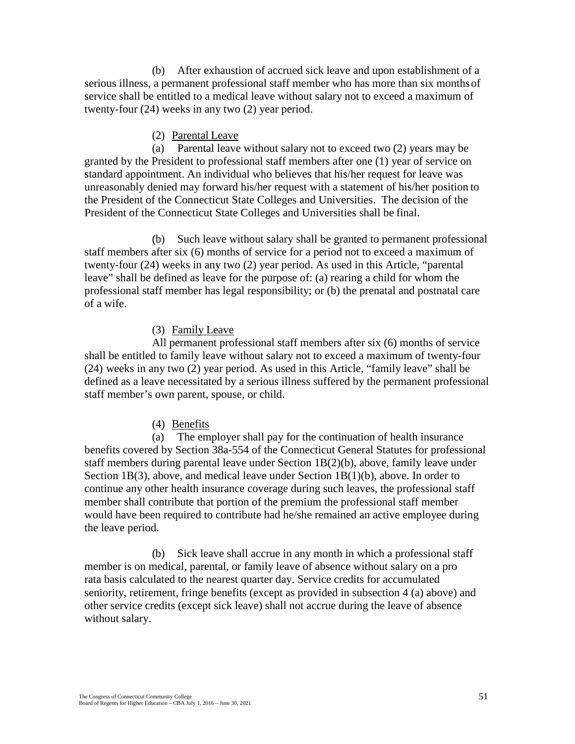(b) After exhaustion of accrued sick leave and upon establishment of a serious illness, a permanent professional staff member who has more than six months of service shall be entitled to a medical leave without salary not to exceed a maximum of twenty-four (24) weeks in any two (2) year period.

(2) Parental Leave

(a) Parental leave without salary not to exceed two (2) years may be granted by the President to professional staff members after one (1) year of service on standard appointment. An individual who believes that his/her request for leave was unreasonably denied may forward his/her request with a statement of his/her position to the President of the Connecticut State Colleges and Universities. The decision of the President of the Connecticut State Colleges and Universities shall be final.

(b) Such leave without salary shall be granted to permanent professional staff members after six (6) months of service for a period not to exceed a maximum of twenty-four (24) weeks in any two (2) year period. As used in this Article, "parental leave" shall be defined as leave for the purpose of: (a) rearing a child for whom the professional staff member has legal responsibility; or (b) the prenatal and postnatal care of a wife.

(3) Family Leave

All permanent professional staff members after six (6) months of service shall be entitled to family leave without salary not to exceed a maximum of twenty-four (24) weeks in any two (2) year period. As used in this Article, "family leave" shall be defined as a leave necessitated by a serious illness suffered by the permanent professional staff member's own parent, spouse, or child.

(4) Benefits

(a) The employer shall pay for the continuation of health insurance benefits covered by Section 38a-554 of the Connecticut General Statutes for professional staff members during parental leave under Section 1B(2)(b), above, family leave under Section 1B(3), above, and medical leave under Section 1B(1)(b), above. In order to continue any other health insurance coverage during such leaves, the professional staff member shall contribute that portion of the premium the professional staff member would have been required to contribute had he/she remained an active employee during the leave period.

(b) Sick leave shall accrue in any month in which a professional staff member is on medical, parental, or family leave of absence without salary on a pro rata basis calculated to the nearest quarter day. Service credits for accumulated seniority, retirement, fringe benefits (except as provided in subsection 4 (a) above) and other service credits (except sick leave) shall not accrue during the leave of absence without salary.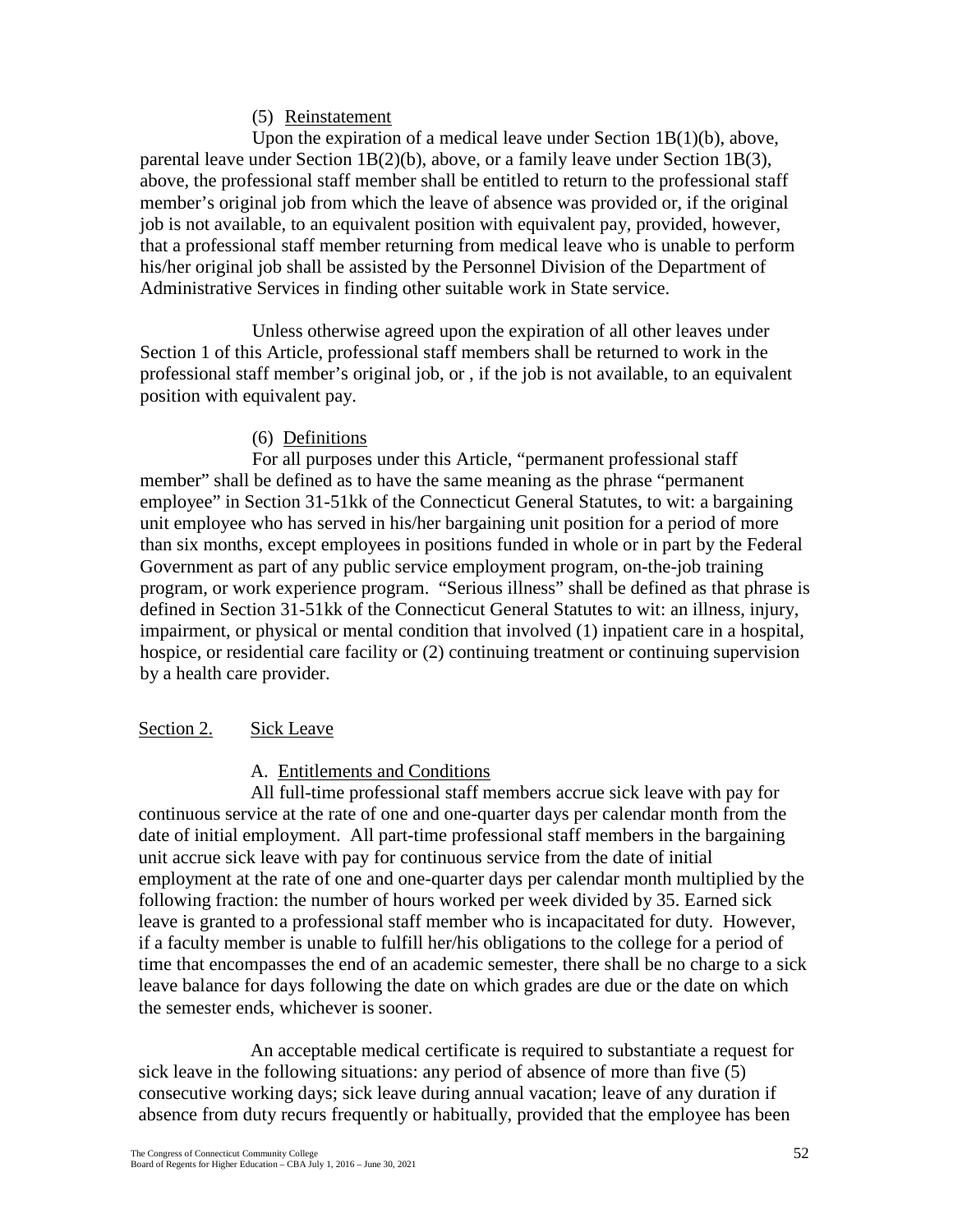(5) <u>Reinstatement</u>

Upon the expiration of a medical leave under Section 1B(1)(b), above, parental leave under Section 1B(2)(b), above, or a family leave under Section 1B(3), above, the professional staff member shall be entitled to return to the professional staff member's original job from which the leave of absence was provided or, if the original job is not available, to an equivalent position with equivalent pay, provided, however, that a professional staff member returning from medical leave who is unable to perform his/her original job shall be assisted by the Personnel Division of the Department of Administrative Services in finding other suitable work in State service.

Unless otherwise agreed upon the expiration of all other leaves under Section 1 of this Article, professional staff members shall be returned to work in the professional staff member's original job, or , if the job is not available, to an equivalent position with equivalent pay.

(6) <u>Definitions</u>

For all purposes under this Article, "permanent professional staff member" shall be defined as to have the same meaning as the phrase "permanent employee" in Section 31-51kk of the Connecticut General Statutes, to wit: a bargaining unit employee who has served in his/her bargaining unit position for a period of more than six months, except employees in positions funded in whole or in part by the Federal Government as part of any public service employment program, on-the-job training program, or work experience program. "Serious illness" shall be defined as that phrase is defined in Section 31-51kk of the Connecticut General Statutes to wit: an illness, injury, impairment, or physical or mental condition that involved (1) inpatient care in a hospital, hospice, or residential care facility or (2) continuing treatment or continuing supervision by a health care provider.

## Section 2. Sick Leave

A. <u>Entitlements and Conditions</u>

All full-time professional staff members accrue sick leave with pay for continuous service at the rate of one and one-quarter days per calendar month from the date of initial employment. All part-time professional staff members in the bargaining unit accrue sick leave with pay for continuous service from the date of initial employment at the rate of one and one-quarter days per calendar month multiplied by the following fraction: the number of hours worked per week divided by 35. Earned sick leave is granted to a professional staff member who is incapacitated for duty. However, if a faculty member is unable to fulfill her/his obligations to the college for a period of time that encompasses the end of an academic semester, there shall be no charge to a sick leave balance for days following the date on which grades are due or the date on which the semester ends, whichever is sooner.

An acceptable medical certificate is required to substantiate a request for sick leave in the following situations: any period of absence of more than five (5) consecutive working days; sick leave during annual vacation; leave of any duration if absence from duty recurs frequently or habitually, provided that the employee has been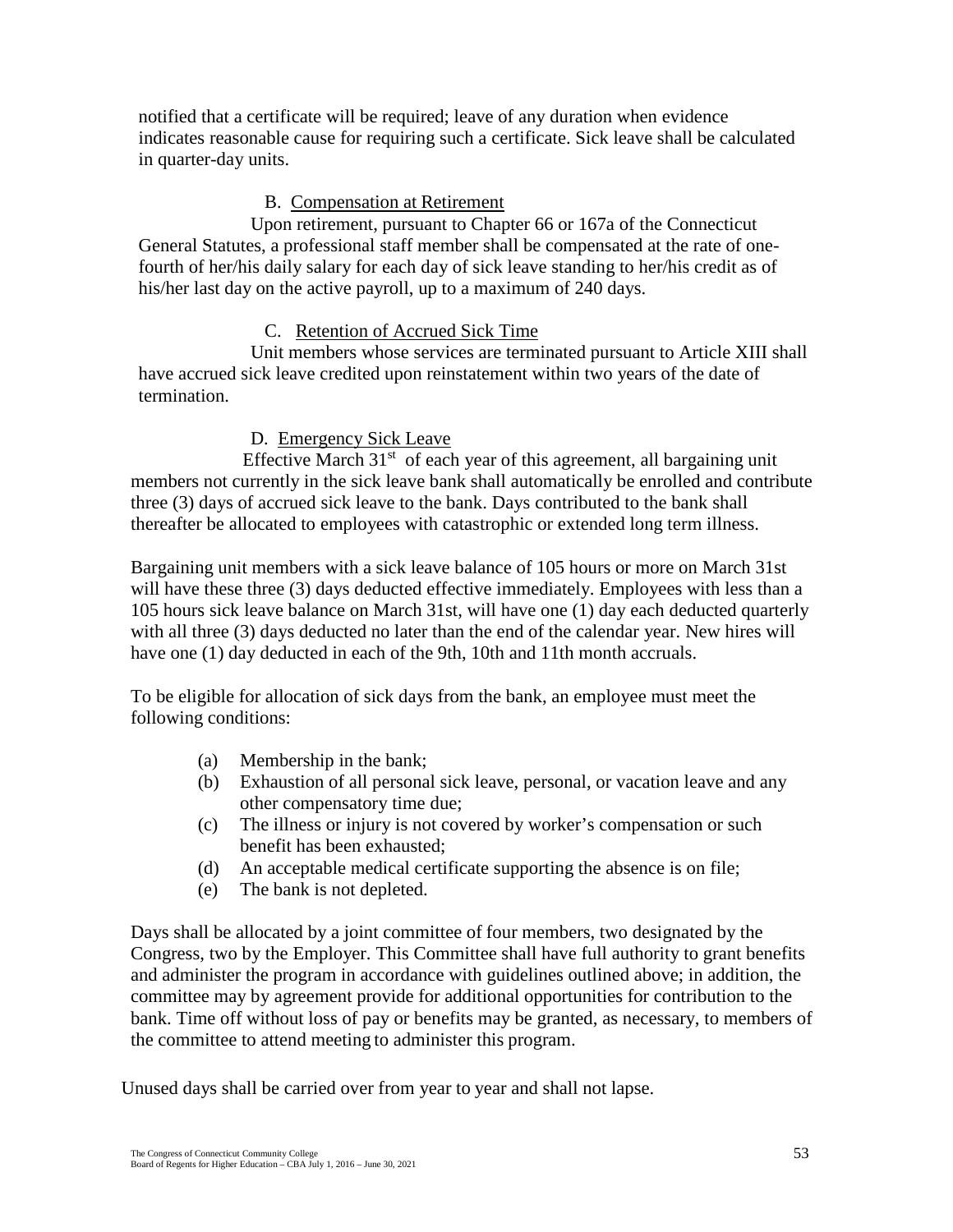notified that a certificate will be required; leave of any duration when evidence indicates reasonable cause for requiring such a certificate. Sick leave shall be calculated in quarter-day units.

B. Compensation at Retirement

Upon retirement, pursuant to Chapter 66 or 167a of the Connecticut General Statutes, a professional staff member shall be compensated at the rate of one-fourth of her/his daily salary for each day of sick leave standing to her/his credit as of his/her last day on the active payroll, up to a maximum of 240 days.

C. Retention of Accrued Sick Time

Unit members whose services are terminated pursuant to Article XIII shall have accrued sick leave credited upon reinstatement within two years of the date of termination.

D. Emergency Sick Leave

Effective March 31st of each year of this agreement, all bargaining unit members not currently in the sick leave bank shall automatically be enrolled and contribute three (3) days of accrued sick leave to the bank. Days contributed to the bank shall thereafter be allocated to employees with catastrophic or extended long term illness.

Bargaining unit members with a sick leave balance of 105 hours or more on March 31st will have these three (3) days deducted effective immediately. Employees with less than a 105 hours sick leave balance on March 31st, will have one (1) day each deducted quarterly with all three (3) days deducted no later than the end of the calendar year. New hires will have one (1) day deducted in each of the 9th, 10th and 11th month accruals.

To be eligible for allocation of sick days from the bank, an employee must meet the following conditions:

(a) Membership in the bank;
(b) Exhaustion of all personal sick leave, personal, or vacation leave and any other compensatory time due;
(c) The illness or injury is not covered by worker's compensation or such benefit has been exhausted;
(d) An acceptable medical certificate supporting the absence is on file;
(e) The bank is not depleted.

Days shall be allocated by a joint committee of four members, two designated by the Congress, two by the Employer. This Committee shall have full authority to grant benefits and administer the program in accordance with guidelines outlined above; in addition, the committee may by agreement provide for additional opportunities for contribution to the bank. Time off without loss of pay or benefits may be granted, as necessary, to members of the committee to attend meeting to administer this program.

Unused days shall be carried over from year to year and shall not lapse.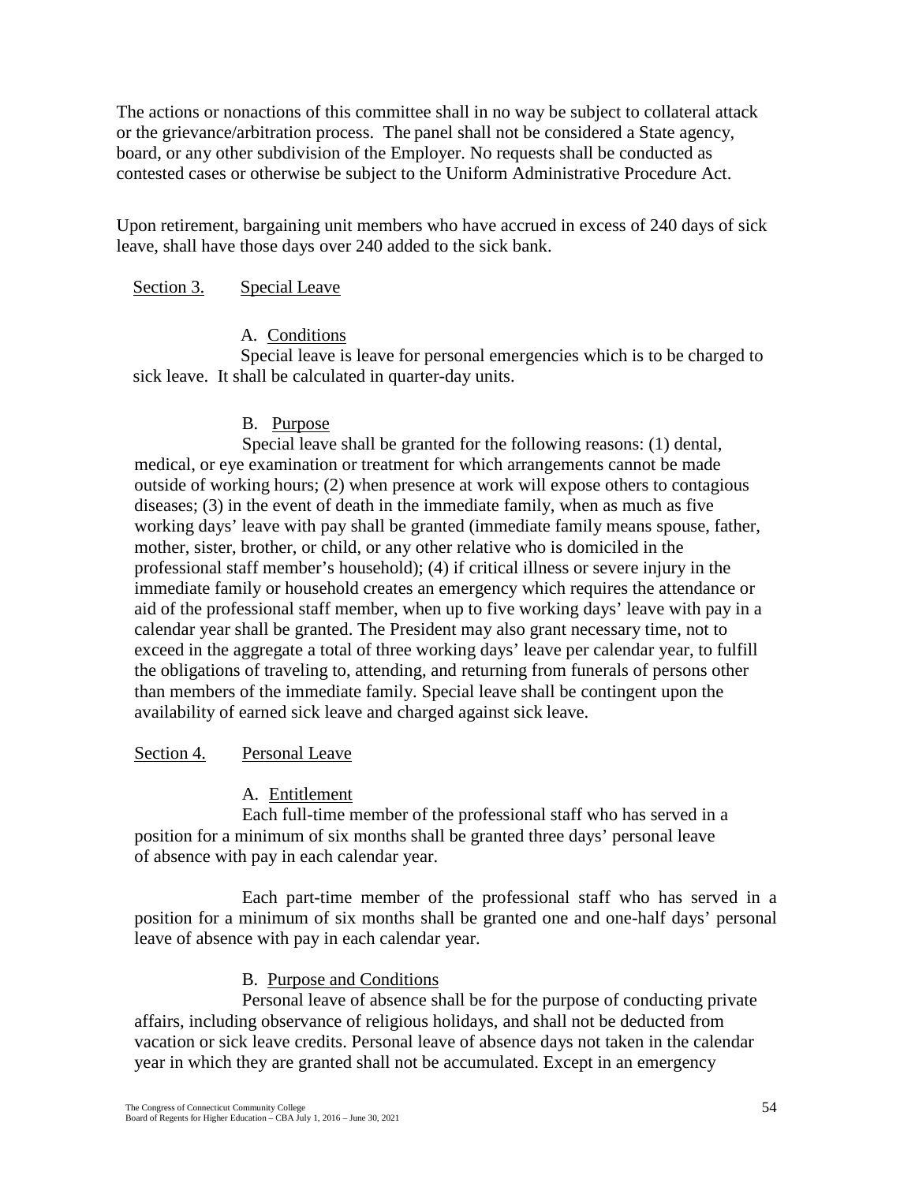The actions or nonactions of this committee shall in no way be subject to collateral attack or the grievance/arbitration process. The panel shall not be considered a State agency, board, or any other subdivision of the Employer. No requests shall be conducted as contested cases or otherwise be subject to the Uniform Administrative Procedure Act.

Upon retirement, bargaining unit members who have accrued in excess of 240 days of sick leave, shall have those days over 240 added to the sick bank.

Section 3. Special Leave

A. Conditions

Special leave is leave for personal emergencies which is to be charged to sick leave. It shall be calculated in quarter-day units.

B. Purpose

Special leave shall be granted for the following reasons: (1) dental, medical, or eye examination or treatment for which arrangements cannot be made outside of working hours; (2) when presence at work will expose others to contagious diseases; (3) in the event of death in the immediate family, when as much as five working days' leave with pay shall be granted (immediate family means spouse, father, mother, sister, brother, or child, or any other relative who is domiciled in the professional staff member's household); (4) if critical illness or severe injury in the immediate family or household creates an emergency which requires the attendance or aid of the professional staff member, when up to five working days' leave with pay in a calendar year shall be granted. The President may also grant necessary time, not to exceed in the aggregate a total of three working days' leave per calendar year, to fulfill the obligations of traveling to, attending, and returning from funerals of persons other than members of the immediate family. Special leave shall be contingent upon the availability of earned sick leave and charged against sick leave.

Section 4. Personal Leave

A. Entitlement

Each full-time member of the professional staff who has served in a position for a minimum of six months shall be granted three days' personal leave of absence with pay in each calendar year.

Each part-time member of the professional staff who has served in a position for a minimum of six months shall be granted one and one-half days' personal leave of absence with pay in each calendar year.

B. Purpose and Conditions

Personal leave of absence shall be for the purpose of conducting private affairs, including observance of religious holidays, and shall not be deducted from vacation or sick leave credits. Personal leave of absence days not taken in the calendar year in which they are granted shall not be accumulated. Except in an emergency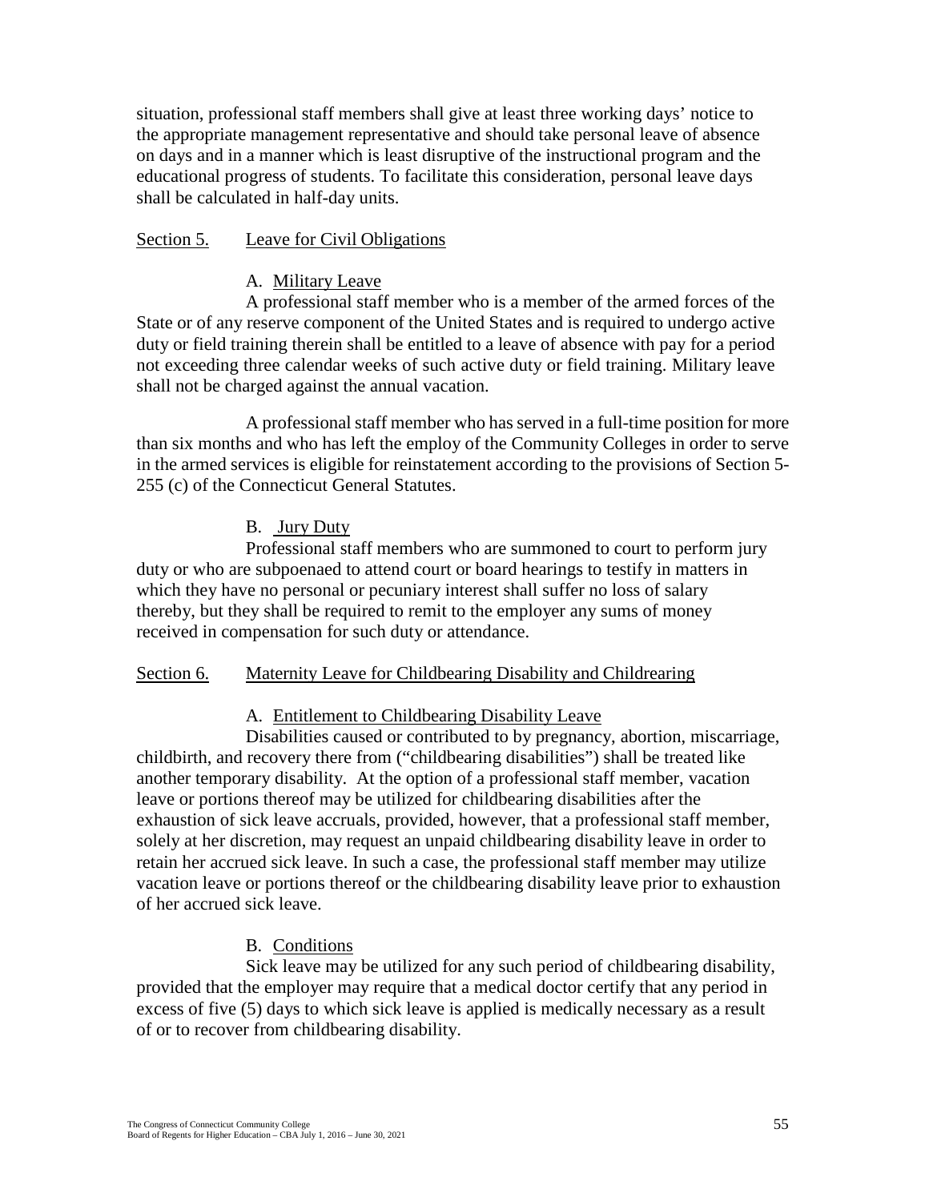situation, professional staff members shall give at least three working days' notice to the appropriate management representative and should take personal leave of absence on days and in a manner which is least disruptive of the instructional program and the educational progress of students. To facilitate this consideration, personal leave days shall be calculated in half-day units.

## Section 5. Leave for Civil Obligations

### A. Military Leave

A professional staff member who is a member of the armed forces of the State or of any reserve component of the United States and is required to undergo active duty or field training therein shall be entitled to a leave of absence with pay for a period not exceeding three calendar weeks of such active duty or field training. Military leave shall not be charged against the annual vacation.

A professional staff member who has served in a full-time position for more than six months and who has left the employ of the Community Colleges in order to serve in the armed services is eligible for reinstatement according to the provisions of Section 5-255 (c) of the Connecticut General Statutes.

### B. Jury Duty

Professional staff members who are summoned to court to perform jury duty or who are subpoenaed to attend court or board hearings to testify in matters in which they have no personal or pecuniary interest shall suffer no loss of salary thereby, but they shall be required to remit to the employer any sums of money received in compensation for such duty or attendance.

## Section 6. Maternity Leave for Childbearing Disability and Childrearing

### A. Entitlement to Childbearing Disability Leave

Disabilities caused or contributed to by pregnancy, abortion, miscarriage, childbirth, and recovery there from ("childbearing disabilities") shall be treated like another temporary disability. At the option of a professional staff member, vacation leave or portions thereof may be utilized for childbearing disabilities after the exhaustion of sick leave accruals, provided, however, that a professional staff member, solely at her discretion, may request an unpaid childbearing disability leave in order to retain her accrued sick leave. In such a case, the professional staff member may utilize vacation leave or portions thereof or the childbearing disability leave prior to exhaustion of her accrued sick leave.

### B. Conditions

Sick leave may be utilized for any such period of childbearing disability, provided that the employer may require that a medical doctor certify that any period in excess of five (5) days to which sick leave is applied is medically necessary as a result of or to recover from childbearing disability.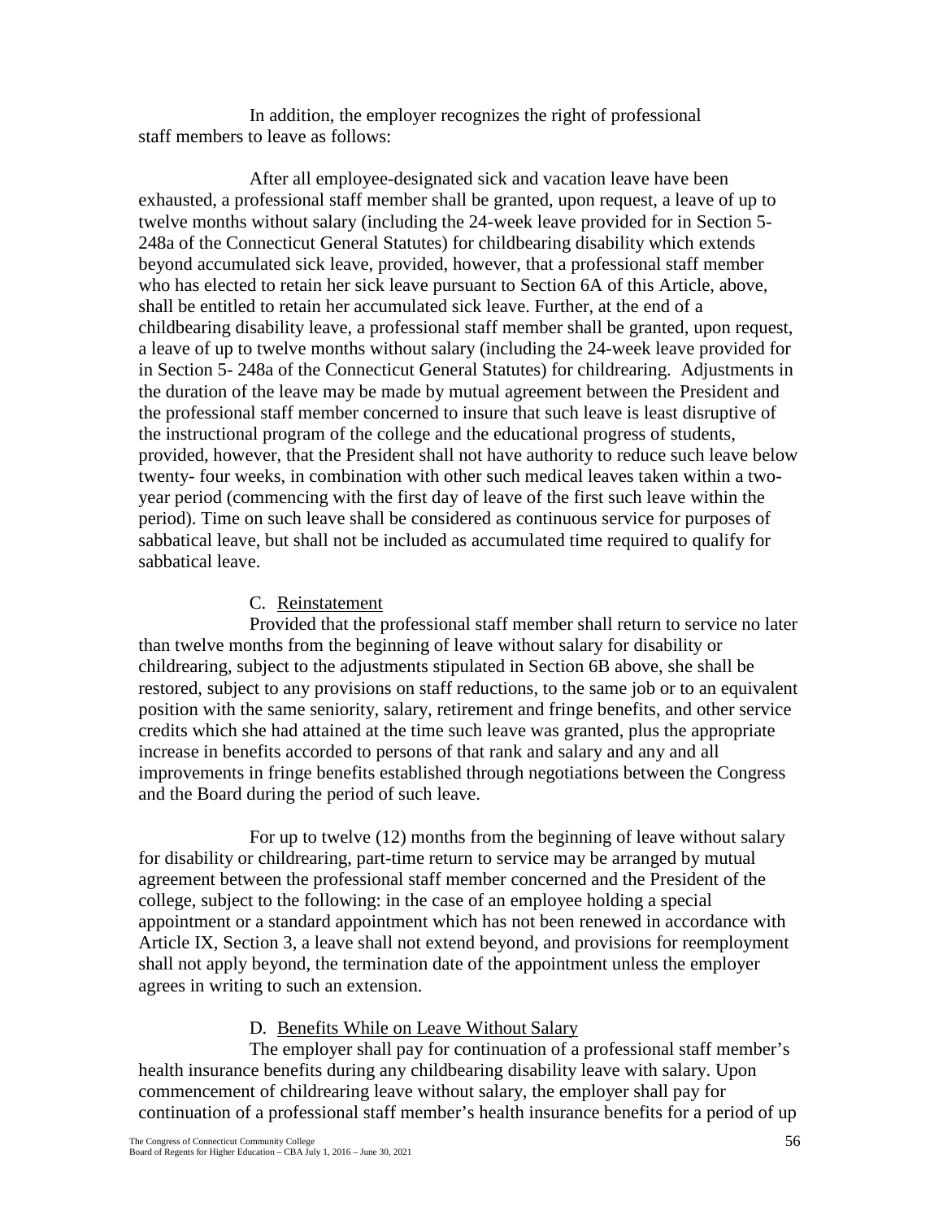In addition, the employer recognizes the right of professional staff members to leave as follows:

After all employee-designated sick and vacation leave have been exhausted, a professional staff member shall be granted, upon request, a leave of up to twelve months without salary (including the 24-week leave provided for in Section 5-248a of the Connecticut General Statutes) for childbearing disability which extends beyond accumulated sick leave, provided, however, that a professional staff member who has elected to retain her sick leave pursuant to Section 6A of this Article, above, shall be entitled to retain her accumulated sick leave. Further, at the end of a childbearing disability leave, a professional staff member shall be granted, upon request, a leave of up to twelve months without salary (including the 24-week leave provided for in Section 5- 248a of the Connecticut General Statutes) for childrearing. Adjustments in the duration of the leave may be made by mutual agreement between the President and the professional staff member concerned to insure that such leave is least disruptive of the instructional program of the college and the educational progress of students, provided, however, that the President shall not have authority to reduce such leave below twenty- four weeks, in combination with other such medical leaves taken within a two-year period (commencing with the first day of leave of the first such leave within the period). Time on such leave shall be considered as continuous service for purposes of sabbatical leave, but shall not be included as accumulated time required to qualify for sabbatical leave.

C. Reinstatement

Provided that the professional staff member shall return to service no later than twelve months from the beginning of leave without salary for disability or childrearing, subject to the adjustments stipulated in Section 6B above, she shall be restored, subject to any provisions on staff reductions, to the same job or to an equivalent position with the same seniority, salary, retirement and fringe benefits, and other service credits which she had attained at the time such leave was granted, plus the appropriate increase in benefits accorded to persons of that rank and salary and any and all improvements in fringe benefits established through negotiations between the Congress and the Board during the period of such leave.

For up to twelve (12) months from the beginning of leave without salary for disability or childrearing, part-time return to service may be arranged by mutual agreement between the professional staff member concerned and the President of the college, subject to the following: in the case of an employee holding a special appointment or a standard appointment which has not been renewed in accordance with Article IX, Section 3, a leave shall not extend beyond, and provisions for reemployment shall not apply beyond, the termination date of the appointment unless the employer agrees in writing to such an extension.

D. Benefits While on Leave Without Salary

The employer shall pay for continuation of a professional staff member's health insurance benefits during any childbearing disability leave with salary. Upon commencement of childrearing leave without salary, the employer shall pay for continuation of a professional staff member's health insurance benefits for a period of up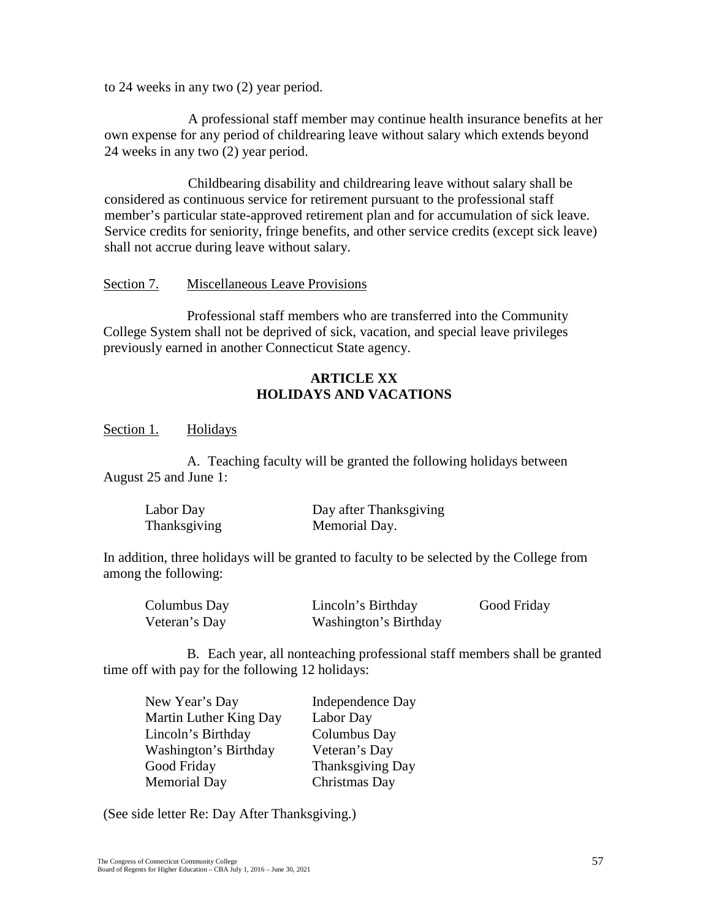to 24 weeks in any two (2) year period.

A professional staff member may continue health insurance benefits at her own expense for any period of childrearing leave without salary which extends beyond 24 weeks in any two (2) year period.

Childbearing disability and childrearing leave without salary shall be considered as continuous service for retirement pursuant to the professional staff member's particular state-approved retirement plan and for accumulation of sick leave. Service credits for seniority, fringe benefits, and other service credits (except sick leave) shall not accrue during leave without salary.

Section 7. Miscellaneous Leave Provisions

Professional staff members who are transferred into the Community College System shall not be deprived of sick, vacation, and special leave privileges previously earned in another Connecticut State agency.

## ARTICLE XX
## HOLIDAYS AND VACATIONS

Section 1. Holidays

A. Teaching faculty will be granted the following holidays between August 25 and June 1:

| | |
|---|---|
| Labor Day | Day after Thanksgiving |
| Thanksgiving | Memorial Day. |

In addition, three holidays will be granted to faculty to be selected by the College from among the following:

| | | |
|---|---|---|
| Columbus Day | Lincoln's Birthday | Good Friday |
| Veteran's Day | Washington's Birthday | |

B. Each year, all nonteaching professional staff members shall be granted time off with pay for the following 12 holidays:

| | |
|---|---|
| New Year's Day | Independence Day |
| Martin Luther King Day | Labor Day |
| Lincoln's Birthday | Columbus Day |
| Washington's Birthday | Veteran's Day |
| Good Friday | Thanksgiving Day |
| Memorial Day | Christmas Day |

(See side letter Re: Day After Thanksgiving.)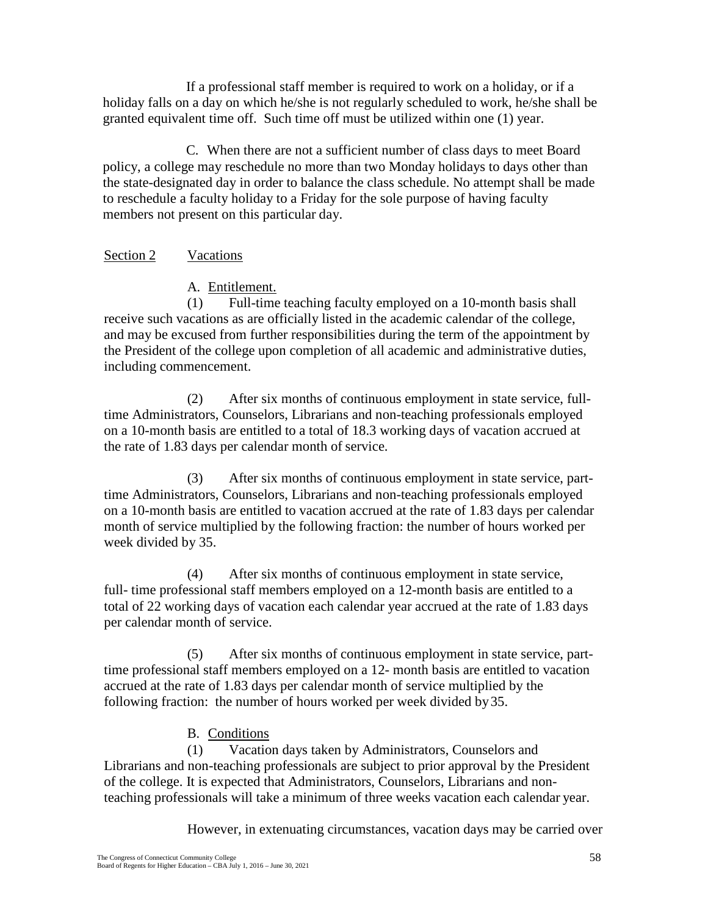If a professional staff member is required to work on a holiday, or if a holiday falls on a day on which he/she is not regularly scheduled to work, he/she shall be granted equivalent time off. Such time off must be utilized within one (1) year.

C. When there are not a sufficient number of class days to meet Board policy, a college may reschedule no more than two Monday holidays to days other than the state-designated day in order to balance the class schedule. No attempt shall be made to reschedule a faculty holiday to a Friday for the sole purpose of having faculty members not present on this particular day.

## Section 2 Vacations

A. Entitlement.

(1) Full-time teaching faculty employed on a 10-month basis shall receive such vacations as are officially listed in the academic calendar of the college, and may be excused from further responsibilities during the term of the appointment by the President of the college upon completion of all academic and administrative duties, including commencement.

(2) After six months of continuous employment in state service, full-time Administrators, Counselors, Librarians and non-teaching professionals employed on a 10-month basis are entitled to a total of 18.3 working days of vacation accrued at the rate of 1.83 days per calendar month of service.

(3) After six months of continuous employment in state service, part-time Administrators, Counselors, Librarians and non-teaching professionals employed on a 10-month basis are entitled to vacation accrued at the rate of 1.83 days per calendar month of service multiplied by the following fraction: the number of hours worked per week divided by 35.

(4) After six months of continuous employment in state service, full- time professional staff members employed on a 12-month basis are entitled to a total of 22 working days of vacation each calendar year accrued at the rate of 1.83 days per calendar month of service.

(5) After six months of continuous employment in state service, part-time professional staff members employed on a 12- month basis are entitled to vacation accrued at the rate of 1.83 days per calendar month of service multiplied by the following fraction: the number of hours worked per week divided by 35.

B. Conditions

(1) Vacation days taken by Administrators, Counselors and Librarians and non-teaching professionals are subject to prior approval by the President of the college. It is expected that Administrators, Counselors, Librarians and non-teaching professionals will take a minimum of three weeks vacation each calendar year.

However, in extenuating circumstances, vacation days may be carried over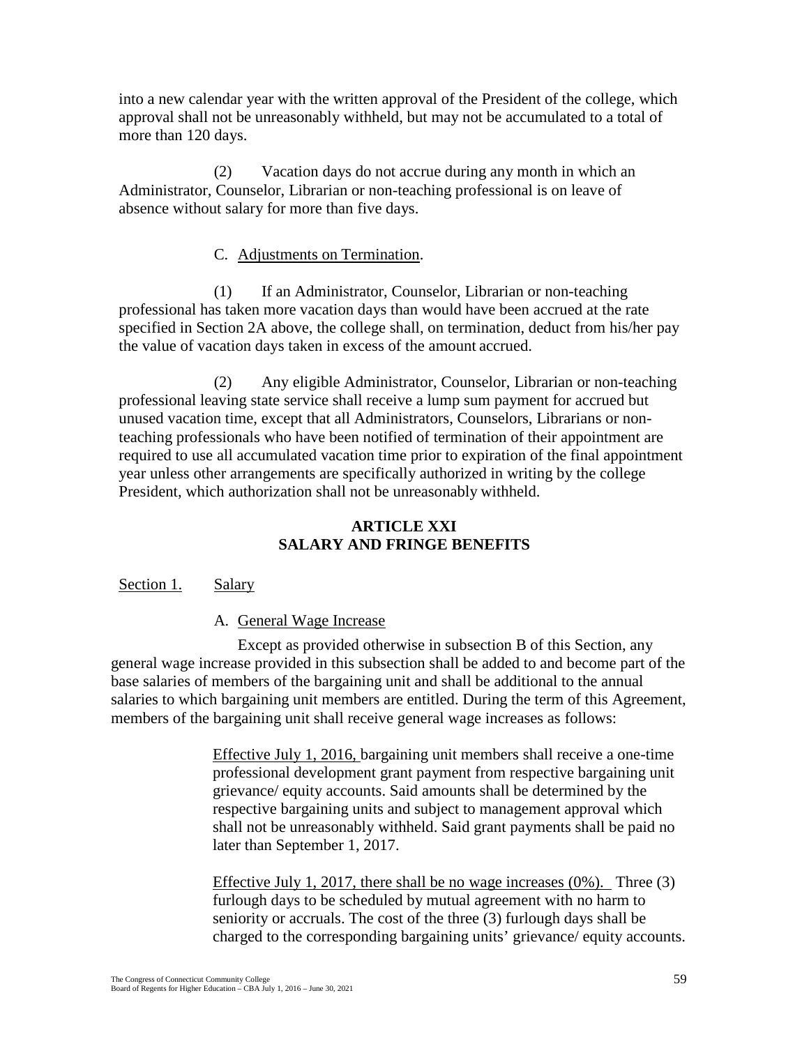into a new calendar year with the written approval of the President of the college, which approval shall not be unreasonably withheld, but may not be accumulated to a total of more than 120 days.

(2) Vacation days do not accrue during any month in which an Administrator, Counselor, Librarian or non-teaching professional is on leave of absence without salary for more than five days.

C. Adjustments on Termination.

(1) If an Administrator, Counselor, Librarian or non-teaching professional has taken more vacation days than would have been accrued at the rate specified in Section 2A above, the college shall, on termination, deduct from his/her pay the value of vacation days taken in excess of the amount accrued.

(2) Any eligible Administrator, Counselor, Librarian or non-teaching professional leaving state service shall receive a lump sum payment for accrued but unused vacation time, except that all Administrators, Counselors, Librarians or non-teaching professionals who have been notified of termination of their appointment are required to use all accumulated vacation time prior to expiration of the final appointment year unless other arrangements are specifically authorized in writing by the college President, which authorization shall not be unreasonably withheld.

## ARTICLE XXI
## SALARY AND FRINGE BENEFITS

Section 1. Salary

A. General Wage Increase

Except as provided otherwise in subsection B of this Section, any general wage increase provided in this subsection shall be added to and become part of the base salaries of members of the bargaining unit and shall be additional to the annual salaries to which bargaining unit members are entitled. During the term of this Agreement, members of the bargaining unit shall receive general wage increases as follows:

Effective July 1, 2016, bargaining unit members shall receive a one-time professional development grant payment from respective bargaining unit grievance/ equity accounts. Said amounts shall be determined by the respective bargaining units and subject to management approval which shall not be unreasonably withheld. Said grant payments shall be paid no later than September 1, 2017.

Effective July 1, 2017, there shall be no wage increases (0%). Three (3) furlough days to be scheduled by mutual agreement with no harm to seniority or accruals. The cost of the three (3) furlough days shall be charged to the corresponding bargaining units' grievance/ equity accounts.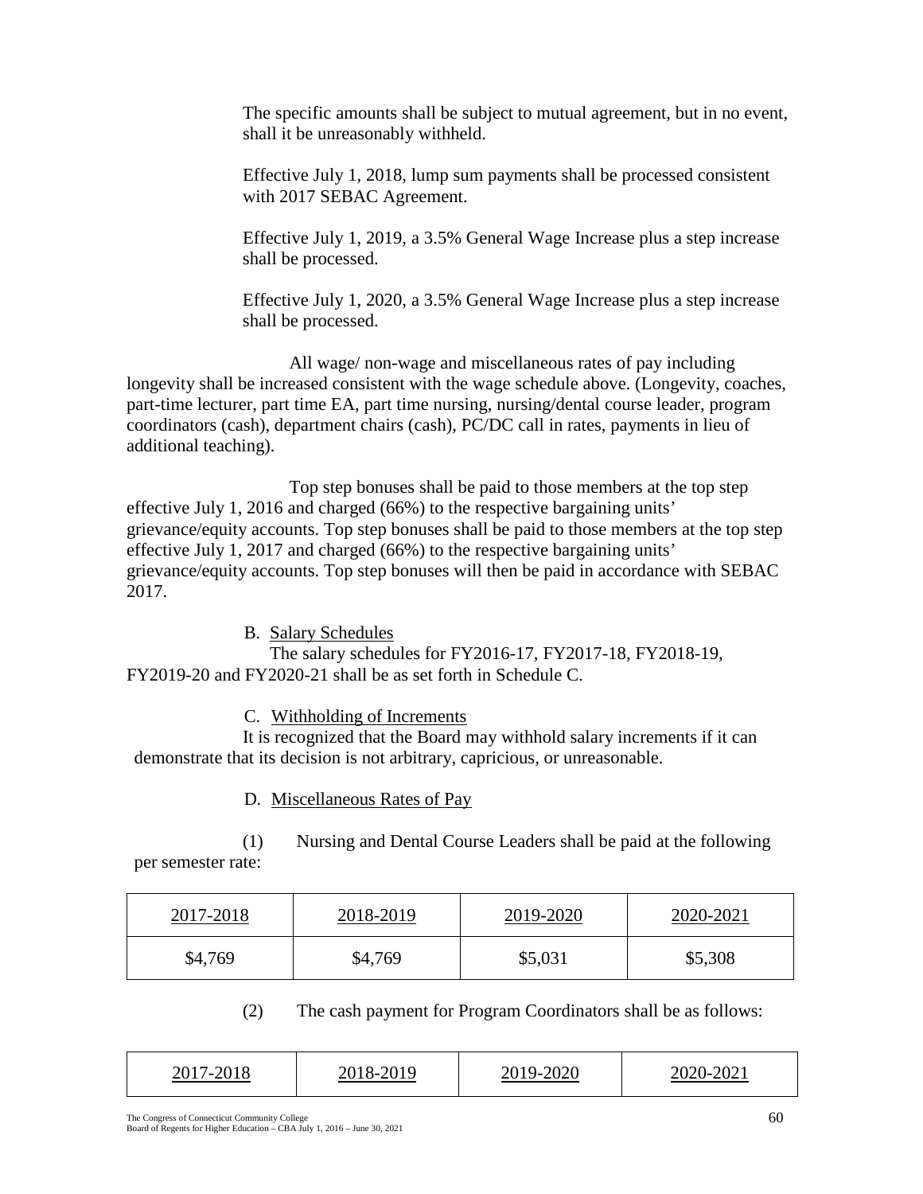The specific amounts shall be subject to mutual agreement, but in no event, shall it be unreasonably withheld.

Effective July 1, 2018, lump sum payments shall be processed consistent with 2017 SEBAC Agreement.

Effective July 1, 2019, a 3.5% General Wage Increase plus a step increase shall be processed.

Effective July 1, 2020, a 3.5% General Wage Increase plus a step increase shall be processed.

All wage/ non-wage and miscellaneous rates of pay including longevity shall be increased consistent with the wage schedule above. (Longevity, coaches, part-time lecturer, part time EA, part time nursing, nursing/dental course leader, program coordinators (cash), department chairs (cash), PC/DC call in rates, payments in lieu of additional teaching).

Top step bonuses shall be paid to those members at the top step effective July 1, 2016 and charged (66%) to the respective bargaining units' grievance/equity accounts. Top step bonuses shall be paid to those members at the top step effective July 1, 2017 and charged (66%) to the respective bargaining units' grievance/equity accounts. Top step bonuses will then be paid in accordance with SEBAC 2017.

B. Salary Schedules

The salary schedules for FY2016-17, FY2017-18, FY2018-19, FY2019-20 and FY2020-21 shall be as set forth in Schedule C.

C. Withholding of Increments

It is recognized that the Board may withhold salary increments if it can demonstrate that its decision is not arbitrary, capricious, or unreasonable.

D. Miscellaneous Rates of Pay

(1) Nursing and Dental Course Leaders shall be paid at the following per semester rate:

| 2017-2018 | 2018-2019 | 2019-2020 | 2020-2021 |
|---|---|---|---|
| $4,769 | $4,769 | $5,031 | $5,308 |

(2) The cash payment for Program Coordinators shall be as follows:

| 2017-2018 | 2018-2019 | 2019-2020 | 2020-2021 |
|---|---|---|---|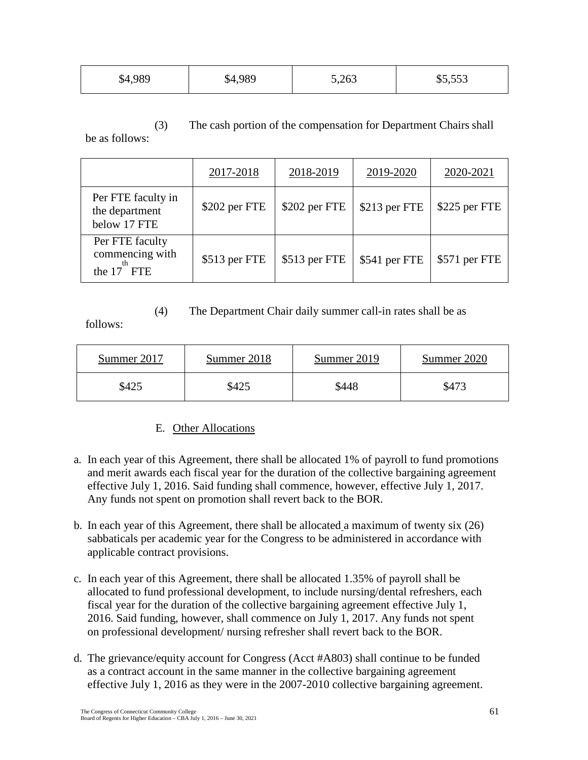| $4,989 | $4,989 | 5,263 | $5,553 |
| --- | --- | --- | --- |

(3) The cash portion of the compensation for Department Chairs shall be as follows:

| | 2017-2018 | 2018-2019 | 2019-2020 | 2020-2021 |
| --- | --- | --- | --- | --- |
| Per FTE faculty in the department below 17 FTE | $202 per FTE | $202 per FTE | $213 per FTE | $225 per FTE |
| Per FTE faculty commencing with the 17th FTE | $513 per FTE | $513 per FTE | $541 per FTE | $571 per FTE |

(4) The Department Chair daily summer call-in rates shall be as follows:

| Summer 2017 | Summer 2018 | Summer 2019 | Summer 2020 |
| --- | --- | --- | --- |
| $425 | $425 | $448 | $473 |

E. Other Allocations

a. In each year of this Agreement, there shall be allocated 1% of payroll to fund promotions and merit awards each fiscal year for the duration of the collective bargaining agreement effective July 1, 2016. Said funding shall commence, however, effective July 1, 2017. Any funds not spent on promotion shall revert back to the BOR.

b. In each year of this Agreement, there shall be allocated a maximum of twenty six (26) sabbaticals per academic year for the Congress to be administered in accordance with applicable contract provisions.

c. In each year of this Agreement, there shall be allocated 1.35% of payroll shall be allocated to fund professional development, to include nursing/dental refreshers, each fiscal year for the duration of the collective bargaining agreement effective July 1, 2016. Said funding, however, shall commence on July 1, 2017. Any funds not spent on professional development/ nursing refresher shall revert back to the BOR.

d. The grievance/equity account for Congress (Acct #A803) shall continue to be funded as a contract account in the same manner in the collective bargaining agreement effective July 1, 2016 as they were in the 2007-2010 collective bargaining agreement.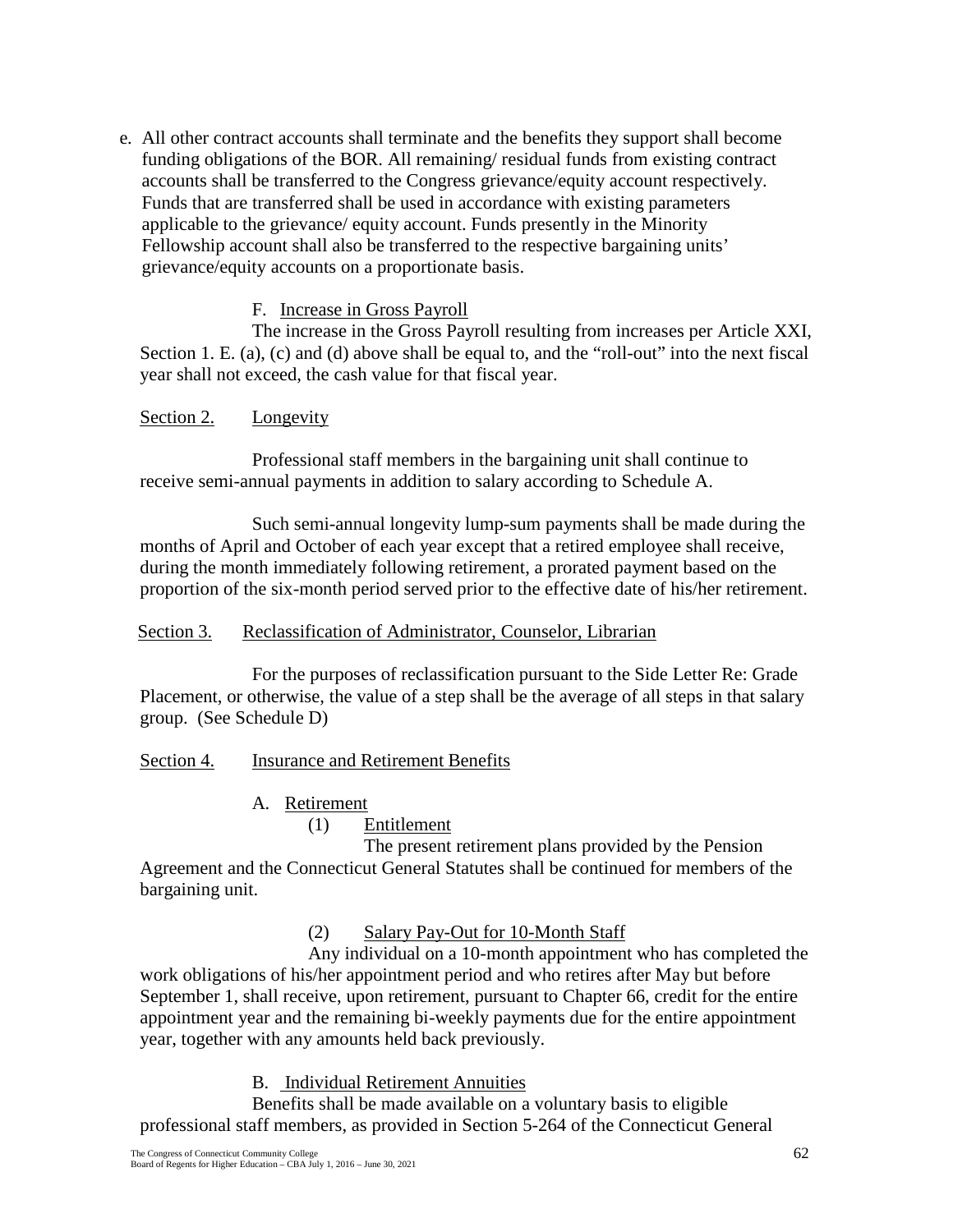e. All other contract accounts shall terminate and the benefits they support shall become funding obligations of the BOR. All remaining/ residual funds from existing contract accounts shall be transferred to the Congress grievance/equity account respectively. Funds that are transferred shall be used in accordance with existing parameters applicable to the grievance/ equity account. Funds presently in the Minority Fellowship account shall also be transferred to the respective bargaining units' grievance/equity accounts on a proportionate basis.

F. Increase in Gross Payroll

The increase in the Gross Payroll resulting from increases per Article XXI, Section 1. E. (a), (c) and (d) above shall be equal to, and the "roll-out" into the next fiscal year shall not exceed, the cash value for that fiscal year.

Section 2. Longevity

Professional staff members in the bargaining unit shall continue to receive semi-annual payments in addition to salary according to Schedule A.

Such semi-annual longevity lump-sum payments shall be made during the months of April and October of each year except that a retired employee shall receive, during the month immediately following retirement, a prorated payment based on the proportion of the six-month period served prior to the effective date of his/her retirement.

Section 3. Reclassification of Administrator, Counselor, Librarian

For the purposes of reclassification pursuant to the Side Letter Re: Grade Placement, or otherwise, the value of a step shall be the average of all steps in that salary group. (See Schedule D)

Section 4. Insurance and Retirement Benefits

A. Retirement

(1) Entitlement

The present retirement plans provided by the Pension Agreement and the Connecticut General Statutes shall be continued for members of the bargaining unit.

(2) Salary Pay-Out for 10-Month Staff

Any individual on a 10-month appointment who has completed the work obligations of his/her appointment period and who retires after May but before September 1, shall receive, upon retirement, pursuant to Chapter 66, credit for the entire appointment year and the remaining bi-weekly payments due for the entire appointment year, together with any amounts held back previously.

B. Individual Retirement Annuities

Benefits shall be made available on a voluntary basis to eligible professional staff members, as provided in Section 5-264 of the Connecticut General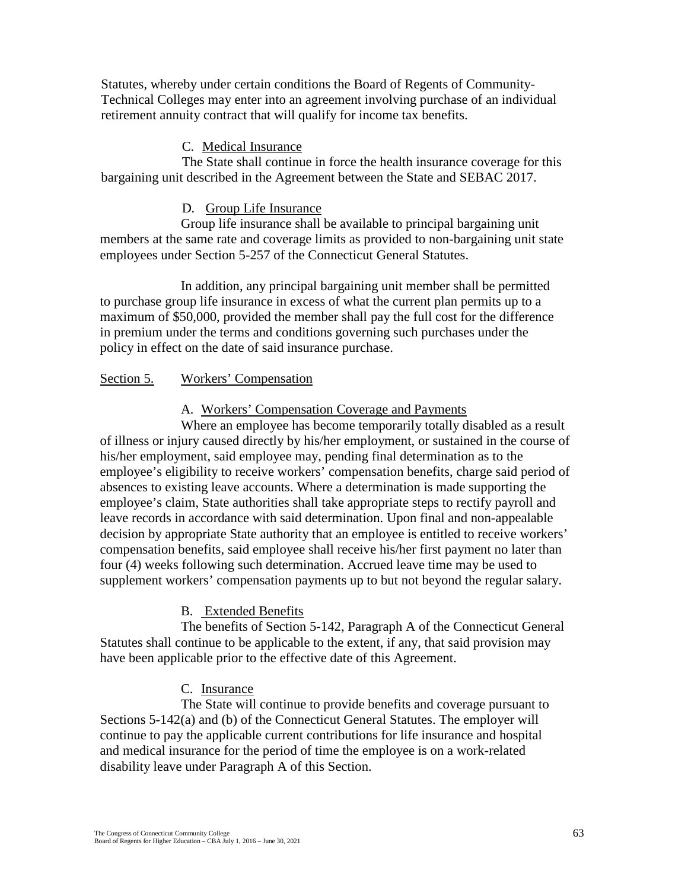Statutes, whereby under certain conditions the Board of Regents of Community-Technical Colleges may enter into an agreement involving purchase of an individual retirement annuity contract that will qualify for income tax benefits.

C. Medical Insurance

The State shall continue in force the health insurance coverage for this bargaining unit described in the Agreement between the State and SEBAC 2017.

D. Group Life Insurance

Group life insurance shall be available to principal bargaining unit members at the same rate and coverage limits as provided to non-bargaining unit state employees under Section 5-257 of the Connecticut General Statutes.

In addition, any principal bargaining unit member shall be permitted to purchase group life insurance in excess of what the current plan permits up to a maximum of $50,000, provided the member shall pay the full cost for the difference in premium under the terms and conditions governing such purchases under the policy in effect on the date of said insurance purchase.

## Section 5. Workers' Compensation

A. Workers' Compensation Coverage and Payments

Where an employee has become temporarily totally disabled as a result of illness or injury caused directly by his/her employment, or sustained in the course of his/her employment, said employee may, pending final determination as to the employee's eligibility to receive workers' compensation benefits, charge said period of absences to existing leave accounts. Where a determination is made supporting the employee's claim, State authorities shall take appropriate steps to rectify payroll and leave records in accordance with said determination. Upon final and non-appealable decision by appropriate State authority that an employee is entitled to receive workers' compensation benefits, said employee shall receive his/her first payment no later than four (4) weeks following such determination. Accrued leave time may be used to supplement workers' compensation payments up to but not beyond the regular salary.

B. Extended Benefits

The benefits of Section 5-142, Paragraph A of the Connecticut General Statutes shall continue to be applicable to the extent, if any, that said provision may have been applicable prior to the effective date of this Agreement.

C. Insurance

The State will continue to provide benefits and coverage pursuant to Sections 5-142(a) and (b) of the Connecticut General Statutes. The employer will continue to pay the applicable current contributions for life insurance and hospital and medical insurance for the period of time the employee is on a work-related disability leave under Paragraph A of this Section.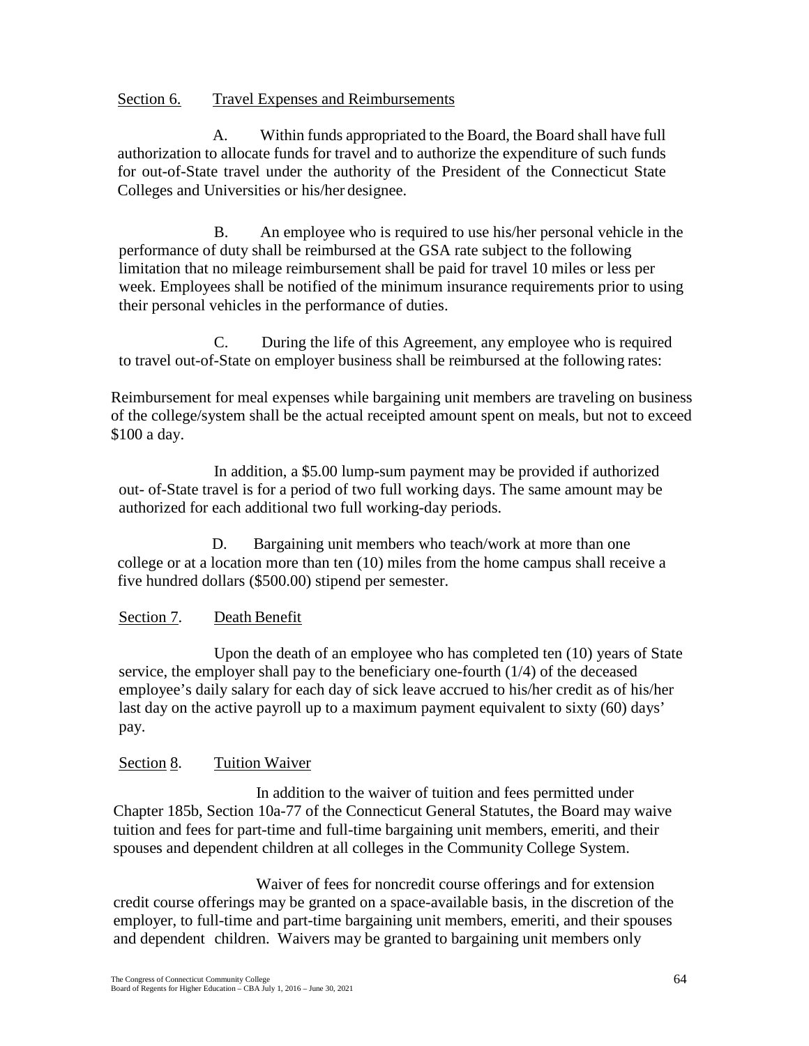Section 6. Travel Expenses and Reimbursements

A. Within funds appropriated to the Board, the Board shall have full authorization to allocate funds for travel and to authorize the expenditure of such funds for out-of-State travel under the authority of the President of the Connecticut State Colleges and Universities or his/her designee.

B. An employee who is required to use his/her personal vehicle in the performance of duty shall be reimbursed at the GSA rate subject to the following limitation that no mileage reimbursement shall be paid for travel 10 miles or less per week. Employees shall be notified of the minimum insurance requirements prior to using their personal vehicles in the performance of duties.

C. During the life of this Agreement, any employee who is required to travel out-of-State on employer business shall be reimbursed at the following rates:

Reimbursement for meal expenses while bargaining unit members are traveling on business of the college/system shall be the actual receipted amount spent on meals, but not to exceed $100 a day.

In addition, a $5.00 lump-sum payment may be provided if authorized out- of-State travel is for a period of two full working days. The same amount may be authorized for each additional two full working-day periods.

D. Bargaining unit members who teach/work at more than one college or at a location more than ten (10) miles from the home campus shall receive a five hundred dollars ($500.00) stipend per semester.

Section 7. Death Benefit

Upon the death of an employee who has completed ten (10) years of State service, the employer shall pay to the beneficiary one-fourth (1/4) of the deceased employee's daily salary for each day of sick leave accrued to his/her credit as of his/her last day on the active payroll up to a maximum payment equivalent to sixty (60) days' pay.

Section 8. Tuition Waiver

In addition to the waiver of tuition and fees permitted under Chapter 185b, Section 10a-77 of the Connecticut General Statutes, the Board may waive tuition and fees for part-time and full-time bargaining unit members, emeriti, and their spouses and dependent children at all colleges in the Community College System.

Waiver of fees for noncredit course offerings and for extension credit course offerings may be granted on a space-available basis, in the discretion of the employer, to full-time and part-time bargaining unit members, emeriti, and their spouses and dependent children. Waivers may be granted to bargaining unit members only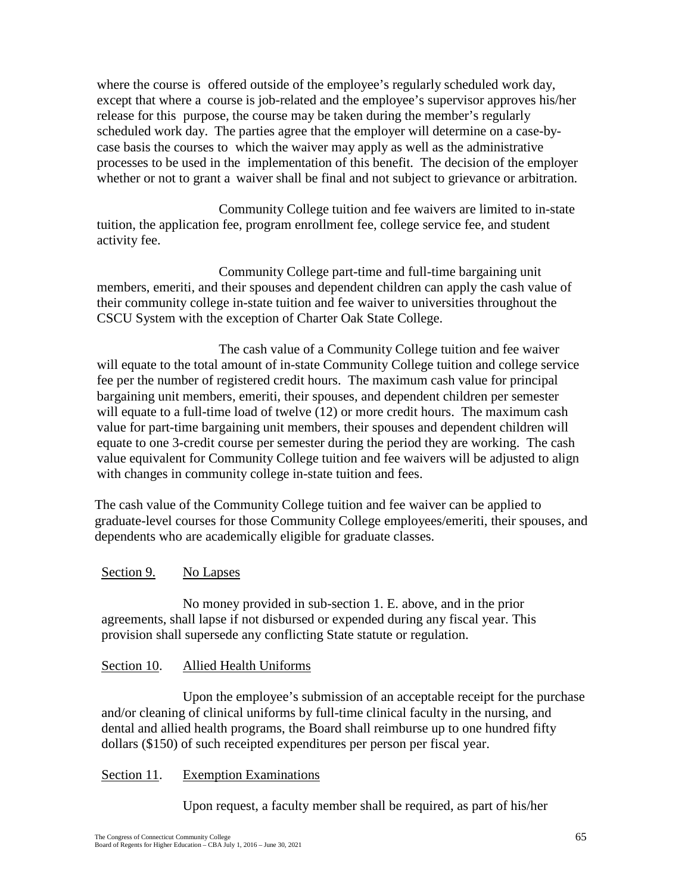where the course is offered outside of the employee's regularly scheduled work day, except that where a course is job-related and the employee's supervisor approves his/her release for this purpose, the course may be taken during the member's regularly scheduled work day. The parties agree that the employer will determine on a case-by-case basis the courses to which the waiver may apply as well as the administrative processes to be used in the implementation of this benefit. The decision of the employer whether or not to grant a waiver shall be final and not subject to grievance or arbitration.

Community College tuition and fee waivers are limited to in-state tuition, the application fee, program enrollment fee, college service fee, and student activity fee.

Community College part-time and full-time bargaining unit members, emeriti, and their spouses and dependent children can apply the cash value of their community college in-state tuition and fee waiver to universities throughout the CSCU System with the exception of Charter Oak State College.

The cash value of a Community College tuition and fee waiver will equate to the total amount of in-state Community College tuition and college service fee per the number of registered credit hours. The maximum cash value for principal bargaining unit members, emeriti, their spouses, and dependent children per semester will equate to a full-time load of twelve (12) or more credit hours. The maximum cash value for part-time bargaining unit members, their spouses and dependent children will equate to one 3-credit course per semester during the period they are working. The cash value equivalent for Community College tuition and fee waivers will be adjusted to align with changes in community college in-state tuition and fees.

The cash value of the Community College tuition and fee waiver can be applied to graduate-level courses for those Community College employees/emeriti, their spouses, and dependents who are academically eligible for graduate classes.

Section 9. No Lapses

No money provided in sub-section 1. E. above, and in the prior agreements, shall lapse if not disbursed or expended during any fiscal year. This provision shall supersede any conflicting State statute or regulation.

Section 10. Allied Health Uniforms

Upon the employee's submission of an acceptable receipt for the purchase and/or cleaning of clinical uniforms by full-time clinical faculty in the nursing, and dental and allied health programs, the Board shall reimburse up to one hundred fifty dollars ($150) of such receipted expenditures per person per fiscal year.

Section 11. Exemption Examinations

Upon request, a faculty member shall be required, as part of his/her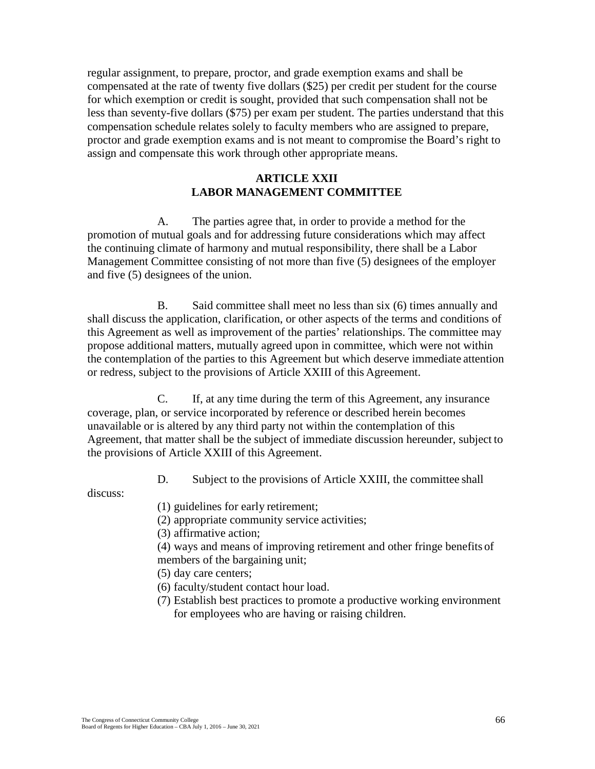regular assignment, to prepare, proctor, and grade exemption exams and shall be compensated at the rate of twenty five dollars ($25) per credit per student for the course for which exemption or credit is sought, provided that such compensation shall not be less than seventy-five dollars ($75) per exam per student. The parties understand that this compensation schedule relates solely to faculty members who are assigned to prepare, proctor and grade exemption exams and is not meant to compromise the Board's right to assign and compensate this work through other appropriate means.

## ARTICLE XXII
## LABOR MANAGEMENT COMMITTEE

A. The parties agree that, in order to provide a method for the promotion of mutual goals and for addressing future considerations which may affect the continuing climate of harmony and mutual responsibility, there shall be a Labor Management Committee consisting of not more than five (5) designees of the employer and five (5) designees of the union.

B. Said committee shall meet no less than six (6) times annually and shall discuss the application, clarification, or other aspects of the terms and conditions of this Agreement as well as improvement of the parties' relationships. The committee may propose additional matters, mutually agreed upon in committee, which were not within the contemplation of the parties to this Agreement but which deserve immediate attention or redress, subject to the provisions of Article XXIII of this Agreement.

C. If, at any time during the term of this Agreement, any insurance coverage, plan, or service incorporated by reference or described herein becomes unavailable or is altered by any third party not within the contemplation of this Agreement, that matter shall be the subject of immediate discussion hereunder, subject to the provisions of Article XXIII of this Agreement.

D. Subject to the provisions of Article XXIII, the committee shall discuss:

(1) guidelines for early retirement;
(2) appropriate community service activities;
(3) affirmative action;
(4) ways and means of improving retirement and other fringe benefits of members of the bargaining unit;
(5) day care centers;
(6) faculty/student contact hour load.
(7) Establish best practices to promote a productive working environment for employees who are having or raising children.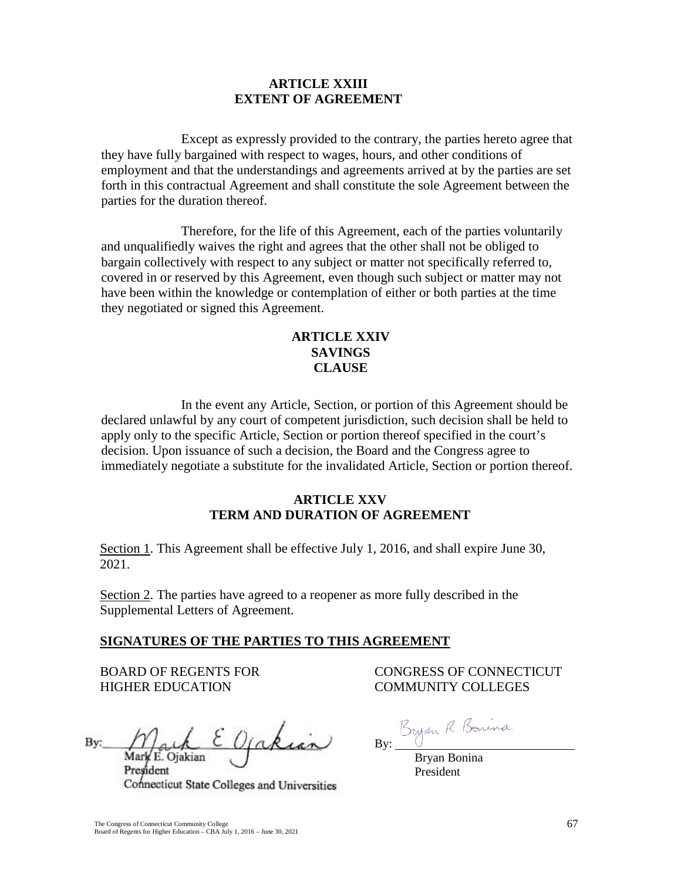## ARTICLE XXIII
## EXTENT OF AGREEMENT

Except as expressly provided to the contrary, the parties hereto agree that they have fully bargained with respect to wages, hours, and other conditions of employment and that the understandings and agreements arrived at by the parties are set forth in this contractual Agreement and shall constitute the sole Agreement between the parties for the duration thereof.

Therefore, for the life of this Agreement, each of the parties voluntarily and unqualifiedly waives the right and agrees that the other shall not be obliged to bargain collectively with respect to any subject or matter not specifically referred to, covered in or reserved by this Agreement, even though such subject or matter may not have been within the knowledge or contemplation of either or both parties at the time they negotiated or signed this Agreement.

## ARTICLE XXIV
## SAVINGS
## CLAUSE

In the event any Article, Section, or portion of this Agreement should be declared unlawful by any court of competent jurisdiction, such decision shall be held to apply only to the specific Article, Section or portion thereof specified in the court's decision. Upon issuance of such a decision, the Board and the Congress agree to immediately negotiate a substitute for the invalidated Article, Section or portion thereof.

## ARTICLE XXV
## TERM AND DURATION OF AGREEMENT

Section 1. This Agreement shall be effective July 1, 2016, and shall expire June 30, 2021.

Section 2. The parties have agreed to a reopener as more fully described in the Supplemental Letters of Agreement.

**SIGNATURES OF THE PARTIES TO THIS AGREEMENT**

BOARD OF REGENTS FOR HIGHER EDUCATION

By: Mark E. Ojakian
Mark E. Ojakian
President
Connecticut State Colleges and Universities

CONGRESS OF CONNECTICUT COMMUNITY COLLEGES

By: Bryan R. Bonina
Bryan Bonina
President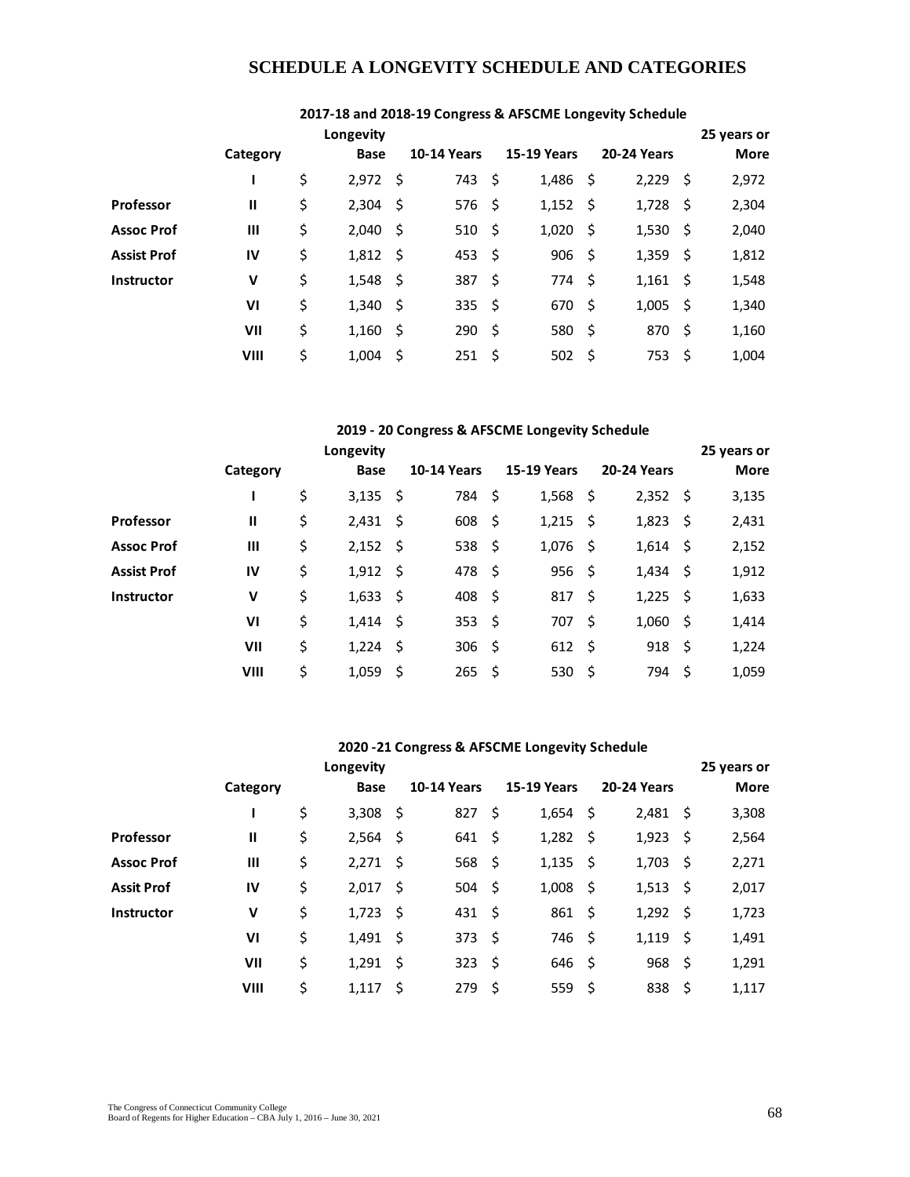# SCHEDULE A LONGEVITY SCHEDULE AND CATEGORIES

**2017-18 and 2018-19 Congress & AFSCME Longevity Schedule**

| | Category | Longevity Base | 10-14 Years | 15-19 Years | 20-24 Years | 25 years or More |
|---|---|---|---|---|---|---|
| | I | $ 2,972 | $ 743 | $ 1,486 | $ 2,229 | $ 2,972 |
| Professor | II | $ 2,304 | $ 576 | $ 1,152 | $ 1,728 | $ 2,304 |
| Assoc Prof | III | $ 2,040 | $ 510 | $ 1,020 | $ 1,530 | $ 2,040 |
| Assist Prof | IV | $ 1,812 | $ 453 | $ 906 | $ 1,359 | $ 1,812 |
| Instructor | V | $ 1,548 | $ 387 | $ 774 | $ 1,161 | $ 1,548 |
| | VI | $ 1,340 | $ 335 | $ 670 | $ 1,005 | $ 1,340 |
| | VII | $ 1,160 | $ 290 | $ 580 | $ 870 | $ 1,160 |
| | VIII | $ 1,004 | $ 251 | $ 502 | $ 753 | $ 1,004 |

**2019 - 20 Congress & AFSCME Longevity Schedule**

| | Category | Longevity Base | 10-14 Years | 15-19 Years | 20-24 Years | 25 years or More |
|---|---|---|---|---|---|---|
| | I | $ 3,135 | $ 784 | $ 1,568 | $ 2,352 | $ 3,135 |
| Professor | II | $ 2,431 | $ 608 | $ 1,215 | $ 1,823 | $ 2,431 |
| Assoc Prof | III | $ 2,152 | $ 538 | $ 1,076 | $ 1,614 | $ 2,152 |
| Assist Prof | IV | $ 1,912 | $ 478 | $ 956 | $ 1,434 | $ 1,912 |
| Instructor | V | $ 1,633 | $ 408 | $ 817 | $ 1,225 | $ 1,633 |
| | VI | $ 1,414 | $ 353 | $ 707 | $ 1,060 | $ 1,414 |
| | VII | $ 1,224 | $ 306 | $ 612 | $ 918 | $ 1,224 |
| | VIII | $ 1,059 | $ 265 | $ 530 | $ 794 | $ 1,059 |

**2020 -21 Congress & AFSCME Longevity Schedule**

| | Category | Longevity Base | 10-14 Years | 15-19 Years | 20-24 Years | 25 years or More |
|---|---|---|---|---|---|---|
| | I | $ 3,308 | $ 827 | $ 1,654 | $ 2,481 | $ 3,308 |
| Professor | II | $ 2,564 | $ 641 | $ 1,282 | $ 1,923 | $ 2,564 |
| Assoc Prof | III | $ 2,271 | $ 568 | $ 1,135 | $ 1,703 | $ 2,271 |
| Assit Prof | IV | $ 2,017 | $ 504 | $ 1,008 | $ 1,513 | $ 2,017 |
| Instructor | V | $ 1,723 | $ 431 | $ 861 | $ 1,292 | $ 1,723 |
| | VI | $ 1,491 | $ 373 | $ 746 | $ 1,119 | $ 1,491 |
| | VII | $ 1,291 | $ 323 | $ 646 | $ 968 | $ 1,291 |
| | VIII | $ 1,117 | $ 279 | $ 559 | $ 838 | $ 1,117 |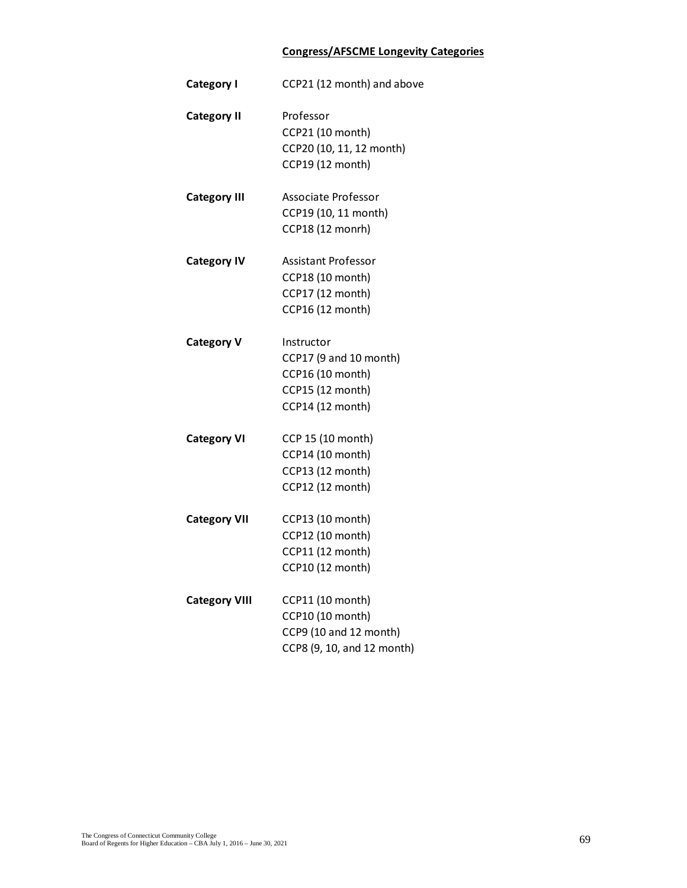**Congress/AFSCME Longevity Categories**

| | |
|---|---|
| **Category I** | CCP21 (12 month) and above |
| **Category II** | Professor<br>CCP21 (10 month)<br>CCP20 (10, 11, 12 month)<br>CCP19 (12 month) |
| **Category III** | Associate Professor<br>CCP19 (10, 11 month)<br>CCP18 (12 monrh) |
| **Category IV** | Assistant Professor<br>CCP18 (10 month)<br>CCP17 (12 month)<br>CCP16 (12 month) |
| **Category V** | Instructor<br>CCP17 (9 and 10 month)<br>CCP16 (10 month)<br>CCP15 (12 month)<br>CCP14 (12 month) |
| **Category VI** | CCP 15 (10 month)<br>CCP14 (10 month)<br>CCP13 (12 month)<br>CCP12 (12 month) |
| **Category VII** | CCP13 (10 month)<br>CCP12 (10 month)<br>CCP11 (12 month)<br>CCP10 (12 month) |
| **Category VIII** | CCP11 (10 month)<br>CCP10 (10 month)<br>CCP9 (10 and 12 month)<br>CCP8 (9, 10, and 12 month) |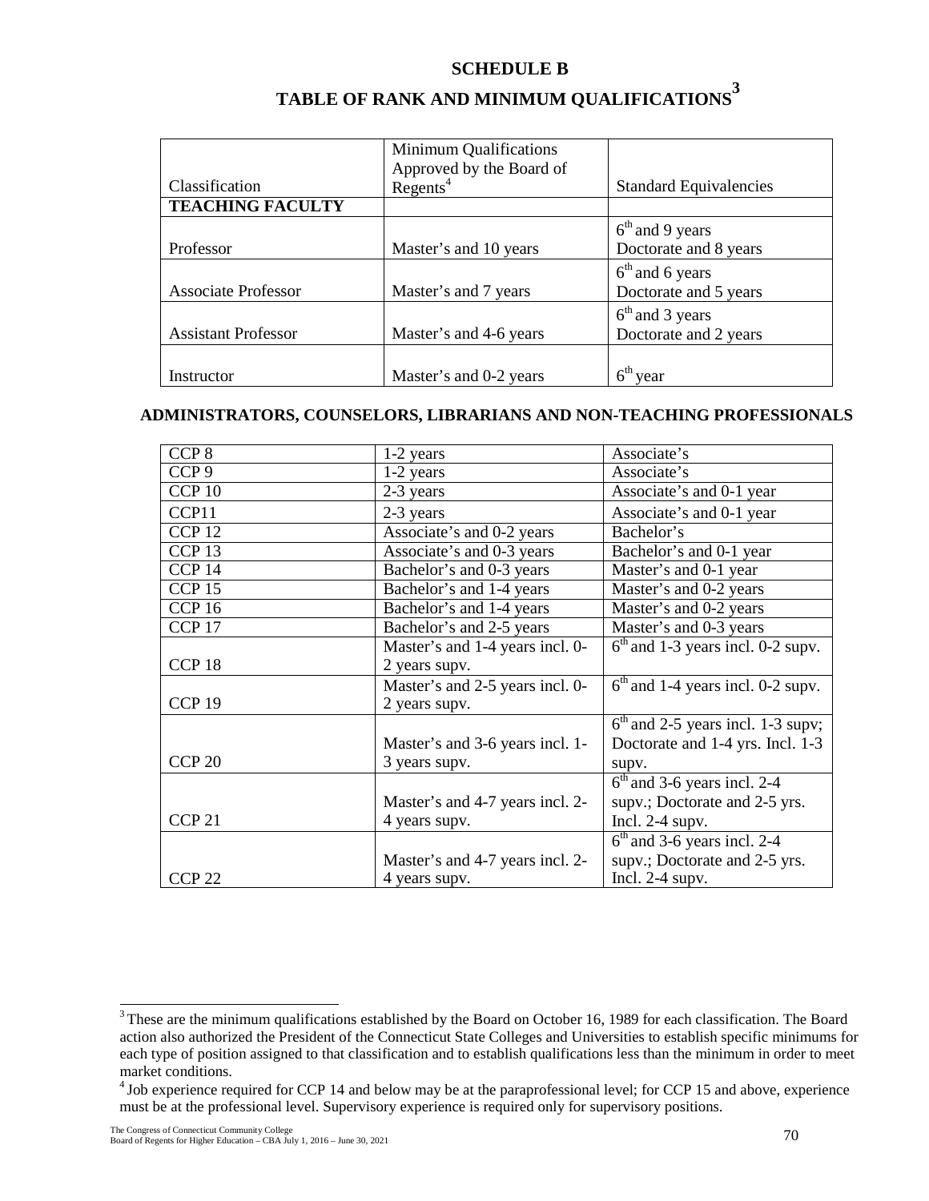## SCHEDULE B

## TABLE OF RANK AND MINIMUM QUALIFICATIONS[3]

| Classification | Minimum Qualifications Approved by the Board of Regents[4] | Standard Equivalencies |
|---|---|---|
| **TEACHING FACULTY** | | |
| Professor | Master's and 10 years | 6th and 9 years<br>Doctorate and 8 years |
| Associate Professor | Master's and 7 years | 6th and 6 years<br>Doctorate and 5 years |
| Assistant Professor | Master's and 4-6 years | 6th and 3 years<br>Doctorate and 2 years |
| Instructor | Master's and 0-2 years | 6th year |

### ADMINISTRATORS, COUNSELORS, LIBRARIANS AND NON-TEACHING PROFESSIONALS

| | | |
|---|---|---|
| CCP 8 | 1-2 years | Associate's |
| CCP 9 | 1-2 years | Associate's |
| CCP 10 | 2-3 years | Associate's and 0-1 year |
| CCP11 | 2-3 years | Associate's and 0-1 year |
| CCP 12 | Associate's and 0-2 years | Bachelor's |
| CCP 13 | Associate's and 0-3 years | Bachelor's and 0-1 year |
| CCP 14 | Bachelor's and 0-3 years | Master's and 0-1 year |
| CCP 15 | Bachelor's and 1-4 years | Master's and 0-2 years |
| CCP 16 | Bachelor's and 1-4 years | Master's and 0-2 years |
| CCP 17 | Bachelor's and 2-5 years | Master's and 0-3 years |
| CCP 18 | Master's and 1-4 years incl. 0-2 years supv. | 6th and 1-3 years incl. 0-2 supv. |
| CCP 19 | Master's and 2-5 years incl. 0-2 years supv. | 6th and 1-4 years incl. 0-2 supv. |
| CCP 20 | Master's and 3-6 years incl. 1-3 years supv. | 6th and 2-5 years incl. 1-3 supv; Doctorate and 1-4 yrs. Incl. 1-3 supv. |
| CCP 21 | Master's and 4-7 years incl. 2-4 years supv. | 6th and 3-6 years incl. 2-4 supv.; Doctorate and 2-5 yrs. Incl. 2-4 supv. |
| CCP 22 | Master's and 4-7 years incl. 2-4 years supv. | 6th and 3-6 years incl. 2-4 supv.; Doctorate and 2-5 yrs. Incl. 2-4 supv. |

[3] These are the minimum qualifications established by the Board on October 16, 1989 for each classification. The Board action also authorized the President of the Connecticut State Colleges and Universities to establish specific minimums for each type of position assigned to that classification and to establish qualifications less than the minimum in order to meet market conditions.

[4] Job experience required for CCP 14 and below may be at the paraprofessional level; for CCP 15 and above, experience must be at the professional level. Supervisory experience is required only for supervisory positions.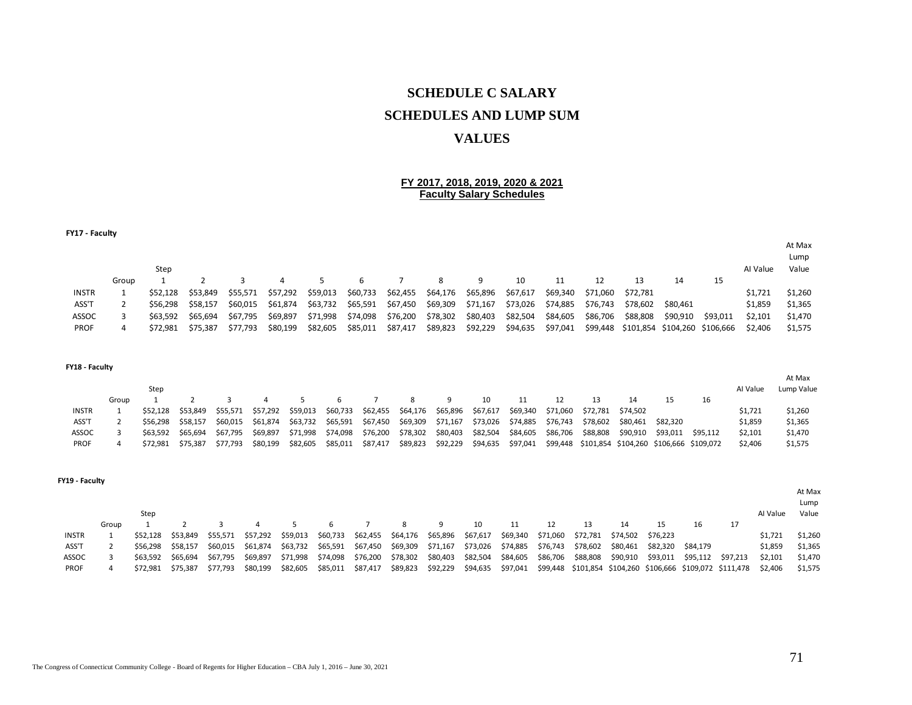# SCHEDULE C SALARY SCHEDULES AND LUMP SUM VALUES

**FY 2017, 2018, 2019, 2020 & 2021**
**Faculty Salary Schedules**

**FY17 - Faculty**

| | Group | Step 1 | 2 | 3 | 4 | 5 | 6 | 7 | 8 | 9 | 10 | 11 | 12 | 13 | 14 | 15 | AI Value | At Max Lump Value |
|---|---|---|---|---|---|---|---|---|---|---|---|---|---|---|---|---|---|---|
| INSTR | 1 | $52,128 | $53,849 | $55,571 | $57,292 | $59,013 | $60,733 | $62,455 | $64,176 | $65,896 | $67,617 | $69,340 | $71,060 | $72,781 | | | $1,721 | $1,260 |
| ASS'T | 2 | $56,298 | $58,157 | $60,015 | $61,874 | $63,732 | $65,591 | $67,450 | $69,309 | $71,167 | $73,026 | $74,885 | $76,743 | $78,602 | $80,461 | | $1,859 | $1,365 |
| ASSOC | 3 | $63,592 | $65,694 | $67,795 | $69,897 | $71,998 | $74,098 | $76,200 | $78,302 | $80,403 | $82,504 | $84,605 | $86,706 | $88,808 | $90,910 | $93,011 | $2,101 | $1,470 |
| PROF | 4 | $72,981 | $75,387 | $77,793 | $80,199 | $82,605 | $85,011 | $87,417 | $89,823 | $92,229 | $94,635 | $97,041 | $99,448 | $101,854 | $104,260 | $106,666 | $2,406 | $1,575 |

**FY18 - Faculty**

| | Group | Step 1 | 2 | 3 | 4 | 5 | 6 | 7 | 8 | 9 | 10 | 11 | 12 | 13 | 14 | 15 | 16 | AI Value | At Max Lump Value |
|---|---|---|---|---|---|---|---|---|---|---|---|---|---|---|---|---|---|---|---|
| INSTR | 1 | $52,128 | $53,849 | $55,571 | $57,292 | $59,013 | $60,733 | $62,455 | $64,176 | $65,896 | $67,617 | $69,340 | $71,060 | $72,781 | $74,502 | | | $1,721 | $1,260 |
| ASS'T | 2 | $56,298 | $58,157 | $60,015 | $61,874 | $63,732 | $65,591 | $67,450 | $69,309 | $71,167 | $73,026 | $74,885 | $76,743 | $78,602 | $80,461 | $82,320 | | $1,859 | $1,365 |
| ASSOC | 3 | $63,592 | $65,694 | $67,795 | $69,897 | $71,998 | $74,098 | $76,200 | $78,302 | $80,403 | $82,504 | $84,605 | $86,706 | $88,808 | $90,910 | $93,011 | $95,112 | $2,101 | $1,470 |
| PROF | 4 | $72,981 | $75,387 | $77,793 | $80,199 | $82,605 | $85,011 | $87,417 | $89,823 | $92,229 | $94,635 | $97,041 | $99,448 | $101,854 | $104,260 | $106,666 | $109,072 | $2,406 | $1,575 |

**FY19 - Faculty**

| | Group | Step 1 | 2 | 3 | 4 | 5 | 6 | 7 | 8 | 9 | 10 | 11 | 12 | 13 | 14 | 15 | 16 | 17 | AI Value | At Max Lump Value |
|---|---|---|---|---|---|---|---|---|---|---|---|---|---|---|---|---|---|---|---|---|
| INSTR | 1 | $52,128 | $53,849 | $55,571 | $57,292 | $59,013 | $60,733 | $62,455 | $64,176 | $65,896 | $67,617 | $69,340 | $71,060 | $72,781 | $74,502 | $76,223 | | | $1,721 | $1,260 |
| ASS'T | 2 | $56,298 | $58,157 | $60,015 | $61,874 | $63,732 | $65,591 | $67,450 | $69,309 | $71,167 | $73,026 | $74,885 | $76,743 | $78,602 | $80,461 | $82,320 | $84,179 | | $1,859 | $1,365 |
| ASSOC | 3 | $63,592 | $65,694 | $67,795 | $69,897 | $71,998 | $74,098 | $76,200 | $78,302 | $80,403 | $82,504 | $84,605 | $86,706 | $88,808 | $90,910 | $93,011 | $95,112 | $97,213 | $2,101 | $1,470 |
| PROF | 4 | $72,981 | $75,387 | $77,793 | $80,199 | $82,605 | $85,011 | $87,417 | $89,823 | $92,229 | $94,635 | $97,041 | $99,448 | $101,854 | $104,260 | $106,666 | $109,072 | $111,478 | $2,406 | $1,575 |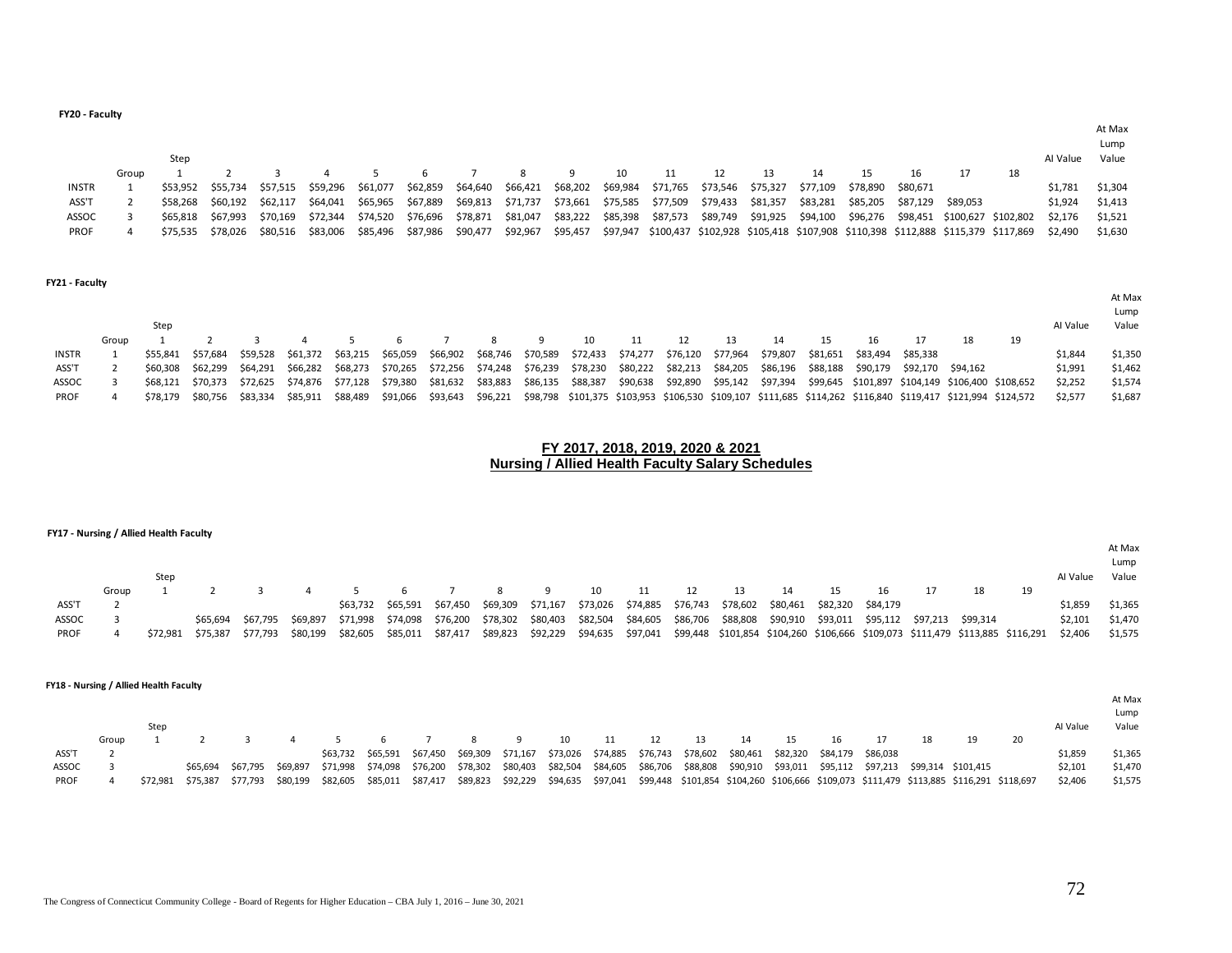**FY20 - Faculty**

| | Group | Step 1 | 2 | 3 | 4 | 5 | 6 | 7 | 8 | 9 | 10 | 11 | 12 | 13 | 14 | 15 | 16 | 17 | 18 | AI Value | At Max Lump Value |
|---|---|---|---|---|---|---|---|---|---|---|---|---|---|---|---|---|---|---|---|---|---|
| INSTR | 1 | $53,952 | $55,734 | $57,515 | $59,296 | $61,077 | $62,859 | $64,640 | $66,421 | $68,202 | $69,984 | $71,765 | $73,546 | $75,327 | $77,109 | $78,890 | $80,671 | | | $1,781 | $1,304 |
| ASS'T | 2 | $58,268 | $60,192 | $62,117 | $64,041 | $65,965 | $67,889 | $69,813 | $71,737 | $73,661 | $75,585 | $77,509 | $79,433 | $81,357 | $83,281 | $85,205 | $87,129 | $89,053 | | $1,924 | $1,413 |
| ASSOC | 3 | $65,818 | $67,993 | $70,169 | $72,344 | $74,520 | $76,696 | $78,871 | $81,047 | $83,222 | $85,398 | $87,573 | $89,749 | $91,925 | $94,100 | $96,276 | $98,451 | $100,627 | $102,802 | $2,176 | $1,521 |
| PROF | 4 | $75,535 | $78,026 | $80,516 | $83,006 | $85,496 | $87,986 | $90,477 | $92,967 | $95,457 | $97,947 | $100,437 | $102,928 | $105,418 | $107,908 | $110,398 | $112,888 | $115,379 | $117,869 | $2,490 | $1,630 |

**FY21 - Faculty**

| | Group | Step 1 | 2 | 3 | 4 | 5 | 6 | 7 | 8 | 9 | 10 | 11 | 12 | 13 | 14 | 15 | 16 | 17 | 18 | 19 | AI Value | At Max Lump Value |
|---|---|---|---|---|---|---|---|---|---|---|---|---|---|---|---|---|---|---|---|---|---|---|
| INSTR | 1 | $55,841 | $57,684 | $59,528 | $61,372 | $63,215 | $65,059 | $66,902 | $68,746 | $70,589 | $72,433 | $74,277 | $76,120 | $77,964 | $79,807 | $81,651 | $83,494 | $85,338 | | | $1,844 | $1,350 |
| ASS'T | 2 | $60,308 | $62,299 | $64,291 | $66,282 | $68,273 | $70,265 | $72,256 | $74,248 | $76,239 | $78,230 | $80,222 | $82,213 | $84,205 | $86,196 | $88,188 | $90,179 | $92,170 | $94,162 | | $1,991 | $1,462 |
| ASSOC | 3 | $68,121 | $70,373 | $72,625 | $74,876 | $77,128 | $79,380 | $81,632 | $83,883 | $86,135 | $88,387 | $90,638 | $92,890 | $95,142 | $97,394 | $99,645 | $101,897 | $104,149 | $106,400 | $108,652 | $2,252 | $1,574 |
| PROF | 4 | $78,179 | $80,756 | $83,334 | $85,911 | $88,489 | $91,066 | $93,643 | $96,221 | $98,798 | $101,375 | $103,953 | $106,530 | $109,107 | $111,685 | $114,262 | $116,840 | $119,417 | $121,994 | $124,572 | $2,577 | $1,687 |

## FY 2017, 2018, 2019, 2020 & 2021 Nursing / Allied Health Faculty Salary Schedules

**FY17 - Nursing / Allied Health Faculty**

| | Group | Step 1 | 2 | 3 | 4 | 5 | 6 | 7 | 8 | 9 | 10 | 11 | 12 | 13 | 14 | 15 | 16 | 17 | 18 | 19 | AI Value | At Max Lump Value |
|---|---|---|---|---|---|---|---|---|---|---|---|---|---|---|---|---|---|---|---|---|---|---|
| ASS'T | 2 | | | | | $63,732 | $65,591 | $67,450 | $69,309 | $71,167 | $73,026 | $74,885 | $76,743 | $78,602 | $80,461 | $82,320 | $84,179 | | | | $1,859 | $1,365 |
| ASSOC | 3 | | $65,694 | $67,795 | $69,897 | $71,998 | $74,098 | $76,200 | $78,302 | $80,403 | $82,504 | $84,605 | $86,706 | $88,808 | $90,910 | $93,011 | $95,112 | $97,213 | $99,314 | | $2,101 | $1,470 |
| PROF | 4 | $72,981 | $75,387 | $77,793 | $80,199 | $82,605 | $85,011 | $87,417 | $89,823 | $92,229 | $94,635 | $97,041 | $99,448 | $101,854 | $104,260 | $106,666 | $109,073 | $111,479 | $113,885 | $116,291 | $2,406 | $1,575 |

**FY18 - Nursing / Allied Health Faculty**

| | Group | Step 1 | 2 | 3 | 4 | 5 | 6 | 7 | 8 | 9 | 10 | 11 | 12 | 13 | 14 | 15 | 16 | 17 | 18 | 19 | 20 | AI Value | At Max Lump Value |
|---|---|---|---|---|---|---|---|---|---|---|---|---|---|---|---|---|---|---|---|---|---|---|---|
| ASS'T | 2 | | | | | $63,732 | $65,591 | $67,450 | $69,309 | $71,167 | $73,026 | $74,885 | $76,743 | $78,602 | $80,461 | $82,320 | $84,179 | $86,038 | | | | $1,859 | $1,365 |
| ASSOC | 3 | | $65,694 | $67,795 | $69,897 | $71,998 | $74,098 | $76,200 | $78,302 | $80,403 | $82,504 | $84,605 | $86,706 | $88,808 | $90,910 | $93,011 | $95,112 | $97,213 | $99,314 | $101,415 | | $2,101 | $1,470 |
| PROF | 4 | $72,981 | $75,387 | $77,793 | $80,199 | $82,605 | $85,011 | $87,417 | $89,823 | $92,229 | $94,635 | $97,041 | $99,448 | $101,854 | $104,260 | $106,666 | $109,073 | $111,479 | $113,885 | $116,291 | $118,697 | $2,406 | $1,575 |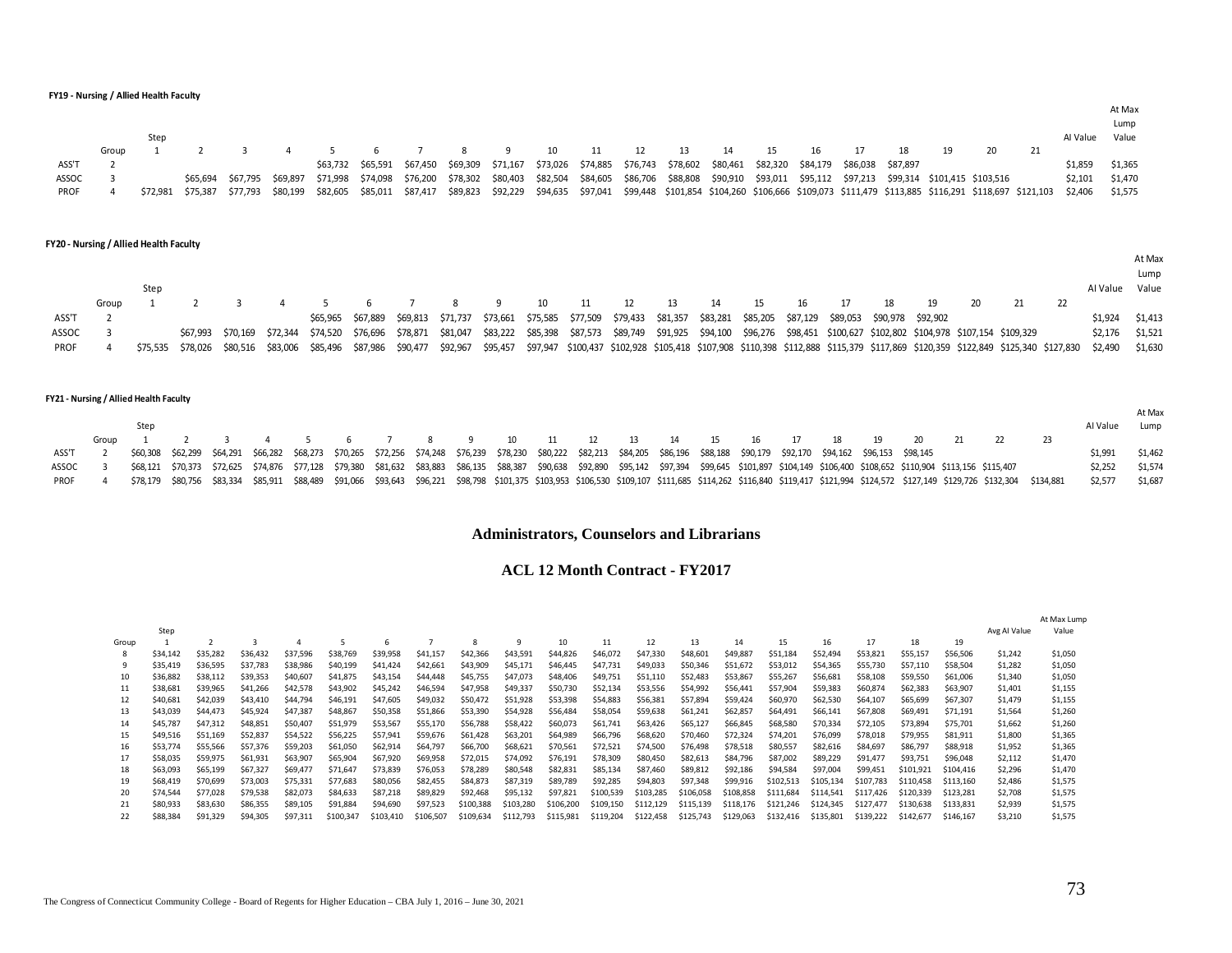**FY19 - Nursing / Allied Health Faculty**

| | Group | Step 1 | 2 | 3 | 4 | 5 | 6 | 7 | 8 | 9 | 10 | 11 | 12 | 13 | 14 | 15 | 16 | 17 | 18 | 19 | 20 | 21 | AI Value | At Max Lump Value |
|---|---|---|---|---|---|---|---|---|---|---|---|---|---|---|---|---|---|---|---|---|---|---|---|---|
| ASS'T | 2 | | | | | $63,732 | $65,591 | $67,450 | $69,309 | $71,167 | $73,026 | $74,885 | $76,743 | $78,602 | $80,461 | $82,320 | $84,179 | $86,038 | $87,897 | | | | $1,859 | $1,365 |
| ASSOC | 3 | | $65,694 | $67,795 | $69,897 | $71,998 | $74,098 | $76,200 | $78,302 | $80,403 | $82,504 | $84,605 | $86,706 | $88,808 | $90,910 | $93,011 | $95,112 | $97,213 | $99,314 | $101,415 | $103,516 | | $2,101 | $1,470 |
| PROF | 4 | $72,981 | $75,387 | $77,793 | $80,199 | $82,605 | $85,011 | $87,417 | $89,823 | $92,229 | $94,635 | $97,041 | $99,448 | $101,854 | $104,260 | $106,666 | $109,073 | $111,479 | $113,885 | $116,291 | $118,697 | $121,103 | $2,406 | $1,575 |

**FY20 - Nursing / Allied Health Faculty**

| | Group | Step 1 | 2 | 3 | 4 | 5 | 6 | 7 | 8 | 9 | 10 | 11 | 12 | 13 | 14 | 15 | 16 | 17 | 18 | 19 | 20 | 21 | 22 | AI Value | At Max Lump Value |
|---|---|---|---|---|---|---|---|---|---|---|---|---|---|---|---|---|---|---|---|---|---|---|---|---|---|
| ASS'T | 2 | | | | | $65,965 | $67,889 | $69,813 | $71,737 | $73,661 | $75,585 | $77,509 | $79,433 | $81,357 | $83,281 | $85,205 | $87,129 | $89,053 | $90,978 | $92,902 | | | | $1,924 | $1,413 |
| ASSOC | 3 | | $67,993 | $70,169 | $72,344 | $74,520 | $76,696 | $78,871 | $81,047 | $83,222 | $85,398 | $87,573 | $89,749 | $91,925 | $94,100 | $96,276 | $98,451 | $100,627 | $102,802 | $104,978 | $107,154 | $109,329 | | $2,176 | $1,521 |
| PROF | 4 | $75,535 | $78,026 | $80,516 | $83,006 | $85,496 | $87,986 | $90,477 | $92,967 | $95,457 | $97,947 | $100,437 | $102,928 | $105,418 | $107,908 | $110,398 | $112,888 | $115,379 | $117,869 | $120,359 | $122,849 | $125,340 | $127,830 | $2,490 | $1,630 |

**FY21 - Nursing / Allied Health Faculty**

| | Group | Step 1 | 2 | 3 | 4 | 5 | 6 | 7 | 8 | 9 | 10 | 11 | 12 | 13 | 14 | 15 | 16 | 17 | 18 | 19 | 20 | 21 | 22 | 23 | AI Value | At Max Lump |
|---|---|---|---|---|---|---|---|---|---|---|---|---|---|---|---|---|---|---|---|---|---|---|---|---|---|---|
| ASS'T | 2 | $60,308 | $62,299 | $64,291 | $66,282 | $68,273 | $70,265 | $72,256 | $74,248 | $76,239 | $78,230 | $80,222 | $82,213 | $84,205 | $86,196 | $88,188 | $90,179 | $92,170 | $94,162 | $96,153 | $98,145 | | | | $1,991 | $1,462 |
| ASSOC | 3 | $68,121 | $70,373 | $72,625 | $74,876 | $77,128 | $79,380 | $81,632 | $83,883 | $86,135 | $88,387 | $90,638 | $92,890 | $95,142 | $97,394 | $99,645 | $101,897 | $104,149 | $106,400 | $108,652 | $110,904 | $113,156 | $115,407 | | $2,252 | $1,574 |
| PROF | 4 | $78,179 | $80,756 | $83,334 | $85,911 | $88,489 | $91,066 | $93,643 | $96,221 | $98,798 | $101,375 | $103,953 | $106,530 | $109,107 | $111,685 | $114,262 | $116,840 | $119,417 | $121,994 | $124,572 | $127,149 | $129,726 | $132,304 | $134,881 | $2,577 | $1,687 |

## Administrators, Counselors and Librarians

## ACL 12 Month Contract - FY2017

| Group | Step 1 | 2 | 3 | 4 | 5 | 6 | 7 | 8 | 9 | 10 | 11 | 12 | 13 | 14 | 15 | 16 | 17 | 18 | 19 | Avg AI Value | At Max Lump Value |
|---|---|---|---|---|---|---|---|---|---|---|---|---|---|---|---|---|---|---|---|---|---|
| 8 | $34,142 | $35,282 | $36,432 | $37,596 | $38,769 | $39,958 | $41,157 | $42,366 | $43,591 | $44,826 | $46,072 | $47,330 | $48,601 | $49,887 | $51,184 | $52,494 | $53,821 | $55,157 | $56,506 | $1,242 | $1,050 |
| 9 | $35,419 | $36,595 | $37,783 | $38,986 | $40,199 | $41,424 | $42,661 | $43,909 | $45,171 | $46,445 | $47,731 | $49,033 | $50,346 | $51,672 | $53,012 | $54,365 | $55,730 | $57,110 | $58,504 | $1,282 | $1,050 |
| 10 | $36,882 | $38,112 | $39,353 | $40,607 | $41,875 | $43,154 | $44,448 | $45,755 | $47,073 | $48,406 | $49,751 | $51,110 | $52,483 | $53,867 | $55,267 | $56,681 | $58,108 | $59,550 | $61,006 | $1,340 | $1,050 |
| 11 | $38,681 | $39,965 | $41,266 | $42,578 | $43,902 | $45,242 | $46,594 | $47,958 | $49,337 | $50,730 | $52,134 | $53,556 | $54,992 | $56,441 | $57,904 | $59,383 | $60,874 | $62,383 | $63,907 | $1,401 | $1,155 |
| 12 | $40,681 | $42,039 | $43,410 | $44,794 | $46,191 | $47,605 | $49,032 | $50,472 | $51,928 | $53,398 | $54,883 | $56,381 | $57,894 | $59,424 | $60,970 | $62,530 | $64,107 | $65,699 | $67,307 | $1,479 | $1,155 |
| 13 | $43,039 | $44,473 | $45,924 | $47,387 | $48,867 | $50,358 | $51,866 | $53,390 | $54,928 | $56,484 | $58,054 | $59,638 | $61,241 | $62,857 | $64,491 | $66,141 | $67,808 | $69,491 | $71,191 | $1,564 | $1,260 |
| 14 | $45,787 | $47,312 | $48,851 | $50,407 | $51,979 | $53,567 | $55,170 | $56,788 | $58,422 | $60,073 | $61,741 | $63,426 | $65,127 | $66,845 | $68,580 | $70,334 | $72,105 | $73,894 | $75,701 | $1,662 | $1,260 |
| 15 | $49,516 | $51,169 | $52,837 | $54,522 | $56,225 | $57,941 | $59,676 | $61,428 | $63,201 | $64,989 | $66,796 | $68,620 | $70,460 | $72,324 | $74,201 | $76,099 | $78,018 | $79,955 | $81,911 | $1,800 | $1,365 |
| 16 | $53,774 | $55,566 | $57,376 | $59,203 | $61,050 | $62,914 | $64,797 | $66,700 | $68,621 | $70,561 | $72,521 | $74,500 | $76,498 | $78,518 | $80,557 | $82,616 | $84,697 | $86,797 | $88,918 | $1,952 | $1,365 |
| 17 | $58,035 | $59,975 | $61,931 | $63,907 | $65,904 | $67,920 | $69,958 | $72,015 | $74,092 | $76,191 | $78,309 | $80,450 | $82,613 | $84,796 | $87,002 | $89,229 | $91,477 | $93,751 | $96,048 | $2,112 | $1,470 |
| 18 | $63,093 | $65,199 | $67,327 | $69,477 | $71,647 | $73,839 | $76,053 | $78,289 | $80,548 | $82,831 | $85,134 | $87,460 | $89,812 | $92,186 | $94,584 | $97,004 | $99,451 | $101,921 | $104,416 | $2,296 | $1,470 |
| 19 | $68,419 | $70,699 | $73,003 | $75,331 | $77,683 | $80,056 | $82,455 | $84,873 | $87,319 | $89,789 | $92,285 | $94,803 | $97,348 | $99,916 | $102,513 | $105,134 | $107,783 | $110,458 | $113,160 | $2,486 | $1,575 |
| 20 | $74,544 | $77,028 | $79,538 | $82,073 | $84,633 | $87,218 | $89,829 | $92,468 | $95,132 | $97,821 | $100,539 | $103,285 | $106,058 | $108,858 | $111,684 | $114,541 | $117,426 | $120,339 | $123,281 | $2,708 | $1,575 |
| 21 | $80,933 | $83,630 | $86,355 | $89,105 | $91,884 | $94,690 | $97,523 | $100,388 | $103,280 | $106,200 | $109,150 | $112,129 | $115,139 | $118,176 | $121,246 | $124,345 | $127,477 | $130,638 | $133,831 | $2,939 | $1,575 |
| 22 | $88,384 | $91,329 | $94,305 | $97,311 | $100,347 | $103,410 | $106,507 | $109,634 | $112,793 | $115,981 | $119,204 | $122,458 | $125,743 | $129,063 | $132,416 | $135,801 | $139,222 | $142,677 | $146,167 | $3,210 | $1,575 |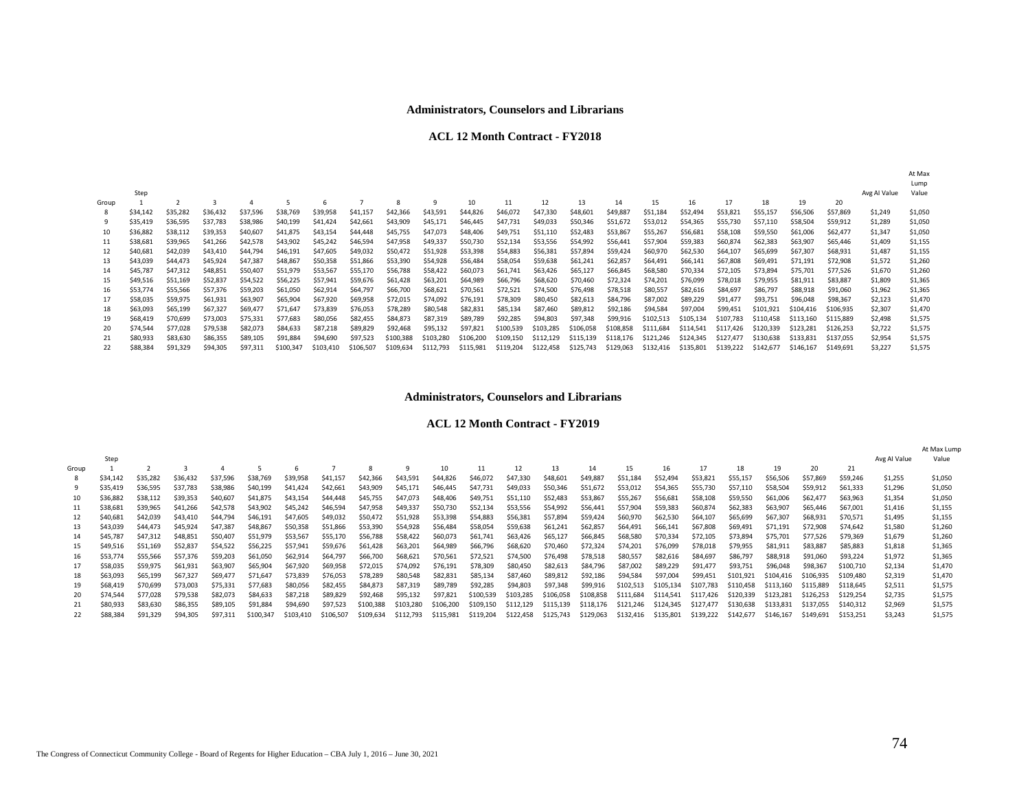**Administrators, Counselors and Librarians**

**ACL 12 Month Contract - FY2018**

| Group | Step 1 | 2 | 3 | 4 | 5 | 6 | 7 | 8 | 9 | 10 | 11 | 12 | 13 | 14 | 15 | 16 | 17 | 18 | 19 | 20 | Avg AI Value | At Max Lump Value |
|---|---|---|---|---|---|---|---|---|---|---|---|---|---|---|---|---|---|---|---|---|---|---|
| 8 | $34,142 | $35,282 | $36,432 | $37,596 | $38,769 | $39,958 | $41,157 | $42,366 | $43,591 | $44,826 | $46,072 | $47,330 | $48,601 | $49,887 | $51,184 | $52,494 | $53,821 | $55,157 | $56,506 | $57,869 | $1,249 | $1,050 |
| 9 | $35,419 | $36,595 | $37,783 | $38,986 | $40,199 | $41,424 | $42,661 | $43,909 | $45,171 | $46,445 | $47,731 | $49,033 | $50,346 | $51,672 | $53,012 | $54,365 | $55,730 | $57,110 | $58,504 | $59,912 | $1,289 | $1,050 |
| 10 | $36,882 | $38,112 | $39,353 | $40,607 | $41,875 | $43,154 | $44,448 | $45,755 | $47,073 | $48,406 | $49,751 | $51,110 | $52,483 | $53,867 | $55,267 | $56,681 | $58,108 | $59,550 | $61,006 | $62,477 | $1,347 | $1,050 |
| 11 | $38,681 | $39,965 | $41,266 | $42,578 | $43,902 | $45,242 | $46,594 | $47,958 | $49,337 | $50,730 | $52,134 | $53,556 | $54,992 | $56,441 | $57,904 | $59,383 | $60,874 | $62,383 | $63,907 | $65,446 | $1,409 | $1,155 |
| 12 | $40,681 | $42,039 | $43,410 | $44,794 | $46,191 | $47,605 | $49,032 | $50,472 | $51,928 | $53,398 | $54,883 | $56,381 | $57,894 | $59,424 | $60,970 | $62,530 | $64,107 | $65,699 | $67,307 | $68,931 | $1,487 | $1,155 |
| 13 | $43,039 | $44,473 | $45,924 | $47,387 | $48,867 | $50,358 | $51,866 | $53,390 | $54,928 | $56,484 | $58,054 | $59,638 | $61,241 | $62,857 | $64,491 | $66,141 | $67,808 | $69,491 | $71,191 | $72,908 | $1,572 | $1,260 |
| 14 | $45,787 | $47,312 | $48,851 | $50,407 | $51,979 | $53,567 | $55,170 | $56,788 | $58,422 | $60,073 | $61,741 | $63,426 | $65,127 | $66,845 | $68,580 | $70,334 | $72,105 | $73,894 | $75,701 | $77,526 | $1,670 | $1,260 |
| 15 | $49,516 | $51,169 | $52,837 | $54,522 | $56,225 | $57,941 | $59,676 | $61,428 | $63,201 | $64,989 | $66,796 | $68,620 | $70,460 | $72,324 | $74,201 | $76,099 | $78,018 | $79,955 | $81,911 | $83,887 | $1,809 | $1,365 |
| 16 | $53,774 | $55,566 | $57,376 | $59,203 | $61,050 | $62,914 | $64,797 | $66,700 | $68,621 | $70,561 | $72,521 | $74,500 | $76,498 | $78,518 | $80,557 | $82,616 | $84,697 | $86,797 | $88,918 | $91,060 | $1,962 | $1,365 |
| 17 | $58,035 | $59,975 | $61,931 | $63,907 | $65,904 | $67,920 | $69,958 | $72,015 | $74,092 | $76,191 | $78,309 | $80,450 | $82,613 | $84,796 | $87,002 | $89,229 | $91,477 | $93,751 | $96,048 | $98,367 | $2,123 | $1,470 |
| 18 | $63,093 | $65,199 | $67,327 | $69,477 | $71,647 | $73,839 | $76,053 | $78,289 | $80,548 | $82,831 | $85,134 | $87,460 | $89,812 | $92,186 | $94,584 | $97,004 | $99,451 | $101,921 | $104,416 | $106,935 | $2,307 | $1,470 |
| 19 | $68,419 | $70,699 | $73,003 | $75,331 | $77,683 | $80,056 | $82,455 | $84,873 | $87,319 | $89,789 | $92,285 | $94,803 | $97,348 | $99,916 | $102,513 | $105,134 | $107,783 | $110,458 | $113,160 | $115,889 | $2,498 | $1,575 |
| 20 | $74,544 | $77,028 | $79,538 | $82,073 | $84,633 | $87,218 | $89,829 | $92,468 | $95,132 | $97,821 | $100,539 | $103,285 | $106,058 | $108,858 | $111,684 | $114,541 | $117,426 | $120,339 | $123,281 | $126,253 | $2,722 | $1,575 |
| 21 | $80,933 | $83,630 | $86,355 | $89,105 | $91,884 | $94,690 | $97,523 | $100,388 | $103,280 | $106,200 | $109,150 | $112,129 | $115,139 | $118,176 | $121,246 | $124,345 | $127,477 | $130,638 | $133,831 | $137,055 | $2,954 | $1,575 |
| 22 | $88,384 | $91,329 | $94,305 | $97,311 | $100,347 | $103,410 | $106,507 | $109,634 | $112,793 | $115,981 | $119,204 | $122,458 | $125,743 | $129,063 | $132,416 | $135,801 | $139,222 | $142,677 | $146,167 | $149,691 | $3,227 | $1,575 |

**Administrators, Counselors and Librarians**

**ACL 12 Month Contract - FY2019**

| Group | Step 1 | 2 | 3 | 4 | 5 | 6 | 7 | 8 | 9 | 10 | 11 | 12 | 13 | 14 | 15 | 16 | 17 | 18 | 19 | 20 | 21 | Avg AI Value | At Max Lump Value |
|---|---|---|---|---|---|---|---|---|---|---|---|---|---|---|---|---|---|---|---|---|---|---|---|
| 8 | $34,142 | $35,282 | $36,432 | $37,596 | $38,769 | $39,958 | $41,157 | $42,366 | $43,591 | $44,826 | $46,072 | $47,330 | $48,601 | $49,887 | $51,184 | $52,494 | $53,821 | $55,157 | $56,506 | $57,869 | $59,246 | $1,255 | $1,050 |
| 9 | $35,419 | $36,595 | $37,783 | $38,986 | $40,199 | $41,424 | $42,661 | $43,909 | $45,171 | $46,445 | $47,731 | $49,033 | $50,346 | $51,672 | $53,012 | $54,365 | $55,730 | $57,110 | $58,504 | $59,912 | $61,333 | $1,296 | $1,050 |
| 10 | $36,882 | $38,112 | $39,353 | $40,607 | $41,875 | $43,154 | $44,448 | $45,755 | $47,073 | $48,406 | $49,751 | $51,110 | $52,483 | $53,867 | $55,267 | $56,681 | $58,108 | $59,550 | $61,006 | $62,477 | $63,963 | $1,354 | $1,050 |
| 11 | $38,681 | $39,965 | $41,266 | $42,578 | $43,902 | $45,242 | $46,594 | $47,958 | $49,337 | $50,730 | $52,134 | $53,556 | $54,992 | $56,441 | $57,904 | $59,383 | $60,874 | $62,383 | $63,907 | $65,446 | $67,001 | $1,416 | $1,155 |
| 12 | $40,681 | $42,039 | $43,410 | $44,794 | $46,191 | $47,605 | $49,032 | $50,472 | $51,928 | $53,398 | $54,883 | $56,381 | $57,894 | $59,424 | $60,970 | $62,530 | $64,107 | $65,699 | $67,307 | $68,931 | $70,571 | $1,495 | $1,155 |
| 13 | $43,039 | $44,473 | $45,924 | $47,387 | $48,867 | $50,358 | $51,866 | $53,390 | $54,928 | $56,484 | $58,054 | $59,638 | $61,241 | $62,857 | $64,491 | $66,141 | $67,808 | $69,491 | $71,191 | $72,908 | $74,642 | $1,580 | $1,260 |
| 14 | $45,787 | $47,312 | $48,851 | $50,407 | $51,979 | $53,567 | $55,170 | $56,788 | $58,422 | $60,073 | $61,741 | $63,426 | $65,127 | $66,845 | $68,580 | $70,334 | $72,105 | $73,894 | $75,701 | $77,526 | $79,369 | $1,679 | $1,260 |
| 15 | $49,516 | $51,169 | $52,837 | $54,522 | $56,225 | $57,941 | $59,676 | $61,428 | $63,201 | $64,989 | $66,796 | $68,620 | $70,460 | $72,324 | $74,201 | $76,099 | $78,018 | $79,955 | $81,911 | $83,887 | $85,883 | $1,818 | $1,365 |
| 16 | $53,774 | $55,566 | $57,376 | $59,203 | $61,050 | $62,914 | $64,797 | $66,700 | $68,621 | $70,561 | $72,521 | $74,500 | $76,498 | $78,518 | $80,557 | $82,616 | $84,697 | $86,797 | $88,918 | $91,060 | $93,224 | $1,972 | $1,365 |
| 17 | $58,035 | $59,975 | $61,931 | $63,907 | $65,904 | $67,920 | $69,958 | $72,015 | $74,092 | $76,191 | $78,309 | $80,450 | $82,613 | $84,796 | $87,002 | $89,229 | $91,477 | $93,751 | $96,048 | $98,367 | $100,710 | $2,134 | $1,470 |
| 18 | $63,093 | $65,199 | $67,327 | $69,477 | $71,647 | $73,839 | $76,053 | $78,289 | $80,548 | $82,831 | $85,134 | $87,460 | $89,812 | $92,186 | $94,584 | $97,004 | $99,451 | $101,921 | $104,416 | $106,935 | $109,480 | $2,319 | $1,470 |
| 19 | $68,419 | $70,699 | $73,003 | $75,331 | $77,683 | $80,056 | $82,455 | $84,873 | $87,319 | $89,789 | $92,285 | $94,803 | $97,348 | $99,916 | $102,513 | $105,134 | $107,783 | $110,458 | $113,160 | $115,889 | $118,645 | $2,511 | $1,575 |
| 20 | $74,544 | $77,028 | $79,538 | $82,073 | $84,633 | $87,218 | $89,829 | $92,468 | $95,132 | $97,821 | $100,539 | $103,285 | $106,058 | $108,858 | $111,684 | $114,541 | $117,426 | $120,339 | $123,281 | $126,253 | $129,254 | $2,735 | $1,575 |
| 21 | $80,933 | $83,630 | $86,355 | $89,105 | $91,884 | $94,690 | $97,523 | $100,388 | $103,280 | $106,200 | $109,150 | $112,129 | $115,139 | $118,176 | $121,246 | $124,345 | $127,477 | $130,638 | $133,831 | $137,055 | $140,312 | $2,969 | $1,575 |
| 22 | $88,384 | $91,329 | $94,305 | $97,311 | $100,347 | $103,410 | $106,507 | $109,634 | $112,793 | $115,981 | $119,204 | $122,458 | $125,743 | $129,063 | $132,416 | $135,801 | $139,222 | $142,677 | $146,167 | $149,691 | $153,251 | $3,243 | $1,575 |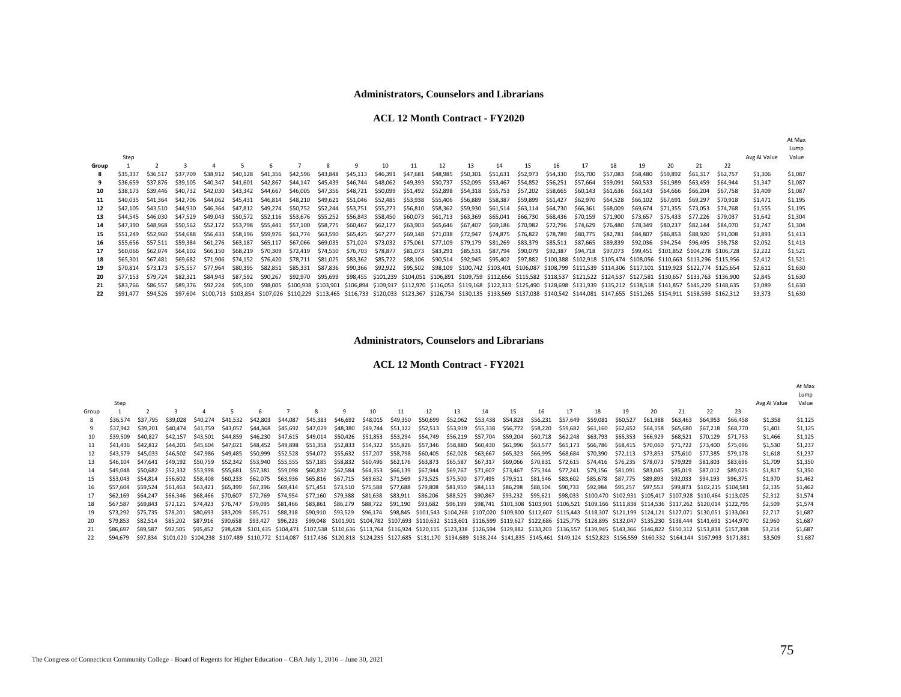**Administrators, Counselors and Librarians**

**ACL 12 Month Contract - FY2020**

| Group | Step 1 | 2 | 3 | 4 | 5 | 6 | 7 | 8 | 9 | 10 | 11 | 12 | 13 | 14 | 15 | 16 | 17 | 18 | 19 | 20 | 21 | 22 | Avg AI Value | At Max Lump Value |
|---|---|---|---|---|---|---|---|---|---|---|---|---|---|---|---|---|---|---|---|---|---|---|---|---|
| **8** | $35,337 | $36,517 | $37,709 | $38,912 | $40,128 | $41,356 | $42,596 | $43,848 | $45,113 | $46,391 | $47,681 | $48,985 | $50,301 | $51,631 | $52,973 | $54,330 | $55,700 | $57,083 | $58,480 | $59,892 | $61,317 | $62,757 | $1,306 | $1,087 |
| **9** | $36,659 | $37,876 | $39,105 | $40,347 | $41,601 | $42,867 | $44,147 | $45,439 | $46,744 | $48,062 | $49,393 | $50,737 | $52,095 | $53,467 | $54,852 | $56,251 | $57,664 | $59,091 | $60,533 | $61,989 | $63,459 | $64,944 | $1,347 | $1,087 |
| **10** | $38,173 | $39,446 | $40,732 | $42,030 | $43,342 | $44,667 | $46,005 | $47,356 | $48,721 | $50,099 | $51,492 | $52,898 | $54,318 | $55,753 | $57,202 | $58,665 | $60,143 | $61,636 | $63,143 | $64,666 | $66,204 | $67,758 | $1,409 | $1,087 |
| **11** | $40,035 | $41,364 | $42,706 | $44,062 | $45,431 | $46,814 | $48,210 | $49,621 | $51,046 | $52,485 | $53,938 | $55,406 | $56,889 | $58,387 | $59,899 | $61,427 | $62,970 | $64,528 | $66,102 | $67,691 | $69,297 | $70,918 | $1,471 | $1,195 |
| **12** | $42,105 | $43,510 | $44,930 | $46,364 | $47,812 | $49,274 | $50,752 | $52,244 | $53,751 | $55,273 | $56,810 | $58,362 | $59,930 | $61,514 | $63,114 | $64,730 | $66,361 | $68,009 | $69,674 | $71,355 | $73,053 | $74,768 | $1,555 | $1,195 |
| **13** | $44,545 | $46,030 | $47,529 | $49,043 | $50,572 | $52,116 | $53,676 | $55,252 | $56,843 | $58,450 | $60,073 | $61,713 | $63,369 | $65,041 | $66,730 | $68,436 | $70,159 | $71,900 | $73,657 | $75,433 | $77,226 | $79,037 | $1,642 | $1,304 |
| **14** | $47,390 | $48,968 | $50,562 | $52,172 | $53,798 | $55,441 | $57,100 | $58,775 | $60,467 | $62,177 | $63,903 | $65,646 | $67,407 | $69,186 | $70,982 | $72,796 | $74,629 | $76,480 | $78,349 | $80,237 | $82,144 | $84,070 | $1,747 | $1,304 |
| **15** | $51,249 | $52,960 | $54,688 | $56,433 | $58,196 | $59,976 | $61,774 | $63,590 | $65,425 | $67,277 | $69,148 | $71,038 | $72,947 | $74,875 | $76,822 | $78,789 | $80,775 | $82,781 | $84,807 | $86,853 | $88,920 | $91,008 | $1,893 | $1,413 |
| **16** | $55,656 | $57,511 | $59,384 | $61,276 | $63,187 | $65,117 | $67,066 | $69,035 | $71,024 | $73,032 | $75,061 | $77,109 | $79,179 | $81,269 | $83,379 | $85,511 | $87,665 | $89,839 | $92,036 | $94,254 | $96,495 | $98,758 | $2,052 | $1,413 |
| **17** | $60,066 | $62,074 | $64,102 | $66,150 | $68,219 | $70,309 | $72,419 | $74,550 | $76,703 | $78,877 | $81,073 | $83,291 | $85,531 | $87,794 | $90,079 | $92,387 | $94,718 | $97,073 | $99,451 | $101,852 | $104,278 | $106,728 | $2,222 | $1,521 |
| **18** | $65,301 | $67,481 | $69,682 | $71,906 | $74,152 | $76,420 | $78,711 | $81,025 | $83,362 | $85,722 | $88,106 | $90,514 | $92,945 | $95,402 | $97,882 | $100,388 | $102,918 | $105,474 | $108,056 | $110,663 | $113,296 | $115,956 | $2,412 | $1,521 |
| **19** | $70,814 | $73,173 | $75,557 | $77,964 | $80,395 | $82,851 | $85,331 | $87,836 | $90,366 | $92,922 | $95,502 | $98,109 | $100,742 | $103,401 | $106,087 | $108,799 | $111,539 | $114,306 | $117,101 | $119,923 | $122,774 | $125,654 | $2,611 | $1,630 |
| **20** | $77,153 | $79,724 | $82,321 | $84,943 | $87,592 | $90,267 | $92,970 | $95,699 | $98,455 | $101,239 | $104,051 | $106,891 | $109,759 | $112,656 | $115,582 | $118,537 | $121,522 | $124,537 | $127,581 | $130,657 | $133,763 | $136,900 | $2,845 | $1,630 |
| **21** | $83,766 | $86,557 | $89,376 | $92,224 | $95,100 | $98,005 | $100,938 | $103,901 | $106,894 | $109,917 | $112,970 | $116,053 | $119,168 | $122,313 | $125,490 | $128,698 | $131,939 | $135,212 | $138,518 | $141,857 | $145,229 | $148,635 | $3,089 | $1,630 |
| **22** | $91,477 | $94,526 | $97,604 | $100,713 | $103,854 | $107,026 | $110,229 | $113,465 | $116,733 | $120,033 | $123,367 | $126,734 | $130,135 | $133,569 | $137,038 | $140,542 | $144,081 | $147,655 | $151,265 | $154,911 | $158,593 | $162,312 | $3,373 | $1,630 |

**Administrators, Counselors and Librarians**

**ACL 12 Month Contract - FY2021**

| Group | Step 1 | 2 | 3 | 4 | 5 | 6 | 7 | 8 | 9 | 10 | 11 | 12 | 13 | 14 | 15 | 16 | 17 | 18 | 19 | 20 | 21 | 22 | 23 | Avg AI Value | At Max Lump Value |
|---|---|---|---|---|---|---|---|---|---|---|---|---|---|---|---|---|---|---|---|---|---|---|---|---|---|
| 8 | $36,574 | $37,795 | $39,028 | $40,274 | $41,532 | $42,803 | $44,087 | $45,383 | $46,692 | $48,015 | $49,350 | $50,699 | $52,062 | $53,438 | $54,828 | $56,231 | $57,649 | $59,081 | $60,527 | $61,988 | $63,463 | $64,953 | $66,458 | $1,358 | $1,125 |
| 9 | $37,942 | $39,201 | $40,474 | $41,759 | $43,057 | $44,368 | $45,692 | $47,029 | $48,380 | $49,744 | $51,122 | $52,513 | $53,919 | $55,338 | $56,772 | $58,220 | $59,682 | $61,160 | $62,652 | $64,158 | $65,680 | $67,218 | $68,770 | $1,401 | $1,125 |
| 10 | $39,509 | $40,827 | $42,157 | $43,501 | $44,859 | $46,230 | $47,615 | $49,014 | $50,426 | $51,853 | $53,294 | $54,749 | $56,219 | $57,704 | $59,204 | $60,718 | $62,248 | $63,793 | $65,353 | $66,929 | $68,521 | $70,129 | $71,753 | $1,466 | $1,125 |
| 11 | $41,436 | $42,812 | $44,201 | $45,604 | $47,021 | $48,452 | $49,898 | $51,358 | $52,833 | $54,322 | $55,826 | $57,346 | $58,880 | $60,430 | $61,996 | $63,577 | $65,173 | $66,786 | $68,415 | $70,060 | $71,722 | $73,400 | $75,096 | $1,530 | $1,237 |
| 12 | $43,579 | $45,033 | $46,502 | $47,986 | $49,485 | $50,999 | $52,528 | $54,072 | $55,632 | $57,207 | $58,798 | $60,405 | $62,028 | $63,667 | $65,323 | $66,995 | $68,684 | $70,390 | $72,113 | $73,853 | $75,610 | $77,385 | $79,178 | $1,618 | $1,237 |
| 13 | $46,104 | $47,641 | $49,192 | $50,759 | $52,342 | $53,940 | $55,555 | $57,185 | $58,832 | $60,496 | $62,176 | $63,873 | $65,587 | $67,317 | $69,066 | $70,831 | $72,615 | $74,416 | $76,235 | $78,073 | $79,929 | $81,803 | $83,696 | $1,709 | $1,350 |
| 14 | $49,048 | $50,682 | $52,332 | $53,998 | $55,681 | $57,381 | $59,098 | $60,832 | $62,584 | $64,353 | $66,139 | $67,944 | $69,767 | $71,607 | $73,467 | $75,344 | $77,241 | $79,156 | $81,091 | $83,045 | $85,019 | $87,012 | $89,025 | $1,817 | $1,350 |
| 15 | $53,043 | $54,814 | $56,602 | $58,408 | $60,233 | $62,075 | $63,936 | $65,816 | $67,715 | $69,632 | $71,569 | $73,525 | $75,500 | $77,495 | $79,511 | $81,546 | $83,602 | $85,678 | $87,775 | $89,893 | $92,033 | $94,193 | $96,375 | $1,970 | $1,462 |
| 16 | $57,604 | $59,524 | $61,463 | $63,421 | $65,399 | $67,396 | $69,414 | $71,451 | $73,510 | $75,588 | $77,688 | $79,808 | $81,950 | $84,113 | $86,298 | $88,504 | $90,733 | $92,984 | $95,257 | $97,553 | $99,873 | $102,215 | $104,581 | $2,135 | $1,462 |
| 17 | $62,169 | $64,247 | $66,346 | $68,466 | $70,607 | $72,769 | $74,954 | $77,160 | $79,388 | $81,638 | $83,911 | $86,206 | $88,525 | $90,867 | $93,232 | $95,621 | $98,033 | $100,470 | $102,931 | $105,417 | $107,928 | $110,464 | $113,025 | $2,312 | $1,574 |
| 18 | $67,587 | $69,843 | $72,121 | $74,423 | $76,747 | $79,095 | $81,466 | $83,861 | $86,279 | $88,722 | $91,190 | $93,682 | $96,199 | $98,741 | $101,308 | $103,901 | $106,521 | $109,166 | $111,838 | $114,536 | $117,262 | $120,014 | $122,795 | $2,509 | $1,574 |
| 19 | $73,292 | $75,735 | $78,201 | $80,693 | $83,209 | $85,751 | $88,318 | $90,910 | $93,529 | $96,174 | $98,845 | $101,543 | $104,268 | $107,020 | $109,800 | $112,607 | $115,443 | $118,307 | $121,199 | $124,121 | $127,071 | $130,051 | $133,061 | $2,717 | $1,687 |
| 20 | $79,853 | $82,514 | $85,202 | $87,916 | $90,658 | $93,427 | $96,223 | $99,048 | $101,901 | $104,782 | $107,693 | $110,632 | $113,601 | $116,599 | $119,627 | $122,686 | $125,775 | $128,895 | $132,047 | $135,230 | $138,444 | $141,691 | $144,970 | $2,960 | $1,687 |
| 21 | $86,697 | $89,587 | $92,505 | $95,452 | $98,428 | $101,435 | $104,471 | $107,538 | $110,636 | $113,764 | $116,924 | $120,115 | $123,338 | $126,594 | $129,882 | $133,203 | $136,557 | $139,945 | $143,366 | $146,822 | $150,312 | $153,838 | $157,398 | $3,214 | $1,687 |
| 22 | $94,679 | $97,834 | $101,020 | $104,238 | $107,489 | $110,772 | $114,087 | $117,436 | $120,818 | $124,235 | $127,685 | $131,170 | $134,689 | $138,244 | $141,835 | $145,461 | $149,124 | $152,823 | $156,559 | $160,332 | $164,144 | $167,993 | $171,881 | $3,509 | $1,687 |

The Congress of Connecticut Community College - Board of Regents for Higher Education – CBA July 1, 2016 – June 30, 2021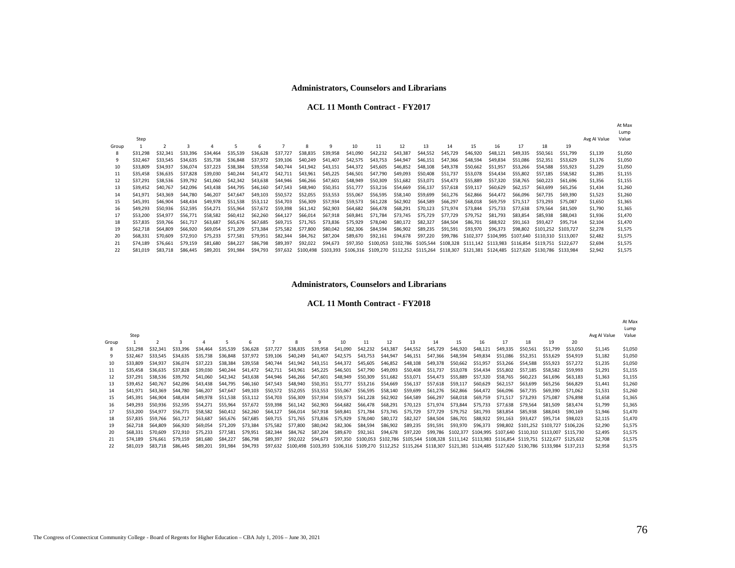## Administrators, Counselors and Librarians

### ACL 11 Month Contract - FY2017

| Group | Step 1 | 2 | 3 | 4 | 5 | 6 | 7 | 8 | 9 | 10 | 11 | 12 | 13 | 14 | 15 | 16 | 17 | 18 | 19 | Avg AI Value | At Max Lump Value |
|---|---|---|---|---|---|---|---|---|---|---|---|---|---|---|---|---|---|---|---|---|---|
| 8 | $31,298 | $32,341 | $33,396 | $34,464 | $35,539 | $36,628 | $37,727 | $38,835 | $39,958 | $41,090 | $42,232 | $43,387 | $44,552 | $45,729 | $46,920 | $48,121 | $49,335 | $50,561 | $51,799 | $1,139 | $1,050 |
| 9 | $32,467 | $33,545 | $34,635 | $35,738 | $36,848 | $37,972 | $39,106 | $40,249 | $41,407 | $42,575 | $43,753 | $44,947 | $46,151 | $47,366 | $48,594 | $49,834 | $51,086 | $52,351 | $53,629 | $1,176 | $1,050 |
| 10 | $33,809 | $34,937 | $36,074 | $37,223 | $38,384 | $39,558 | $40,744 | $41,942 | $43,151 | $44,372 | $45,605 | $46,852 | $48,108 | $49,378 | $50,662 | $51,957 | $53,266 | $54,588 | $55,923 | $1,229 | $1,050 |
| 11 | $35,458 | $36,635 | $37,828 | $39,030 | $40,244 | $41,472 | $42,711 | $43,961 | $45,225 | $46,501 | $47,790 | $49,093 | $50,408 | $51,737 | $53,078 | $54,434 | $55,802 | $57,185 | $58,582 | $1,285 | $1,155 |
| 12 | $37,291 | $38,536 | $39,792 | $41,060 | $42,342 | $43,638 | $44,946 | $46,266 | $47,601 | $48,949 | $50,309 | $51,682 | $53,071 | $54,473 | $55,889 | $57,320 | $58,765 | $60,223 | $61,696 | $1,356 | $1,155 |
| 13 | $39,452 | $40,767 | $42,096 | $43,438 | $44,795 | $46,160 | $47,543 | $48,940 | $50,351 | $51,777 | $53,216 | $54,669 | $56,137 | $57,618 | $59,117 | $60,629 | $62,157 | $63,699 | $65,256 | $1,434 | $1,260 |
| 14 | $41,971 | $43,369 | $44,780 | $46,207 | $47,647 | $49,103 | $50,572 | $52,055 | $53,553 | $55,067 | $56,595 | $58,140 | $59,699 | $61,276 | $62,866 | $64,472 | $66,096 | $67,735 | $69,390 | $1,523 | $1,260 |
| 15 | $45,391 | $46,904 | $48,434 | $49,978 | $51,538 | $53,112 | $54,703 | $56,309 | $57,934 | $59,573 | $61,228 | $62,902 | $64,589 | $66,297 | $68,018 | $69,759 | $71,517 | $73,293 | $75,087 | $1,650 | $1,365 |
| 16 | $49,293 | $50,936 | $52,595 | $54,271 | $55,964 | $57,672 | $59,398 | $61,142 | $62,903 | $64,682 | $66,478 | $68,291 | $70,123 | $71,974 | $73,844 | $75,733 | $77,638 | $79,564 | $81,509 | $1,790 | $1,365 |
| 17 | $53,200 | $54,977 | $56,771 | $58,582 | $60,412 | $62,260 | $64,127 | $66,014 | $67,918 | $69,841 | $71,784 | $73,745 | $75,729 | $77,729 | $79,752 | $81,793 | $83,854 | $85,938 | $88,043 | $1,936 | $1,470 |
| 18 | $57,835 | $59,766 | $61,717 | $63,687 | $65,676 | $67,685 | $69,715 | $71,765 | $73,836 | $75,929 | $78,040 | $80,172 | $82,327 | $84,504 | $86,701 | $88,922 | $91,163 | $93,427 | $95,714 | $2,104 | $1,470 |
| 19 | $62,718 | $64,809 | $66,920 | $69,054 | $71,209 | $73,384 | $75,582 | $77,800 | $80,042 | $82,306 | $84,594 | $86,902 | $89,235 | $91,591 | $93,970 | $96,373 | $98,802 | $101,252 | $103,727 | $2,278 | $1,575 |
| 20 | $68,331 | $70,609 | $72,910 | $75,233 | $77,581 | $79,951 | $82,344 | $84,762 | $87,204 | $89,670 | $92,161 | $94,678 | $97,220 | $99,786 | $102,377 | $104,995 | $107,640 | $110,310 | $113,007 | $2,482 | $1,575 |
| 21 | $74,189 | $76,661 | $79,159 | $81,680 | $84,227 | $86,798 | $89,397 | $92,022 | $94,673 | $97,350 | $100,053 | $102,786 | $105,544 | $108,328 | $111,142 | $113,983 | $116,854 | $119,751 | $122,677 | $2,694 | $1,575 |
| 22 | $81,019 | $83,718 | $86,445 | $89,201 | $91,984 | $94,793 | $97,632 | $100,498 | $103,393 | $106,316 | $109,270 | $112,252 | $115,264 | $118,307 | $121,381 | $124,485 | $127,620 | $130,786 | $133,984 | $2,942 | $1,575 |

## Administrators, Counselors and Librarians

### ACL 11 Month Contract - FY2018

| Group | Step 1 | 2 | 3 | 4 | 5 | 6 | 7 | 8 | 9 | 10 | 11 | 12 | 13 | 14 | 15 | 16 | 17 | 18 | 19 | 20 | Avg AI Value | At Max Lump Value |
|---|---|---|---|---|---|---|---|---|---|---|---|---|---|---|---|---|---|---|---|---|---|---|
| 8 | $31,298 | $32,341 | $33,396 | $34,464 | $35,539 | $36,628 | $37,727 | $38,835 | $39,958 | $41,090 | $42,232 | $43,387 | $44,552 | $45,729 | $46,920 | $48,121 | $49,335 | $50,561 | $51,799 | $53,050 | $1,145 | $1,050 |
| 9 | $32,467 | $33,545 | $34,635 | $35,738 | $36,848 | $37,972 | $39,106 | $40,249 | $41,407 | $42,575 | $43,753 | $44,947 | $46,151 | $47,366 | $48,594 | $49,834 | $51,086 | $52,351 | $53,629 | $54,919 | $1,182 | $1,050 |
| 10 | $33,809 | $34,937 | $36,074 | $37,223 | $38,384 | $39,558 | $40,744 | $41,942 | $43,151 | $44,372 | $45,605 | $46,852 | $48,108 | $49,378 | $50,662 | $51,957 | $53,266 | $54,588 | $55,923 | $57,272 | $1,235 | $1,050 |
| 11 | $35,458 | $36,635 | $37,828 | $39,030 | $40,244 | $41,472 | $42,711 | $43,961 | $45,225 | $46,501 | $47,790 | $49,093 | $50,408 | $51,737 | $53,078 | $54,434 | $55,802 | $57,185 | $58,582 | $59,993 | $1,291 | $1,155 |
| 12 | $37,291 | $38,536 | $39,792 | $41,060 | $42,342 | $43,638 | $44,946 | $46,266 | $47,601 | $48,949 | $50,309 | $51,682 | $53,071 | $54,473 | $55,889 | $57,320 | $58,765 | $60,223 | $61,696 | $63,183 | $1,363 | $1,155 |
| 13 | $39,452 | $40,767 | $42,096 | $43,438 | $44,795 | $46,160 | $47,543 | $48,940 | $50,351 | $51,777 | $53,216 | $54,669 | $56,137 | $57,618 | $59,117 | $60,629 | $62,157 | $63,699 | $65,256 | $66,829 | $1,441 | $1,260 |
| 14 | $41,971 | $43,369 | $44,780 | $46,207 | $47,647 | $49,103 | $50,572 | $52,055 | $53,553 | $55,067 | $56,595 | $58,140 | $59,699 | $61,276 | $62,866 | $64,472 | $66,096 | $67,735 | $69,390 | $71,062 | $1,531 | $1,260 |
| 15 | $45,391 | $46,904 | $48,434 | $49,978 | $51,538 | $53,112 | $54,703 | $56,309 | $57,934 | $59,573 | $61,228 | $62,902 | $64,589 | $66,297 | $68,018 | $69,759 | $71,517 | $73,293 | $75,087 | $76,898 | $1,658 | $1,365 |
| 16 | $49,293 | $50,936 | $52,595 | $54,271 | $55,964 | $57,672 | $59,398 | $61,142 | $62,903 | $64,682 | $66,478 | $68,291 | $70,123 | $71,974 | $73,844 | $75,733 | $77,638 | $79,564 | $81,509 | $83,474 | $1,799 | $1,365 |
| 17 | $53,200 | $54,977 | $56,771 | $58,582 | $60,412 | $62,260 | $64,127 | $66,014 | $67,918 | $69,841 | $71,784 | $73,745 | $75,729 | $77,729 | $79,752 | $81,793 | $83,854 | $85,938 | $88,043 | $90,169 | $1,946 | $1,470 |
| 18 | $57,835 | $59,766 | $61,717 | $63,687 | $65,676 | $67,685 | $69,715 | $71,765 | $73,836 | $75,929 | $78,040 | $80,172 | $82,327 | $84,504 | $86,701 | $88,922 | $91,163 | $93,427 | $95,714 | $98,023 | $2,115 | $1,470 |
| 19 | $62,718 | $64,809 | $66,920 | $69,054 | $71,209 | $73,384 | $75,582 | $77,800 | $80,042 | $82,306 | $84,594 | $86,902 | $89,235 | $91,591 | $93,970 | $96,373 | $98,802 | $101,252 | $103,727 | $106,226 | $2,290 | $1,575 |
| 20 | $68,331 | $70,609 | $72,910 | $75,233 | $77,581 | $79,951 | $82,344 | $84,762 | $87,204 | $89,670 | $92,161 | $94,678 | $97,220 | $99,786 | $102,377 | $104,995 | $107,640 | $110,310 | $113,007 | $115,730 | $2,495 | $1,575 |
| 21 | $74,189 | $76,661 | $79,159 | $81,680 | $84,227 | $86,798 | $89,397 | $92,022 | $94,673 | $97,350 | $100,053 | $102,786 | $105,544 | $108,328 | $111,142 | $113,983 | $116,854 | $119,751 | $122,677 | $125,632 | $2,708 | $1,575 |
| 22 | $81,019 | $83,718 | $86,445 | $89,201 | $91,984 | $94,793 | $97,632 | $100,498 | $103,393 | $106,316 | $109,270 | $112,252 | $115,264 | $118,307 | $121,381 | $124,485 | $127,620 | $130,786 | $133,984 | $137,213 | $2,958 | $1,575 |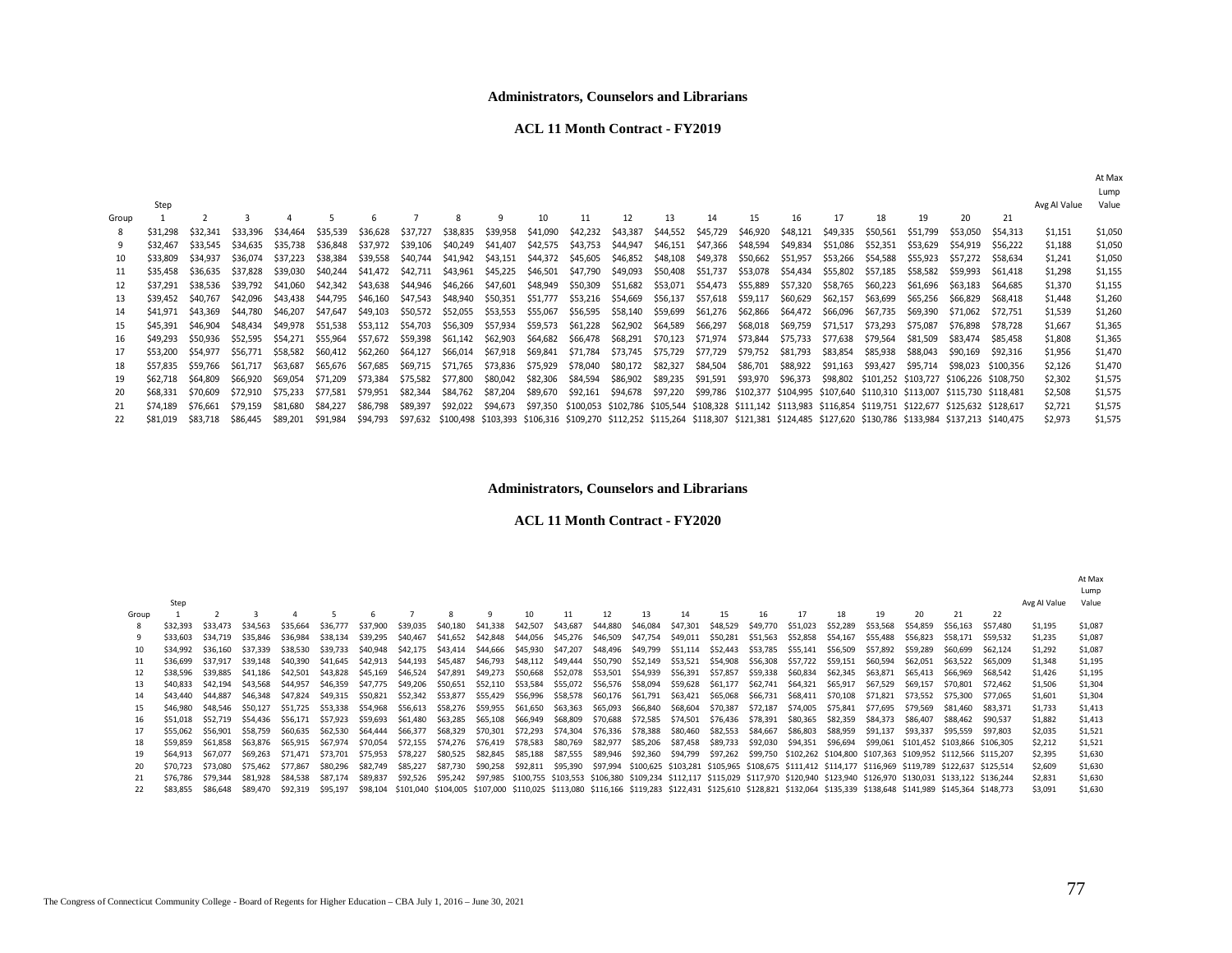# Administrators, Counselors and Librarians

## ACL 11 Month Contract - FY2019

| Group | Step 1 | 2 | 3 | 4 | 5 | 6 | 7 | 8 | 9 | 10 | 11 | 12 | 13 | 14 | 15 | 16 | 17 | 18 | 19 | 20 | 21 | Avg AI Value | At Max Lump Value |
|---|---|---|---|---|---|---|---|---|---|---|---|---|---|---|---|---|---|---|---|---|---|---|---|
| 8 | $31,298 | $32,341 | $33,396 | $34,464 | $35,539 | $36,628 | $37,727 | $38,835 | $39,958 | $41,090 | $42,232 | $43,387 | $44,552 | $45,729 | $46,920 | $48,121 | $49,335 | $50,561 | $51,799 | $53,050 | $54,313 | $1,151 | $1,050 |
| 9 | $32,467 | $33,545 | $34,635 | $35,738 | $36,848 | $37,972 | $39,106 | $40,249 | $41,407 | $42,575 | $43,753 | $44,947 | $46,151 | $47,366 | $48,594 | $49,834 | $51,086 | $52,351 | $53,629 | $54,919 | $56,222 | $1,188 | $1,050 |
| 10 | $33,809 | $34,937 | $36,074 | $37,223 | $38,384 | $39,558 | $40,744 | $41,942 | $43,151 | $44,372 | $45,605 | $46,852 | $48,108 | $49,378 | $50,662 | $51,957 | $53,266 | $54,588 | $55,923 | $57,272 | $58,634 | $1,241 | $1,050 |
| 11 | $35,458 | $36,635 | $37,828 | $39,030 | $40,244 | $41,472 | $42,711 | $43,961 | $45,225 | $46,501 | $47,790 | $49,093 | $50,408 | $51,737 | $53,078 | $54,434 | $55,802 | $57,185 | $58,582 | $59,993 | $61,418 | $1,298 | $1,155 |
| 12 | $37,291 | $38,536 | $39,792 | $41,060 | $42,342 | $43,638 | $44,946 | $46,266 | $47,601 | $48,949 | $50,309 | $51,682 | $53,071 | $54,473 | $55,889 | $57,320 | $58,765 | $60,223 | $61,696 | $63,183 | $64,685 | $1,370 | $1,155 |
| 13 | $39,452 | $40,767 | $42,096 | $43,438 | $44,795 | $46,160 | $47,543 | $48,940 | $50,351 | $51,777 | $53,216 | $54,669 | $56,137 | $57,618 | $59,117 | $60,629 | $62,157 | $63,699 | $65,256 | $66,829 | $68,418 | $1,448 | $1,260 |
| 14 | $41,971 | $43,369 | $44,780 | $46,207 | $47,647 | $49,103 | $50,572 | $52,055 | $53,553 | $55,067 | $56,595 | $58,140 | $59,699 | $61,276 | $62,866 | $64,472 | $66,096 | $67,735 | $69,390 | $71,062 | $72,751 | $1,539 | $1,260 |
| 15 | $45,391 | $46,904 | $48,434 | $49,978 | $51,538 | $53,112 | $54,703 | $56,309 | $57,934 | $59,573 | $61,228 | $62,902 | $64,589 | $66,297 | $68,018 | $69,759 | $71,517 | $73,293 | $75,087 | $76,898 | $78,728 | $1,667 | $1,365 |
| 16 | $49,293 | $50,936 | $52,595 | $54,271 | $55,964 | $57,672 | $59,398 | $61,142 | $62,903 | $64,682 | $66,478 | $68,291 | $70,123 | $71,974 | $73,844 | $75,733 | $77,638 | $79,564 | $81,509 | $83,474 | $85,458 | $1,808 | $1,365 |
| 17 | $53,200 | $54,977 | $56,771 | $58,582 | $60,412 | $62,260 | $64,127 | $66,014 | $67,918 | $69,841 | $71,784 | $73,745 | $75,729 | $77,729 | $79,752 | $81,793 | $83,854 | $85,938 | $88,043 | $90,169 | $92,316 | $1,956 | $1,470 |
| 18 | $57,835 | $59,766 | $61,717 | $63,687 | $65,676 | $67,685 | $69,715 | $71,765 | $73,836 | $75,929 | $78,040 | $80,172 | $82,327 | $84,504 | $86,701 | $88,922 | $91,163 | $93,427 | $95,714 | $98,023 | $100,356 | $2,126 | $1,470 |
| 19 | $62,718 | $64,809 | $66,920 | $69,054 | $71,209 | $73,384 | $75,582 | $77,800 | $80,042 | $82,306 | $84,594 | $86,902 | $89,235 | $91,591 | $93,970 | $96,373 | $98,802 | $101,252 | $103,727 | $106,226 | $108,750 | $2,302 | $1,575 |
| 20 | $68,331 | $70,609 | $72,910 | $75,233 | $77,581 | $79,951 | $82,344 | $84,762 | $87,204 | $89,670 | $92,161 | $94,678 | $97,220 | $99,786 | $102,377 | $104,995 | $107,640 | $110,310 | $113,007 | $115,730 | $118,481 | $2,508 | $1,575 |
| 21 | $74,189 | $76,661 | $79,159 | $81,680 | $84,227 | $86,798 | $89,397 | $92,022 | $94,673 | $97,350 | $100,053 | $102,786 | $105,544 | $108,328 | $111,142 | $113,983 | $116,854 | $119,751 | $122,677 | $125,632 | $128,617 | $2,721 | $1,575 |
| 22 | $81,019 | $83,718 | $86,445 | $89,201 | $91,984 | $94,793 | $97,632 | $100,498 | $103,393 | $106,316 | $109,270 | $112,252 | $115,264 | $118,307 | $121,381 | $124,485 | $127,620 | $130,786 | $133,984 | $137,213 | $140,475 | $2,973 | $1,575 |

# Administrators, Counselors and Librarians

## ACL 11 Month Contract - FY2020

| Group | Step 1 | 2 | 3 | 4 | 5 | 6 | 7 | 8 | 9 | 10 | 11 | 12 | 13 | 14 | 15 | 16 | 17 | 18 | 19 | 20 | 21 | 22 | Avg AI Value | At Max Lump Value |
|---|---|---|---|---|---|---|---|---|---|---|---|---|---|---|---|---|---|---|---|---|---|---|---|---|
| 8 | $32,393 | $33,473 | $34,563 | $35,664 | $36,777 | $37,900 | $39,035 | $40,180 | $41,338 | $42,507 | $43,687 | $44,880 | $46,084 | $47,301 | $48,529 | $49,770 | $51,023 | $52,289 | $53,568 | $54,859 | $56,163 | $57,480 | $1,195 | $1,087 |
| 9 | $33,603 | $34,719 | $35,846 | $36,984 | $38,134 | $39,295 | $40,467 | $41,652 | $42,848 | $44,056 | $45,276 | $46,509 | $47,754 | $49,011 | $50,281 | $51,563 | $52,858 | $54,167 | $55,488 | $56,823 | $58,171 | $59,532 | $1,235 | $1,087 |
| 10 | $34,992 | $36,160 | $37,339 | $38,530 | $39,733 | $40,948 | $42,175 | $43,414 | $44,666 | $45,930 | $47,207 | $48,496 | $49,799 | $51,114 | $52,443 | $53,785 | $55,141 | $56,509 | $57,892 | $59,289 | $60,699 | $62,124 | $1,292 | $1,087 |
| 11 | $36,699 | $37,917 | $39,148 | $40,390 | $41,645 | $42,913 | $44,193 | $45,487 | $46,793 | $48,112 | $49,444 | $50,790 | $52,149 | $53,521 | $54,908 | $56,308 | $57,722 | $59,151 | $60,594 | $62,051 | $63,522 | $65,009 | $1,348 | $1,195 |
| 12 | $38,596 | $39,885 | $41,186 | $42,501 | $43,828 | $45,169 | $46,524 | $47,891 | $49,273 | $50,668 | $52,078 | $53,501 | $54,939 | $56,391 | $57,857 | $59,338 | $60,834 | $62,345 | $63,871 | $65,413 | $66,969 | $68,542 | $1,426 | $1,195 |
| 13 | $40,833 | $42,194 | $43,568 | $44,957 | $46,359 | $47,775 | $49,206 | $50,651 | $52,110 | $53,584 | $55,072 | $56,576 | $58,094 | $59,628 | $61,177 | $62,741 | $64,321 | $65,917 | $67,529 | $69,157 | $70,801 | $72,462 | $1,506 | $1,304 |
| 14 | $43,440 | $44,887 | $46,348 | $47,824 | $49,315 | $50,821 | $52,342 | $53,877 | $55,429 | $56,996 | $58,578 | $60,176 | $61,791 | $63,421 | $65,068 | $66,731 | $68,411 | $70,108 | $71,821 | $73,552 | $75,300 | $77,065 | $1,601 | $1,304 |
| 15 | $46,980 | $48,546 | $50,127 | $51,725 | $53,338 | $54,968 | $56,613 | $58,276 | $59,955 | $61,650 | $63,363 | $65,093 | $66,840 | $68,604 | $70,387 | $72,187 | $74,005 | $75,841 | $77,695 | $79,569 | $81,460 | $83,371 | $1,733 | $1,413 |
| 16 | $51,018 | $52,719 | $54,436 | $56,171 | $57,923 | $59,693 | $61,480 | $63,285 | $65,108 | $66,949 | $68,809 | $70,688 | $72,585 | $74,501 | $76,436 | $78,391 | $80,365 | $82,359 | $84,373 | $86,407 | $88,462 | $90,537 | $1,882 | $1,413 |
| 17 | $55,062 | $56,901 | $58,759 | $60,635 | $62,530 | $64,444 | $66,377 | $68,329 | $70,301 | $72,293 | $74,304 | $76,336 | $78,388 | $80,460 | $82,553 | $84,667 | $86,803 | $88,959 | $91,137 | $93,337 | $95,559 | $97,803 | $2,035 | $1,521 |
| 18 | $59,859 | $61,858 | $63,876 | $65,915 | $67,974 | $70,054 | $72,155 | $74,276 | $76,419 | $78,583 | $80,769 | $82,977 | $85,206 | $87,458 | $89,733 | $92,030 | $94,351 | $96,694 | $99,061 | $101,452 | $103,866 | $106,305 | $2,212 | $1,521 |
| 19 | $64,913 | $67,077 | $69,263 | $71,471 | $73,701 | $75,953 | $78,227 | $80,525 | $82,845 | $85,188 | $87,555 | $89,946 | $92,360 | $94,799 | $97,262 | $99,750 | $102,262 | $104,800 | $107,363 | $109,952 | $112,566 | $115,207 | $2,395 | $1,630 |
| 20 | $70,723 | $73,080 | $75,462 | $77,867 | $80,296 | $82,749 | $85,227 | $87,730 | $90,258 | $92,811 | $95,390 | $97,994 | $100,625 | $103,281 | $105,965 | $108,675 | $111,412 | $114,177 | $116,969 | $119,789 | $122,637 | $125,514 | $2,609 | $1,630 |
| 21 | $76,786 | $79,344 | $81,928 | $84,538 | $87,174 | $89,837 | $92,526 | $95,242 | $97,985 | $100,755 | $103,553 | $106,380 | $109,234 | $112,117 | $115,029 | $117,970 | $120,940 | $123,940 | $126,970 | $130,031 | $133,122 | $136,244 | $2,831 | $1,630 |
| 22 | $83,855 | $86,648 | $89,470 | $92,319 | $95,197 | $98,104 | $101,040 | $104,005 | $107,000 | $110,025 | $113,080 | $116,166 | $119,283 | $122,431 | $125,610 | $128,821 | $132,064 | $135,339 | $138,648 | $141,989 | $145,364 | $148,773 | $3,091 | $1,630 |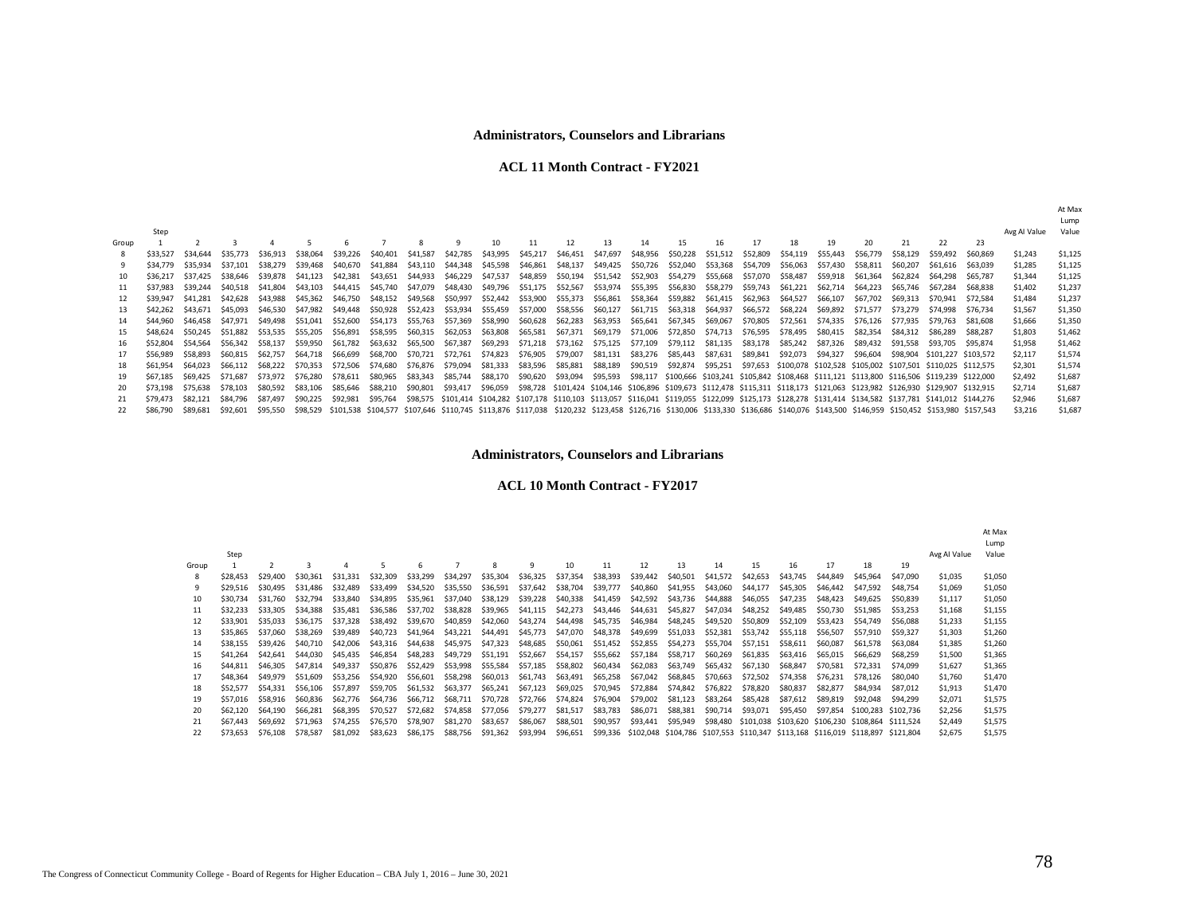## Administrators, Counselors and Librarians

### ACL 11 Month Contract - FY2021

| Group | Step 1 | 2 | 3 | 4 | 5 | 6 | 7 | 8 | 9 | 10 | 11 | 12 | 13 | 14 | 15 | 16 | 17 | 18 | 19 | 20 | 21 | 22 | 23 | Avg AI Value | At Max Lump Value |
|---|---|---|---|---|---|---|---|---|---|---|---|---|---|---|---|---|---|---|---|---|---|---|---|---|---|
| 8 | $33,527 | $34,644 | $35,773 | $36,913 | $38,064 | $39,226 | $40,401 | $41,587 | $42,785 | $43,995 | $45,217 | $46,451 | $47,697 | $48,956 | $50,228 | $51,512 | $52,809 | $54,119 | $55,443 | $56,779 | $58,129 | $59,492 | $60,869 | $1,243 | $1,125 |
| 9 | $34,779 | $35,934 | $37,101 | $38,279 | $39,468 | $40,670 | $41,884 | $43,110 | $44,348 | $45,598 | $46,861 | $48,137 | $49,425 | $50,726 | $52,040 | $53,368 | $54,709 | $56,063 | $57,430 | $58,811 | $60,207 | $61,616 | $63,039 | $1,285 | $1,125 |
| 10 | $36,217 | $37,425 | $38,646 | $39,878 | $41,123 | $42,381 | $43,651 | $44,933 | $46,229 | $47,537 | $48,859 | $50,194 | $51,542 | $52,903 | $54,279 | $55,668 | $57,070 | $58,487 | $59,918 | $61,364 | $62,824 | $64,298 | $65,787 | $1,344 | $1,125 |
| 11 | $37,983 | $39,244 | $40,518 | $41,804 | $43,103 | $44,415 | $45,740 | $47,079 | $48,430 | $49,796 | $51,175 | $52,567 | $53,974 | $55,395 | $56,830 | $58,279 | $59,743 | $61,221 | $62,714 | $64,223 | $65,746 | $67,284 | $68,838 | $1,402 | $1,237 |
| 12 | $39,947 | $41,281 | $42,628 | $43,988 | $45,362 | $46,750 | $48,152 | $49,568 | $50,997 | $52,442 | $53,900 | $55,373 | $56,861 | $58,364 | $59,882 | $61,415 | $62,963 | $64,527 | $66,107 | $67,702 | $69,313 | $70,941 | $72,584 | $1,484 | $1,237 |
| 13 | $42,262 | $43,671 | $45,093 | $46,530 | $47,982 | $49,448 | $50,928 | $52,423 | $53,934 | $55,459 | $57,000 | $58,556 | $60,127 | $61,715 | $63,318 | $64,937 | $66,572 | $68,224 | $69,892 | $71,577 | $73,279 | $74,998 | $76,734 | $1,567 | $1,350 |
| 14 | $44,960 | $46,458 | $47,971 | $49,498 | $51,041 | $52,600 | $54,173 | $55,763 | $57,369 | $58,990 | $60,628 | $62,283 | $63,953 | $65,641 | $67,345 | $69,067 | $70,805 | $72,561 | $74,335 | $76,126 | $77,935 | $79,763 | $81,608 | $1,666 | $1,350 |
| 15 | $48,624 | $50,245 | $51,882 | $53,535 | $55,205 | $56,891 | $58,595 | $60,315 | $62,053 | $63,808 | $65,581 | $67,371 | $69,179 | $71,006 | $72,850 | $74,713 | $76,595 | $78,495 | $80,415 | $82,354 | $84,312 | $86,289 | $88,287 | $1,803 | $1,462 |
| 16 | $52,804 | $54,564 | $56,342 | $58,137 | $59,950 | $61,782 | $63,632 | $65,500 | $67,387 | $69,293 | $71,218 | $73,162 | $75,125 | $77,109 | $79,112 | $81,135 | $83,178 | $85,242 | $87,326 | $89,432 | $91,558 | $93,705 | $95,874 | $1,958 | $1,462 |
| 17 | $56,989 | $58,893 | $60,815 | $62,757 | $64,718 | $66,699 | $68,700 | $70,721 | $72,761 | $74,823 | $76,905 | $79,007 | $81,131 | $83,276 | $85,443 | $87,631 | $89,841 | $92,073 | $94,327 | $96,604 | $98,904 | $101,227 | $103,572 | $2,117 | $1,574 |
| 18 | $61,954 | $64,023 | $66,112 | $68,222 | $70,353 | $72,506 | $74,680 | $76,876 | $79,094 | $81,333 | $83,596 | $85,881 | $88,189 | $90,519 | $92,874 | $95,251 | $97,653 | $100,078 | $102,528 | $105,002 | $107,501 | $110,025 | $112,575 | $2,301 | $1,574 |
| 19 | $67,185 | $69,425 | $71,687 | $73,972 | $76,280 | $78,611 | $80,965 | $83,343 | $85,744 | $88,170 | $90,620 | $93,094 | $95,593 | $98,117 | $100,666 | $103,241 | $105,842 | $108,468 | $111,121 | $113,800 | $116,506 | $119,239 | $122,000 | $2,492 | $1,687 |
| 20 | $73,198 | $75,638 | $78,103 | $80,592 | $83,106 | $85,646 | $88,210 | $90,801 | $93,417 | $96,059 | $98,728 | $101,424 | $104,146 | $106,896 | $109,673 | $112,478 | $115,311 | $118,173 | $121,063 | $123,982 | $126,930 | $129,907 | $132,915 | $2,714 | $1,687 |
| 21 | $79,473 | $82,121 | $84,796 | $87,497 | $90,225 | $92,981 | $95,764 | $98,575 | $101,414 | $104,282 | $107,178 | $110,103 | $113,057 | $116,041 | $119,055 | $122,099 | $125,173 | $128,278 | $131,414 | $134,582 | $137,781 | $141,012 | $144,276 | $2,946 | $1,687 |
| 22 | $86,790 | $89,681 | $92,601 | $95,550 | $98,529 | $101,538 | $104,577 | $107,646 | $110,745 | $113,876 | $117,038 | $120,232 | $123,458 | $126,716 | $130,006 | $133,330 | $136,686 | $140,076 | $143,500 | $146,959 | $150,452 | $153,980 | $157,543 | $3,216 | $1,687 |

## Administrators, Counselors and Librarians

### ACL 10 Month Contract - FY2017

| Group | Step 1 | 2 | 3 | 4 | 5 | 6 | 7 | 8 | 9 | 10 | 11 | 12 | 13 | 14 | 15 | 16 | 17 | 18 | 19 | Avg AI Value | At Max Lump Value |
|---|---|---|---|---|---|---|---|---|---|---|---|---|---|---|---|---|---|---|---|---|---|
| 8 | $28,453 | $29,400 | $30,361 | $31,331 | $32,309 | $33,299 | $34,297 | $35,304 | $36,325 | $37,354 | $38,393 | $39,442 | $40,501 | $41,572 | $42,653 | $43,745 | $44,849 | $45,964 | $47,090 | $1,035 | $1,050 |
| 9 | $29,516 | $30,495 | $31,486 | $32,489 | $33,499 | $34,520 | $35,550 | $36,591 | $37,642 | $38,704 | $39,777 | $40,860 | $41,955 | $43,060 | $44,177 | $45,305 | $46,442 | $47,592 | $48,754 | $1,069 | $1,050 |
| 10 | $30,734 | $31,760 | $32,794 | $33,840 | $34,895 | $35,961 | $37,040 | $38,129 | $39,228 | $40,338 | $41,459 | $42,592 | $43,736 | $44,888 | $46,055 | $47,235 | $48,423 | $49,625 | $50,839 | $1,117 | $1,050 |
| 11 | $32,233 | $33,305 | $34,388 | $35,481 | $36,586 | $37,702 | $38,828 | $39,965 | $41,115 | $42,273 | $43,446 | $44,631 | $45,827 | $47,034 | $48,252 | $49,485 | $50,730 | $51,985 | $53,253 | $1,168 | $1,155 |
| 12 | $33,901 | $35,033 | $36,175 | $37,328 | $38,492 | $39,670 | $40,859 | $42,060 | $43,274 | $44,498 | $45,735 | $46,984 | $48,245 | $49,520 | $50,809 | $52,109 | $53,423 | $54,749 | $56,088 | $1,233 | $1,155 |
| 13 | $35,865 | $37,060 | $38,269 | $39,489 | $40,723 | $41,964 | $43,221 | $44,491 | $45,773 | $47,070 | $48,378 | $49,699 | $51,033 | $52,381 | $53,742 | $55,118 | $56,507 | $57,910 | $59,327 | $1,303 | $1,260 |
| 14 | $38,155 | $39,426 | $40,710 | $42,006 | $43,316 | $44,638 | $45,975 | $47,323 | $48,685 | $50,061 | $51,452 | $52,855 | $54,273 | $55,704 | $57,151 | $58,611 | $60,087 | $61,578 | $63,084 | $1,385 | $1,260 |
| 15 | $41,264 | $42,641 | $44,030 | $45,435 | $46,854 | $48,283 | $49,729 | $51,191 | $52,667 | $54,157 | $55,662 | $57,184 | $58,717 | $60,269 | $61,835 | $63,416 | $65,015 | $66,629 | $68,259 | $1,500 | $1,365 |
| 16 | $44,811 | $46,305 | $47,814 | $49,337 | $50,876 | $52,429 | $53,998 | $55,584 | $57,185 | $58,802 | $60,434 | $62,083 | $63,749 | $65,432 | $67,130 | $68,847 | $70,581 | $72,331 | $74,099 | $1,627 | $1,365 |
| 17 | $48,364 | $49,979 | $51,609 | $53,256 | $54,920 | $56,601 | $58,298 | $60,013 | $61,743 | $63,491 | $65,258 | $67,042 | $68,845 | $70,663 | $72,502 | $74,358 | $76,231 | $78,126 | $80,040 | $1,760 | $1,470 |
| 18 | $52,577 | $54,331 | $56,106 | $57,897 | $59,705 | $61,532 | $63,377 | $65,241 | $67,123 | $69,025 | $70,945 | $72,884 | $74,842 | $76,822 | $78,820 | $80,837 | $82,877 | $84,934 | $87,012 | $1,913 | $1,470 |
| 19 | $57,016 | $58,916 | $60,836 | $62,776 | $64,736 | $66,712 | $68,711 | $70,728 | $72,766 | $74,824 | $76,904 | $79,002 | $81,123 | $83,264 | $85,428 | $87,612 | $89,819 | $92,048 | $94,299 | $2,071 | $1,575 |
| 20 | $62,120 | $64,190 | $66,281 | $68,395 | $70,527 | $72,682 | $74,858 | $77,056 | $79,277 | $81,517 | $83,783 | $86,071 | $88,381 | $90,714 | $93,071 | $95,450 | $97,854 | $100,283 | $102,736 | $2,256 | $1,575 |
| 21 | $67,443 | $69,692 | $71,963 | $74,255 | $76,570 | $78,907 | $81,270 | $83,657 | $86,067 | $88,501 | $90,957 | $93,441 | $95,949 | $98,480 | $101,038 | $103,620 | $106,230 | $108,864 | $111,524 | $2,449 | $1,575 |
| 22 | $73,653 | $76,108 | $78,587 | $81,092 | $83,623 | $86,175 | $88,756 | $91,362 | $93,994 | $96,651 | $99,336 | $102,048 | $104,786 | $107,553 | $110,347 | $113,168 | $116,019 | $118,897 | $121,804 | $2,675 | $1,575 |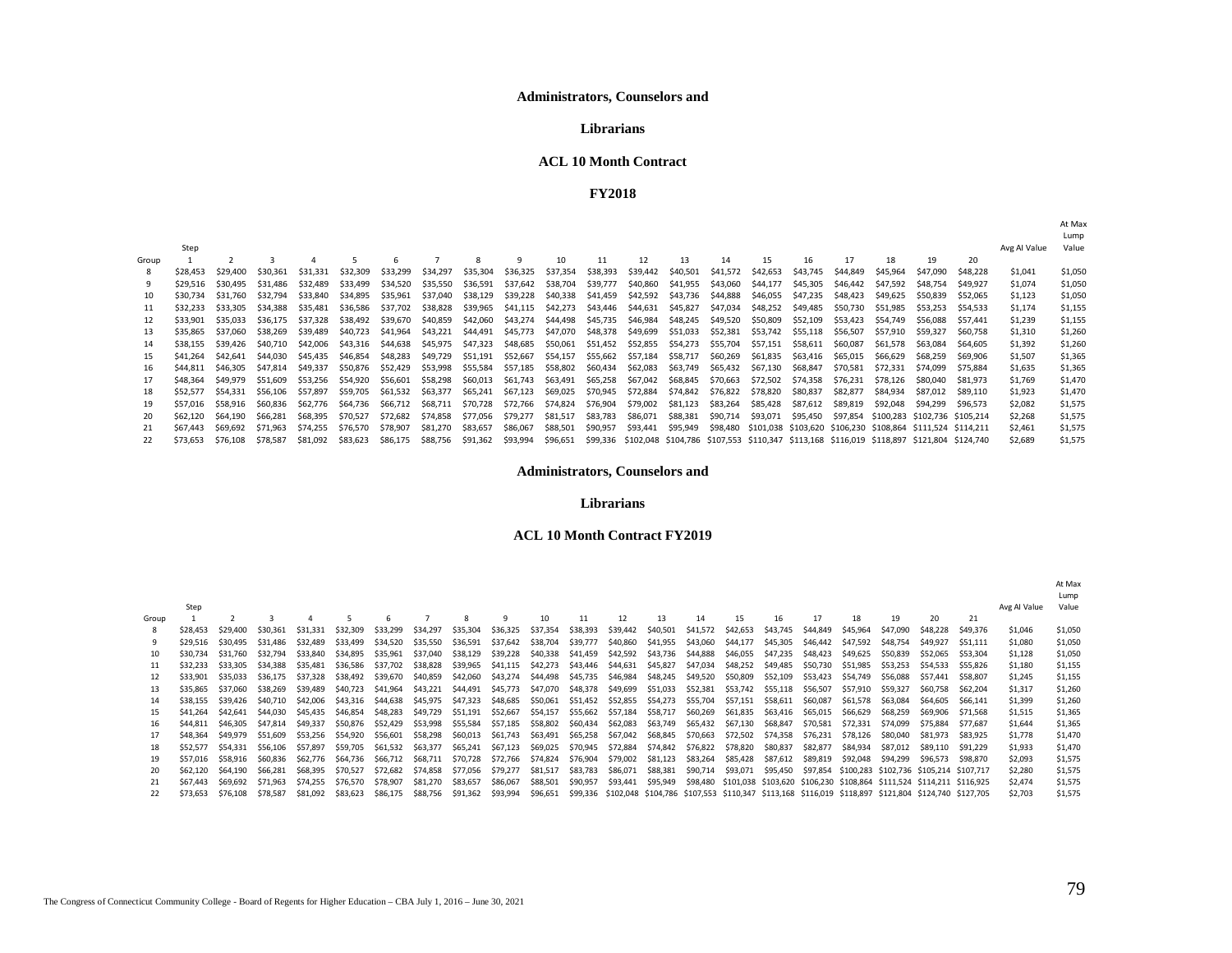**Administrators, Counselors and**

**Librarians**

**ACL 10 Month Contract**

**FY2018**

| Group | Step 1 | 2 | 3 | 4 | 5 | 6 | 7 | 8 | 9 | 10 | 11 | 12 | 13 | 14 | 15 | 16 | 17 | 18 | 19 | 20 | Avg AI Value | At Max Lump Value |
|---|---|---|---|---|---|---|---|---|---|---|---|---|---|---|---|---|---|---|---|---|---|---|
| 8 | $28,453 | $29,400 | $30,361 | $31,331 | $32,309 | $33,299 | $34,297 | $35,304 | $36,325 | $37,354 | $38,393 | $39,442 | $40,501 | $41,572 | $42,653 | $43,745 | $44,849 | $45,964 | $47,090 | $48,228 | $1,041 | $1,050 |
| 9 | $29,516 | $30,495 | $31,486 | $32,489 | $33,499 | $34,520 | $35,550 | $36,591 | $37,642 | $38,704 | $39,777 | $40,860 | $41,955 | $43,060 | $44,177 | $45,305 | $46,442 | $47,592 | $48,754 | $49,927 | $1,074 | $1,050 |
| 10 | $30,734 | $31,760 | $32,794 | $33,840 | $34,895 | $35,961 | $37,040 | $38,129 | $39,228 | $40,338 | $41,459 | $42,592 | $43,736 | $44,888 | $46,055 | $47,235 | $48,423 | $49,625 | $50,839 | $52,065 | $1,123 | $1,050 |
| 11 | $32,233 | $33,305 | $34,388 | $35,481 | $36,586 | $37,702 | $38,828 | $39,965 | $41,115 | $42,273 | $43,446 | $44,631 | $45,827 | $47,034 | $48,252 | $49,485 | $50,730 | $51,985 | $53,253 | $54,533 | $1,174 | $1,155 |
| 12 | $33,901 | $35,033 | $36,175 | $37,328 | $38,492 | $39,670 | $40,859 | $42,060 | $43,274 | $44,498 | $45,735 | $46,984 | $48,245 | $49,520 | $50,809 | $52,109 | $53,423 | $54,749 | $56,088 | $57,441 | $1,239 | $1,155 |
| 13 | $35,865 | $37,060 | $38,269 | $39,489 | $40,723 | $41,964 | $43,221 | $44,491 | $45,773 | $47,070 | $48,378 | $49,699 | $51,033 | $52,381 | $53,742 | $55,118 | $56,507 | $57,910 | $59,327 | $60,758 | $1,310 | $1,260 |
| 14 | $38,155 | $39,426 | $40,710 | $42,006 | $43,316 | $44,638 | $45,975 | $47,323 | $48,685 | $50,061 | $51,452 | $52,855 | $54,273 | $55,704 | $57,151 | $58,611 | $60,087 | $61,578 | $63,084 | $64,605 | $1,392 | $1,260 |
| 15 | $41,264 | $42,641 | $44,030 | $45,435 | $46,854 | $48,283 | $49,729 | $51,191 | $52,667 | $54,157 | $55,662 | $57,184 | $58,717 | $60,269 | $61,835 | $63,416 | $65,015 | $66,629 | $68,259 | $69,906 | $1,507 | $1,365 |
| 16 | $44,811 | $46,305 | $47,814 | $49,337 | $50,876 | $52,429 | $53,998 | $55,584 | $57,185 | $58,802 | $60,434 | $62,083 | $63,749 | $65,432 | $67,130 | $68,847 | $70,581 | $72,331 | $74,099 | $75,884 | $1,635 | $1,365 |
| 17 | $48,364 | $49,979 | $51,609 | $53,256 | $54,920 | $56,601 | $58,298 | $60,013 | $61,743 | $63,491 | $65,258 | $67,042 | $68,845 | $70,663 | $72,502 | $74,358 | $76,231 | $78,126 | $80,040 | $81,973 | $1,769 | $1,470 |
| 18 | $52,577 | $54,331 | $56,106 | $57,897 | $59,705 | $61,532 | $63,377 | $65,241 | $67,123 | $69,025 | $70,945 | $72,884 | $74,842 | $76,822 | $78,820 | $80,837 | $82,877 | $84,934 | $87,012 | $89,110 | $1,923 | $1,470 |
| 19 | $57,016 | $58,916 | $60,836 | $62,776 | $64,736 | $66,712 | $68,711 | $70,728 | $72,766 | $74,824 | $76,904 | $79,002 | $81,123 | $83,264 | $85,428 | $87,612 | $89,819 | $92,048 | $94,299 | $96,573 | $2,082 | $1,575 |
| 20 | $62,120 | $64,190 | $66,281 | $68,395 | $70,527 | $72,682 | $74,858 | $77,056 | $79,277 | $81,517 | $83,783 | $86,071 | $88,381 | $90,714 | $93,071 | $95,450 | $97,854 | $100,283 | $102,736 | $105,214 | $2,268 | $1,575 |
| 21 | $67,443 | $69,692 | $71,963 | $74,255 | $76,570 | $78,907 | $81,270 | $83,657 | $86,067 | $88,501 | $90,957 | $93,441 | $95,949 | $98,480 | $101,038 | $103,620 | $106,230 | $108,864 | $111,524 | $114,211 | $2,461 | $1,575 |
| 22 | $73,653 | $76,108 | $78,587 | $81,092 | $83,623 | $86,175 | $88,756 | $91,362 | $93,994 | $96,651 | $99,336 | $102,048 | $104,786 | $107,553 | $110,347 | $113,168 | $116,019 | $118,897 | $121,804 | $124,740 | $2,689 | $1,575 |

**Administrators, Counselors and**

**Librarians**

**ACL 10 Month Contract FY2019**

| Group | Step 1 | 2 | 3 | 4 | 5 | 6 | 7 | 8 | 9 | 10 | 11 | 12 | 13 | 14 | 15 | 16 | 17 | 18 | 19 | 20 | 21 | Avg AI Value | At Max Lump Value |
|---|---|---|---|---|---|---|---|---|---|---|---|---|---|---|---|---|---|---|---|---|---|---|---|
| 8 | $28,453 | $29,400 | $30,361 | $31,331 | $32,309 | $33,299 | $34,297 | $35,304 | $36,325 | $37,354 | $38,393 | $39,442 | $40,501 | $41,572 | $42,653 | $43,745 | $44,849 | $45,964 | $47,090 | $48,228 | $49,376 | $1,046 | $1,050 |
| 9 | $29,516 | $30,495 | $31,486 | $32,489 | $33,499 | $34,520 | $35,550 | $36,591 | $37,642 | $38,704 | $39,777 | $40,860 | $41,955 | $43,060 | $44,177 | $45,305 | $46,442 | $47,592 | $48,754 | $49,927 | $51,111 | $1,080 | $1,050 |
| 10 | $30,734 | $31,760 | $32,794 | $33,840 | $34,895 | $35,961 | $37,040 | $38,129 | $39,228 | $40,338 | $41,459 | $42,592 | $43,736 | $44,888 | $46,055 | $47,235 | $48,423 | $49,625 | $50,839 | $52,065 | $53,304 | $1,128 | $1,050 |
| 11 | $32,233 | $33,305 | $34,388 | $35,481 | $36,586 | $37,702 | $38,828 | $39,965 | $41,115 | $42,273 | $43,446 | $44,631 | $45,827 | $47,034 | $48,252 | $49,485 | $50,730 | $51,985 | $53,253 | $54,533 | $55,826 | $1,180 | $1,155 |
| 12 | $33,901 | $35,033 | $36,175 | $37,328 | $38,492 | $39,670 | $40,859 | $42,060 | $43,274 | $44,498 | $45,735 | $46,984 | $48,245 | $49,520 | $50,809 | $52,109 | $53,423 | $54,749 | $56,088 | $57,441 | $58,807 | $1,245 | $1,155 |
| 13 | $35,865 | $37,060 | $38,269 | $39,489 | $40,723 | $41,964 | $43,221 | $44,491 | $45,773 | $47,070 | $48,378 | $49,699 | $51,033 | $52,381 | $53,742 | $55,118 | $56,507 | $57,910 | $59,327 | $60,758 | $62,204 | $1,317 | $1,260 |
| 14 | $38,155 | $39,426 | $40,710 | $42,006 | $43,316 | $44,638 | $45,975 | $47,323 | $48,685 | $50,061 | $51,452 | $52,855 | $54,273 | $55,704 | $57,151 | $58,611 | $60,087 | $61,578 | $63,084 | $64,605 | $66,141 | $1,399 | $1,260 |
| 15 | $41,264 | $42,641 | $44,030 | $45,435 | $46,854 | $48,283 | $49,729 | $51,191 | $52,667 | $54,157 | $55,662 | $57,184 | $58,717 | $60,269 | $61,835 | $63,416 | $65,015 | $66,629 | $68,259 | $69,906 | $71,568 | $1,515 | $1,365 |
| 16 | $44,811 | $46,305 | $47,814 | $49,337 | $50,876 | $52,429 | $53,998 | $55,584 | $57,185 | $58,802 | $60,434 | $62,083 | $63,749 | $65,432 | $67,130 | $68,847 | $70,581 | $72,331 | $74,099 | $75,884 | $77,687 | $1,644 | $1,365 |
| 17 | $48,364 | $49,979 | $51,609 | $53,256 | $54,920 | $56,601 | $58,298 | $60,013 | $61,743 | $63,491 | $65,258 | $67,042 | $68,845 | $70,663 | $72,502 | $74,358 | $76,231 | $78,126 | $80,040 | $81,973 | $83,925 | $1,778 | $1,470 |
| 18 | $52,577 | $54,331 | $56,106 | $57,897 | $59,705 | $61,532 | $63,377 | $65,241 | $67,123 | $69,025 | $70,945 | $72,884 | $74,842 | $76,822 | $78,820 | $80,837 | $82,877 | $84,934 | $87,012 | $89,110 | $91,229 | $1,933 | $1,470 |
| 19 | $57,016 | $58,916 | $60,836 | $62,776 | $64,736 | $66,712 | $68,711 | $70,728 | $72,766 | $74,824 | $76,904 | $79,002 | $81,123 | $83,264 | $85,428 | $87,612 | $89,819 | $92,048 | $94,299 | $96,573 | $98,870 | $2,093 | $1,575 |
| 20 | $62,120 | $64,190 | $66,281 | $68,395 | $70,527 | $72,682 | $74,858 | $77,056 | $79,277 | $81,517 | $83,783 | $86,071 | $88,381 | $90,714 | $93,071 | $95,450 | $97,854 | $100,283 | $102,736 | $105,214 | $107,717 | $2,280 | $1,575 |
| 21 | $67,443 | $69,692 | $71,963 | $74,255 | $76,570 | $78,907 | $81,270 | $83,657 | $86,067 | $88,501 | $90,957 | $93,441 | $95,949 | $98,480 | $101,038 | $103,620 | $106,230 | $108,864 | $111,524 | $114,211 | $116,925 | $2,474 | $1,575 |
| 22 | $73,653 | $76,108 | $78,587 | $81,092 | $83,623 | $86,175 | $88,756 | $91,362 | $93,994 | $96,651 | $99,336 | $102,048 | $104,786 | $107,553 | $110,347 | $113,168 | $116,019 | $118,897 | $121,804 | $124,740 | $127,705 | $2,703 | $1,575 |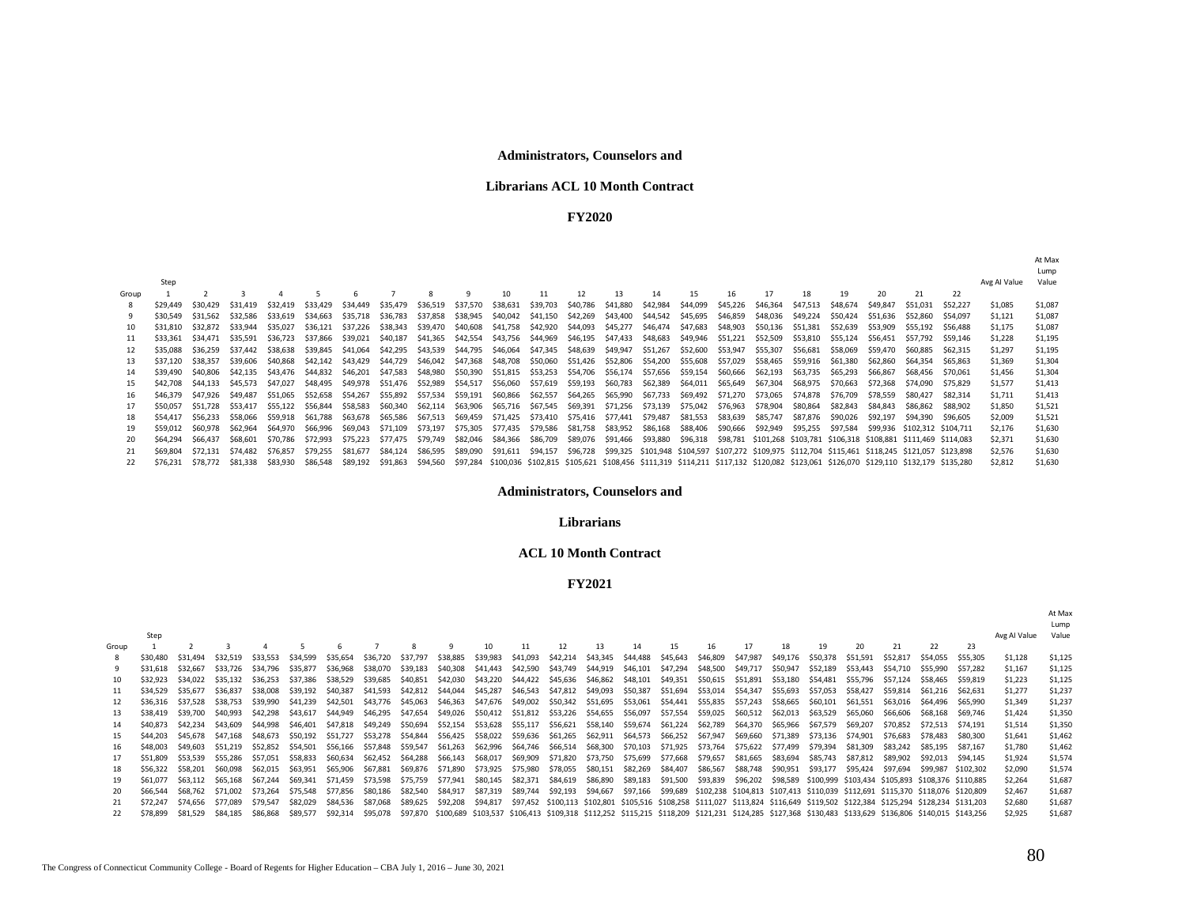**Administrators, Counselors and**

**Librarians ACL 10 Month Contract**

**FY2020**

| Group | Step 1 | 2 | 3 | 4 | 5 | 6 | 7 | 8 | 9 | 10 | 11 | 12 | 13 | 14 | 15 | 16 | 17 | 18 | 19 | 20 | 21 | 22 | Avg AI Value | At Max Lump Value |
|---|---|---|---|---|---|---|---|---|---|---|---|---|---|---|---|---|---|---|---|---|---|---|---|---|
| 8 | $29,449 | $30,429 | $31,419 | $32,419 | $33,429 | $34,449 | $35,479 | $36,519 | $37,570 | $38,631 | $39,703 | $40,786 | $41,880 | $42,984 | $44,099 | $45,226 | $46,364 | $47,513 | $48,674 | $49,847 | $51,031 | $52,227 | $1,085 | $1,087 |
| 9 | $30,549 | $31,562 | $32,586 | $33,619 | $34,663 | $35,718 | $36,783 | $37,858 | $38,945 | $40,042 | $41,150 | $42,269 | $43,400 | $44,542 | $45,695 | $46,859 | $48,036 | $49,224 | $50,424 | $51,636 | $52,860 | $54,097 | $1,121 | $1,087 |
| 10 | $31,810 | $32,872 | $33,944 | $35,027 | $36,121 | $37,226 | $38,343 | $39,470 | $40,608 | $41,758 | $42,920 | $44,093 | $45,277 | $46,474 | $47,683 | $48,903 | $50,136 | $51,381 | $52,639 | $53,909 | $55,192 | $56,488 | $1,175 | $1,087 |
| 11 | $33,361 | $34,471 | $35,591 | $36,723 | $37,866 | $39,021 | $40,187 | $41,365 | $42,554 | $43,756 | $44,969 | $46,195 | $47,433 | $48,683 | $49,946 | $51,221 | $52,509 | $53,810 | $55,124 | $56,451 | $57,792 | $59,146 | $1,228 | $1,195 |
| 12 | $35,088 | $36,259 | $37,442 | $38,638 | $39,845 | $41,064 | $42,295 | $43,539 | $44,795 | $46,064 | $47,345 | $48,639 | $49,947 | $51,267 | $52,600 | $53,947 | $55,307 | $56,681 | $58,069 | $59,470 | $60,885 | $62,315 | $1,297 | $1,195 |
| 13 | $37,120 | $38,357 | $39,606 | $40,868 | $42,142 | $43,429 | $44,729 | $46,042 | $47,368 | $48,708 | $50,060 | $51,426 | $52,806 | $54,200 | $55,608 | $57,029 | $58,465 | $59,916 | $61,380 | $62,860 | $64,354 | $65,863 | $1,369 | $1,304 |
| 14 | $39,490 | $40,806 | $42,135 | $43,476 | $44,832 | $46,201 | $47,583 | $48,980 | $50,390 | $51,815 | $53,253 | $54,706 | $56,174 | $57,656 | $59,154 | $60,666 | $62,193 | $63,735 | $65,293 | $66,867 | $68,456 | $70,061 | $1,456 | $1,304 |
| 15 | $42,708 | $44,133 | $45,573 | $47,027 | $48,495 | $49,978 | $51,476 | $52,989 | $54,517 | $56,060 | $57,619 | $59,193 | $60,783 | $62,389 | $64,011 | $65,649 | $67,304 | $68,975 | $70,663 | $72,368 | $74,090 | $75,829 | $1,577 | $1,413 |
| 16 | $46,379 | $47,926 | $49,487 | $51,065 | $52,658 | $54,267 | $55,892 | $57,534 | $59,191 | $60,866 | $62,557 | $64,265 | $65,990 | $67,733 | $69,492 | $71,270 | $73,065 | $74,878 | $76,709 | $78,559 | $80,427 | $82,314 | $1,711 | $1,413 |
| 17 | $50,057 | $51,728 | $53,417 | $55,122 | $56,844 | $58,583 | $60,340 | $62,114 | $63,906 | $65,716 | $67,545 | $69,391 | $71,256 | $73,139 | $75,042 | $76,963 | $78,904 | $80,864 | $82,843 | $84,843 | $86,862 | $88,902 | $1,850 | $1,521 |
| 18 | $54,417 | $56,233 | $58,066 | $59,918 | $61,788 | $63,678 | $65,586 | $67,513 | $69,459 | $71,425 | $73,410 | $75,416 | $77,441 | $79,487 | $81,553 | $83,639 | $85,747 | $87,876 | $90,026 | $92,197 | $94,390 | $96,605 | $2,009 | $1,521 |
| 19 | $59,012 | $60,978 | $62,964 | $64,970 | $66,996 | $69,043 | $71,109 | $73,197 | $75,305 | $77,435 | $79,586 | $81,758 | $83,952 | $86,168 | $88,406 | $90,666 | $92,949 | $95,255 | $97,584 | $99,936 | $102,312 | $104,711 | $2,176 | $1,630 |
| 20 | $64,294 | $66,437 | $68,601 | $70,786 | $72,993 | $75,223 | $77,475 | $79,749 | $82,046 | $84,366 | $86,709 | $89,076 | $91,466 | $93,880 | $96,318 | $98,781 | $101,268 | $103,781 | $106,318 | $108,881 | $111,469 | $114,083 | $2,371 | $1,630 |
| 21 | $69,804 | $72,131 | $74,482 | $76,857 | $79,255 | $81,677 | $84,124 | $86,595 | $89,090 | $91,611 | $94,157 | $96,728 | $99,325 | $101,948 | $104,597 | $107,272 | $109,975 | $112,704 | $115,461 | $118,245 | $121,057 | $123,898 | $2,576 | $1,630 |
| 22 | $76,231 | $78,772 | $81,338 | $83,930 | $86,548 | $89,192 | $91,863 | $94,560 | $97,284 | $100,036 | $102,815 | $105,621 | $108,456 | $111,319 | $114,211 | $117,132 | $120,082 | $123,061 | $126,070 | $129,110 | $132,179 | $135,280 | $2,812 | $1,630 |

**Administrators, Counselors and**

**Librarians**

**ACL 10 Month Contract**

**FY2021**

| Group | Step 1 | 2 | 3 | 4 | 5 | 6 | 7 | 8 | 9 | 10 | 11 | 12 | 13 | 14 | 15 | 16 | 17 | 18 | 19 | 20 | 21 | 22 | 23 | Avg AI Value | At Max Lump Value |
|---|---|---|---|---|---|---|---|---|---|---|---|---|---|---|---|---|---|---|---|---|---|---|---|---|---|
| 8 | $30,480 | $31,494 | $32,519 | $33,553 | $34,599 | $35,654 | $36,720 | $37,797 | $38,885 | $39,983 | $41,093 | $42,214 | $43,345 | $44,488 | $45,643 | $46,809 | $47,987 | $49,176 | $50,378 | $51,591 | $52,817 | $54,055 | $55,305 | $1,128 | $1,125 |
| 9 | $31,618 | $32,667 | $33,726 | $34,796 | $35,877 | $36,968 | $38,070 | $39,183 | $40,308 | $41,443 | $42,590 | $43,749 | $44,919 | $46,101 | $47,294 | $48,500 | $49,717 | $50,947 | $52,189 | $53,443 | $54,710 | $55,990 | $57,282 | $1,167 | $1,125 |
| 10 | $32,923 | $34,022 | $35,132 | $36,253 | $37,386 | $38,529 | $39,685 | $40,851 | $42,030 | $43,220 | $44,422 | $45,636 | $46,862 | $48,101 | $49,351 | $50,615 | $51,891 | $53,180 | $54,481 | $55,796 | $57,124 | $58,465 | $59,819 | $1,223 | $1,125 |
| 11 | $34,529 | $35,677 | $36,837 | $38,008 | $39,192 | $40,387 | $41,593 | $42,812 | $44,044 | $45,287 | $46,543 | $47,812 | $49,093 | $50,387 | $51,694 | $53,014 | $54,347 | $55,693 | $57,053 | $58,427 | $59,814 | $61,216 | $62,631 | $1,277 | $1,237 |
| 12 | $36,316 | $37,528 | $38,753 | $39,990 | $41,239 | $42,501 | $43,776 | $45,063 | $46,363 | $47,676 | $49,002 | $50,342 | $51,695 | $53,061 | $54,441 | $55,835 | $57,243 | $58,665 | $60,101 | $61,551 | $63,016 | $64,496 | $65,990 | $1,349 | $1,237 |
| 13 | $38,419 | $39,700 | $40,993 | $42,298 | $43,617 | $44,949 | $46,295 | $47,654 | $49,026 | $50,412 | $51,812 | $53,226 | $54,655 | $56,097 | $57,554 | $59,025 | $60,512 | $62,013 | $63,529 | $65,060 | $66,606 | $68,168 | $69,746 | $1,424 | $1,350 |
| 14 | $40,873 | $42,234 | $43,609 | $44,998 | $46,401 | $47,818 | $49,249 | $50,694 | $52,154 | $53,628 | $55,117 | $56,621 | $58,140 | $59,674 | $61,224 | $62,789 | $64,370 | $65,966 | $67,579 | $69,207 | $70,852 | $72,513 | $74,191 | $1,514 | $1,350 |
| 15 | $44,203 | $45,678 | $47,168 | $48,673 | $50,192 | $51,727 | $53,278 | $54,844 | $56,425 | $58,022 | $59,636 | $61,265 | $62,911 | $64,573 | $66,252 | $67,947 | $69,660 | $71,389 | $73,136 | $74,901 | $76,683 | $78,483 | $80,300 | $1,641 | $1,462 |
| 16 | $48,003 | $49,603 | $51,219 | $52,852 | $54,501 | $56,166 | $57,848 | $59,547 | $61,263 | $62,996 | $64,746 | $66,514 | $68,300 | $70,103 | $71,925 | $73,764 | $75,622 | $77,499 | $79,394 | $81,309 | $83,242 | $85,195 | $87,167 | $1,780 | $1,462 |
| 17 | $51,809 | $53,539 | $55,286 | $57,051 | $58,833 | $60,634 | $62,452 | $64,288 | $66,143 | $68,017 | $69,909 | $71,820 | $73,750 | $75,699 | $77,668 | $79,657 | $81,665 | $83,694 | $85,743 | $87,812 | $89,902 | $92,013 | $94,145 | $1,924 | $1,574 |
| 18 | $56,322 | $58,201 | $60,098 | $62,015 | $63,951 | $65,906 | $67,881 | $69,876 | $71,890 | $73,925 | $75,980 | $78,055 | $80,151 | $82,269 | $84,407 | $86,567 | $88,748 | $90,951 | $93,177 | $95,424 | $97,694 | $99,987 | $102,302 | $2,090 | $1,574 |
| 19 | $61,077 | $63,112 | $65,168 | $67,244 | $69,341 | $71,459 | $73,598 | $75,759 | $77,941 | $80,145 | $82,371 | $84,619 | $86,890 | $89,183 | $91,500 | $93,839 | $96,202 | $98,589 | $100,999 | $103,434 | $105,893 | $108,376 | $110,885 | $2,264 | $1,687 |
| 20 | $66,544 | $68,762 | $71,002 | $73,264 | $75,548 | $77,856 | $80,186 | $82,540 | $84,917 | $87,319 | $89,744 | $92,193 | $94,667 | $97,166 | $99,689 | $102,238 | $104,813 | $107,413 | $110,039 | $112,691 | $115,370 | $118,076 | $120,809 | $2,467 | $1,687 |
| 21 | $72,247 | $74,656 | $77,089 | $79,547 | $82,029 | $84,536 | $87,068 | $89,625 | $92,208 | $94,817 | $97,452 | $100,113 | $102,801 | $105,516 | $108,258 | $111,027 | $113,824 | $116,649 | $119,502 | $122,384 | $125,294 | $128,234 | $131,203 | $2,680 | $1,687 |
| 22 | $78,899 | $81,529 | $84,185 | $86,868 | $89,577 | $92,314 | $95,078 | $97,870 | $100,689 | $103,537 | $106,413 | $109,318 | $112,252 | $115,215 | $118,209 | $121,231 | $124,285 | $127,368 | $130,483 | $133,629 | $136,806 | $140,015 | $143,256 | $2,925 | $1,687 |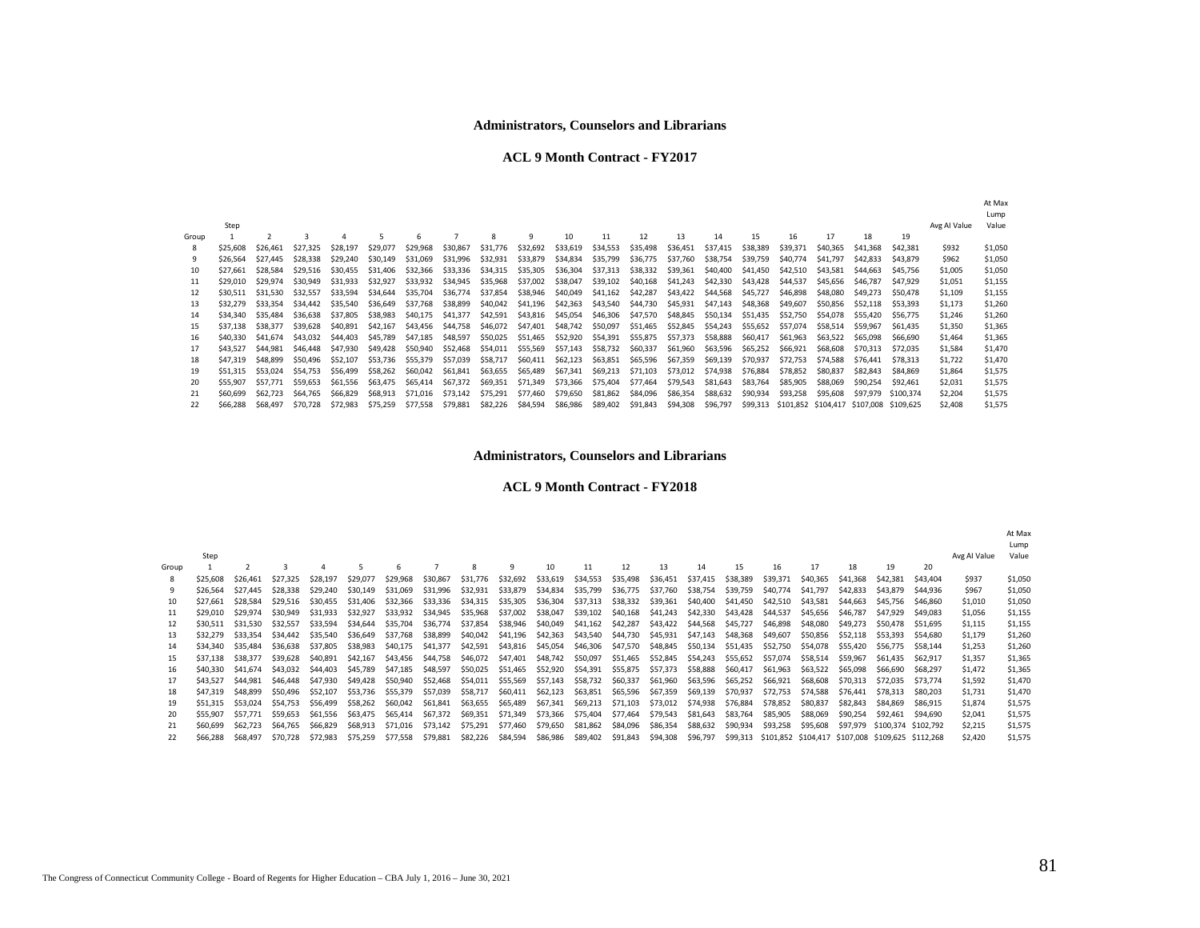**Administrators, Counselors and Librarians**

**ACL 9 Month Contract - FY2017**

| Group | Step 1 | 2 | 3 | 4 | 5 | 6 | 7 | 8 | 9 | 10 | 11 | 12 | 13 | 14 | 15 | 16 | 17 | 18 | 19 | Avg AI Value | At Max Lump Value |
|---|---|---|---|---|---|---|---|---|---|---|---|---|---|---|---|---|---|---|---|---|---|
| 8 | $25,608 | $26,461 | $27,325 | $28,197 | $29,077 | $29,968 | $30,867 | $31,776 | $32,692 | $33,619 | $34,553 | $35,498 | $36,451 | $37,415 | $38,389 | $39,371 | $40,365 | $41,368 | $42,381 | $932 | $1,050 |
| 9 | $26,564 | $27,445 | $28,338 | $29,240 | $30,149 | $31,069 | $31,996 | $32,931 | $33,879 | $34,834 | $35,799 | $36,775 | $37,760 | $38,754 | $39,759 | $40,774 | $41,797 | $42,833 | $43,879 | $962 | $1,050 |
| 10 | $27,661 | $28,584 | $29,516 | $30,455 | $31,406 | $32,366 | $33,336 | $34,315 | $35,305 | $36,304 | $37,313 | $38,332 | $39,361 | $40,400 | $41,450 | $42,510 | $43,581 | $44,663 | $45,756 | $1,005 | $1,050 |
| 11 | $29,010 | $29,974 | $30,949 | $31,933 | $32,927 | $33,932 | $34,945 | $35,968 | $37,002 | $38,047 | $39,102 | $40,168 | $41,243 | $42,330 | $43,428 | $44,537 | $45,656 | $46,787 | $47,929 | $1,051 | $1,155 |
| 12 | $30,511 | $31,530 | $32,557 | $33,594 | $34,644 | $35,704 | $36,774 | $37,854 | $38,946 | $40,049 | $41,162 | $42,287 | $43,422 | $44,568 | $45,727 | $46,898 | $48,080 | $49,273 | $50,478 | $1,109 | $1,155 |
| 13 | $32,279 | $33,354 | $34,442 | $35,540 | $36,649 | $37,768 | $38,899 | $40,042 | $41,196 | $42,363 | $43,540 | $44,730 | $45,931 | $47,143 | $48,368 | $49,607 | $50,856 | $52,118 | $53,393 | $1,173 | $1,260 |
| 14 | $34,340 | $35,484 | $36,638 | $37,805 | $38,983 | $40,175 | $41,377 | $42,591 | $43,816 | $45,054 | $46,306 | $47,570 | $48,845 | $50,134 | $51,435 | $52,750 | $54,078 | $55,420 | $56,775 | $1,246 | $1,260 |
| 15 | $37,138 | $38,377 | $39,628 | $40,891 | $42,167 | $43,456 | $44,758 | $46,072 | $47,401 | $48,742 | $50,097 | $51,465 | $52,845 | $54,243 | $55,652 | $57,074 | $58,514 | $59,967 | $61,435 | $1,350 | $1,365 |
| 16 | $40,330 | $41,674 | $43,032 | $44,403 | $45,789 | $47,185 | $48,597 | $50,025 | $51,465 | $52,920 | $54,391 | $55,875 | $57,373 | $58,888 | $60,417 | $61,963 | $63,522 | $65,098 | $66,690 | $1,464 | $1,365 |
| 17 | $43,527 | $44,981 | $46,448 | $47,930 | $49,428 | $50,940 | $52,468 | $54,011 | $55,569 | $57,143 | $58,732 | $60,337 | $61,960 | $63,596 | $65,252 | $66,921 | $68,608 | $70,313 | $72,035 | $1,584 | $1,470 |
| 18 | $47,319 | $48,899 | $50,496 | $52,107 | $53,736 | $55,379 | $57,039 | $58,717 | $60,411 | $62,123 | $63,851 | $65,596 | $67,359 | $69,139 | $70,937 | $72,753 | $74,588 | $76,441 | $78,313 | $1,722 | $1,470 |
| 19 | $51,315 | $53,024 | $54,753 | $56,499 | $58,262 | $60,042 | $61,841 | $63,655 | $65,489 | $67,341 | $69,213 | $71,103 | $73,012 | $74,938 | $76,884 | $78,852 | $80,837 | $82,843 | $84,869 | $1,864 | $1,575 |
| 20 | $55,907 | $57,771 | $59,653 | $61,556 | $63,475 | $65,414 | $67,372 | $69,351 | $71,349 | $73,366 | $75,404 | $77,464 | $79,543 | $81,643 | $83,764 | $85,905 | $88,069 | $90,254 | $92,461 | $2,031 | $1,575 |
| 21 | $60,699 | $62,723 | $64,765 | $66,829 | $68,913 | $71,016 | $73,142 | $75,291 | $77,460 | $79,650 | $81,862 | $84,096 | $86,354 | $88,632 | $90,934 | $93,258 | $95,608 | $97,979 | $100,374 | $2,204 | $1,575 |
| 22 | $66,288 | $68,497 | $70,728 | $72,983 | $75,259 | $77,558 | $79,881 | $82,226 | $84,594 | $86,986 | $89,402 | $91,843 | $94,308 | $96,797 | $99,313 | $101,852 | $104,417 | $107,008 | $109,625 | $2,408 | $1,575 |

**Administrators, Counselors and Librarians**

**ACL 9 Month Contract - FY2018**

| Group | Step 1 | 2 | 3 | 4 | 5 | 6 | 7 | 8 | 9 | 10 | 11 | 12 | 13 | 14 | 15 | 16 | 17 | 18 | 19 | 20 | Avg AI Value | At Max Lump Value |
|---|---|---|---|---|---|---|---|---|---|---|---|---|---|---|---|---|---|---|---|---|---|---|
| 8 | $25,608 | $26,461 | $27,325 | $28,197 | $29,077 | $29,968 | $30,867 | $31,776 | $32,692 | $33,619 | $34,553 | $35,498 | $36,451 | $37,415 | $38,389 | $39,371 | $40,365 | $41,368 | $42,381 | $43,404 | $937 | $1,050 |
| 9 | $26,564 | $27,445 | $28,338 | $29,240 | $30,149 | $31,069 | $31,996 | $32,931 | $33,879 | $34,834 | $35,799 | $36,775 | $37,760 | $38,754 | $39,759 | $40,774 | $41,797 | $42,833 | $43,879 | $44,936 | $967 | $1,050 |
| 10 | $27,661 | $28,584 | $29,516 | $30,455 | $31,406 | $32,366 | $33,336 | $34,315 | $35,305 | $36,304 | $37,313 | $38,332 | $39,361 | $40,400 | $41,450 | $42,510 | $43,581 | $44,663 | $45,756 | $46,860 | $1,010 | $1,050 |
| 11 | $29,010 | $29,974 | $30,949 | $31,933 | $32,927 | $33,932 | $34,945 | $35,968 | $37,002 | $38,047 | $39,102 | $40,168 | $41,243 | $42,330 | $43,428 | $44,537 | $45,656 | $46,787 | $47,929 | $49,083 | $1,056 | $1,155 |
| 12 | $30,511 | $31,530 | $32,557 | $33,594 | $34,644 | $35,704 | $36,774 | $37,854 | $38,946 | $40,049 | $41,162 | $42,287 | $43,422 | $44,568 | $45,727 | $46,898 | $48,080 | $49,273 | $50,478 | $51,695 | $1,115 | $1,155 |
| 13 | $32,279 | $33,354 | $34,442 | $35,540 | $36,649 | $37,768 | $38,899 | $40,042 | $41,196 | $42,363 | $43,540 | $44,730 | $45,931 | $47,143 | $48,368 | $49,607 | $50,856 | $52,118 | $53,393 | $54,680 | $1,179 | $1,260 |
| 14 | $34,340 | $35,484 | $36,638 | $37,805 | $38,983 | $40,175 | $41,377 | $42,591 | $43,816 | $45,054 | $46,306 | $47,570 | $48,845 | $50,134 | $51,435 | $52,750 | $54,078 | $55,420 | $56,775 | $58,144 | $1,253 | $1,260 |
| 15 | $37,138 | $38,377 | $39,628 | $40,891 | $42,167 | $43,456 | $44,758 | $46,072 | $47,401 | $48,742 | $50,097 | $51,465 | $52,845 | $54,243 | $55,652 | $57,074 | $58,514 | $59,967 | $61,435 | $62,917 | $1,357 | $1,365 |
| 16 | $40,330 | $41,674 | $43,032 | $44,403 | $45,789 | $47,185 | $48,597 | $50,025 | $51,465 | $52,920 | $54,391 | $55,875 | $57,373 | $58,888 | $60,417 | $61,963 | $63,522 | $65,098 | $66,690 | $68,297 | $1,472 | $1,365 |
| 17 | $43,527 | $44,981 | $46,448 | $47,930 | $49,428 | $50,940 | $52,468 | $54,011 | $55,569 | $57,143 | $58,732 | $60,337 | $61,960 | $63,596 | $65,252 | $66,921 | $68,608 | $70,313 | $72,035 | $73,774 | $1,592 | $1,470 |
| 18 | $47,319 | $48,899 | $50,496 | $52,107 | $53,736 | $55,379 | $57,039 | $58,717 | $60,411 | $62,123 | $63,851 | $65,596 | $67,359 | $69,139 | $70,937 | $72,753 | $74,588 | $76,441 | $78,313 | $80,203 | $1,731 | $1,470 |
| 19 | $51,315 | $53,024 | $54,753 | $56,499 | $58,262 | $60,042 | $61,841 | $63,655 | $65,489 | $67,341 | $69,213 | $71,103 | $73,012 | $74,938 | $76,884 | $78,852 | $80,837 | $82,843 | $84,869 | $86,915 | $1,874 | $1,575 |
| 20 | $55,907 | $57,771 | $59,653 | $61,556 | $63,475 | $65,414 | $67,372 | $69,351 | $71,349 | $73,366 | $75,404 | $77,464 | $79,543 | $81,643 | $83,764 | $85,905 | $88,069 | $90,254 | $92,461 | $94,690 | $2,041 | $1,575 |
| 21 | $60,699 | $62,723 | $64,765 | $66,829 | $68,913 | $71,016 | $73,142 | $75,291 | $77,460 | $79,650 | $81,862 | $84,096 | $86,354 | $88,632 | $90,934 | $93,258 | $95,608 | $97,979 | $100,374 | $102,792 | $2,215 | $1,575 |
| 22 | $66,288 | $68,497 | $70,728 | $72,983 | $75,259 | $77,558 | $79,881 | $82,226 | $84,594 | $86,986 | $89,402 | $91,843 | $94,308 | $96,797 | $99,313 | $101,852 | $104,417 | $107,008 | $109,625 | $112,268 | $2,420 | $1,575 |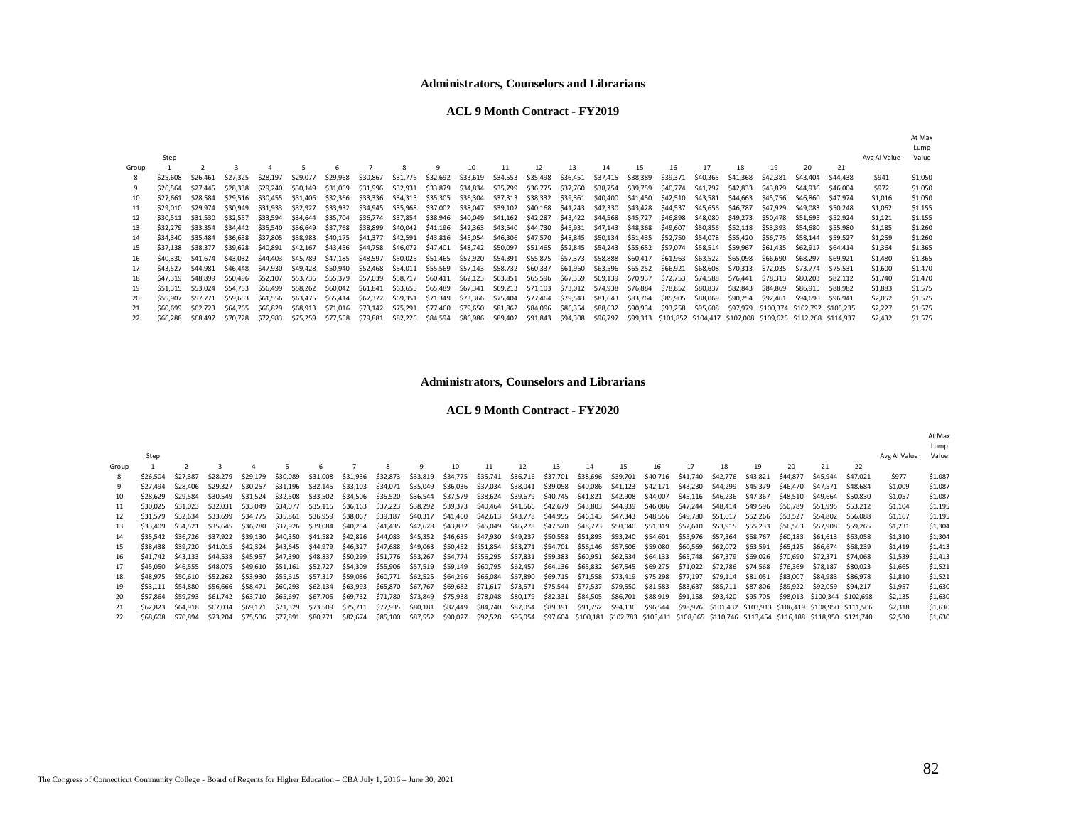## Administrators, Counselors and Librarians

### ACL 9 Month Contract - FY2019

| Group | Step 1 | 2 | 3 | 4 | 5 | 6 | 7 | 8 | 9 | 10 | 11 | 12 | 13 | 14 | 15 | 16 | 17 | 18 | 19 | 20 | 21 | Avg AI Value | At Max Lump Value |
|---|---|---|---|---|---|---|---|---|---|---|---|---|---|---|---|---|---|---|---|---|---|---|---|
| 8 | $25,608 | $26,461 | $27,325 | $28,197 | $29,077 | $29,968 | $30,867 | $31,776 | $32,692 | $33,619 | $34,553 | $35,498 | $36,451 | $37,415 | $38,389 | $39,371 | $40,365 | $41,368 | $42,381 | $43,404 | $44,438 | $941 | $1,050 |
| 9 | $26,564 | $27,445 | $28,338 | $29,240 | $30,149 | $31,069 | $31,996 | $32,931 | $33,879 | $34,834 | $35,799 | $36,775 | $37,760 | $38,754 | $39,759 | $40,774 | $41,797 | $42,833 | $43,879 | $44,936 | $46,004 | $972 | $1,050 |
| 10 | $27,661 | $28,584 | $29,516 | $30,455 | $31,406 | $32,366 | $33,336 | $34,315 | $35,305 | $36,304 | $37,313 | $38,332 | $39,361 | $40,400 | $41,450 | $42,510 | $43,581 | $44,663 | $45,756 | $46,860 | $47,974 | $1,016 | $1,050 |
| 11 | $29,010 | $29,974 | $30,949 | $31,933 | $32,927 | $33,932 | $34,945 | $35,968 | $37,002 | $38,047 | $39,102 | $40,168 | $41,243 | $42,330 | $43,428 | $44,537 | $45,656 | $46,787 | $47,929 | $49,083 | $50,248 | $1,062 | $1,155 |
| 12 | $30,511 | $31,530 | $32,557 | $33,594 | $34,644 | $35,704 | $36,774 | $37,854 | $38,946 | $40,049 | $41,162 | $42,287 | $43,422 | $44,568 | $45,727 | $46,898 | $48,080 | $49,273 | $50,478 | $51,695 | $52,924 | $1,121 | $1,155 |
| 13 | $32,279 | $33,354 | $34,442 | $35,540 | $36,649 | $37,768 | $38,899 | $40,042 | $41,196 | $42,363 | $43,540 | $44,730 | $45,931 | $47,143 | $48,368 | $49,607 | $50,856 | $52,118 | $53,393 | $54,680 | $55,980 | $1,185 | $1,260 |
| 14 | $34,340 | $35,484 | $36,638 | $37,805 | $38,983 | $40,175 | $41,377 | $42,591 | $43,816 | $45,054 | $46,306 | $47,570 | $48,845 | $50,134 | $51,435 | $52,750 | $54,078 | $55,420 | $56,775 | $58,144 | $59,527 | $1,259 | $1,260 |
| 15 | $37,138 | $38,377 | $39,628 | $40,891 | $42,167 | $43,456 | $44,758 | $46,072 | $47,401 | $48,742 | $50,097 | $51,465 | $52,845 | $54,243 | $55,652 | $57,074 | $58,514 | $59,967 | $61,435 | $62,917 | $64,414 | $1,364 | $1,365 |
| 16 | $40,330 | $41,674 | $43,032 | $44,403 | $45,789 | $47,185 | $48,597 | $50,025 | $51,465 | $52,920 | $54,391 | $55,875 | $57,373 | $58,888 | $60,417 | $61,963 | $63,522 | $65,098 | $66,690 | $68,297 | $69,921 | $1,480 | $1,365 |
| 17 | $43,527 | $44,981 | $46,448 | $47,930 | $49,428 | $50,940 | $52,468 | $54,011 | $55,569 | $57,143 | $58,732 | $60,337 | $61,960 | $63,596 | $65,252 | $66,921 | $68,608 | $70,313 | $72,035 | $73,774 | $75,531 | $1,600 | $1,470 |
| 18 | $47,319 | $48,899 | $50,496 | $52,107 | $53,736 | $55,379 | $57,039 | $58,717 | $60,411 | $62,123 | $63,851 | $65,596 | $67,359 | $69,139 | $70,937 | $72,753 | $74,588 | $76,441 | $78,313 | $80,203 | $82,112 | $1,740 | $1,470 |
| 19 | $51,315 | $53,024 | $54,753 | $56,499 | $58,262 | $60,042 | $61,841 | $63,655 | $65,489 | $67,341 | $69,213 | $71,103 | $73,012 | $74,938 | $76,884 | $78,852 | $80,837 | $82,843 | $84,869 | $86,915 | $88,982 | $1,883 | $1,575 |
| 20 | $55,907 | $57,771 | $59,653 | $61,556 | $63,475 | $65,414 | $67,372 | $69,351 | $71,349 | $73,366 | $75,404 | $77,464 | $79,543 | $81,643 | $83,764 | $85,905 | $88,069 | $90,254 | $92,461 | $94,690 | $96,941 | $2,052 | $1,575 |
| 21 | $60,699 | $62,723 | $64,765 | $66,829 | $68,913 | $71,016 | $73,142 | $75,291 | $77,460 | $79,650 | $81,862 | $84,096 | $86,354 | $88,632 | $90,934 | $93,258 | $95,608 | $97,979 | $100,374 | $102,792 | $105,235 | $2,227 | $1,575 |
| 22 | $66,288 | $68,497 | $70,728 | $72,983 | $75,259 | $77,558 | $79,881 | $82,226 | $84,594 | $86,986 | $89,402 | $91,843 | $94,308 | $96,797 | $99,313 | $101,852 | $104,417 | $107,008 | $109,625 | $112,268 | $114,937 | $2,432 | $1,575 |

## Administrators, Counselors and Librarians

### ACL 9 Month Contract - FY2020

| Group | Step 1 | 2 | 3 | 4 | 5 | 6 | 7 | 8 | 9 | 10 | 11 | 12 | 13 | 14 | 15 | 16 | 17 | 18 | 19 | 20 | 21 | 22 | Avg AI Value | At Max Lump Value |
|---|---|---|---|---|---|---|---|---|---|---|---|---|---|---|---|---|---|---|---|---|---|---|---|---|
| 8 | $26,504 | $27,387 | $28,279 | $29,179 | $30,089 | $31,008 | $31,936 | $32,873 | $33,819 | $34,775 | $35,741 | $36,716 | $37,701 | $38,696 | $39,701 | $40,716 | $41,740 | $42,776 | $43,821 | $44,877 | $45,944 | $47,021 | $977 | $1,087 |
| 9 | $27,494 | $28,406 | $29,327 | $30,257 | $31,196 | $32,145 | $33,103 | $34,071 | $35,049 | $36,036 | $37,034 | $38,041 | $39,058 | $40,086 | $41,123 | $42,171 | $43,230 | $44,299 | $45,379 | $46,470 | $47,571 | $48,684 | $1,009 | $1,087 |
| 10 | $28,629 | $29,584 | $30,549 | $31,524 | $32,508 | $33,502 | $34,506 | $35,520 | $36,544 | $37,579 | $38,624 | $39,679 | $40,745 | $41,821 | $42,908 | $44,007 | $45,116 | $46,236 | $47,367 | $48,510 | $49,664 | $50,830 | $1,057 | $1,087 |
| 11 | $30,025 | $31,023 | $32,031 | $33,049 | $34,077 | $35,115 | $36,163 | $37,223 | $38,292 | $39,373 | $40,464 | $41,566 | $42,679 | $43,803 | $44,939 | $46,086 | $47,244 | $48,414 | $49,596 | $50,789 | $51,995 | $53,212 | $1,104 | $1,195 |
| 12 | $31,579 | $32,634 | $33,699 | $34,775 | $35,861 | $36,959 | $38,067 | $39,187 | $40,317 | $41,460 | $42,613 | $43,778 | $44,955 | $46,143 | $47,343 | $48,556 | $49,780 | $51,017 | $52,266 | $53,527 | $54,802 | $56,088 | $1,167 | $1,195 |
| 13 | $33,409 | $34,521 | $35,645 | $36,780 | $37,926 | $39,084 | $40,254 | $41,435 | $42,628 | $43,832 | $45,049 | $46,278 | $47,520 | $48,773 | $50,040 | $51,319 | $52,610 | $53,915 | $55,233 | $56,563 | $57,908 | $59,265 | $1,231 | $1,304 |
| 14 | $35,542 | $36,726 | $37,922 | $39,130 | $40,350 | $41,582 | $42,826 | $44,083 | $45,352 | $46,635 | $47,930 | $49,237 | $50,558 | $51,893 | $53,240 | $54,601 | $55,976 | $57,364 | $58,767 | $60,183 | $61,613 | $63,058 | $1,310 | $1,304 |
| 15 | $38,438 | $39,720 | $41,015 | $42,324 | $43,645 | $44,979 | $46,327 | $47,688 | $49,063 | $50,452 | $51,854 | $53,271 | $54,701 | $56,146 | $57,606 | $59,080 | $60,569 | $62,072 | $63,591 | $65,125 | $66,674 | $68,239 | $1,419 | $1,413 |
| 16 | $41,742 | $43,133 | $44,538 | $45,957 | $47,390 | $48,837 | $50,299 | $51,776 | $53,267 | $54,774 | $56,295 | $57,831 | $59,383 | $60,951 | $62,534 | $64,133 | $65,748 | $67,379 | $69,026 | $70,690 | $72,371 | $74,068 | $1,539 | $1,413 |
| 17 | $45,050 | $46,555 | $48,075 | $49,610 | $51,161 | $52,727 | $54,309 | $55,906 | $57,519 | $59,149 | $60,795 | $62,457 | $64,136 | $65,832 | $67,545 | $69,275 | $71,022 | $72,786 | $74,568 | $76,369 | $78,187 | $80,023 | $1,665 | $1,521 |
| 18 | $48,975 | $50,610 | $52,262 | $53,930 | $55,615 | $57,317 | $59,036 | $60,771 | $62,525 | $64,296 | $66,084 | $67,890 | $69,715 | $71,558 | $73,419 | $75,298 | $77,197 | $79,114 | $81,051 | $83,007 | $84,983 | $86,978 | $1,810 | $1,521 |
| 19 | $53,111 | $54,880 | $56,666 | $58,471 | $60,293 | $62,134 | $63,993 | $65,870 | $67,767 | $69,682 | $71,617 | $73,571 | $75,544 | $77,537 | $79,550 | $81,583 | $83,637 | $85,711 | $87,806 | $89,922 | $92,059 | $94,217 | $1,957 | $1,630 |
| 20 | $57,864 | $59,793 | $61,742 | $63,710 | $65,697 | $67,705 | $69,732 | $71,780 | $73,849 | $75,938 | $78,048 | $80,179 | $82,331 | $84,505 | $86,701 | $88,919 | $91,158 | $93,420 | $95,705 | $98,013 | $100,344 | $102,698 | $2,135 | $1,630 |
| 21 | $62,823 | $64,918 | $67,034 | $69,171 | $71,329 | $73,509 | $75,711 | $77,935 | $80,181 | $82,449 | $84,740 | $87,054 | $89,391 | $91,752 | $94,136 | $96,544 | $98,976 | $101,432 | $103,913 | $106,419 | $108,950 | $111,506 | $2,318 | $1,630 |
| 22 | $68,608 | $70,894 | $73,204 | $75,536 | $77,891 | $80,271 | $82,674 | $85,100 | $87,552 | $90,027 | $92,528 | $95,054 | $97,604 | $100,181 | $102,783 | $105,411 | $108,065 | $110,746 | $113,454 | $116,188 | $118,950 | $121,740 | $2,530 | $1,630 |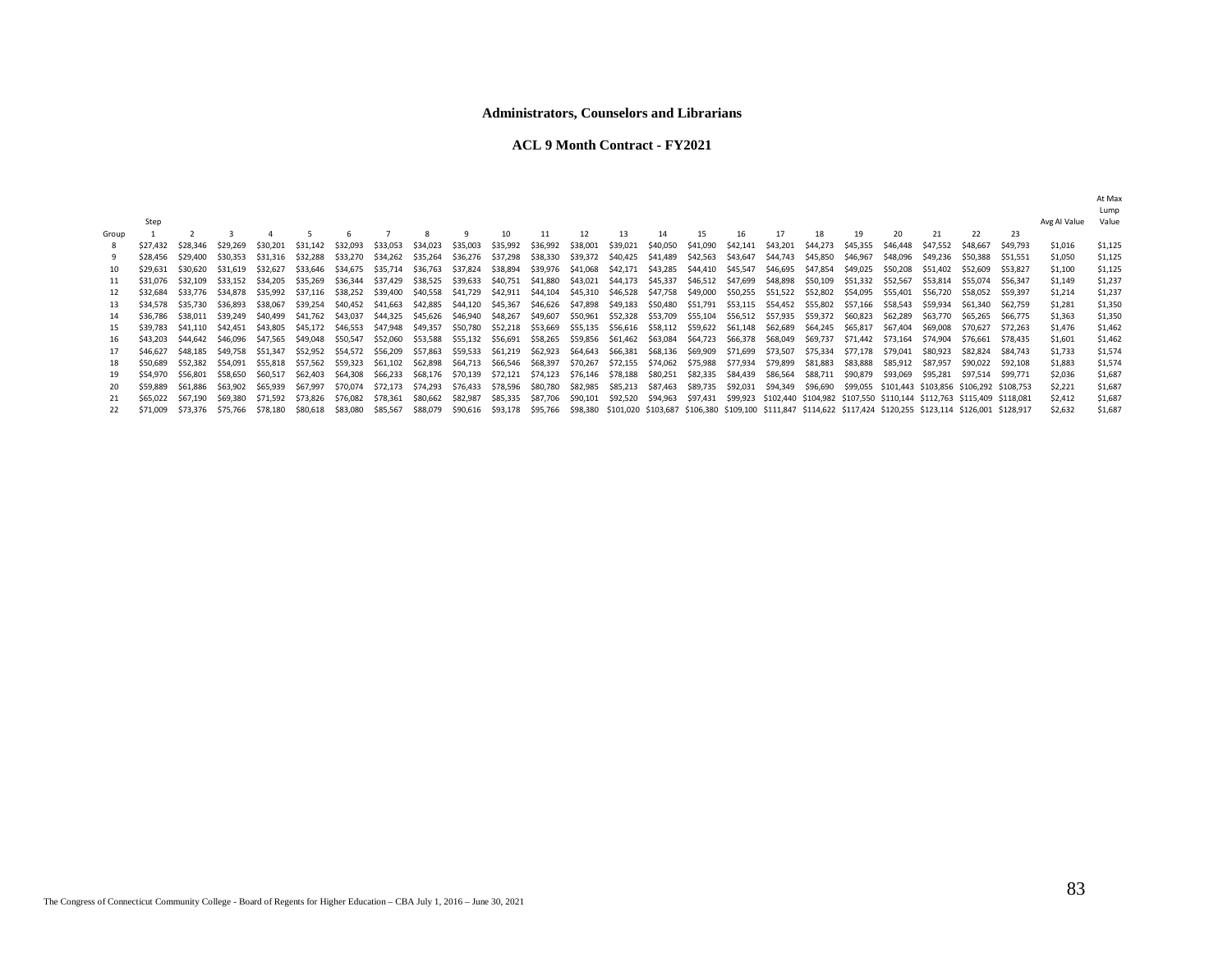**Administrators, Counselors and Librarians**

**ACL 9 Month Contract - FY2021**

| Group | Step 1 | 2 | 3 | 4 | 5 | 6 | 7 | 8 | 9 | 10 | 11 | 12 | 13 | 14 | 15 | 16 | 17 | 18 | 19 | 20 | 21 | 22 | 23 | Avg AI Value | At Max Lump Value |
|---|---|---|---|---|---|---|---|---|---|---|---|---|---|---|---|---|---|---|---|---|---|---|---|---|---|
| 8 | $27,432 | $28,346 | $29,269 | $30,201 | $31,142 | $32,093 | $33,053 | $34,023 | $35,003 | $35,992 | $36,992 | $38,001 | $39,021 | $40,050 | $41,090 | $42,141 | $43,201 | $44,273 | $45,355 | $46,448 | $47,552 | $48,667 | $49,793 | $1,016 | $1,125 |
| 9 | $28,456 | $29,400 | $30,353 | $31,316 | $32,288 | $33,270 | $34,262 | $35,264 | $36,276 | $37,298 | $38,330 | $39,372 | $40,425 | $41,489 | $42,563 | $43,647 | $44,743 | $45,850 | $46,967 | $48,096 | $49,236 | $50,388 | $51,551 | $1,050 | $1,125 |
| 10 | $29,631 | $30,620 | $31,619 | $32,627 | $33,646 | $34,675 | $35,714 | $36,763 | $37,824 | $38,894 | $39,976 | $41,068 | $42,171 | $43,285 | $44,410 | $45,547 | $46,695 | $47,854 | $49,025 | $50,208 | $51,402 | $52,609 | $53,827 | $1,100 | $1,125 |
| 11 | $31,076 | $32,109 | $33,152 | $34,205 | $35,269 | $36,344 | $37,429 | $38,525 | $39,633 | $40,751 | $41,880 | $43,021 | $44,173 | $45,337 | $46,512 | $47,699 | $48,898 | $50,109 | $51,332 | $52,567 | $53,814 | $55,074 | $56,347 | $1,149 | $1,237 |
| 12 | $32,684 | $33,776 | $34,878 | $35,992 | $37,116 | $38,252 | $39,400 | $40,558 | $41,729 | $42,911 | $44,104 | $45,310 | $46,528 | $47,758 | $49,000 | $50,255 | $51,522 | $52,802 | $54,095 | $55,401 | $56,720 | $58,052 | $59,397 | $1,214 | $1,237 |
| 13 | $34,578 | $35,730 | $36,893 | $38,067 | $39,254 | $40,452 | $41,663 | $42,885 | $44,120 | $45,367 | $46,626 | $47,898 | $49,183 | $50,480 | $51,791 | $53,115 | $54,452 | $55,802 | $57,166 | $58,543 | $59,934 | $61,340 | $62,759 | $1,281 | $1,350 |
| 14 | $36,786 | $38,011 | $39,249 | $40,499 | $41,762 | $43,037 | $44,325 | $45,626 | $46,940 | $48,267 | $49,607 | $50,961 | $52,328 | $53,709 | $55,104 | $56,512 | $57,935 | $59,372 | $60,823 | $62,289 | $63,770 | $65,265 | $66,775 | $1,363 | $1,350 |
| 15 | $39,783 | $41,110 | $42,451 | $43,805 | $45,172 | $46,553 | $47,948 | $49,357 | $50,780 | $52,218 | $53,669 | $55,135 | $56,616 | $58,112 | $59,622 | $61,148 | $62,689 | $64,245 | $65,817 | $67,404 | $69,008 | $70,627 | $72,263 | $1,476 | $1,462 |
| 16 | $43,203 | $44,642 | $46,096 | $47,565 | $49,048 | $50,547 | $52,060 | $53,588 | $55,132 | $56,691 | $58,265 | $59,856 | $61,462 | $63,084 | $64,723 | $66,378 | $68,049 | $69,737 | $71,442 | $73,164 | $74,904 | $76,661 | $78,435 | $1,601 | $1,462 |
| 17 | $46,627 | $48,185 | $49,758 | $51,347 | $52,952 | $54,572 | $56,209 | $57,863 | $59,533 | $61,219 | $62,923 | $64,643 | $66,381 | $68,136 | $69,909 | $71,699 | $73,507 | $75,334 | $77,178 | $79,041 | $80,923 | $82,824 | $84,743 | $1,733 | $1,574 |
| 18 | $50,689 | $52,382 | $54,091 | $55,818 | $57,562 | $59,323 | $61,102 | $62,898 | $64,713 | $66,546 | $68,397 | $70,267 | $72,155 | $74,062 | $75,988 | $77,934 | $79,899 | $81,883 | $83,888 | $85,912 | $87,957 | $90,022 | $92,108 | $1,883 | $1,574 |
| 19 | $54,970 | $56,801 | $58,650 | $60,517 | $62,403 | $64,308 | $66,233 | $68,176 | $70,139 | $72,121 | $74,123 | $76,146 | $78,188 | $80,251 | $82,335 | $84,439 | $86,564 | $88,711 | $90,879 | $93,069 | $95,281 | $97,514 | $99,771 | $2,036 | $1,687 |
| 20 | $59,889 | $61,886 | $63,902 | $65,939 | $67,997 | $70,074 | $72,173 | $74,293 | $76,433 | $78,596 | $80,780 | $82,985 | $85,213 | $87,463 | $89,735 | $92,031 | $94,349 | $96,690 | $99,055 | $101,443 | $103,856 | $106,292 | $108,753 | $2,221 | $1,687 |
| 21 | $65,022 | $67,190 | $69,380 | $71,592 | $73,826 | $76,082 | $78,361 | $80,662 | $82,987 | $85,335 | $87,706 | $90,101 | $92,520 | $94,963 | $97,431 | $99,923 | $102,440 | $104,982 | $107,550 | $110,144 | $112,763 | $115,409 | $118,081 | $2,412 | $1,687 |
| 22 | $71,009 | $73,376 | $75,766 | $78,180 | $80,618 | $83,080 | $85,567 | $88,079 | $90,616 | $93,178 | $95,766 | $98,380 | $101,020 | $103,687 | $106,380 | $109,100 | $111,847 | $114,622 | $117,424 | $120,255 | $123,114 | $126,001 | $128,917 | $2,632 | $1,687 |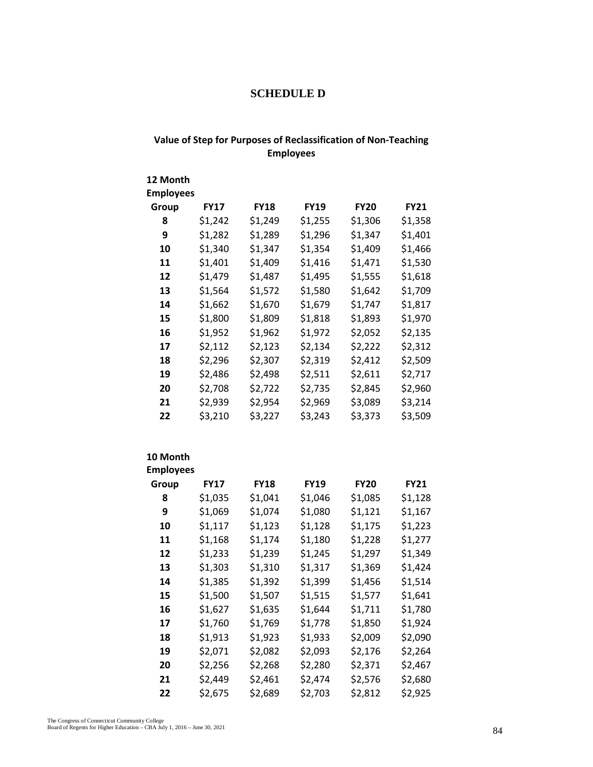# SCHEDULE D

## Value of Step for Purposes of Reclassification of Non-Teaching Employees

**12 Month Employees**

| Group | FY17 | FY18 | FY19 | FY20 | FY21 |
|---|---|---|---|---|---|
| 8 | $1,242 | $1,249 | $1,255 | $1,306 | $1,358 |
| 9 | $1,282 | $1,289 | $1,296 | $1,347 | $1,401 |
| 10 | $1,340 | $1,347 | $1,354 | $1,409 | $1,466 |
| 11 | $1,401 | $1,409 | $1,416 | $1,471 | $1,530 |
| 12 | $1,479 | $1,487 | $1,495 | $1,555 | $1,618 |
| 13 | $1,564 | $1,572 | $1,580 | $1,642 | $1,709 |
| 14 | $1,662 | $1,670 | $1,679 | $1,747 | $1,817 |
| 15 | $1,800 | $1,809 | $1,818 | $1,893 | $1,970 |
| 16 | $1,952 | $1,962 | $1,972 | $2,052 | $2,135 |
| 17 | $2,112 | $2,123 | $2,134 | $2,222 | $2,312 |
| 18 | $2,296 | $2,307 | $2,319 | $2,412 | $2,509 |
| 19 | $2,486 | $2,498 | $2,511 | $2,611 | $2,717 |
| 20 | $2,708 | $2,722 | $2,735 | $2,845 | $2,960 |
| 21 | $2,939 | $2,954 | $2,969 | $3,089 | $3,214 |
| 22 | $3,210 | $3,227 | $3,243 | $3,373 | $3,509 |

**10 Month Employees**

| Group | FY17 | FY18 | FY19 | FY20 | FY21 |
|---|---|---|---|---|---|
| 8 | $1,035 | $1,041 | $1,046 | $1,085 | $1,128 |
| 9 | $1,069 | $1,074 | $1,080 | $1,121 | $1,167 |
| 10 | $1,117 | $1,123 | $1,128 | $1,175 | $1,223 |
| 11 | $1,168 | $1,174 | $1,180 | $1,228 | $1,277 |
| 12 | $1,233 | $1,239 | $1,245 | $1,297 | $1,349 |
| 13 | $1,303 | $1,310 | $1,317 | $1,369 | $1,424 |
| 14 | $1,385 | $1,392 | $1,399 | $1,456 | $1,514 |
| 15 | $1,500 | $1,507 | $1,515 | $1,577 | $1,641 |
| 16 | $1,627 | $1,635 | $1,644 | $1,711 | $1,780 |
| 17 | $1,760 | $1,769 | $1,778 | $1,850 | $1,924 |
| 18 | $1,913 | $1,923 | $1,933 | $2,009 | $2,090 |
| 19 | $2,071 | $2,082 | $2,093 | $2,176 | $2,264 |
| 20 | $2,256 | $2,268 | $2,280 | $2,371 | $2,467 |
| 21 | $2,449 | $2,461 | $2,474 | $2,576 | $2,680 |
| 22 | $2,675 | $2,689 | $2,703 | $2,812 | $2,925 |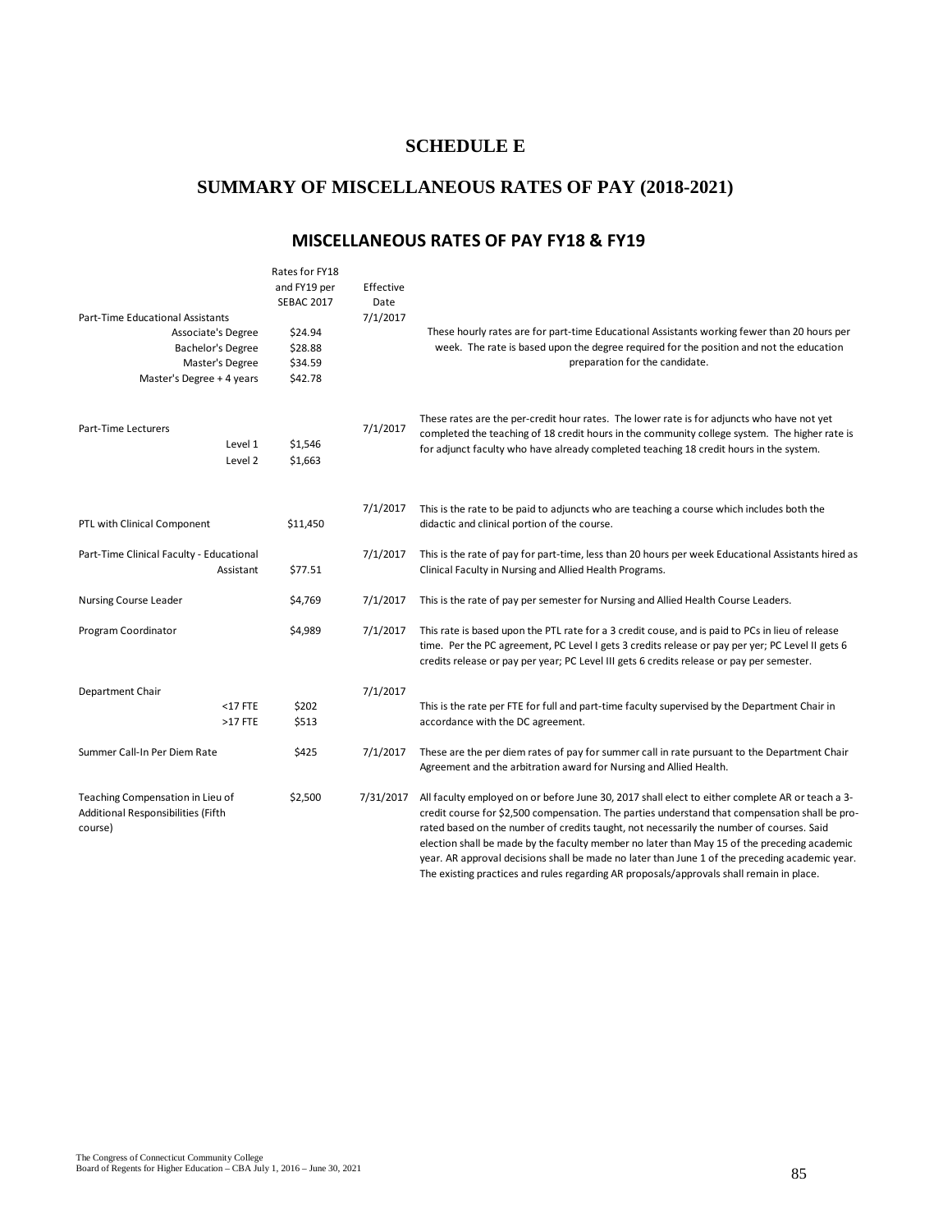## SCHEDULE E

## SUMMARY OF MISCELLANEOUS RATES OF PAY (2018-2021)

### MISCELLANEOUS RATES OF PAY FY18 & FY19

| | Rates for FY18 and FY19 per SEBAC 2017 | Effective Date | |
|---|---|---|---|
| Part-Time Educational Assistants | | 7/1/2017 | These hourly rates are for part-time Educational Assistants working fewer than 20 hours per week. The rate is based upon the degree required for the position and not the education preparation for the candidate. |
| Associate's Degree | $24.94 | | |
| Bachelor's Degree | $28.88 | | |
| Master's Degree | $34.59 | | |
| Master's Degree + 4 years | $42.78 | | |
| Part-Time Lecturers | | 7/1/2017 | These rates are the per-credit hour rates. The lower rate is for adjuncts who have not yet completed the teaching of 18 credit hours in the community college system. The higher rate is for adjunct faculty who have already completed teaching 18 credit hours in the system. |
| Level 1 | $1,546 | | |
| Level 2 | $1,663 | | |
| PTL with Clinical Component | $11,450 | 7/1/2017 | This is the rate to be paid to adjuncts who are teaching a course which includes both the didactic and clinical portion of the course. |
| Part-Time Clinical Faculty - Educational Assistant | $77.51 | 7/1/2017 | This is the rate of pay for part-time, less than 20 hours per week Educational Assistants hired as Clinical Faculty in Nursing and Allied Health Programs. |
| Nursing Course Leader | $4,769 | 7/1/2017 | This is the rate of pay per semester for Nursing and Allied Health Course Leaders. |
| Program Coordinator | $4,989 | 7/1/2017 | This rate is based upon the PTL rate for a 3 credit couse, and is paid to PCs in lieu of release time. Per the PC agreement, PC Level I gets 3 credits release or pay per yer; PC Level II gets 6 credits release or pay per year; PC Level III gets 6 credits release or pay per semester. |
| Department Chair | | 7/1/2017 | This is the rate per FTE for full and part-time faculty supervised by the Department Chair in accordance with the DC agreement. |
| <17 FTE | $202 | | |
| >17 FTE | $513 | | |
| Summer Call-In Per Diem Rate | $425 | 7/1/2017 | These are the per diem rates of pay for summer call in rate pursuant to the Department Chair Agreement and the arbitration award for Nursing and Allied Health. |
| Teaching Compensation in Lieu of Additional Responsibilities (Fifth course) | $2,500 | 7/31/2017 | All faculty employed on or before June 30, 2017 shall elect to either complete AR or teach a 3-credit course for $2,500 compensation. The parties understand that compensation shall be pro-rated based on the number of credits taught, not necessarily the number of courses. Said election shall be made by the faculty member no later than May 15 of the preceding academic year. AR approval decisions shall be made no later than June 1 of the preceding academic year. The existing practices and rules regarding AR proposals/approvals shall remain in place. |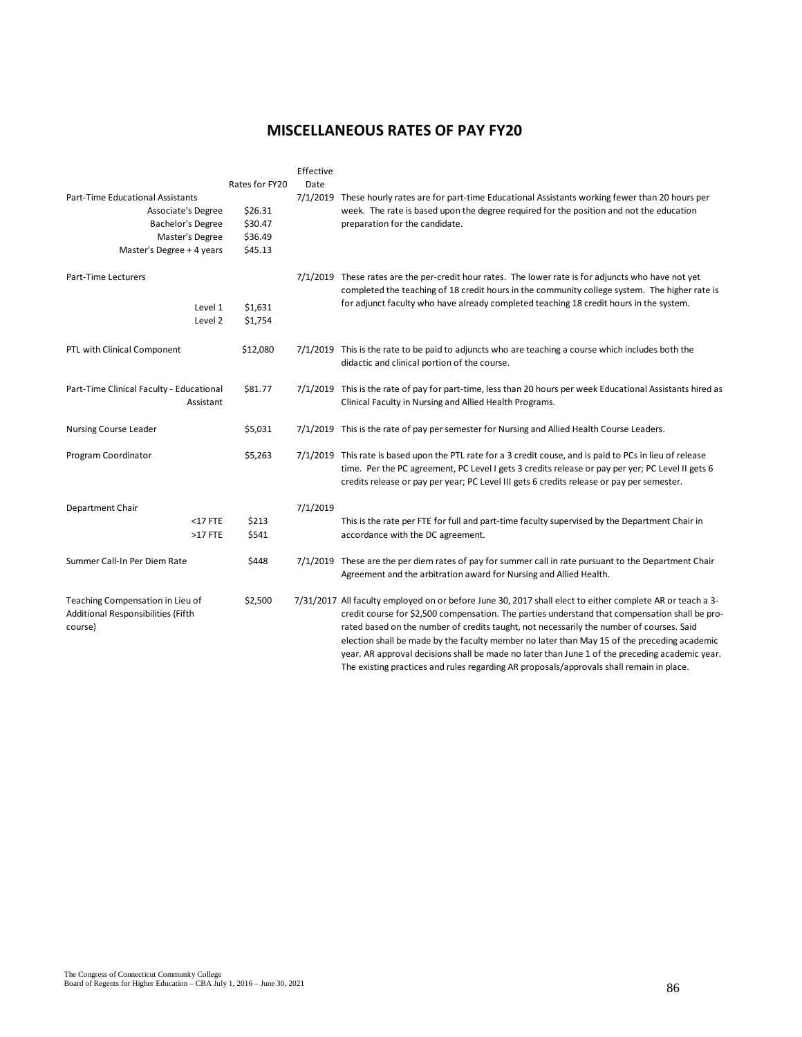## MISCELLANEOUS RATES OF PAY FY20

| | Rates for FY20 | Effective Date | |
|---|---|---|---|
| Part-Time Educational Assistants | | 7/1/2019 | These hourly rates are for part-time Educational Assistants working fewer than 20 hours per week. The rate is based upon the degree required for the position and not the education preparation for the candidate. |
| Associate's Degree | $26.31 | | |
| Bachelor's Degree | $30.47 | | |
| Master's Degree | $36.49 | | |
| Master's Degree + 4 years | $45.13 | | |
| Part-Time Lecturers | | 7/1/2019 | These rates are the per-credit hour rates. The lower rate is for adjuncts who have not yet completed the teaching of 18 credit hours in the community college system. The higher rate is for adjunct faculty who have already completed teaching 18 credit hours in the system. |
| Level 1 | $1,631 | | |
| Level 2 | $1,754 | | |
| PTL with Clinical Component | $12,080 | 7/1/2019 | This is the rate to be paid to adjuncts who are teaching a course which includes both the didactic and clinical portion of the course. |
| Part-Time Clinical Faculty - Educational Assistant | $81.77 | 7/1/2019 | This is the rate of pay for part-time, less than 20 hours per week Educational Assistants hired as Clinical Faculty in Nursing and Allied Health Programs. |
| Nursing Course Leader | $5,031 | 7/1/2019 | This is the rate of pay per semester for Nursing and Allied Health Course Leaders. |
| Program Coordinator | $5,263 | 7/1/2019 | This rate is based upon the PTL rate for a 3 credit couse, and is paid to PCs in lieu of release time. Per the PC agreement, PC Level I gets 3 credits release or pay per yer; PC Level II gets 6 credits release or pay per year; PC Level III gets 6 credits release or pay per semester. |
| Department Chair | | 7/1/2019 | |
| <17 FTE | $213 | | This is the rate per FTE for full and part-time faculty supervised by the Department Chair in accordance with the DC agreement. |
| >17 FTE | $541 | | |
| Summer Call-In Per Diem Rate | $448 | 7/1/2019 | These are the per diem rates of pay for summer call in rate pursuant to the Department Chair Agreement and the arbitration award for Nursing and Allied Health. |
| Teaching Compensation in Lieu of Additional Responsibilities (Fifth course) | $2,500 | 7/31/2017 | All faculty employed on or before June 30, 2017 shall elect to either complete AR or teach a 3-credit course for $2,500 compensation. The parties understand that compensation shall be pro-rated based on the number of credits taught, not necessarily the number of courses. Said election shall be made by the faculty member no later than May 15 of the preceding academic year. AR approval decisions shall be made no later than June 1 of the preceding academic year. The existing practices and rules regarding AR proposals/approvals shall remain in place. |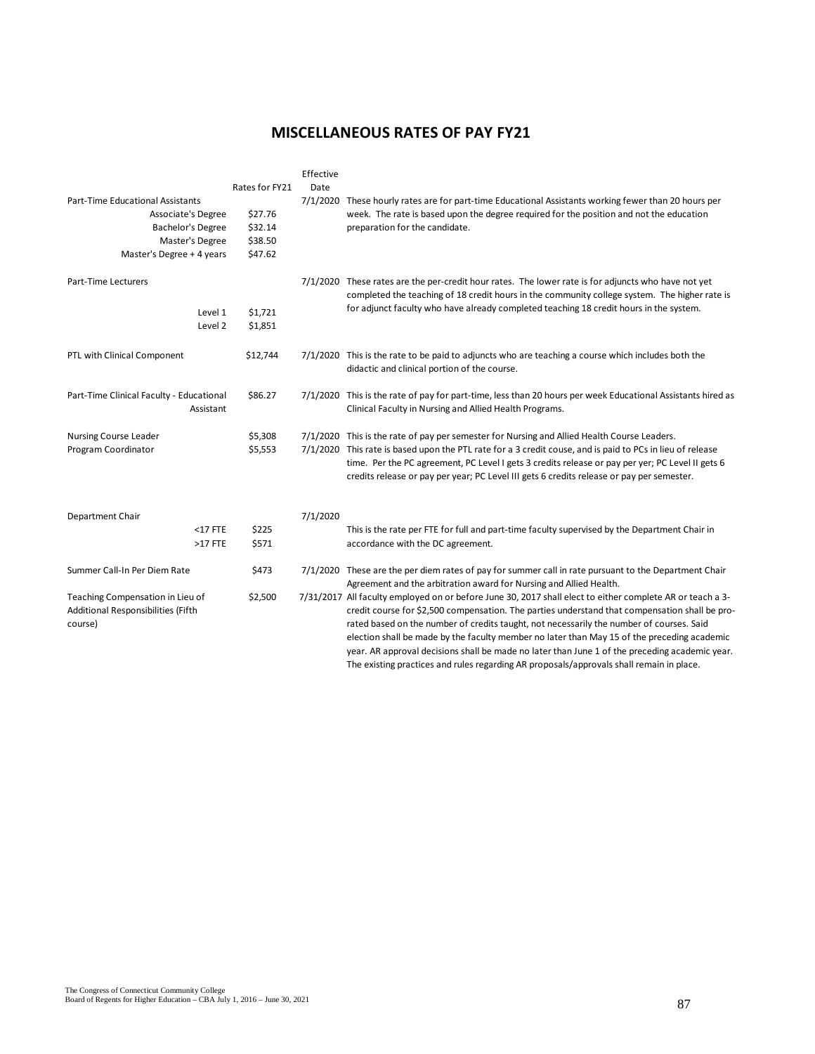# MISCELLANEOUS RATES OF PAY FY21

| | Rates for FY21 | Effective Date | |
|---|---|---|---|
| Part-Time Educational Assistants | | 7/1/2020 | These hourly rates are for part-time Educational Assistants working fewer than 20 hours per week. The rate is based upon the degree required for the position and not the education preparation for the candidate. |
| Associate's Degree | $27.76 | | |
| Bachelor's Degree | $32.14 | | |
| Master's Degree | $38.50 | | |
| Master's Degree + 4 years | $47.62 | | |
| Part-Time Lecturers | | 7/1/2020 | These rates are the per-credit hour rates. The lower rate is for adjuncts who have not yet completed the teaching of 18 credit hours in the community college system. The higher rate is for adjunct faculty who have already completed teaching 18 credit hours in the system. |
| Level 1 | $1,721 | | |
| Level 2 | $1,851 | | |
| PTL with Clinical Component | $12,744 | 7/1/2020 | This is the rate to be paid to adjuncts who are teaching a course which includes both the didactic and clinical portion of the course. |
| Part-Time Clinical Faculty - Educational Assistant | $86.27 | 7/1/2020 | This is the rate of pay for part-time, less than 20 hours per week Educational Assistants hired as Clinical Faculty in Nursing and Allied Health Programs. |
| Nursing Course Leader | $5,308 | 7/1/2020 | This is the rate of pay per semester for Nursing and Allied Health Course Leaders. |
| Program Coordinator | $5,553 | 7/1/2020 | This rate is based upon the PTL rate for a 3 credit couse, and is paid to PCs in lieu of release time. Per the PC agreement, PC Level I gets 3 credits release or pay per yer; PC Level II gets 6 credits release or pay per year; PC Level III gets 6 credits release or pay per semester. |
| Department Chair | | 7/1/2020 | |
| <17 FTE | $225 | | This is the rate per FTE for full and part-time faculty supervised by the Department Chair in accordance with the DC agreement. |
| >17 FTE | $571 | | |
| Summer Call-In Per Diem Rate | $473 | 7/1/2020 | These are the per diem rates of pay for summer call in rate pursuant to the Department Chair Agreement and the arbitration award for Nursing and Allied Health. |
| Teaching Compensation in Lieu of Additional Responsibilities (Fifth course) | $2,500 | 7/31/2017 | All faculty employed on or before June 30, 2017 shall elect to either complete AR or teach a 3-credit course for $2,500 compensation. The parties understand that compensation shall be pro-rated based on the number of credits taught, not necessarily the number of courses. Said election shall be made by the faculty member no later than May 15 of the preceding academic year. AR approval decisions shall be made no later than June 1 of the preceding academic year. The existing practices and rules regarding AR proposals/approvals shall remain in place. |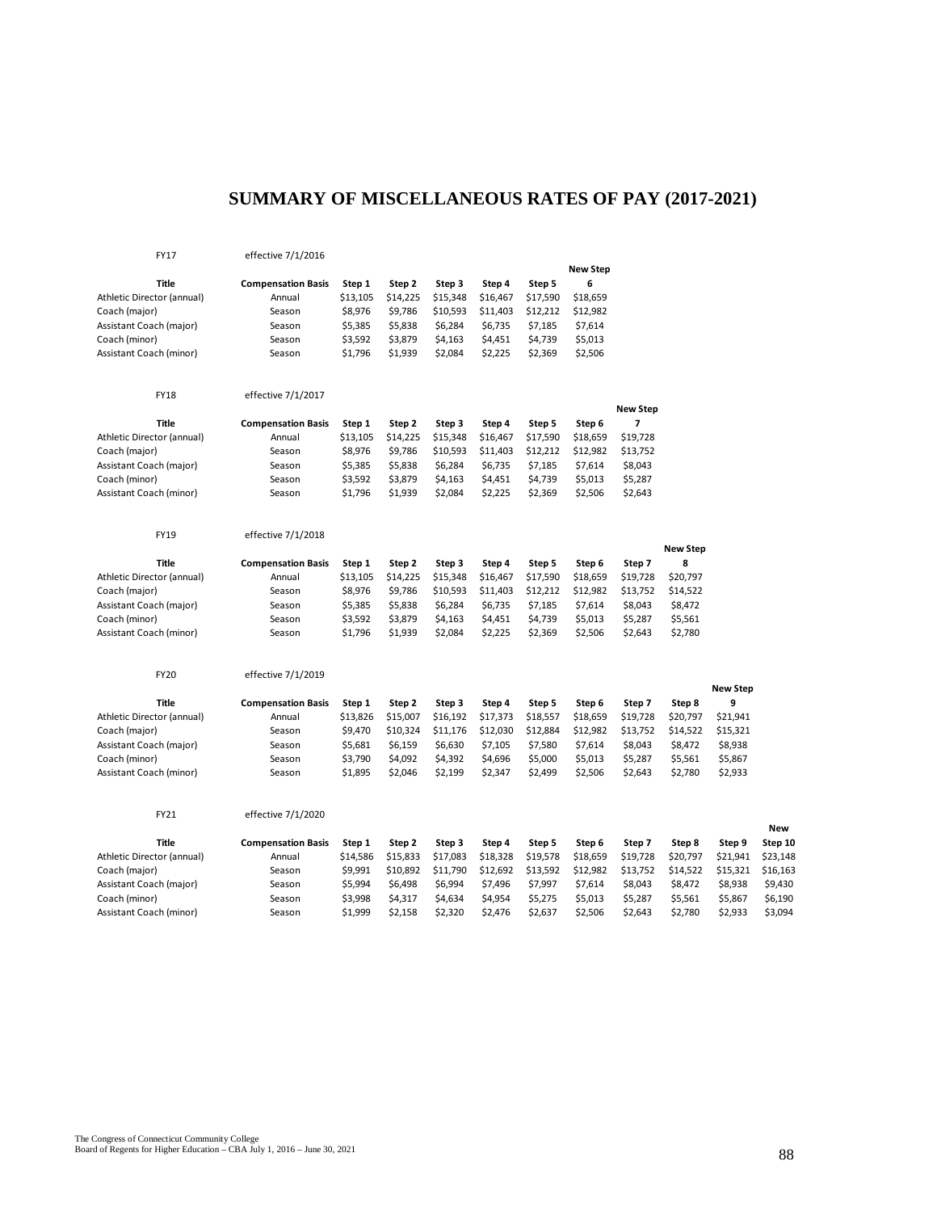# SUMMARY OF MISCELLANEOUS RATES OF PAY (2017-2021)

FY17 effective 7/1/2016

| Title | Compensation Basis | Step 1 | Step 2 | Step 3 | Step 4 | Step 5 | New Step 6 |
|---|---|---|---|---|---|---|---|
| Athletic Director (annual) | Annual | $13,105 | $14,225 | $15,348 | $16,467 | $17,590 | $18,659 |
| Coach (major) | Season | $8,976 | $9,786 | $10,593 | $11,403 | $12,212 | $12,982 |
| Assistant Coach (major) | Season | $5,385 | $5,838 | $6,284 | $6,735 | $7,185 | $7,614 |
| Coach (minor) | Season | $3,592 | $3,879 | $4,163 | $4,451 | $4,739 | $5,013 |
| Assistant Coach (minor) | Season | $1,796 | $1,939 | $2,084 | $2,225 | $2,369 | $2,506 |

FY18 effective 7/1/2017

| Title | Compensation Basis | Step 1 | Step 2 | Step 3 | Step 4 | Step 5 | Step 6 | New Step 7 |
|---|---|---|---|---|---|---|---|---|
| Athletic Director (annual) | Annual | $13,105 | $14,225 | $15,348 | $16,467 | $17,590 | $18,659 | $19,728 |
| Coach (major) | Season | $8,976 | $9,786 | $10,593 | $11,403 | $12,212 | $12,982 | $13,752 |
| Assistant Coach (major) | Season | $5,385 | $5,838 | $6,284 | $6,735 | $7,185 | $7,614 | $8,043 |
| Coach (minor) | Season | $3,592 | $3,879 | $4,163 | $4,451 | $4,739 | $5,013 | $5,287 |
| Assistant Coach (minor) | Season | $1,796 | $1,939 | $2,084 | $2,225 | $2,369 | $2,506 | $2,643 |

FY19 effective 7/1/2018

| Title | Compensation Basis | Step 1 | Step 2 | Step 3 | Step 4 | Step 5 | Step 6 | Step 7 | New Step 8 |
|---|---|---|---|---|---|---|---|---|---|
| Athletic Director (annual) | Annual | $13,105 | $14,225 | $15,348 | $16,467 | $17,590 | $18,659 | $19,728 | $20,797 |
| Coach (major) | Season | $8,976 | $9,786 | $10,593 | $11,403 | $12,212 | $12,982 | $13,752 | $14,522 |
| Assistant Coach (major) | Season | $5,385 | $5,838 | $6,284 | $6,735 | $7,185 | $7,614 | $8,043 | $8,472 |
| Coach (minor) | Season | $3,592 | $3,879 | $4,163 | $4,451 | $4,739 | $5,013 | $5,287 | $5,561 |
| Assistant Coach (minor) | Season | $1,796 | $1,939 | $2,084 | $2,225 | $2,369 | $2,506 | $2,643 | $2,780 |

FY20 effective 7/1/2019

| Title | Compensation Basis | Step 1 | Step 2 | Step 3 | Step 4 | Step 5 | Step 6 | Step 7 | Step 8 | New Step 9 |
|---|---|---|---|---|---|---|---|---|---|---|
| Athletic Director (annual) | Annual | $13,826 | $15,007 | $16,192 | $17,373 | $18,557 | $18,659 | $19,728 | $20,797 | $21,941 |
| Coach (major) | Season | $9,470 | $10,324 | $11,176 | $12,030 | $12,884 | $12,982 | $13,752 | $14,522 | $15,321 |
| Assistant Coach (major) | Season | $5,681 | $6,159 | $6,630 | $7,105 | $7,580 | $7,614 | $8,043 | $8,472 | $8,938 |
| Coach (minor) | Season | $3,790 | $4,092 | $4,392 | $4,696 | $5,000 | $5,013 | $5,287 | $5,561 | $5,867 |
| Assistant Coach (minor) | Season | $1,895 | $2,046 | $2,199 | $2,347 | $2,499 | $2,506 | $2,643 | $2,780 | $2,933 |

FY21 effective 7/1/2020

| Title | Compensation Basis | Step 1 | Step 2 | Step 3 | Step 4 | Step 5 | Step 6 | Step 7 | Step 8 | Step 9 | New Step 10 |
|---|---|---|---|---|---|---|---|---|---|---|---|
| Athletic Director (annual) | Annual | $14,586 | $15,833 | $17,083 | $18,328 | $19,578 | $18,659 | $19,728 | $20,797 | $21,941 | $23,148 |
| Coach (major) | Season | $9,991 | $10,892 | $11,790 | $12,692 | $13,592 | $12,982 | $13,752 | $14,522 | $15,321 | $16,163 |
| Assistant Coach (major) | Season | $5,994 | $6,498 | $6,994 | $7,496 | $7,997 | $7,614 | $8,043 | $8,472 | $8,938 | $9,430 |
| Coach (minor) | Season | $3,998 | $4,317 | $4,634 | $4,954 | $5,275 | $5,013 | $5,287 | $5,561 | $5,867 | $6,190 |
| Assistant Coach (minor) | Season | $1,999 | $2,158 | $2,320 | $2,476 | $2,637 | $2,506 | $2,643 | $2,780 | $2,933 | $3,094 |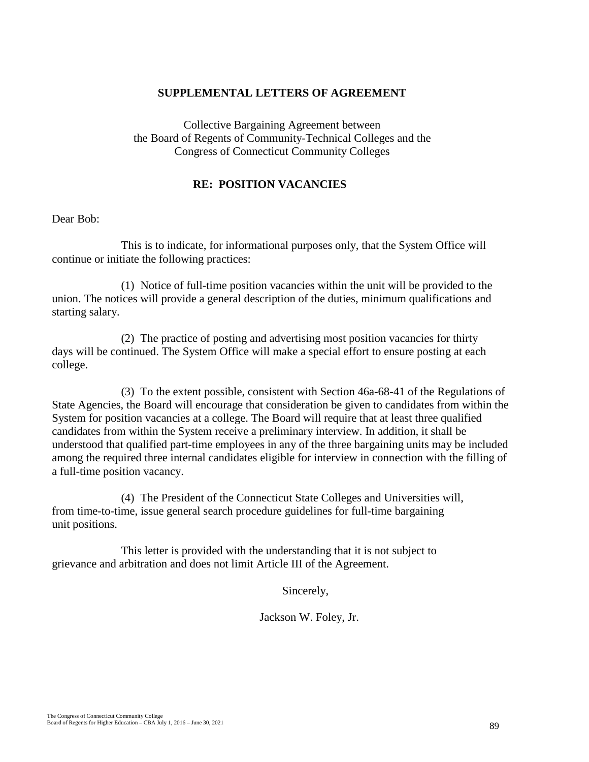## SUPPLEMENTAL LETTERS OF AGREEMENT

Collective Bargaining Agreement between
the Board of Regents of Community-Technical Colleges and the
Congress of Connecticut Community Colleges

### RE: POSITION VACANCIES

Dear Bob:

This is to indicate, for informational purposes only, that the System Office will continue or initiate the following practices:

(1) Notice of full-time position vacancies within the unit will be provided to the union. The notices will provide a general description of the duties, minimum qualifications and starting salary.

(2) The practice of posting and advertising most position vacancies for thirty days will be continued. The System Office will make a special effort to ensure posting at each college.

(3) To the extent possible, consistent with Section 46a-68-41 of the Regulations of State Agencies, the Board will encourage that consideration be given to candidates from within the System for position vacancies at a college. The Board will require that at least three qualified candidates from within the System receive a preliminary interview. In addition, it shall be understood that qualified part-time employees in any of the three bargaining units may be included among the required three internal candidates eligible for interview in connection with the filling of a full-time position vacancy.

(4) The President of the Connecticut State Colleges and Universities will, from time-to-time, issue general search procedure guidelines for full-time bargaining unit positions.

This letter is provided with the understanding that it is not subject to grievance and arbitration and does not limit Article III of the Agreement.

Sincerely,

Jackson W. Foley, Jr.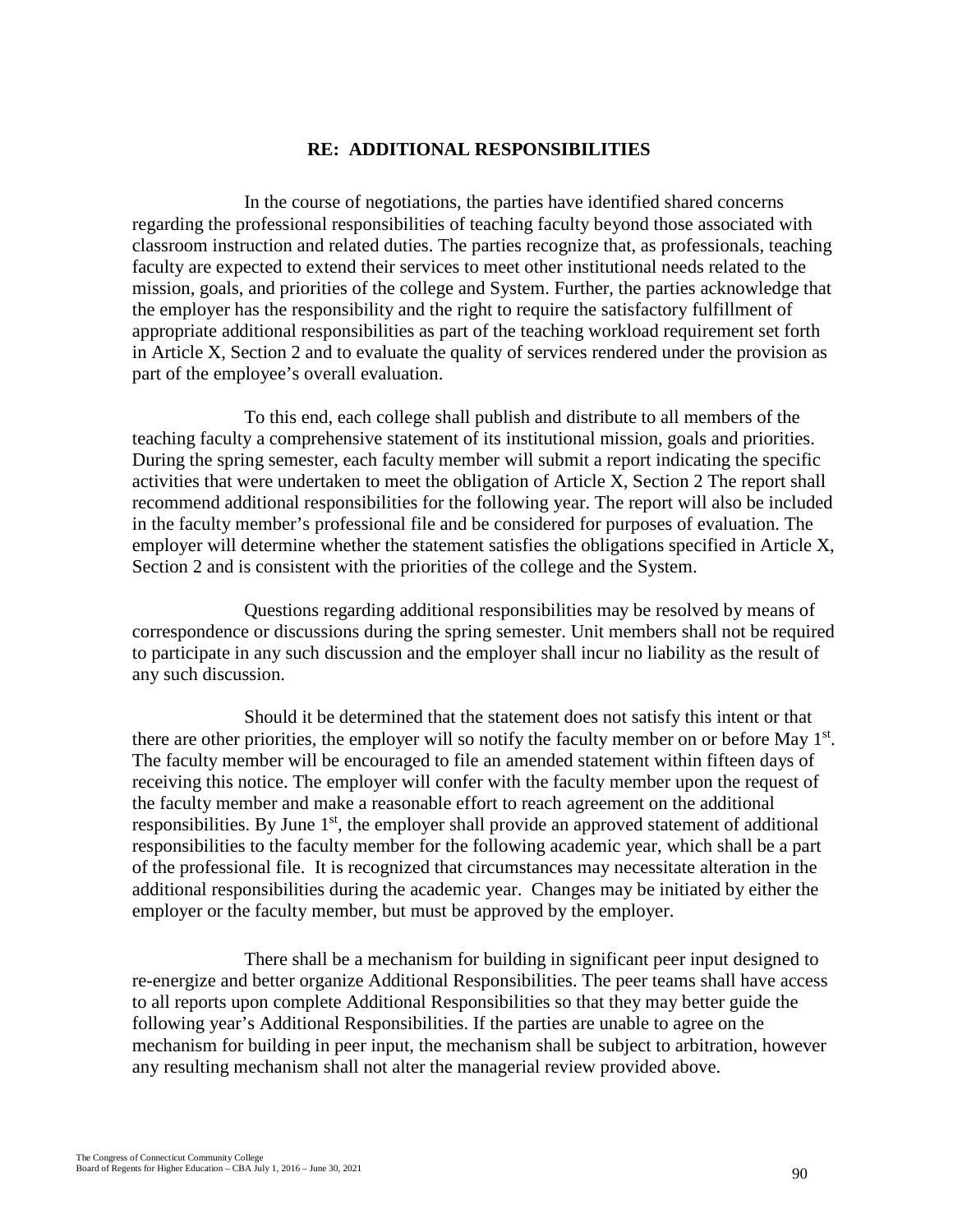## RE: ADDITIONAL RESPONSIBILITIES

In the course of negotiations, the parties have identified shared concerns regarding the professional responsibilities of teaching faculty beyond those associated with classroom instruction and related duties. The parties recognize that, as professionals, teaching faculty are expected to extend their services to meet other institutional needs related to the mission, goals, and priorities of the college and System. Further, the parties acknowledge that the employer has the responsibility and the right to require the satisfactory fulfillment of appropriate additional responsibilities as part of the teaching workload requirement set forth in Article X, Section 2 and to evaluate the quality of services rendered under the provision as part of the employee's overall evaluation.

To this end, each college shall publish and distribute to all members of the teaching faculty a comprehensive statement of its institutional mission, goals and priorities. During the spring semester, each faculty member will submit a report indicating the specific activities that were undertaken to meet the obligation of Article X, Section 2 The report shall recommend additional responsibilities for the following year. The report will also be included in the faculty member's professional file and be considered for purposes of evaluation. The employer will determine whether the statement satisfies the obligations specified in Article X, Section 2 and is consistent with the priorities of the college and the System.

Questions regarding additional responsibilities may be resolved by means of correspondence or discussions during the spring semester. Unit members shall not be required to participate in any such discussion and the employer shall incur no liability as the result of any such discussion.

Should it be determined that the statement does not satisfy this intent or that there are other priorities, the employer will so notify the faculty member on or before May 1st. The faculty member will be encouraged to file an amended statement within fifteen days of receiving this notice. The employer will confer with the faculty member upon the request of the faculty member and make a reasonable effort to reach agreement on the additional responsibilities. By June 1st, the employer shall provide an approved statement of additional responsibilities to the faculty member for the following academic year, which shall be a part of the professional file. It is recognized that circumstances may necessitate alteration in the additional responsibilities during the academic year. Changes may be initiated by either the employer or the faculty member, but must be approved by the employer.

There shall be a mechanism for building in significant peer input designed to re-energize and better organize Additional Responsibilities. The peer teams shall have access to all reports upon complete Additional Responsibilities so that they may better guide the following year's Additional Responsibilities. If the parties are unable to agree on the mechanism for building in peer input, the mechanism shall be subject to arbitration, however any resulting mechanism shall not alter the managerial review provided above.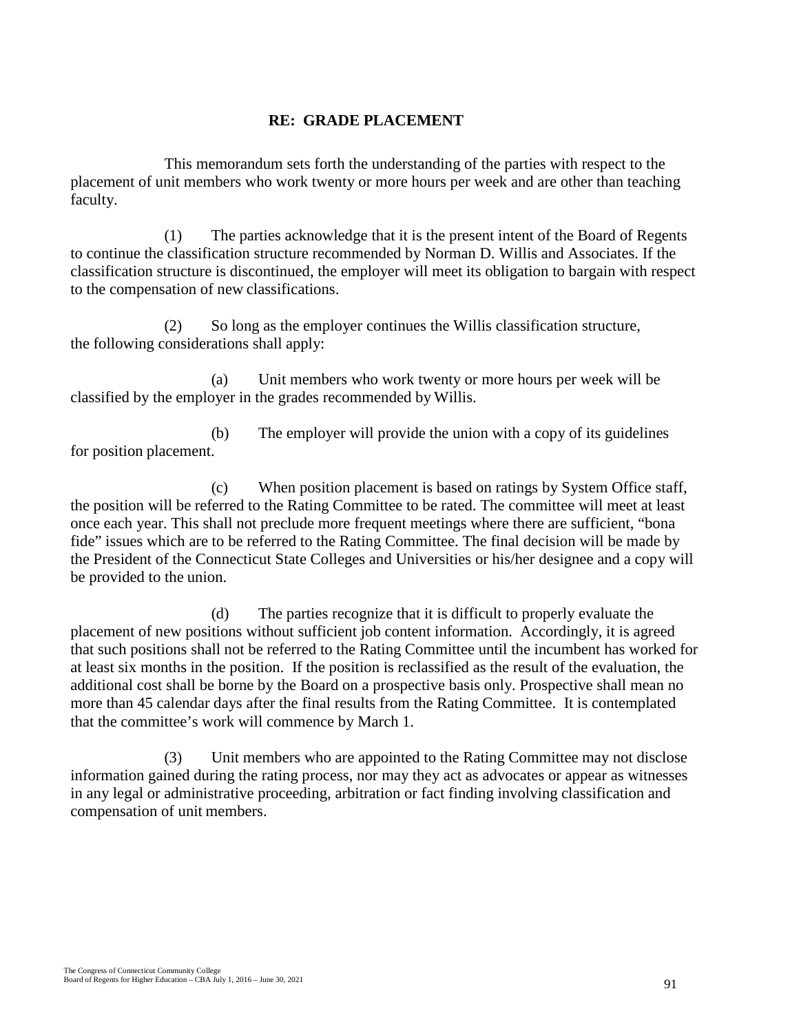## RE: GRADE PLACEMENT

This memorandum sets forth the understanding of the parties with respect to the placement of unit members who work twenty or more hours per week and are other than teaching faculty.

(1) The parties acknowledge that it is the present intent of the Board of Regents to continue the classification structure recommended by Norman D. Willis and Associates. If the classification structure is discontinued, the employer will meet its obligation to bargain with respect to the compensation of new classifications.

(2) So long as the employer continues the Willis classification structure, the following considerations shall apply:

(a) Unit members who work twenty or more hours per week will be classified by the employer in the grades recommended by Willis.

(b) The employer will provide the union with a copy of its guidelines for position placement.

(c) When position placement is based on ratings by System Office staff, the position will be referred to the Rating Committee to be rated. The committee will meet at least once each year. This shall not preclude more frequent meetings where there are sufficient, "bona fide" issues which are to be referred to the Rating Committee. The final decision will be made by the President of the Connecticut State Colleges and Universities or his/her designee and a copy will be provided to the union.

(d) The parties recognize that it is difficult to properly evaluate the placement of new positions without sufficient job content information. Accordingly, it is agreed that such positions shall not be referred to the Rating Committee until the incumbent has worked for at least six months in the position. If the position is reclassified as the result of the evaluation, the additional cost shall be borne by the Board on a prospective basis only. Prospective shall mean no more than 45 calendar days after the final results from the Rating Committee. It is contemplated that the committee's work will commence by March 1.

(3) Unit members who are appointed to the Rating Committee may not disclose information gained during the rating process, nor may they act as advocates or appear as witnesses in any legal or administrative proceeding, arbitration or fact finding involving classification and compensation of unit members.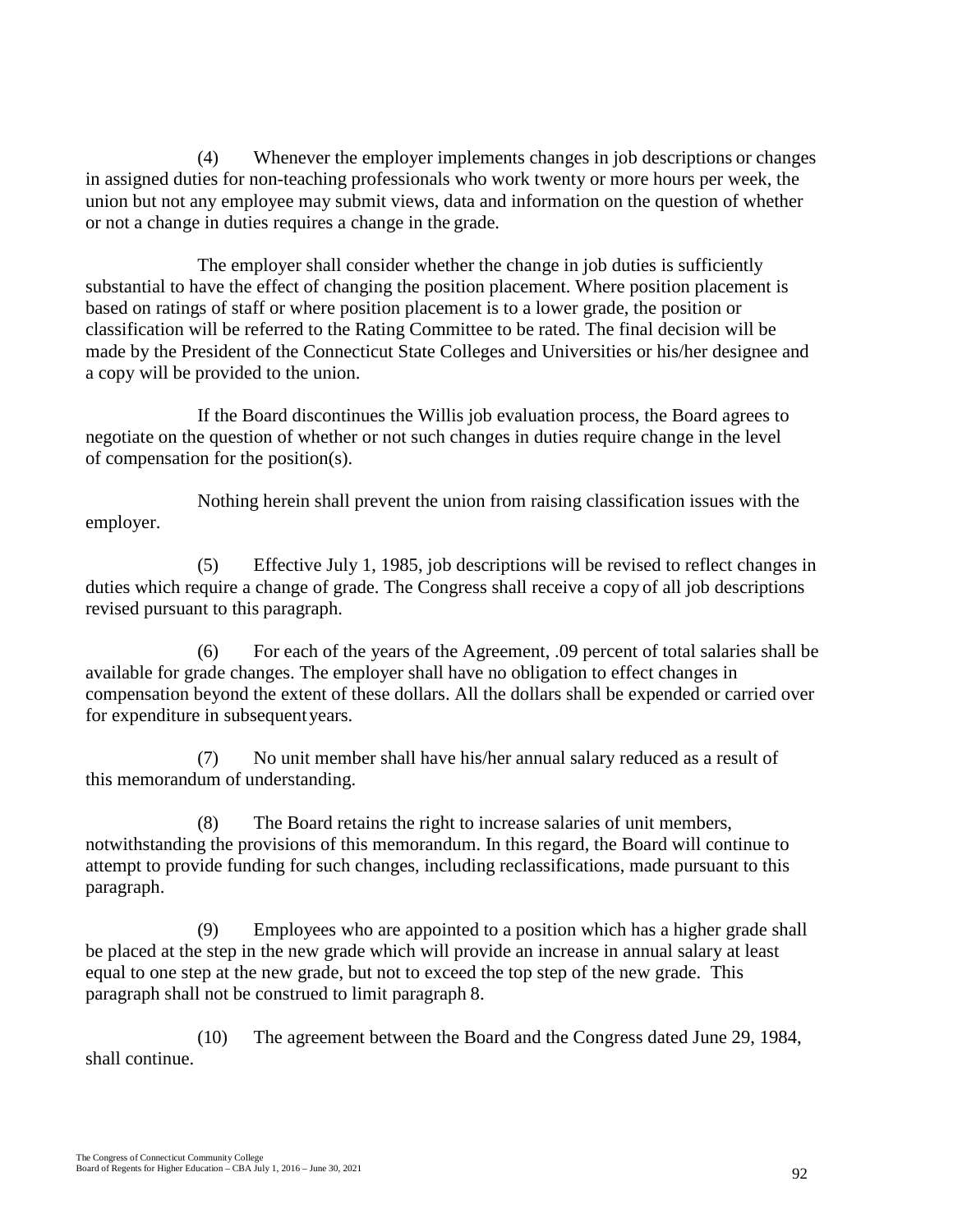(4) Whenever the employer implements changes in job descriptions or changes in assigned duties for non-teaching professionals who work twenty or more hours per week, the union but not any employee may submit views, data and information on the question of whether or not a change in duties requires a change in the grade.

The employer shall consider whether the change in job duties is sufficiently substantial to have the effect of changing the position placement. Where position placement is based on ratings of staff or where position placement is to a lower grade, the position or classification will be referred to the Rating Committee to be rated. The final decision will be made by the President of the Connecticut State Colleges and Universities or his/her designee and a copy will be provided to the union.

If the Board discontinues the Willis job evaluation process, the Board agrees to negotiate on the question of whether or not such changes in duties require change in the level of compensation for the position(s).

Nothing herein shall prevent the union from raising classification issues with the employer.

(5) Effective July 1, 1985, job descriptions will be revised to reflect changes in duties which require a change of grade. The Congress shall receive a copy of all job descriptions revised pursuant to this paragraph.

(6) For each of the years of the Agreement, .09 percent of total salaries shall be available for grade changes. The employer shall have no obligation to effect changes in compensation beyond the extent of these dollars. All the dollars shall be expended or carried over for expenditure in subsequent years.

(7) No unit member shall have his/her annual salary reduced as a result of this memorandum of understanding.

(8) The Board retains the right to increase salaries of unit members, notwithstanding the provisions of this memorandum. In this regard, the Board will continue to attempt to provide funding for such changes, including reclassifications, made pursuant to this paragraph.

(9) Employees who are appointed to a position which has a higher grade shall be placed at the step in the new grade which will provide an increase in annual salary at least equal to one step at the new grade, but not to exceed the top step of the new grade. This paragraph shall not be construed to limit paragraph 8.

(10) The agreement between the Board and the Congress dated June 29, 1984, shall continue.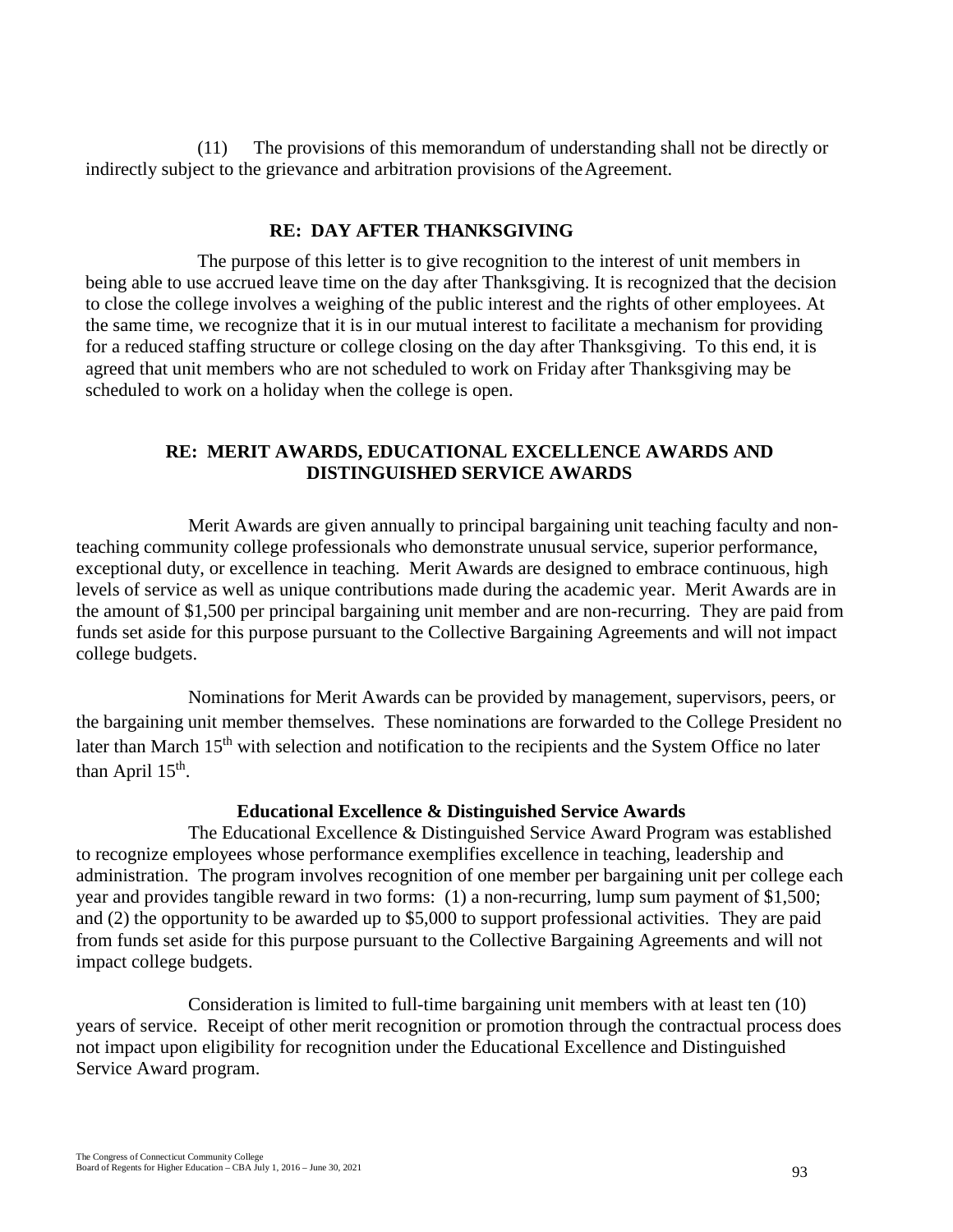(11) The provisions of this memorandum of understanding shall not be directly or indirectly subject to the grievance and arbitration provisions of the Agreement.

### RE: DAY AFTER THANKSGIVING

The purpose of this letter is to give recognition to the interest of unit members in being able to use accrued leave time on the day after Thanksgiving. It is recognized that the decision to close the college involves a weighing of the public interest and the rights of other employees. At the same time, we recognize that it is in our mutual interest to facilitate a mechanism for providing for a reduced staffing structure or college closing on the day after Thanksgiving. To this end, it is agreed that unit members who are not scheduled to work on Friday after Thanksgiving may be scheduled to work on a holiday when the college is open.

### RE: MERIT AWARDS, EDUCATIONAL EXCELLENCE AWARDS AND DISTINGUISHED SERVICE AWARDS

Merit Awards are given annually to principal bargaining unit teaching faculty and non-teaching community college professionals who demonstrate unusual service, superior performance, exceptional duty, or excellence in teaching. Merit Awards are designed to embrace continuous, high levels of service as well as unique contributions made during the academic year. Merit Awards are in the amount of $1,500 per principal bargaining unit member and are non-recurring. They are paid from funds set aside for this purpose pursuant to the Collective Bargaining Agreements and will not impact college budgets.

Nominations for Merit Awards can be provided by management, supervisors, peers, or the bargaining unit member themselves. These nominations are forwarded to the College President no later than March 15th with selection and notification to the recipients and the System Office no later than April 15th.

#### Educational Excellence & Distinguished Service Awards

The Educational Excellence & Distinguished Service Award Program was established to recognize employees whose performance exemplifies excellence in teaching, leadership and administration. The program involves recognition of one member per bargaining unit per college each year and provides tangible reward in two forms: (1) a non-recurring, lump sum payment of $1,500; and (2) the opportunity to be awarded up to $5,000 to support professional activities. They are paid from funds set aside for this purpose pursuant to the Collective Bargaining Agreements and will not impact college budgets.

Consideration is limited to full-time bargaining unit members with at least ten (10) years of service. Receipt of other merit recognition or promotion through the contractual process does not impact upon eligibility for recognition under the Educational Excellence and Distinguished Service Award program.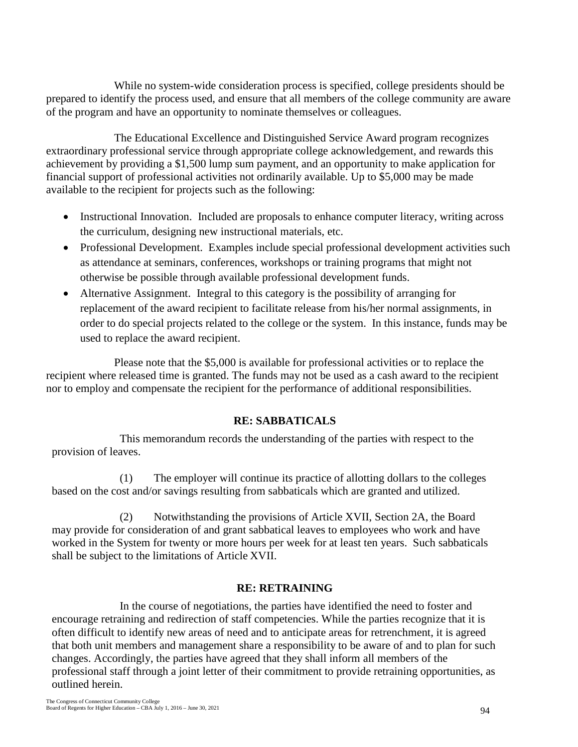While no system-wide consideration process is specified, college presidents should be prepared to identify the process used, and ensure that all members of the college community are aware of the program and have an opportunity to nominate themselves or colleagues.

The Educational Excellence and Distinguished Service Award program recognizes extraordinary professional service through appropriate college acknowledgement, and rewards this achievement by providing a $1,500 lump sum payment, and an opportunity to make application for financial support of professional activities not ordinarily available. Up to $5,000 may be made available to the recipient for projects such as the following:

- Instructional Innovation. Included are proposals to enhance computer literacy, writing across the curriculum, designing new instructional materials, etc.
- Professional Development. Examples include special professional development activities such as attendance at seminars, conferences, workshops or training programs that might not otherwise be possible through available professional development funds.
- Alternative Assignment. Integral to this category is the possibility of arranging for replacement of the award recipient to facilitate release from his/her normal assignments, in order to do special projects related to the college or the system. In this instance, funds may be used to replace the award recipient.

Please note that the $5,000 is available for professional activities or to replace the recipient where released time is granted. The funds may not be used as a cash award to the recipient nor to employ and compensate the recipient for the performance of additional responsibilities.

## RE: SABBATICALS

This memorandum records the understanding of the parties with respect to the provision of leaves.

(1) The employer will continue its practice of allotting dollars to the colleges based on the cost and/or savings resulting from sabbaticals which are granted and utilized.

(2) Notwithstanding the provisions of Article XVII, Section 2A, the Board may provide for consideration of and grant sabbatical leaves to employees who work and have worked in the System for twenty or more hours per week for at least ten years. Such sabbaticals shall be subject to the limitations of Article XVII.

## RE: RETRAINING

In the course of negotiations, the parties have identified the need to foster and encourage retraining and redirection of staff competencies. While the parties recognize that it is often difficult to identify new areas of need and to anticipate areas for retrenchment, it is agreed that both unit members and management share a responsibility to be aware of and to plan for such changes. Accordingly, the parties have agreed that they shall inform all members of the professional staff through a joint letter of their commitment to provide retraining opportunities, as outlined herein.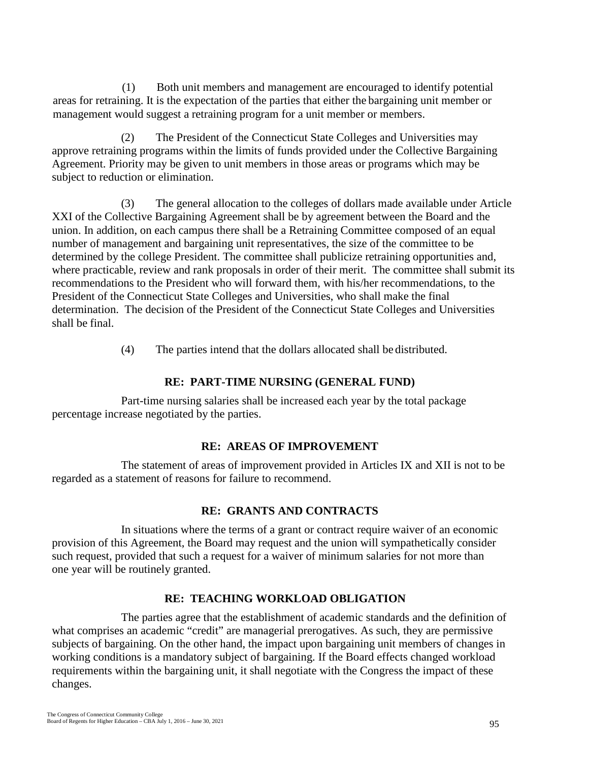(1) Both unit members and management are encouraged to identify potential areas for retraining. It is the expectation of the parties that either the bargaining unit member or management would suggest a retraining program for a unit member or members.

(2) The President of the Connecticut State Colleges and Universities may approve retraining programs within the limits of funds provided under the Collective Bargaining Agreement. Priority may be given to unit members in those areas or programs which may be subject to reduction or elimination.

(3) The general allocation to the colleges of dollars made available under Article XXI of the Collective Bargaining Agreement shall be by agreement between the Board and the union. In addition, on each campus there shall be a Retraining Committee composed of an equal number of management and bargaining unit representatives, the size of the committee to be determined by the college President. The committee shall publicize retraining opportunities and, where practicable, review and rank proposals in order of their merit. The committee shall submit its recommendations to the President who will forward them, with his/her recommendations, to the President of the Connecticut State Colleges and Universities, who shall make the final determination. The decision of the President of the Connecticut State Colleges and Universities shall be final.

(4) The parties intend that the dollars allocated shall be distributed.

## RE: PART-TIME NURSING (GENERAL FUND)

Part-time nursing salaries shall be increased each year by the total package percentage increase negotiated by the parties.

## RE: AREAS OF IMPROVEMENT

The statement of areas of improvement provided in Articles IX and XII is not to be regarded as a statement of reasons for failure to recommend.

## RE: GRANTS AND CONTRACTS

In situations where the terms of a grant or contract require waiver of an economic provision of this Agreement, the Board may request and the union will sympathetically consider such request, provided that such a request for a waiver of minimum salaries for not more than one year will be routinely granted.

## RE: TEACHING WORKLOAD OBLIGATION

The parties agree that the establishment of academic standards and the definition of what comprises an academic "credit" are managerial prerogatives. As such, they are permissive subjects of bargaining. On the other hand, the impact upon bargaining unit members of changes in working conditions is a mandatory subject of bargaining. If the Board effects changed workload requirements within the bargaining unit, it shall negotiate with the Congress the impact of these changes.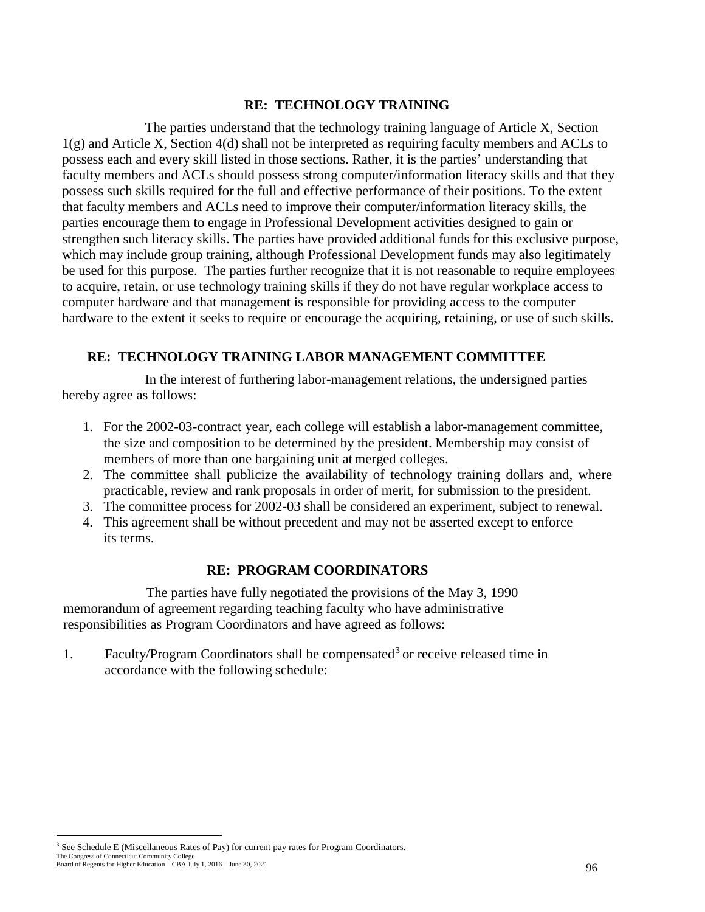### RE: TECHNOLOGY TRAINING

The parties understand that the technology training language of Article X, Section 1(g) and Article X, Section 4(d) shall not be interpreted as requiring faculty members and ACLs to possess each and every skill listed in those sections. Rather, it is the parties' understanding that faculty members and ACLs should possess strong computer/information literacy skills and that they possess such skills required for the full and effective performance of their positions. To the extent that faculty members and ACLs need to improve their computer/information literacy skills, the parties encourage them to engage in Professional Development activities designed to gain or strengthen such literacy skills. The parties have provided additional funds for this exclusive purpose, which may include group training, although Professional Development funds may also legitimately be used for this purpose. The parties further recognize that it is not reasonable to require employees to acquire, retain, or use technology training skills if they do not have regular workplace access to computer hardware and that management is responsible for providing access to the computer hardware to the extent it seeks to require or encourage the acquiring, retaining, or use of such skills.

### RE: TECHNOLOGY TRAINING LABOR MANAGEMENT COMMITTEE

In the interest of furthering labor-management relations, the undersigned parties hereby agree as follows:

1. For the 2002-03-contract year, each college will establish a labor-management committee, the size and composition to be determined by the president. Membership may consist of members of more than one bargaining unit at merged colleges.
2. The committee shall publicize the availability of technology training dollars and, where practicable, review and rank proposals in order of merit, for submission to the president.
3. The committee process for 2002-03 shall be considered an experiment, subject to renewal.
4. This agreement shall be without precedent and may not be asserted except to enforce its terms.

### RE: PROGRAM COORDINATORS

The parties have fully negotiated the provisions of the May 3, 1990 memorandum of agreement regarding teaching faculty who have administrative responsibilities as Program Coordinators and have agreed as follows:

1. Faculty/Program Coordinators shall be compensated[3] or receive released time in accordance with the following schedule:

[3] See Schedule E (Miscellaneous Rates of Pay) for current pay rates for Program Coordinators.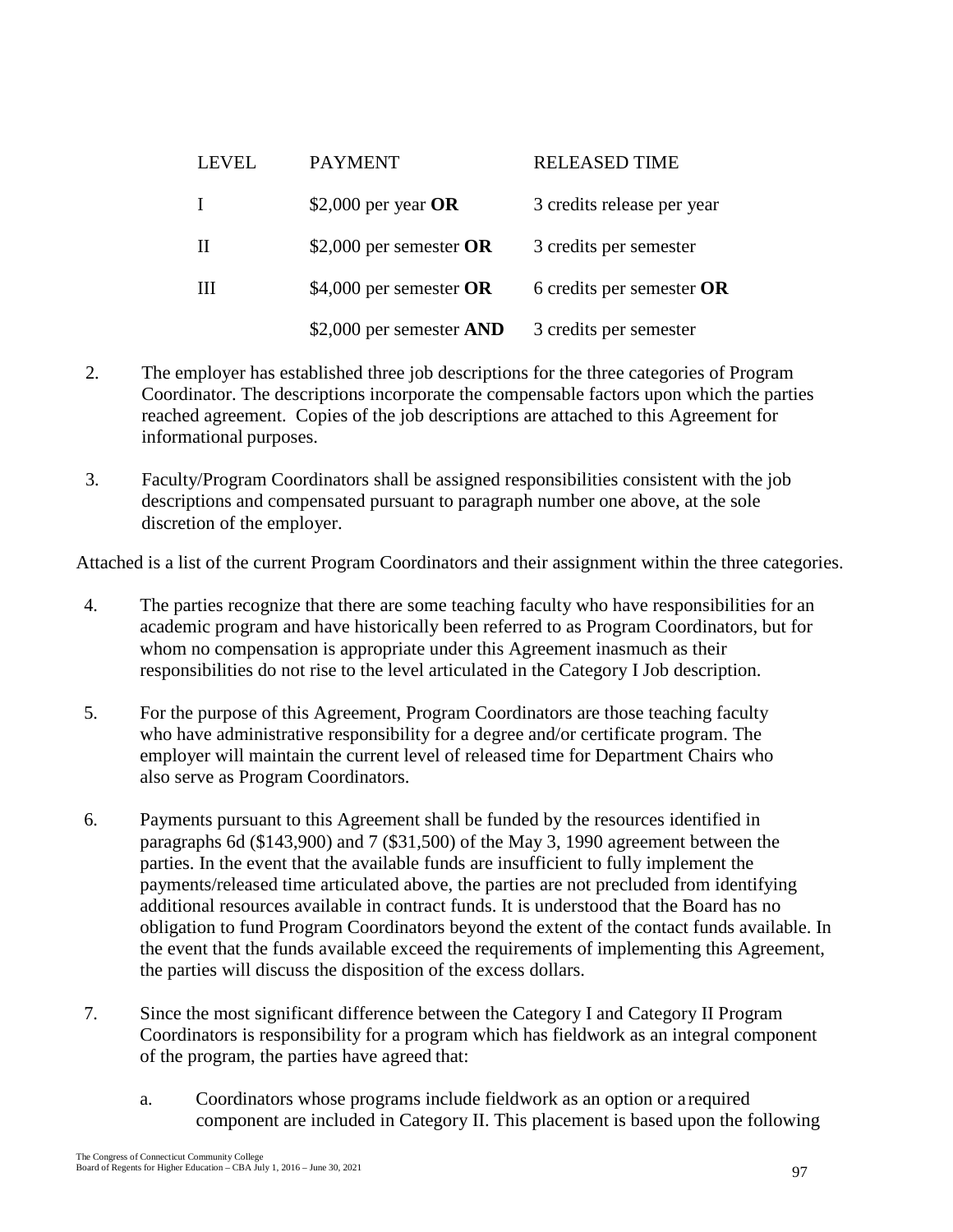| LEVEL | PAYMENT | RELEASED TIME |
|---|---|---|
| I | $2,000 per year **OR** | 3 credits release per year |
| II | $2,000 per semester **OR** | 3 credits per semester |
| III | $4,000 per semester **OR** | 6 credits per semester **OR** |
| | $2,000 per semester **AND** | 3 credits per semester |

2. The employer has established three job descriptions for the three categories of Program Coordinator. The descriptions incorporate the compensable factors upon which the parties reached agreement. Copies of the job descriptions are attached to this Agreement for informational purposes.

3. Faculty/Program Coordinators shall be assigned responsibilities consistent with the job descriptions and compensated pursuant to paragraph number one above, at the sole discretion of the employer.

Attached is a list of the current Program Coordinators and their assignment within the three categories.

4. The parties recognize that there are some teaching faculty who have responsibilities for an academic program and have historically been referred to as Program Coordinators, but for whom no compensation is appropriate under this Agreement inasmuch as their responsibilities do not rise to the level articulated in the Category I Job description.

5. For the purpose of this Agreement, Program Coordinators are those teaching faculty who have administrative responsibility for a degree and/or certificate program. The employer will maintain the current level of released time for Department Chairs who also serve as Program Coordinators.

6. Payments pursuant to this Agreement shall be funded by the resources identified in paragraphs 6d ($143,900) and 7 ($31,500) of the May 3, 1990 agreement between the parties. In the event that the available funds are insufficient to fully implement the payments/released time articulated above, the parties are not precluded from identifying additional resources available in contract funds. It is understood that the Board has no obligation to fund Program Coordinators beyond the extent of the contact funds available. In the event that the funds available exceed the requirements of implementing this Agreement, the parties will discuss the disposition of the excess dollars.

7. Since the most significant difference between the Category I and Category II Program Coordinators is responsibility for a program which has fieldwork as an integral component of the program, the parties have agreed that:

   a. Coordinators whose programs include fieldwork as an option or a required component are included in Category II. This placement is based upon the following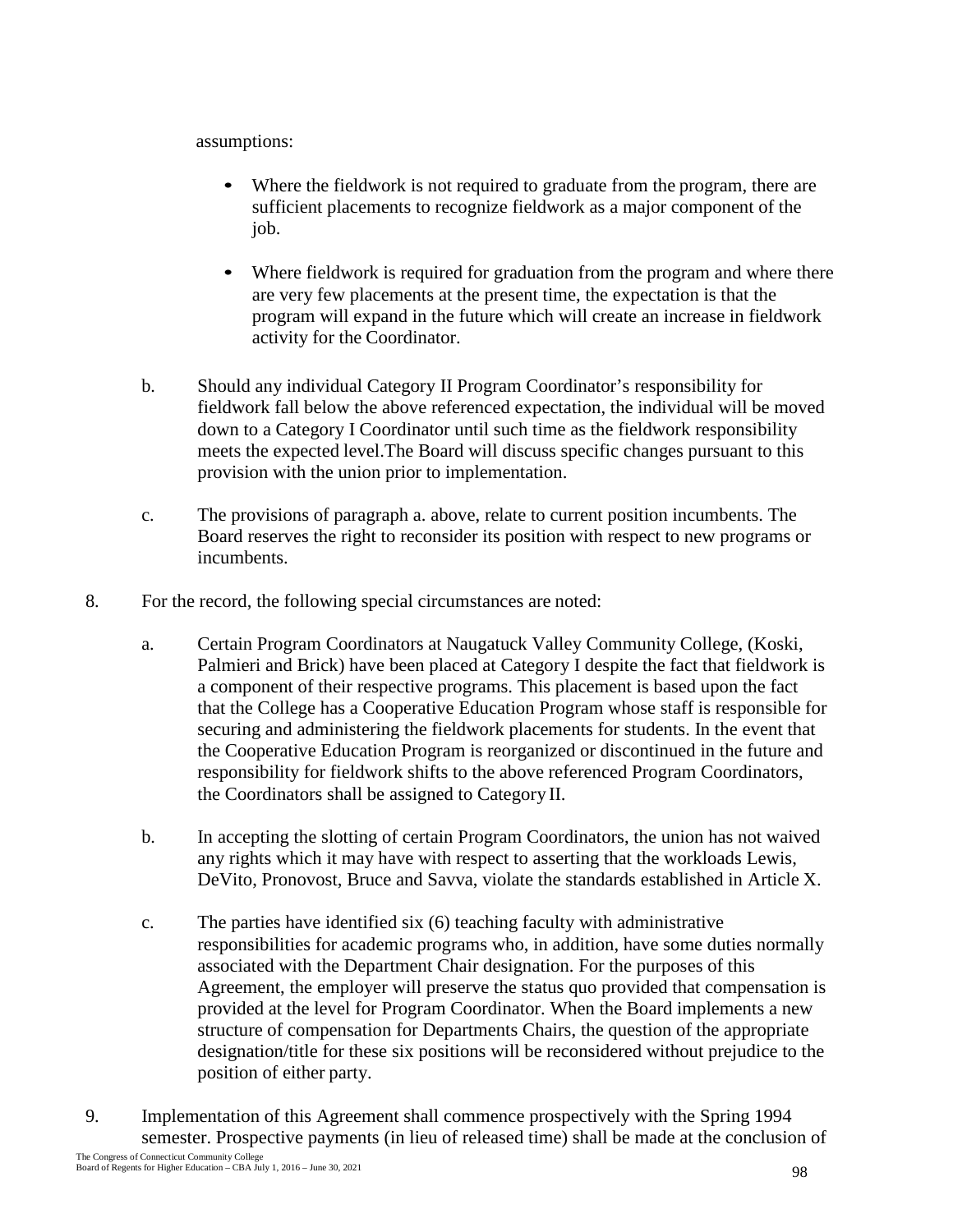assumptions:

- Where the fieldwork is not required to graduate from the program, there are sufficient placements to recognize fieldwork as a major component of the job.

- Where fieldwork is required for graduation from the program and where there are very few placements at the present time, the expectation is that the program will expand in the future which will create an increase in fieldwork activity for the Coordinator.

b. Should any individual Category II Program Coordinator's responsibility for fieldwork fall below the above referenced expectation, the individual will be moved down to a Category I Coordinator until such time as the fieldwork responsibility meets the expected level.The Board will discuss specific changes pursuant to this provision with the union prior to implementation.

c. The provisions of paragraph a. above, relate to current position incumbents. The Board reserves the right to reconsider its position with respect to new programs or incumbents.

8. For the record, the following special circumstances are noted:

   a. Certain Program Coordinators at Naugatuck Valley Community College, (Koski, Palmieri and Brick) have been placed at Category I despite the fact that fieldwork is a component of their respective programs. This placement is based upon the fact that the College has a Cooperative Education Program whose staff is responsible for securing and administering the fieldwork placements for students. In the event that the Cooperative Education Program is reorganized or discontinued in the future and responsibility for fieldwork shifts to the above referenced Program Coordinators, the Coordinators shall be assigned to Category II.

   b. In accepting the slotting of certain Program Coordinators, the union has not waived any rights which it may have with respect to asserting that the workloads Lewis, DeVito, Pronovost, Bruce and Savva, violate the standards established in Article X.

   c. The parties have identified six (6) teaching faculty with administrative responsibilities for academic programs who, in addition, have some duties normally associated with the Department Chair designation. For the purposes of this Agreement, the employer will preserve the status quo provided that compensation is provided at the level for Program Coordinator. When the Board implements a new structure of compensation for Departments Chairs, the question of the appropriate designation/title for these six positions will be reconsidered without prejudice to the position of either party.

9. Implementation of this Agreement shall commence prospectively with the Spring 1994 semester. Prospective payments (in lieu of released time) shall be made at the conclusion of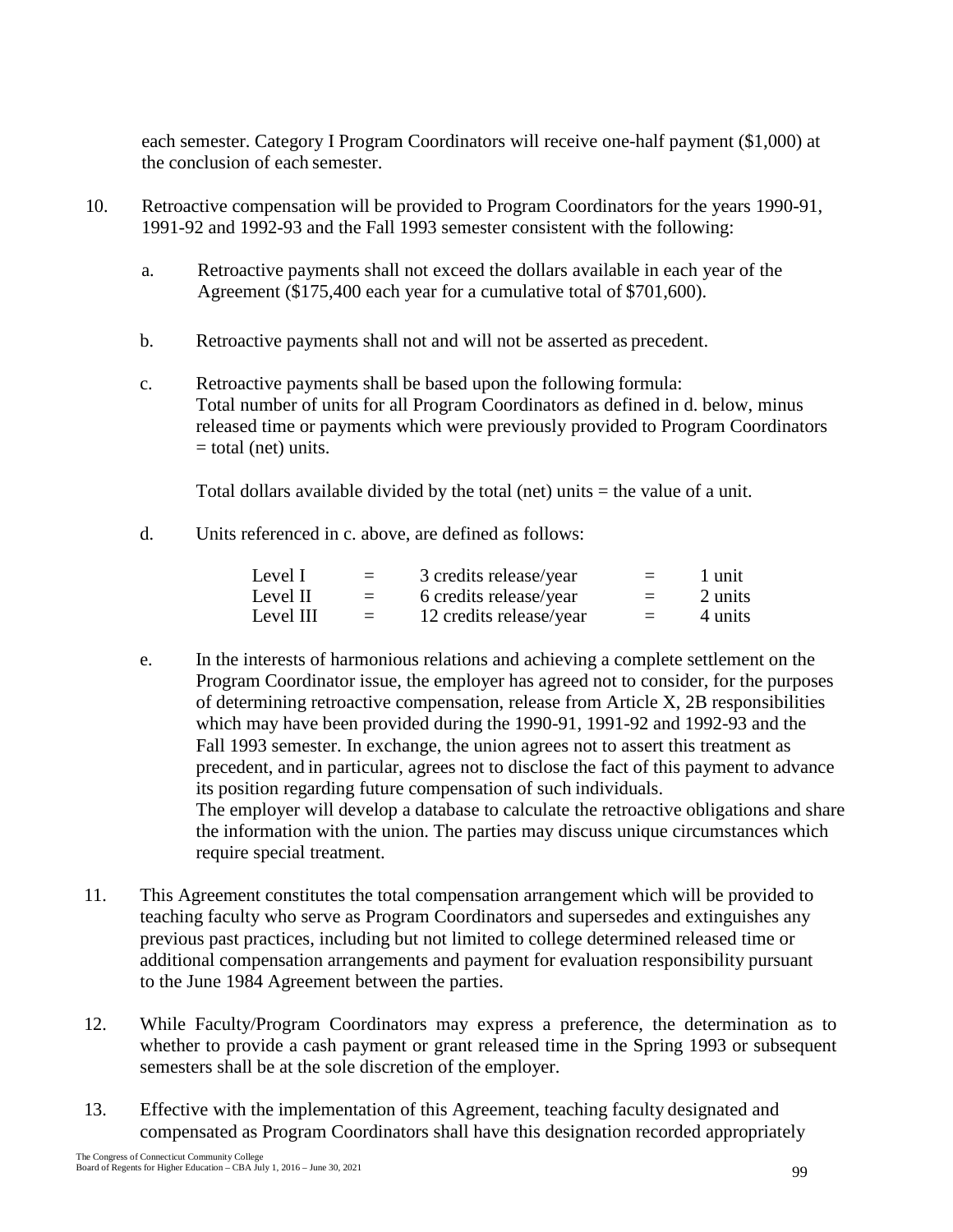each semester. Category I Program Coordinators will receive one-half payment ($1,000) at the conclusion of each semester.

10. Retroactive compensation will be provided to Program Coordinators for the years 1990-91, 1991-92 and 1992-93 and the Fall 1993 semester consistent with the following:

    a. Retroactive payments shall not exceed the dollars available in each year of the Agreement ($175,400 each year for a cumulative total of $701,600).

    b. Retroactive payments shall not and will not be asserted as precedent.

    c. Retroactive payments shall be based upon the following formula:
       Total number of units for all Program Coordinators as defined in d. below, minus released time or payments which were previously provided to Program Coordinators = total (net) units.

       Total dollars available divided by the total (net) units = the value of a unit.

    d. Units referenced in c. above, are defined as follows:

| | | | | |
|---|---|---|---|---|
| Level I | = | 3 credits release/year | = | 1 unit |
| Level II | = | 6 credits release/year | = | 2 units |
| Level III | = | 12 credits release/year | = | 4 units |

    e. In the interests of harmonious relations and achieving a complete settlement on the Program Coordinator issue, the employer has agreed not to consider, for the purposes of determining retroactive compensation, release from Article X, 2B responsibilities which may have been provided during the 1990-91, 1991-92 and 1992-93 and the Fall 1993 semester. In exchange, the union agrees not to assert this treatment as precedent, and in particular, agrees not to disclose the fact of this payment to advance its position regarding future compensation of such individuals.
       The employer will develop a database to calculate the retroactive obligations and share the information with the union. The parties may discuss unique circumstances which require special treatment.

11. This Agreement constitutes the total compensation arrangement which will be provided to teaching faculty who serve as Program Coordinators and supersedes and extinguishes any previous past practices, including but not limited to college determined released time or additional compensation arrangements and payment for evaluation responsibility pursuant to the June 1984 Agreement between the parties.

12. While Faculty/Program Coordinators may express a preference, the determination as to whether to provide a cash payment or grant released time in the Spring 1993 or subsequent semesters shall be at the sole discretion of the employer.

13. Effective with the implementation of this Agreement, teaching faculty designated and compensated as Program Coordinators shall have this designation recorded appropriately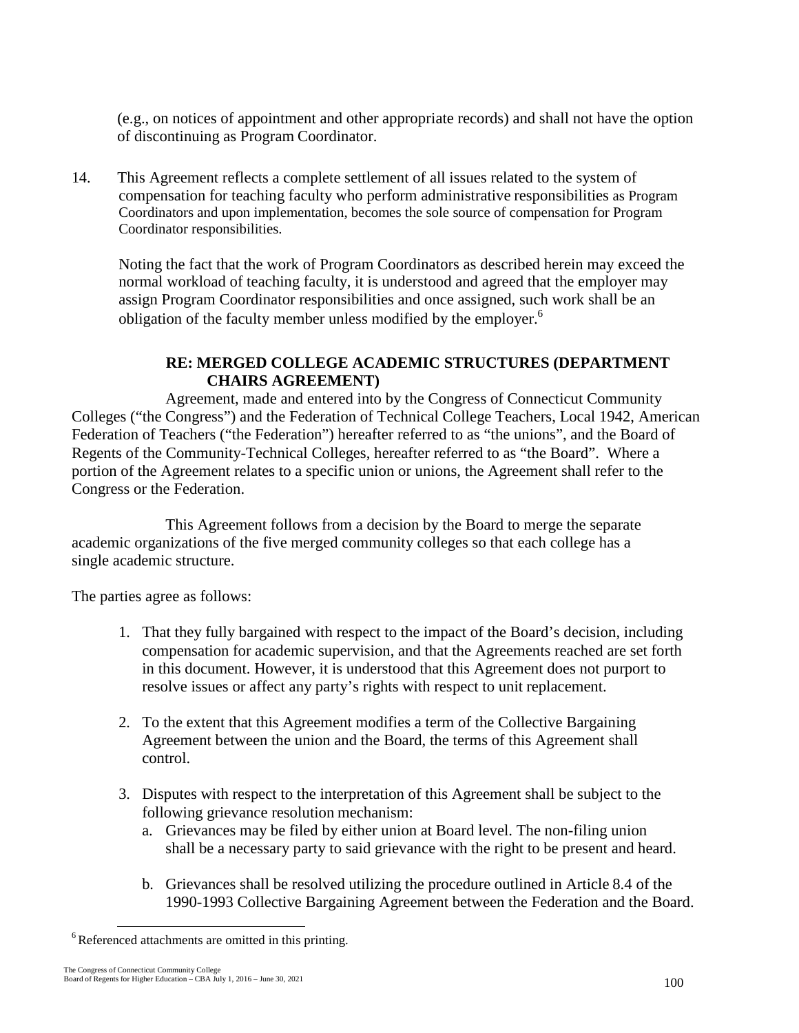(e.g., on notices of appointment and other appropriate records) and shall not have the option of discontinuing as Program Coordinator.

14. This Agreement reflects a complete settlement of all issues related to the system of compensation for teaching faculty who perform administrative responsibilities as Program Coordinators and upon implementation, becomes the sole source of compensation for Program Coordinator responsibilities.

    Noting the fact that the work of Program Coordinators as described herein may exceed the normal workload of teaching faculty, it is understood and agreed that the employer may assign Program Coordinator responsibilities and once assigned, such work shall be an obligation of the faculty member unless modified by the employer.[6]

### RE: MERGED COLLEGE ACADEMIC STRUCTURES (DEPARTMENT CHAIRS AGREEMENT)

Agreement, made and entered into by the Congress of Connecticut Community Colleges ("the Congress") and the Federation of Technical College Teachers, Local 1942, American Federation of Teachers ("the Federation") hereafter referred to as "the unions", and the Board of Regents of the Community-Technical Colleges, hereafter referred to as "the Board". Where a portion of the Agreement relates to a specific union or unions, the Agreement shall refer to the Congress or the Federation.

This Agreement follows from a decision by the Board to merge the separate academic organizations of the five merged community colleges so that each college has a single academic structure.

The parties agree as follows:

1. That they fully bargained with respect to the impact of the Board's decision, including compensation for academic supervision, and that the Agreements reached are set forth in this document. However, it is understood that this Agreement does not purport to resolve issues or affect any party's rights with respect to unit replacement.

2. To the extent that this Agreement modifies a term of the Collective Bargaining Agreement between the union and the Board, the terms of this Agreement shall control.

3. Disputes with respect to the interpretation of this Agreement shall be subject to the following grievance resolution mechanism:
   a. Grievances may be filed by either union at Board level. The non-filing union shall be a necessary party to said grievance with the right to be present and heard.

   b. Grievances shall be resolved utilizing the procedure outlined in Article 8.4 of the 1990-1993 Collective Bargaining Agreement between the Federation and the Board.

[6] Referenced attachments are omitted in this printing.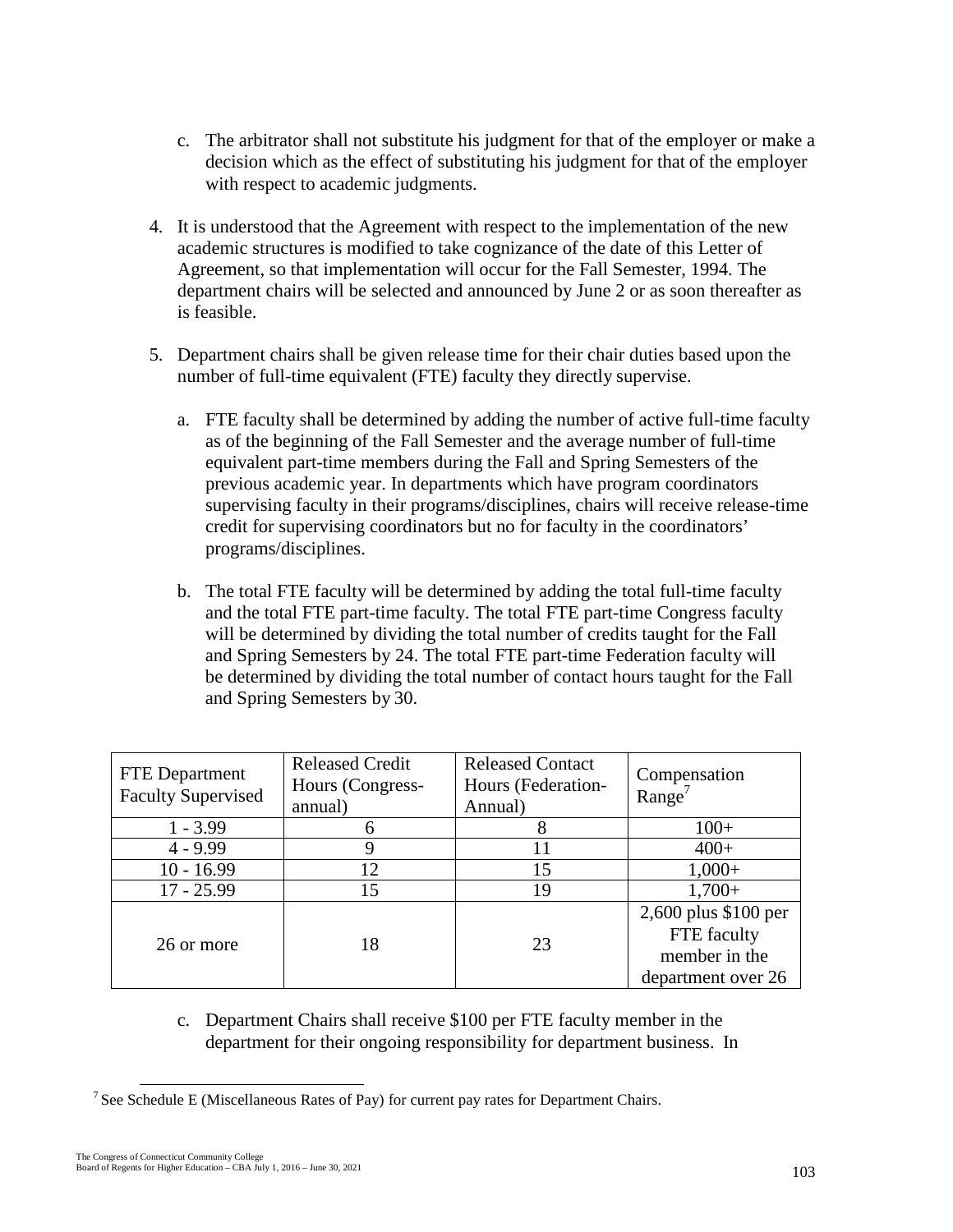c. The arbitrator shall not substitute his judgment for that of the employer or make a decision which as the effect of substituting his judgment for that of the employer with respect to academic judgments.

4. It is understood that the Agreement with respect to the implementation of the new academic structures is modified to take cognizance of the date of this Letter of Agreement, so that implementation will occur for the Fall Semester, 1994. The department chairs will be selected and announced by June 2 or as soon thereafter as is feasible.

5. Department chairs shall be given release time for their chair duties based upon the number of full-time equivalent (FTE) faculty they directly supervise.

   a. FTE faculty shall be determined by adding the number of active full-time faculty as of the beginning of the Fall Semester and the average number of full-time equivalent part-time members during the Fall and Spring Semesters of the previous academic year. In departments which have program coordinators supervising faculty in their programs/disciplines, chairs will receive release-time credit for supervising coordinators but no for faculty in the coordinators' programs/disciplines.

   b. The total FTE faculty will be determined by adding the total full-time faculty and the total FTE part-time faculty. The total FTE part-time Congress faculty will be determined by dividing the total number of credits taught for the Fall and Spring Semesters by 24. The total FTE part-time Federation faculty will be determined by dividing the total number of contact hours taught for the Fall and Spring Semesters by 30.

| FTE Department Faculty Supervised | Released Credit Hours (Congress-annual) | Released Contact Hours (Federation-Annual) | Compensation Range[7] |
|---|---|---|---|
| 1 - 3.99 | 6 | 8 | 100+ |
| 4 - 9.99 | 9 | 11 | 400+ |
| 10 - 16.99 | 12 | 15 | 1,000+ |
| 17 - 25.99 | 15 | 19 | 1,700+ |
| 26 or more | 18 | 23 | 2,600 plus $100 per FTE faculty member in the department over 26 |

   c. Department Chairs shall receive $100 per FTE faculty member in the department for their ongoing responsibility for department business. In

[7] See Schedule E (Miscellaneous Rates of Pay) for current pay rates for Department Chairs.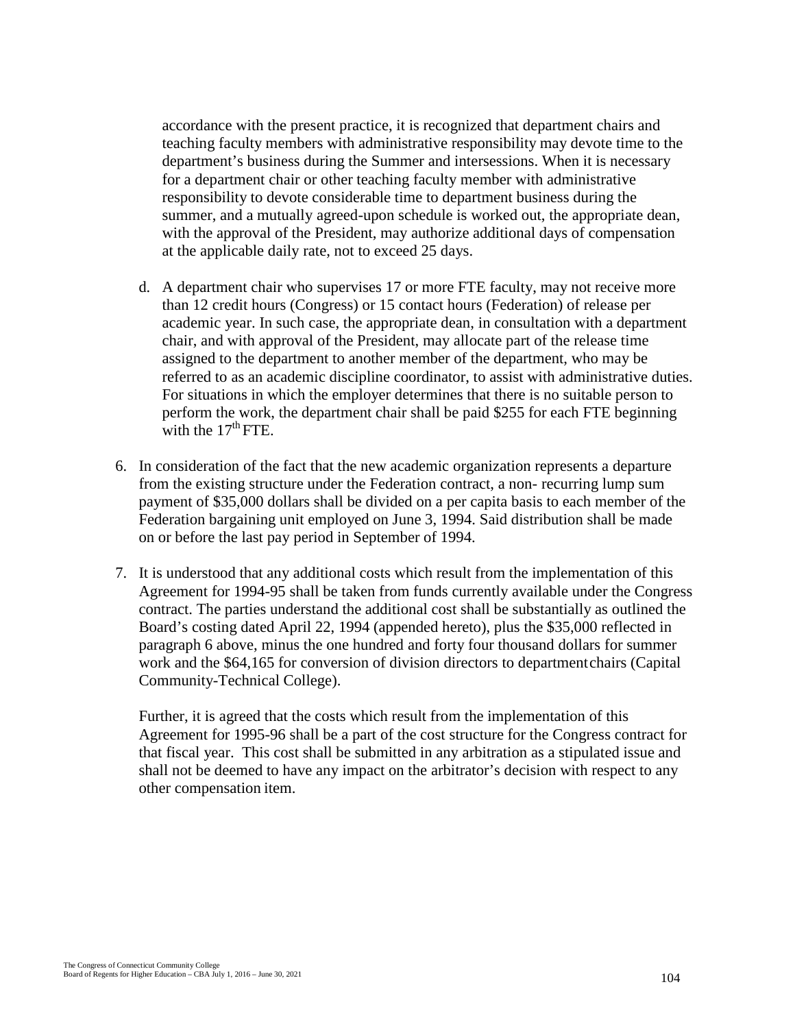accordance with the present practice, it is recognized that department chairs and teaching faculty members with administrative responsibility may devote time to the department's business during the Summer and intersessions. When it is necessary for a department chair or other teaching faculty member with administrative responsibility to devote considerable time to department business during the summer, and a mutually agreed-upon schedule is worked out, the appropriate dean, with the approval of the President, may authorize additional days of compensation at the applicable daily rate, not to exceed 25 days.

d. A department chair who supervises 17 or more FTE faculty, may not receive more than 12 credit hours (Congress) or 15 contact hours (Federation) of release per academic year. In such case, the appropriate dean, in consultation with a department chair, and with approval of the President, may allocate part of the release time assigned to the department to another member of the department, who may be referred to as an academic discipline coordinator, to assist with administrative duties. For situations in which the employer determines that there is no suitable person to perform the work, the department chair shall be paid $255 for each FTE beginning with the 17th FTE.

6. In consideration of the fact that the new academic organization represents a departure from the existing structure under the Federation contract, a non- recurring lump sum payment of $35,000 dollars shall be divided on a per capita basis to each member of the Federation bargaining unit employed on June 3, 1994. Said distribution shall be made on or before the last pay period in September of 1994.

7. It is understood that any additional costs which result from the implementation of this Agreement for 1994-95 shall be taken from funds currently available under the Congress contract. The parties understand the additional cost shall be substantially as outlined the Board's costing dated April 22, 1994 (appended hereto), plus the $35,000 reflected in paragraph 6 above, minus the one hundred and forty four thousand dollars for summer work and the $64,165 for conversion of division directors to department chairs (Capital Community-Technical College).

   Further, it is agreed that the costs which result from the implementation of this Agreement for 1995-96 shall be a part of the cost structure for the Congress contract for that fiscal year. This cost shall be submitted in any arbitration as a stipulated issue and shall not be deemed to have any impact on the arbitrator's decision with respect to any other compensation item.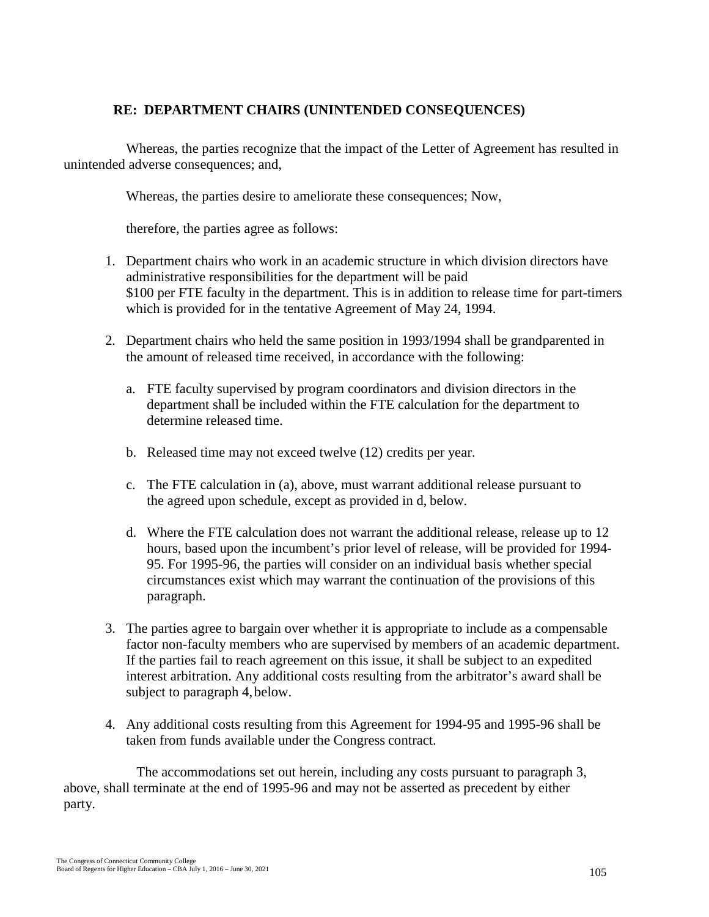## RE: DEPARTMENT CHAIRS (UNINTENDED CONSEQUENCES)

Whereas, the parties recognize that the impact of the Letter of Agreement has resulted in unintended adverse consequences; and,

Whereas, the parties desire to ameliorate these consequences; Now,

therefore, the parties agree as follows:

1. Department chairs who work in an academic structure in which division directors have administrative responsibilities for the department will be paid $100 per FTE faculty in the department. This is in addition to release time for part-timers which is provided for in the tentative Agreement of May 24, 1994.

2. Department chairs who held the same position in 1993/1994 shall be grandparented in the amount of released time received, in accordance with the following:

   a. FTE faculty supervised by program coordinators and division directors in the department shall be included within the FTE calculation for the department to determine released time.

   b. Released time may not exceed twelve (12) credits per year.

   c. The FTE calculation in (a), above, must warrant additional release pursuant to the agreed upon schedule, except as provided in d, below.

   d. Where the FTE calculation does not warrant the additional release, release up to 12 hours, based upon the incumbent's prior level of release, will be provided for 1994-95. For 1995-96, the parties will consider on an individual basis whether special circumstances exist which may warrant the continuation of the provisions of this paragraph.

3. The parties agree to bargain over whether it is appropriate to include as a compensable factor non-faculty members who are supervised by members of an academic department. If the parties fail to reach agreement on this issue, it shall be subject to an expedited interest arbitration. Any additional costs resulting from the arbitrator's award shall be subject to paragraph 4, below.

4. Any additional costs resulting from this Agreement for 1994-95 and 1995-96 shall be taken from funds available under the Congress contract.

The accommodations set out herein, including any costs pursuant to paragraph 3, above, shall terminate at the end of 1995-96 and may not be asserted as precedent by either party.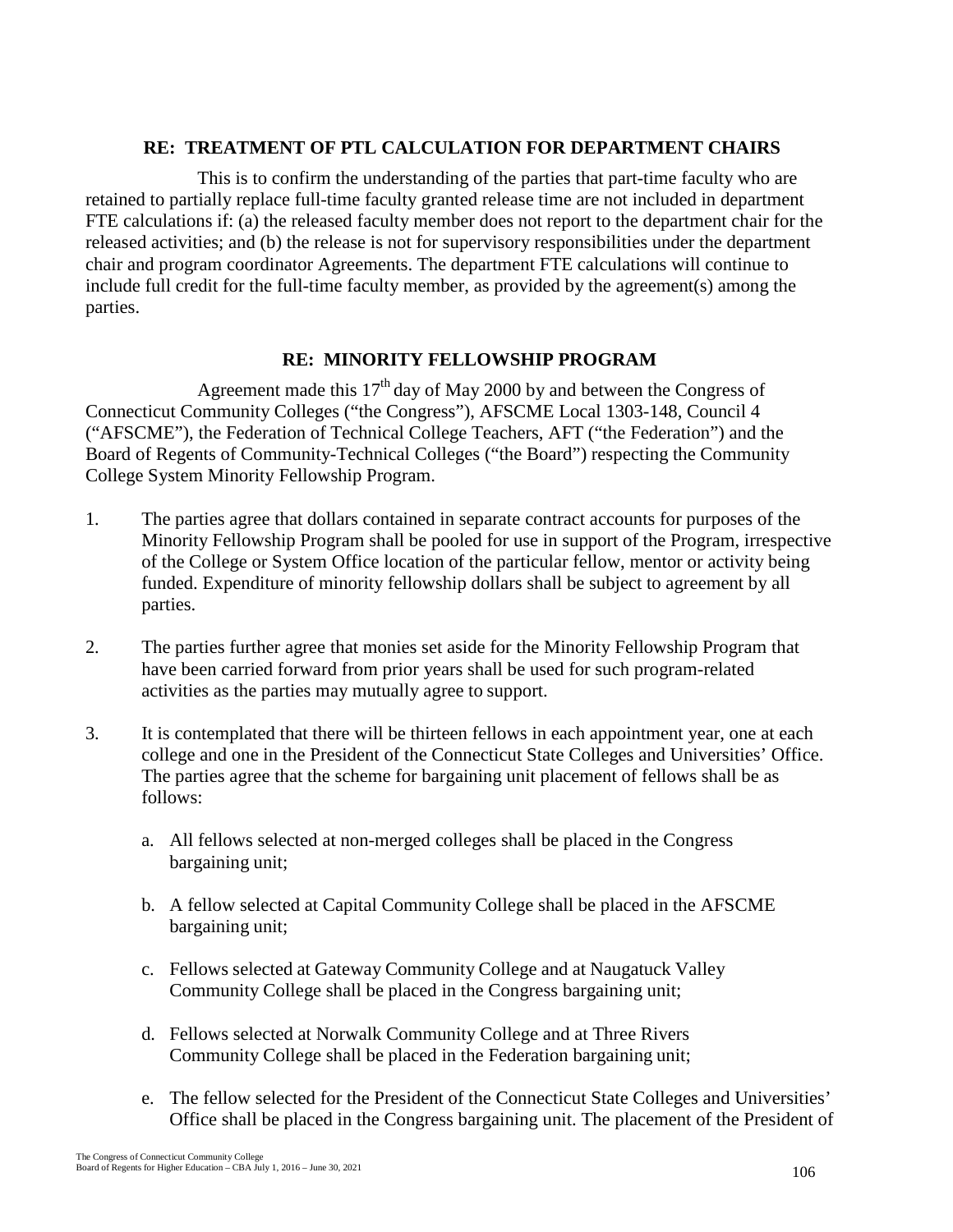## RE: TREATMENT OF PTL CALCULATION FOR DEPARTMENT CHAIRS

This is to confirm the understanding of the parties that part-time faculty who are retained to partially replace full-time faculty granted release time are not included in department FTE calculations if: (a) the released faculty member does not report to the department chair for the released activities; and (b) the release is not for supervisory responsibilities under the department chair and program coordinator Agreements. The department FTE calculations will continue to include full credit for the full-time faculty member, as provided by the agreement(s) among the parties.

## RE: MINORITY FELLOWSHIP PROGRAM

Agreement made this 17th day of May 2000 by and between the Congress of Connecticut Community Colleges ("the Congress"), AFSCME Local 1303-148, Council 4 ("AFSCME"), the Federation of Technical College Teachers, AFT ("the Federation") and the Board of Regents of Community-Technical Colleges ("the Board") respecting the Community College System Minority Fellowship Program.

1. The parties agree that dollars contained in separate contract accounts for purposes of the Minority Fellowship Program shall be pooled for use in support of the Program, irrespective of the College or System Office location of the particular fellow, mentor or activity being funded. Expenditure of minority fellowship dollars shall be subject to agreement by all parties.

2. The parties further agree that monies set aside for the Minority Fellowship Program that have been carried forward from prior years shall be used for such program-related activities as the parties may mutually agree to support.

3. It is contemplated that there will be thirteen fellows in each appointment year, one at each college and one in the President of the Connecticut State Colleges and Universities' Office. The parties agree that the scheme for bargaining unit placement of fellows shall be as follows:

   a. All fellows selected at non-merged colleges shall be placed in the Congress bargaining unit;

   b. A fellow selected at Capital Community College shall be placed in the AFSCME bargaining unit;

   c. Fellows selected at Gateway Community College and at Naugatuck Valley Community College shall be placed in the Congress bargaining unit;

   d. Fellows selected at Norwalk Community College and at Three Rivers Community College shall be placed in the Federation bargaining unit;

   e. The fellow selected for the President of the Connecticut State Colleges and Universities' Office shall be placed in the Congress bargaining unit. The placement of the President of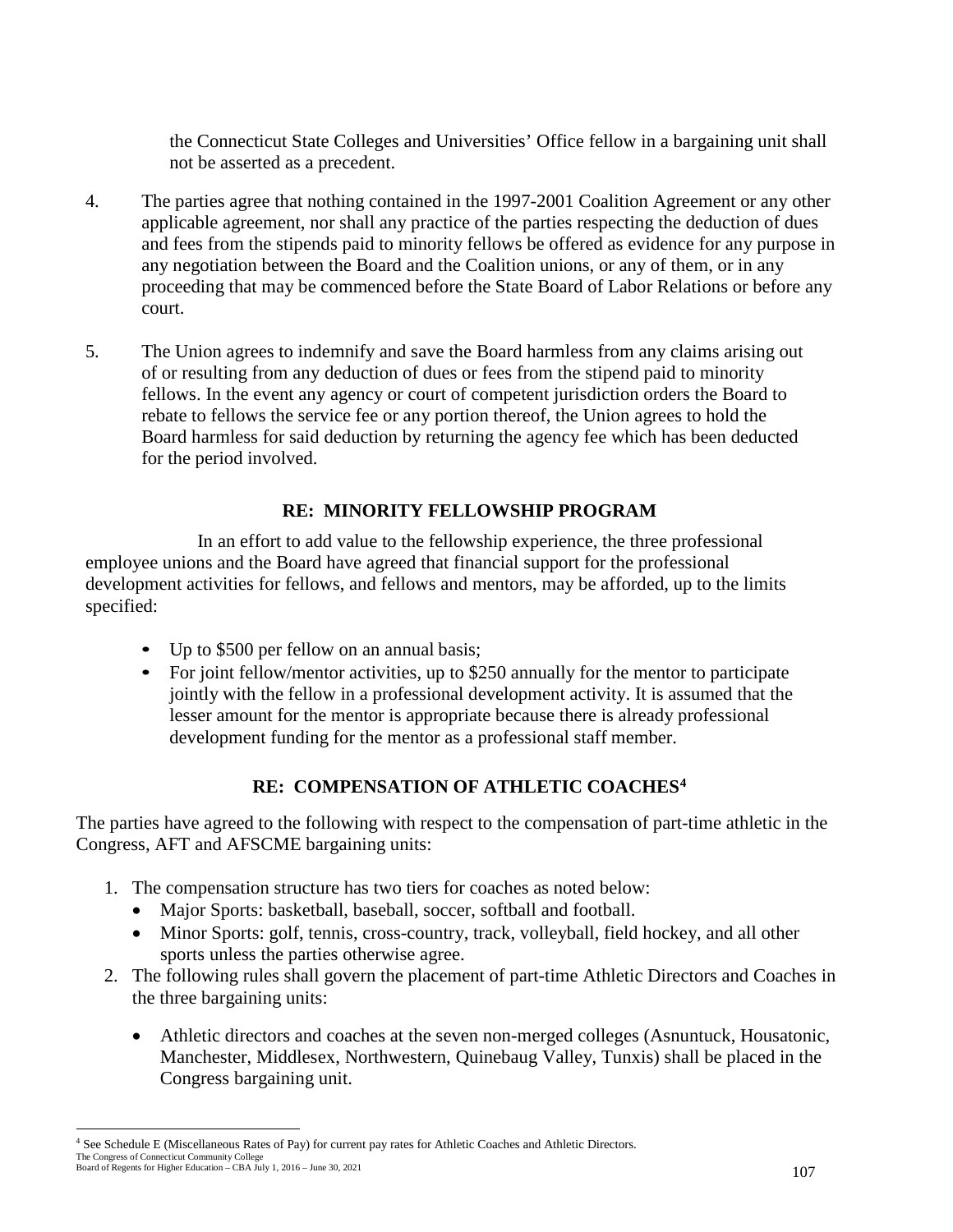the Connecticut State Colleges and Universities' Office fellow in a bargaining unit shall not be asserted as a precedent.

4. The parties agree that nothing contained in the 1997-2001 Coalition Agreement or any other applicable agreement, nor shall any practice of the parties respecting the deduction of dues and fees from the stipends paid to minority fellows be offered as evidence for any purpose in any negotiation between the Board and the Coalition unions, or any of them, or in any proceeding that may be commenced before the State Board of Labor Relations or before any court.

5. The Union agrees to indemnify and save the Board harmless from any claims arising out of or resulting from any deduction of dues or fees from the stipend paid to minority fellows. In the event any agency or court of competent jurisdiction orders the Board to rebate to fellows the service fee or any portion thereof, the Union agrees to hold the Board harmless for said deduction by returning the agency fee which has been deducted for the period involved.

## RE: MINORITY FELLOWSHIP PROGRAM

In an effort to add value to the fellowship experience, the three professional employee unions and the Board have agreed that financial support for the professional development activities for fellows, and fellows and mentors, may be afforded, up to the limits specified:

- Up to $500 per fellow on an annual basis;
- For joint fellow/mentor activities, up to $250 annually for the mentor to participate jointly with the fellow in a professional development activity. It is assumed that the lesser amount for the mentor is appropriate because there is already professional development funding for the mentor as a professional staff member.

## RE: COMPENSATION OF ATHLETIC COACHES[4]

The parties have agreed to the following with respect to the compensation of part-time athletic in the Congress, AFT and AFSCME bargaining units:

1. The compensation structure has two tiers for coaches as noted below:
   - Major Sports: basketball, baseball, soccer, softball and football.
   - Minor Sports: golf, tennis, cross-country, track, volleyball, field hockey, and all other sports unless the parties otherwise agree.
2. The following rules shall govern the placement of part-time Athletic Directors and Coaches in the three bargaining units:
   - Athletic directors and coaches at the seven non-merged colleges (Asnuntuck, Housatonic, Manchester, Middlesex, Northwestern, Quinebaug Valley, Tunxis) shall be placed in the Congress bargaining unit.

[4] See Schedule E (Miscellaneous Rates of Pay) for current pay rates for Athletic Coaches and Athletic Directors.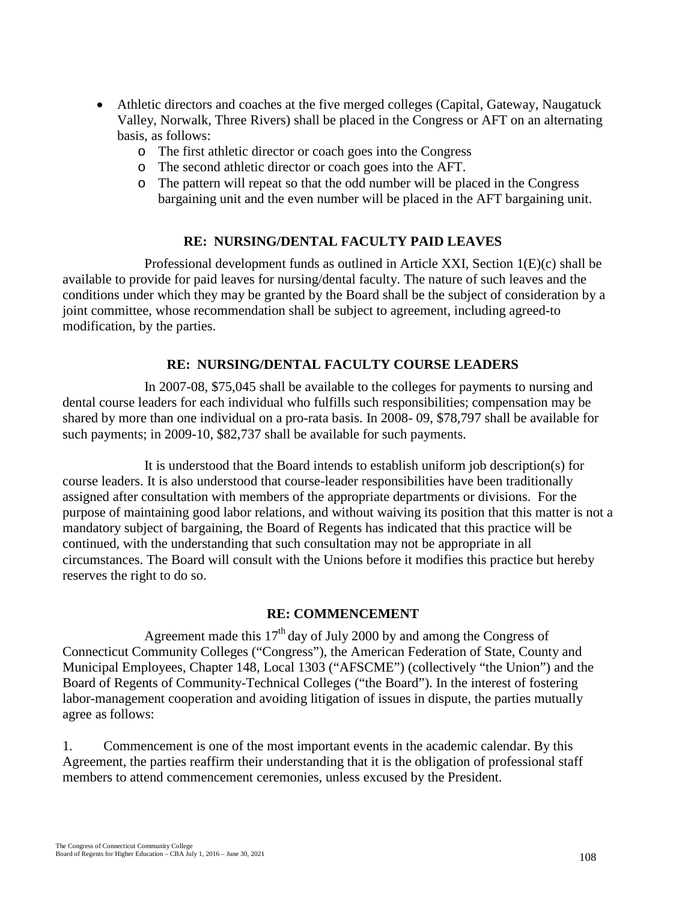- Athletic directors and coaches at the five merged colleges (Capital, Gateway, Naugatuck Valley, Norwalk, Three Rivers) shall be placed in the Congress or AFT on an alternating basis, as follows:
  - The first athletic director or coach goes into the Congress
  - The second athletic director or coach goes into the AFT.
  - The pattern will repeat so that the odd number will be placed in the Congress bargaining unit and the even number will be placed in the AFT bargaining unit.

## RE: NURSING/DENTAL FACULTY PAID LEAVES

Professional development funds as outlined in Article XXI, Section 1(E)(c) shall be available to provide for paid leaves for nursing/dental faculty. The nature of such leaves and the conditions under which they may be granted by the Board shall be the subject of consideration by a joint committee, whose recommendation shall be subject to agreement, including agreed-to modification, by the parties.

## RE: NURSING/DENTAL FACULTY COURSE LEADERS

In 2007-08, $75,045 shall be available to the colleges for payments to nursing and dental course leaders for each individual who fulfills such responsibilities; compensation may be shared by more than one individual on a pro-rata basis. In 2008- 09, $78,797 shall be available for such payments; in 2009-10, $82,737 shall be available for such payments.

It is understood that the Board intends to establish uniform job description(s) for course leaders. It is also understood that course-leader responsibilities have been traditionally assigned after consultation with members of the appropriate departments or divisions. For the purpose of maintaining good labor relations, and without waiving its position that this matter is not a mandatory subject of bargaining, the Board of Regents has indicated that this practice will be continued, with the understanding that such consultation may not be appropriate in all circumstances. The Board will consult with the Unions before it modifies this practice but hereby reserves the right to do so.

## RE: COMMENCEMENT

Agreement made this 17th day of July 2000 by and among the Congress of Connecticut Community Colleges ("Congress"), the American Federation of State, County and Municipal Employees, Chapter 148, Local 1303 ("AFSCME") (collectively "the Union") and the Board of Regents of Community-Technical Colleges ("the Board"). In the interest of fostering labor-management cooperation and avoiding litigation of issues in dispute, the parties mutually agree as follows:

1. Commencement is one of the most important events in the academic calendar. By this Agreement, the parties reaffirm their understanding that it is the obligation of professional staff members to attend commencement ceremonies, unless excused by the President.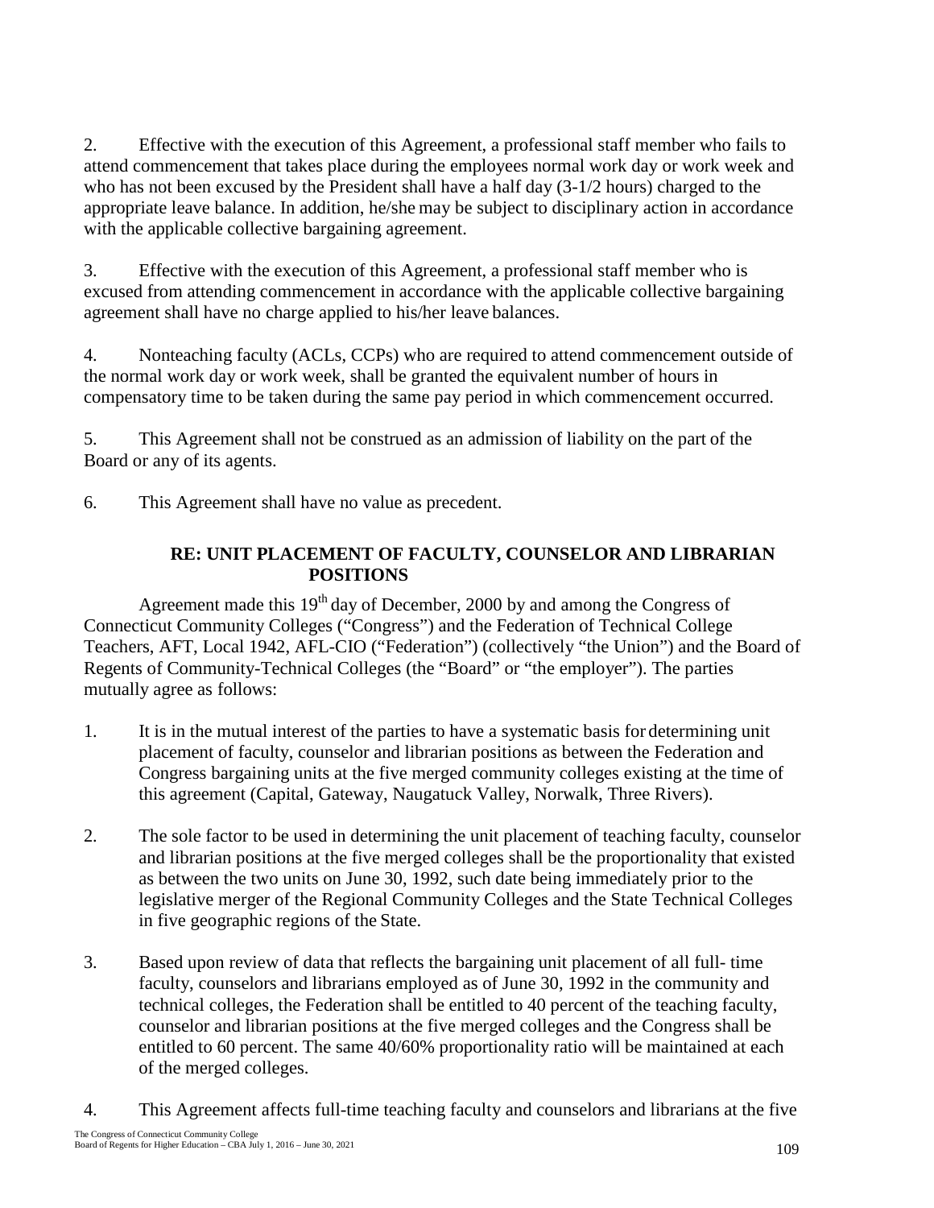2. Effective with the execution of this Agreement, a professional staff member who fails to attend commencement that takes place during the employees normal work day or work week and who has not been excused by the President shall have a half day (3-1/2 hours) charged to the appropriate leave balance. In addition, he/she may be subject to disciplinary action in accordance with the applicable collective bargaining agreement.

3. Effective with the execution of this Agreement, a professional staff member who is excused from attending commencement in accordance with the applicable collective bargaining agreement shall have no charge applied to his/her leave balances.

4. Nonteaching faculty (ACLs, CCPs) who are required to attend commencement outside of the normal work day or work week, shall be granted the equivalent number of hours in compensatory time to be taken during the same pay period in which commencement occurred.

5. This Agreement shall not be construed as an admission of liability on the part of the Board or any of its agents.

6. This Agreement shall have no value as precedent.

### RE: UNIT PLACEMENT OF FACULTY, COUNSELOR AND LIBRARIAN POSITIONS

Agreement made this 19th day of December, 2000 by and among the Congress of Connecticut Community Colleges ("Congress") and the Federation of Technical College Teachers, AFT, Local 1942, AFL-CIO ("Federation") (collectively "the Union") and the Board of Regents of Community-Technical Colleges (the "Board" or "the employer"). The parties mutually agree as follows:

1. It is in the mutual interest of the parties to have a systematic basis for determining unit placement of faculty, counselor and librarian positions as between the Federation and Congress bargaining units at the five merged community colleges existing at the time of this agreement (Capital, Gateway, Naugatuck Valley, Norwalk, Three Rivers).

2. The sole factor to be used in determining the unit placement of teaching faculty, counselor and librarian positions at the five merged colleges shall be the proportionality that existed as between the two units on June 30, 1992, such date being immediately prior to the legislative merger of the Regional Community Colleges and the State Technical Colleges in five geographic regions of the State.

3. Based upon review of data that reflects the bargaining unit placement of all full- time faculty, counselors and librarians employed as of June 30, 1992 in the community and technical colleges, the Federation shall be entitled to 40 percent of the teaching faculty, counselor and librarian positions at the five merged colleges and the Congress shall be entitled to 60 percent. The same 40/60% proportionality ratio will be maintained at each of the merged colleges.

4. This Agreement affects full-time teaching faculty and counselors and librarians at the five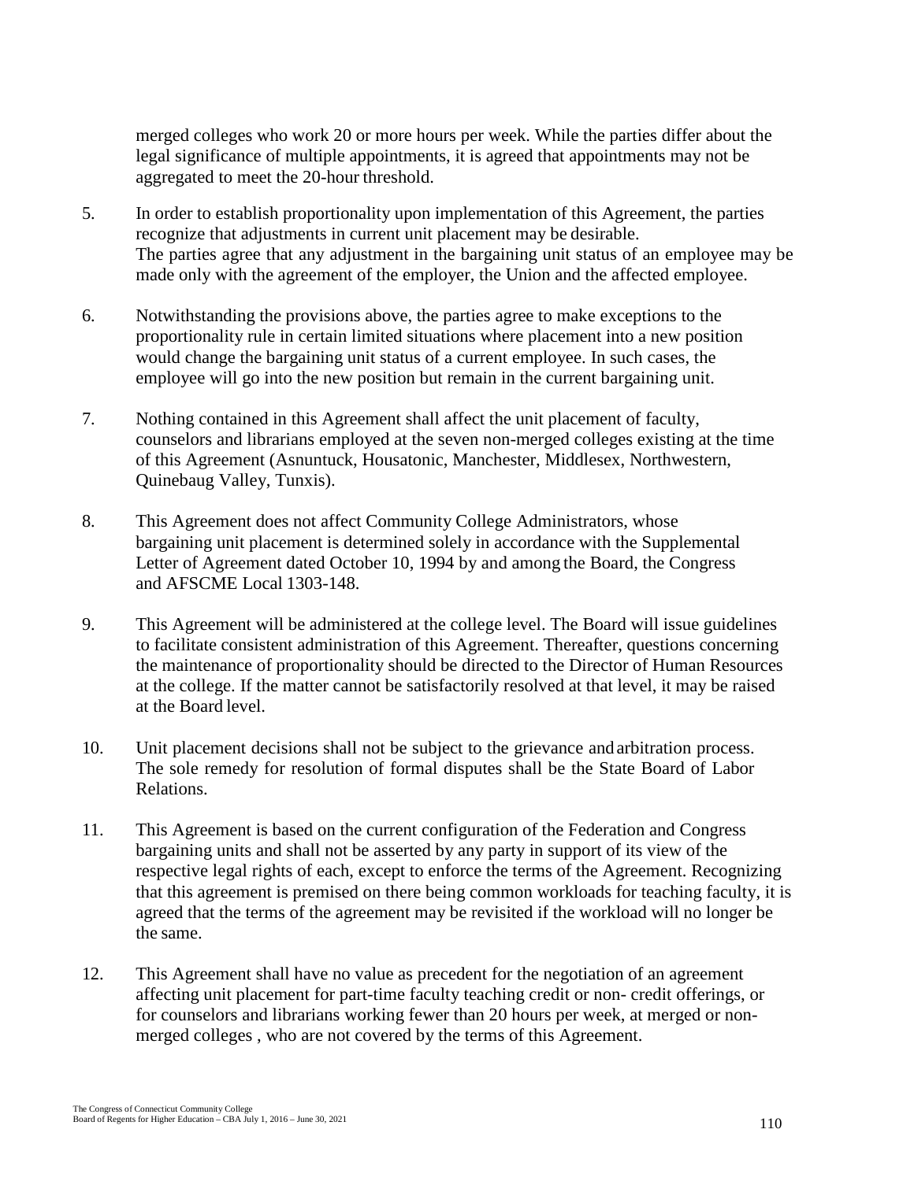merged colleges who work 20 or more hours per week. While the parties differ about the legal significance of multiple appointments, it is agreed that appointments may not be aggregated to meet the 20-hour threshold.

5. In order to establish proportionality upon implementation of this Agreement, the parties recognize that adjustments in current unit placement may be desirable. The parties agree that any adjustment in the bargaining unit status of an employee may be made only with the agreement of the employer, the Union and the affected employee.

6. Notwithstanding the provisions above, the parties agree to make exceptions to the proportionality rule in certain limited situations where placement into a new position would change the bargaining unit status of a current employee. In such cases, the employee will go into the new position but remain in the current bargaining unit.

7. Nothing contained in this Agreement shall affect the unit placement of faculty, counselors and librarians employed at the seven non-merged colleges existing at the time of this Agreement (Asnuntuck, Housatonic, Manchester, Middlesex, Northwestern, Quinebaug Valley, Tunxis).

8. This Agreement does not affect Community College Administrators, whose bargaining unit placement is determined solely in accordance with the Supplemental Letter of Agreement dated October 10, 1994 by and among the Board, the Congress and AFSCME Local 1303-148.

9. This Agreement will be administered at the college level. The Board will issue guidelines to facilitate consistent administration of this Agreement. Thereafter, questions concerning the maintenance of proportionality should be directed to the Director of Human Resources at the college. If the matter cannot be satisfactorily resolved at that level, it may be raised at the Board level.

10. Unit placement decisions shall not be subject to the grievance and arbitration process. The sole remedy for resolution of formal disputes shall be the State Board of Labor Relations.

11. This Agreement is based on the current configuration of the Federation and Congress bargaining units and shall not be asserted by any party in support of its view of the respective legal rights of each, except to enforce the terms of the Agreement. Recognizing that this agreement is premised on there being common workloads for teaching faculty, it is agreed that the terms of the agreement may be revisited if the workload will no longer be the same.

12. This Agreement shall have no value as precedent for the negotiation of an agreement affecting unit placement for part-time faculty teaching credit or non- credit offerings, or for counselors and librarians working fewer than 20 hours per week, at merged or non-merged colleges , who are not covered by the terms of this Agreement.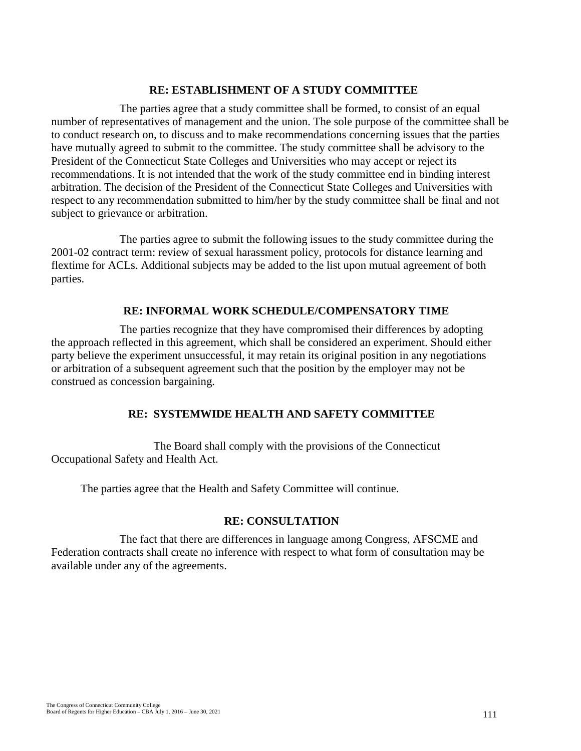## RE: ESTABLISHMENT OF A STUDY COMMITTEE

The parties agree that a study committee shall be formed, to consist of an equal number of representatives of management and the union. The sole purpose of the committee shall be to conduct research on, to discuss and to make recommendations concerning issues that the parties have mutually agreed to submit to the committee. The study committee shall be advisory to the President of the Connecticut State Colleges and Universities who may accept or reject its recommendations. It is not intended that the work of the study committee end in binding interest arbitration. The decision of the President of the Connecticut State Colleges and Universities with respect to any recommendation submitted to him/her by the study committee shall be final and not subject to grievance or arbitration.

The parties agree to submit the following issues to the study committee during the 2001-02 contract term: review of sexual harassment policy, protocols for distance learning and flextime for ACLs. Additional subjects may be added to the list upon mutual agreement of both parties.

## RE: INFORMAL WORK SCHEDULE/COMPENSATORY TIME

The parties recognize that they have compromised their differences by adopting the approach reflected in this agreement, which shall be considered an experiment. Should either party believe the experiment unsuccessful, it may retain its original position in any negotiations or arbitration of a subsequent agreement such that the position by the employer may not be construed as concession bargaining.

## RE: SYSTEMWIDE HEALTH AND SAFETY COMMITTEE

The Board shall comply with the provisions of the Connecticut Occupational Safety and Health Act.

The parties agree that the Health and Safety Committee will continue.

## RE: CONSULTATION

The fact that there are differences in language among Congress, AFSCME and Federation contracts shall create no inference with respect to what form of consultation may be available under any of the agreements.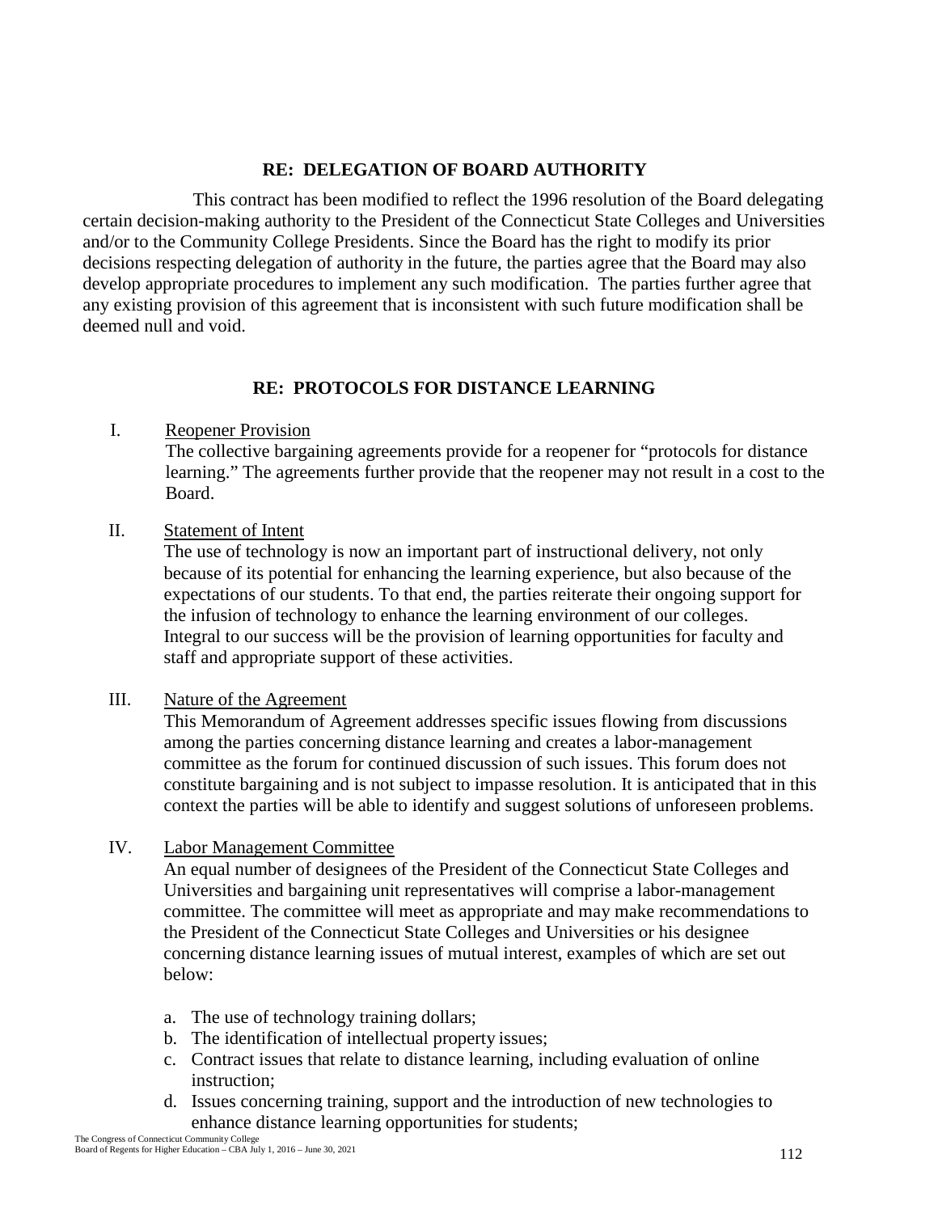## RE: DELEGATION OF BOARD AUTHORITY

This contract has been modified to reflect the 1996 resolution of the Board delegating certain decision-making authority to the President of the Connecticut State Colleges and Universities and/or to the Community College Presidents. Since the Board has the right to modify its prior decisions respecting delegation of authority in the future, the parties agree that the Board may also develop appropriate procedures to implement any such modification. The parties further agree that any existing provision of this agreement that is inconsistent with such future modification shall be deemed null and void.

## RE: PROTOCOLS FOR DISTANCE LEARNING

I. Reopener Provision

The collective bargaining agreements provide for a reopener for "protocols for distance learning." The agreements further provide that the reopener may not result in a cost to the Board.

II. Statement of Intent

The use of technology is now an important part of instructional delivery, not only because of its potential for enhancing the learning experience, but also because of the expectations of our students. To that end, the parties reiterate their ongoing support for the infusion of technology to enhance the learning environment of our colleges. Integral to our success will be the provision of learning opportunities for faculty and staff and appropriate support of these activities.

III. Nature of the Agreement

This Memorandum of Agreement addresses specific issues flowing from discussions among the parties concerning distance learning and creates a labor-management committee as the forum for continued discussion of such issues. This forum does not constitute bargaining and is not subject to impasse resolution. It is anticipated that in this context the parties will be able to identify and suggest solutions of unforeseen problems.

IV. Labor Management Committee

An equal number of designees of the President of the Connecticut State Colleges and Universities and bargaining unit representatives will comprise a labor-management committee. The committee will meet as appropriate and may make recommendations to the President of the Connecticut State Colleges and Universities or his designee concerning distance learning issues of mutual interest, examples of which are set out below:

a. The use of technology training dollars;
b. The identification of intellectual property issues;
c. Contract issues that relate to distance learning, including evaluation of online instruction;
d. Issues concerning training, support and the introduction of new technologies to enhance distance learning opportunities for students;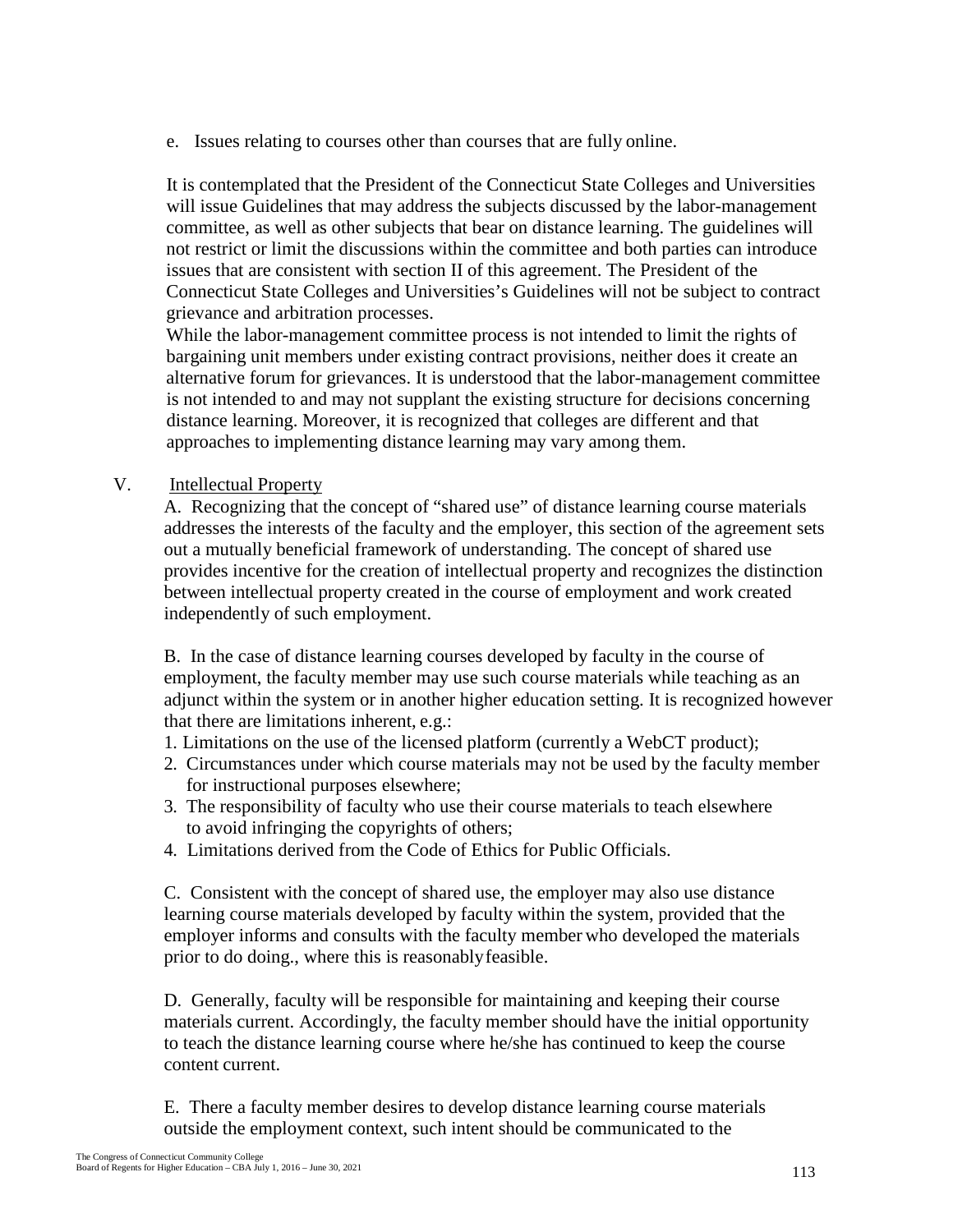e. Issues relating to courses other than courses that are fully online.

It is contemplated that the President of the Connecticut State Colleges and Universities will issue Guidelines that may address the subjects discussed by the labor-management committee, as well as other subjects that bear on distance learning. The guidelines will not restrict or limit the discussions within the committee and both parties can introduce issues that are consistent with section II of this agreement. The President of the Connecticut State Colleges and Universities's Guidelines will not be subject to contract grievance and arbitration processes.

While the labor-management committee process is not intended to limit the rights of bargaining unit members under existing contract provisions, neither does it create an alternative forum for grievances. It is understood that the labor-management committee is not intended to and may not supplant the existing structure for decisions concerning distance learning. Moreover, it is recognized that colleges are different and that approaches to implementing distance learning may vary among them.

## V. Intellectual Property

A. Recognizing that the concept of "shared use" of distance learning course materials addresses the interests of the faculty and the employer, this section of the agreement sets out a mutually beneficial framework of understanding. The concept of shared use provides incentive for the creation of intellectual property and recognizes the distinction between intellectual property created in the course of employment and work created independently of such employment.

B. In the case of distance learning courses developed by faculty in the course of employment, the faculty member may use such course materials while teaching as an adjunct within the system or in another higher education setting. It is recognized however that there are limitations inherent, e.g.:

1. Limitations on the use of the licensed platform (currently a WebCT product);
2. Circumstances under which course materials may not be used by the faculty member for instructional purposes elsewhere;
3. The responsibility of faculty who use their course materials to teach elsewhere to avoid infringing the copyrights of others;
4. Limitations derived from the Code of Ethics for Public Officials.

C. Consistent with the concept of shared use, the employer may also use distance learning course materials developed by faculty within the system, provided that the employer informs and consults with the faculty member who developed the materials prior to do doing., where this is reasonably feasible.

D. Generally, faculty will be responsible for maintaining and keeping their course materials current. Accordingly, the faculty member should have the initial opportunity to teach the distance learning course where he/she has continued to keep the course content current.

E. There a faculty member desires to develop distance learning course materials outside the employment context, such intent should be communicated to the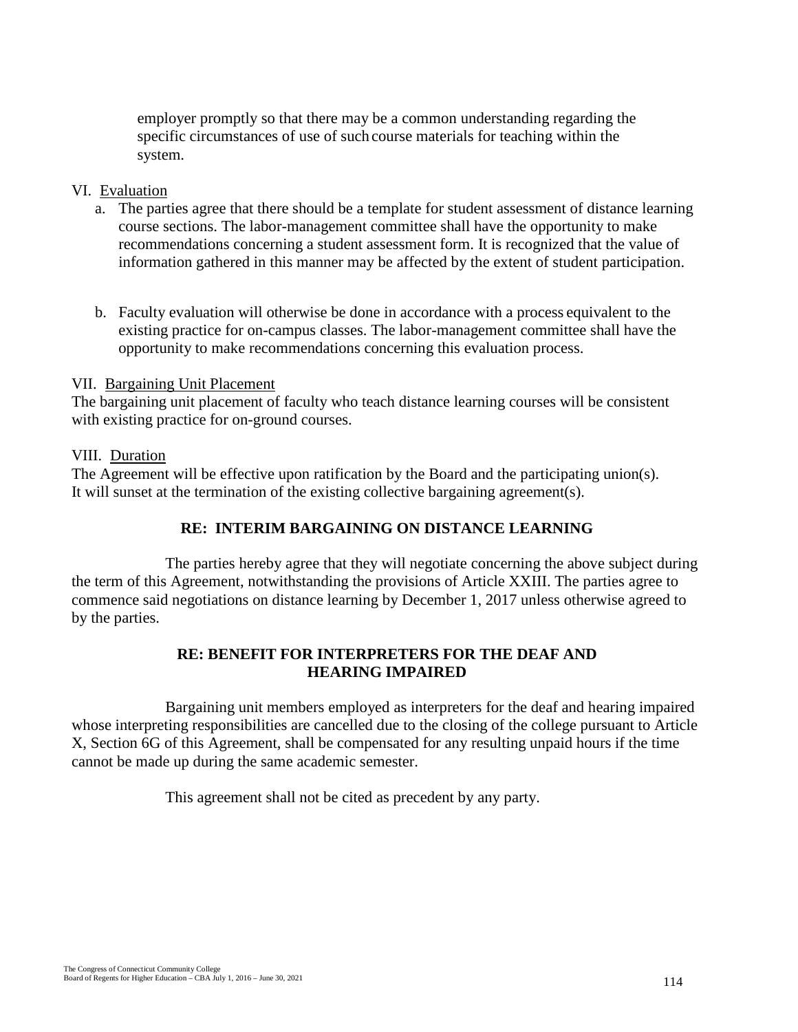employer promptly so that there may be a common understanding regarding the specific circumstances of use of such course materials for teaching within the system.

VI. Evaluation

a. The parties agree that there should be a template for student assessment of distance learning course sections. The labor-management committee shall have the opportunity to make recommendations concerning a student assessment form. It is recognized that the value of information gathered in this manner may be affected by the extent of student participation.

b. Faculty evaluation will otherwise be done in accordance with a process equivalent to the existing practice for on-campus classes. The labor-management committee shall have the opportunity to make recommendations concerning this evaluation process.

VII. Bargaining Unit Placement

The bargaining unit placement of faculty who teach distance learning courses will be consistent with existing practice for on-ground courses.

VIII. Duration

The Agreement will be effective upon ratification by the Board and the participating union(s). It will sunset at the termination of the existing collective bargaining agreement(s).

## RE: INTERIM BARGAINING ON DISTANCE LEARNING

The parties hereby agree that they will negotiate concerning the above subject during the term of this Agreement, notwithstanding the provisions of Article XXIII. The parties agree to commence said negotiations on distance learning by December 1, 2017 unless otherwise agreed to by the parties.

## RE: BENEFIT FOR INTERPRETERS FOR THE DEAF AND HEARING IMPAIRED

Bargaining unit members employed as interpreters for the deaf and hearing impaired whose interpreting responsibilities are cancelled due to the closing of the college pursuant to Article X, Section 6G of this Agreement, shall be compensated for any resulting unpaid hours if the time cannot be made up during the same academic semester.

This agreement shall not be cited as precedent by any party.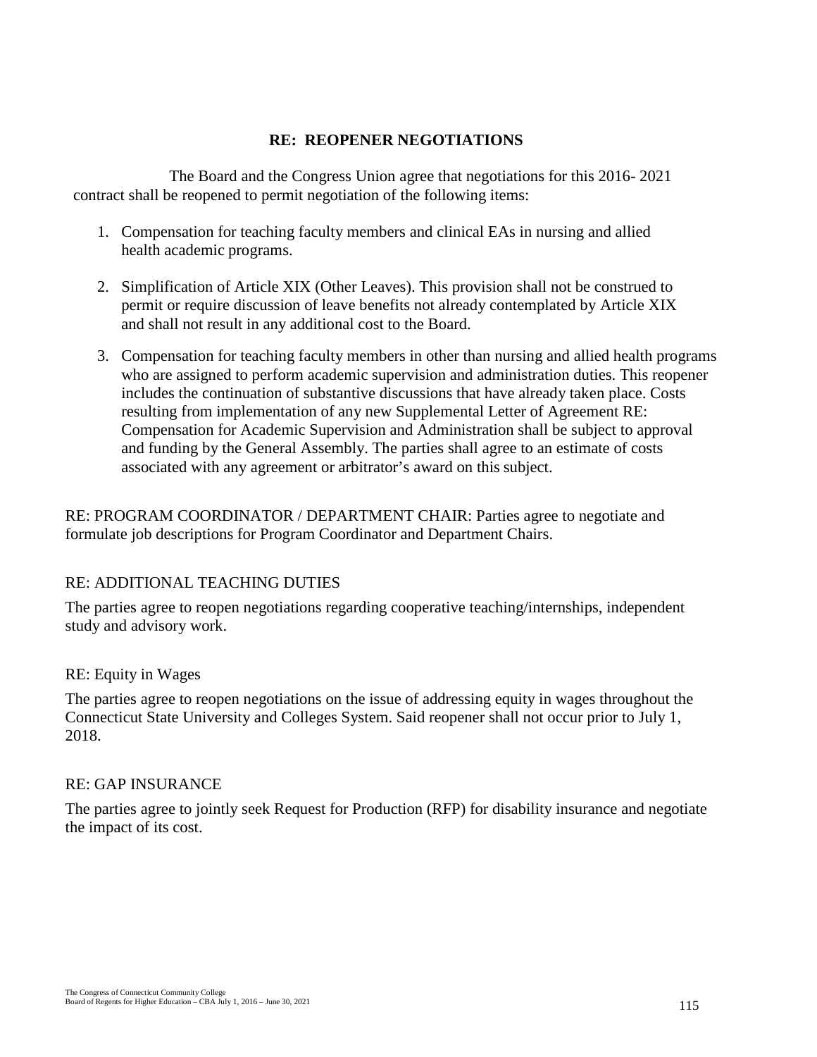## RE: REOPENER NEGOTIATIONS

The Board and the Congress Union agree that negotiations for this 2016- 2021 contract shall be reopened to permit negotiation of the following items:

1. Compensation for teaching faculty members and clinical EAs in nursing and allied health academic programs.

2. Simplification of Article XIX (Other Leaves). This provision shall not be construed to permit or require discussion of leave benefits not already contemplated by Article XIX and shall not result in any additional cost to the Board.

3. Compensation for teaching faculty members in other than nursing and allied health programs who are assigned to perform academic supervision and administration duties. This reopener includes the continuation of substantive discussions that have already taken place. Costs resulting from implementation of any new Supplemental Letter of Agreement RE: Compensation for Academic Supervision and Administration shall be subject to approval and funding by the General Assembly. The parties shall agree to an estimate of costs associated with any agreement or arbitrator's award on this subject.

RE: PROGRAM COORDINATOR / DEPARTMENT CHAIR: Parties agree to negotiate and formulate job descriptions for Program Coordinator and Department Chairs.

RE: ADDITIONAL TEACHING DUTIES

The parties agree to reopen negotiations regarding cooperative teaching/internships, independent study and advisory work.

RE: Equity in Wages

The parties agree to reopen negotiations on the issue of addressing equity in wages throughout the Connecticut State University and Colleges System. Said reopener shall not occur prior to July 1, 2018.

RE: GAP INSURANCE

The parties agree to jointly seek Request for Production (RFP) for disability insurance and negotiate the impact of its cost.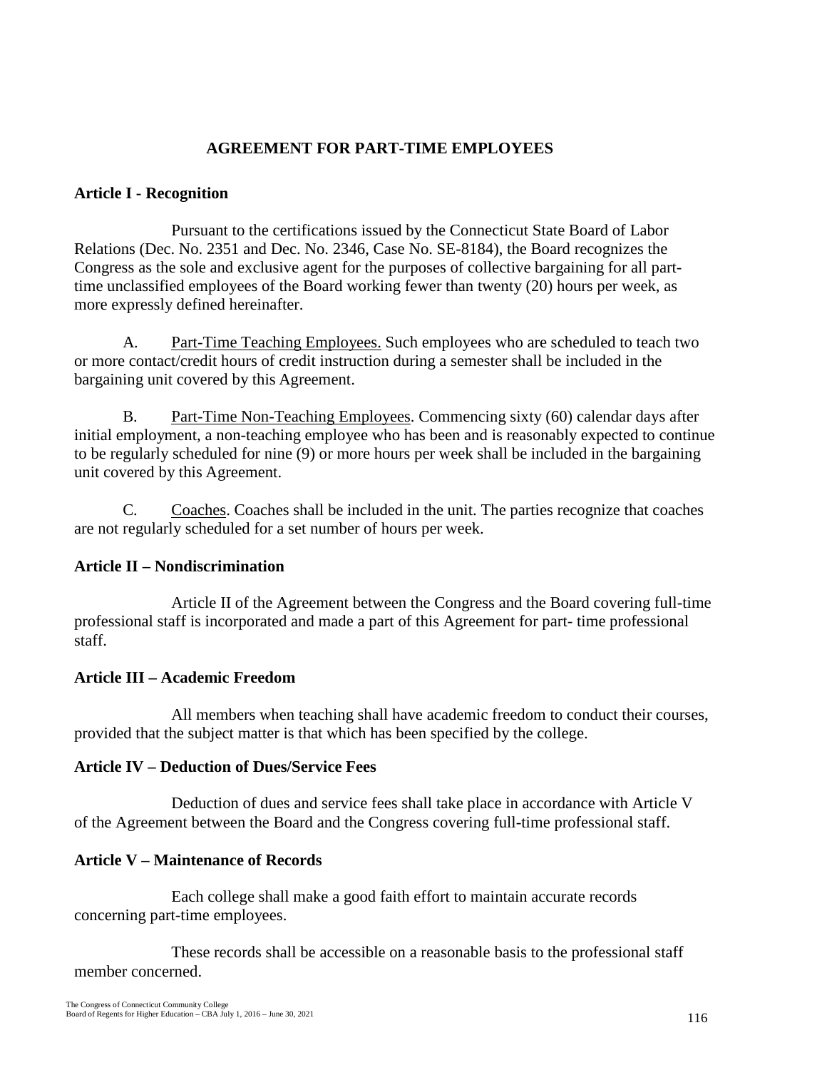# AGREEMENT FOR PART-TIME EMPLOYEES

## Article I - Recognition

Pursuant to the certifications issued by the Connecticut State Board of Labor Relations (Dec. No. 2351 and Dec. No. 2346, Case No. SE-8184), the Board recognizes the Congress as the sole and exclusive agent for the purposes of collective bargaining for all part-time unclassified employees of the Board working fewer than twenty (20) hours per week, as more expressly defined hereinafter.

A. Part-Time Teaching Employees. Such employees who are scheduled to teach two or more contact/credit hours of credit instruction during a semester shall be included in the bargaining unit covered by this Agreement.

B. Part-Time Non-Teaching Employees. Commencing sixty (60) calendar days after initial employment, a non-teaching employee who has been and is reasonably expected to continue to be regularly scheduled for nine (9) or more hours per week shall be included in the bargaining unit covered by this Agreement.

C. Coaches. Coaches shall be included in the unit. The parties recognize that coaches are not regularly scheduled for a set number of hours per week.

## Article II – Nondiscrimination

Article II of the Agreement between the Congress and the Board covering full-time professional staff is incorporated and made a part of this Agreement for part- time professional staff.

## Article III – Academic Freedom

All members when teaching shall have academic freedom to conduct their courses, provided that the subject matter is that which has been specified by the college.

## Article IV – Deduction of Dues/Service Fees

Deduction of dues and service fees shall take place in accordance with Article V of the Agreement between the Board and the Congress covering full-time professional staff.

## Article V – Maintenance of Records

Each college shall make a good faith effort to maintain accurate records concerning part-time employees.

These records shall be accessible on a reasonable basis to the professional staff member concerned.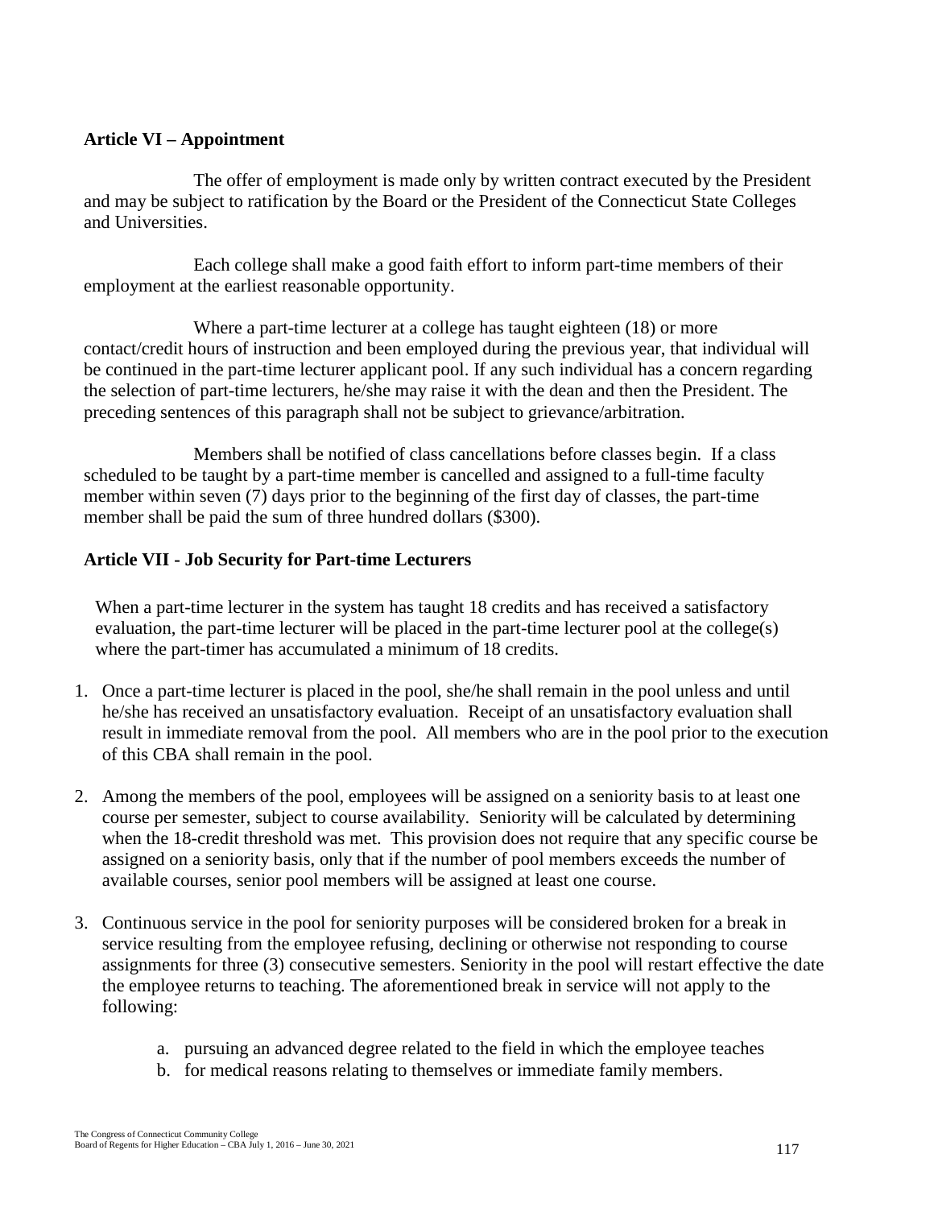## Article VI – Appointment

The offer of employment is made only by written contract executed by the President and may be subject to ratification by the Board or the President of the Connecticut State Colleges and Universities.

Each college shall make a good faith effort to inform part-time members of their employment at the earliest reasonable opportunity.

Where a part-time lecturer at a college has taught eighteen (18) or more contact/credit hours of instruction and been employed during the previous year, that individual will be continued in the part-time lecturer applicant pool. If any such individual has a concern regarding the selection of part-time lecturers, he/she may raise it with the dean and then the President. The preceding sentences of this paragraph shall not be subject to grievance/arbitration.

Members shall be notified of class cancellations before classes begin. If a class scheduled to be taught by a part-time member is cancelled and assigned to a full-time faculty member within seven (7) days prior to the beginning of the first day of classes, the part-time member shall be paid the sum of three hundred dollars ($300).

## Article VII - Job Security for Part-time Lecturers

When a part-time lecturer in the system has taught 18 credits and has received a satisfactory evaluation, the part-time lecturer will be placed in the part-time lecturer pool at the college(s) where the part-timer has accumulated a minimum of 18 credits.

1. Once a part-time lecturer is placed in the pool, she/he shall remain in the pool unless and until he/she has received an unsatisfactory evaluation. Receipt of an unsatisfactory evaluation shall result in immediate removal from the pool. All members who are in the pool prior to the execution of this CBA shall remain in the pool.
2. Among the members of the pool, employees will be assigned on a seniority basis to at least one course per semester, subject to course availability. Seniority will be calculated by determining when the 18-credit threshold was met. This provision does not require that any specific course be assigned on a seniority basis, only that if the number of pool members exceeds the number of available courses, senior pool members will be assigned at least one course.
3. Continuous service in the pool for seniority purposes will be considered broken for a break in service resulting from the employee refusing, declining or otherwise not responding to course assignments for three (3) consecutive semesters. Seniority in the pool will restart effective the date the employee returns to teaching. The aforementioned break in service will not apply to the following:
    a. pursuing an advanced degree related to the field in which the employee teaches
    b. for medical reasons relating to themselves or immediate family members.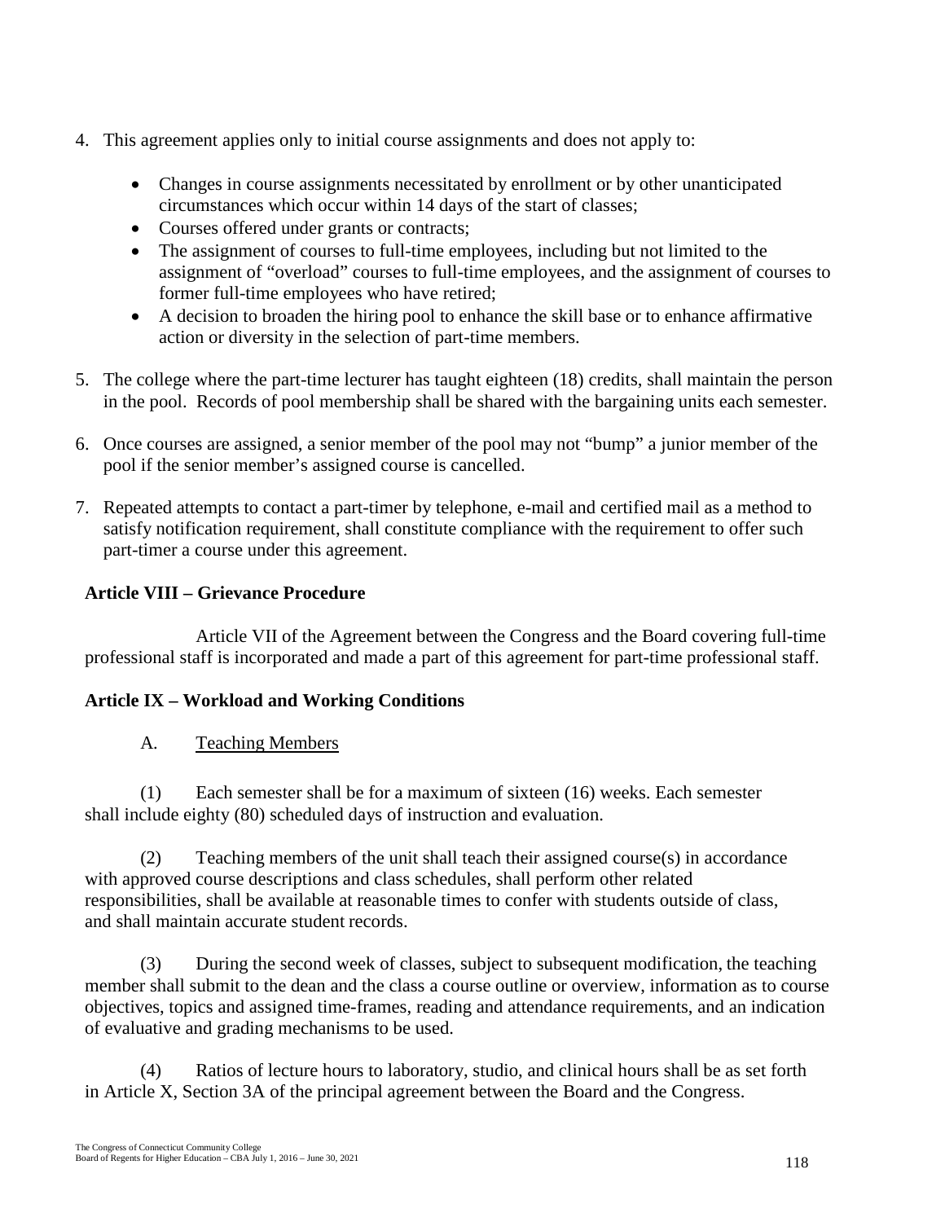4. This agreement applies only to initial course assignments and does not apply to:

   - Changes in course assignments necessitated by enrollment or by other unanticipated circumstances which occur within 14 days of the start of classes;
   - Courses offered under grants or contracts;
   - The assignment of courses to full-time employees, including but not limited to the assignment of "overload" courses to full-time employees, and the assignment of courses to former full-time employees who have retired;
   - A decision to broaden the hiring pool to enhance the skill base or to enhance affirmative action or diversity in the selection of part-time members.

5. The college where the part-time lecturer has taught eighteen (18) credits, shall maintain the person in the pool. Records of pool membership shall be shared with the bargaining units each semester.

6. Once courses are assigned, a senior member of the pool may not "bump" a junior member of the pool if the senior member's assigned course is cancelled.

7. Repeated attempts to contact a part-timer by telephone, e-mail and certified mail as a method to satisfy notification requirement, shall constitute compliance with the requirement to offer such part-timer a course under this agreement.

**Article VIII – Grievance Procedure**

Article VII of the Agreement between the Congress and the Board covering full-time professional staff is incorporated and made a part of this agreement for part-time professional staff.

**Article IX – Workload and Working Conditions**

A. Teaching Members

(1) Each semester shall be for a maximum of sixteen (16) weeks. Each semester shall include eighty (80) scheduled days of instruction and evaluation.

(2) Teaching members of the unit shall teach their assigned course(s) in accordance with approved course descriptions and class schedules, shall perform other related responsibilities, shall be available at reasonable times to confer with students outside of class, and shall maintain accurate student records.

(3) During the second week of classes, subject to subsequent modification, the teaching member shall submit to the dean and the class a course outline or overview, information as to course objectives, topics and assigned time-frames, reading and attendance requirements, and an indication of evaluative and grading mechanisms to be used.

(4) Ratios of lecture hours to laboratory, studio, and clinical hours shall be as set forth in Article X, Section 3A of the principal agreement between the Board and the Congress.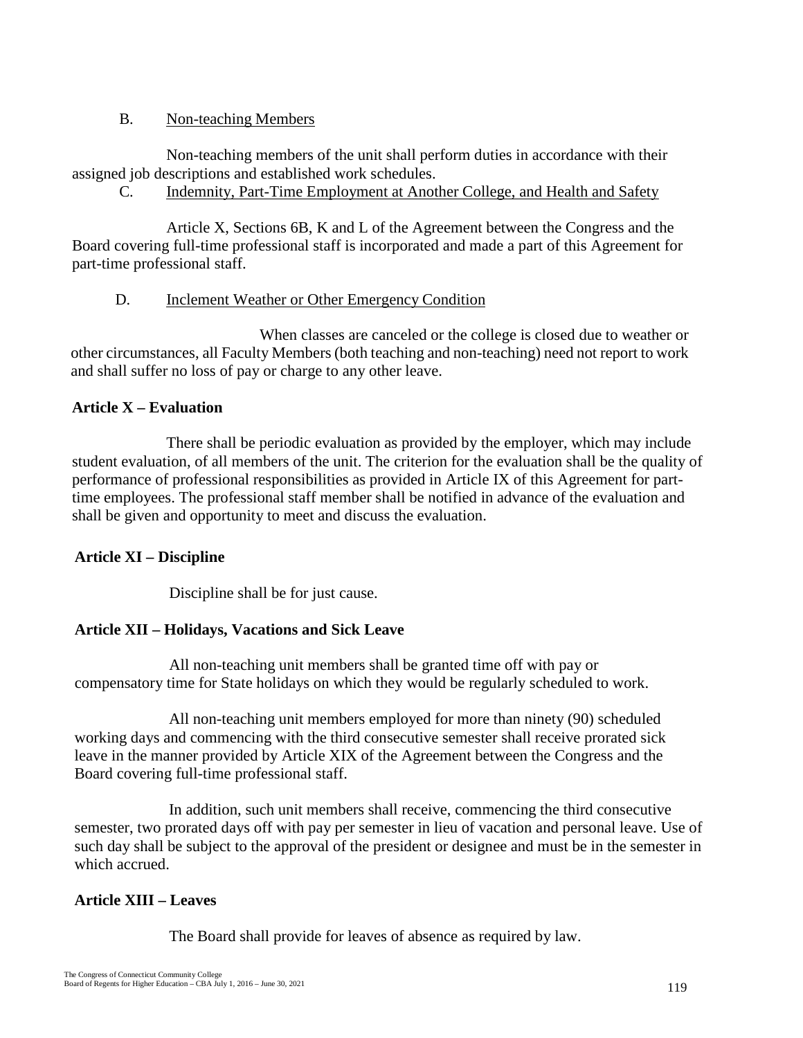B. Non-teaching Members

Non-teaching members of the unit shall perform duties in accordance with their assigned job descriptions and established work schedules.

C. Indemnity, Part-Time Employment at Another College, and Health and Safety

Article X, Sections 6B, K and L of the Agreement between the Congress and the Board covering full-time professional staff is incorporated and made a part of this Agreement for part-time professional staff.

D. Inclement Weather or Other Emergency Condition

When classes are canceled or the college is closed due to weather or other circumstances, all Faculty Members (both teaching and non-teaching) need not report to work and shall suffer no loss of pay or charge to any other leave.

**Article X – Evaluation**

There shall be periodic evaluation as provided by the employer, which may include student evaluation, of all members of the unit. The criterion for the evaluation shall be the quality of performance of professional responsibilities as provided in Article IX of this Agreement for part-time employees. The professional staff member shall be notified in advance of the evaluation and shall be given and opportunity to meet and discuss the evaluation.

**Article XI – Discipline**

Discipline shall be for just cause.

**Article XII – Holidays, Vacations and Sick Leave**

All non-teaching unit members shall be granted time off with pay or compensatory time for State holidays on which they would be regularly scheduled to work.

All non-teaching unit members employed for more than ninety (90) scheduled working days and commencing with the third consecutive semester shall receive prorated sick leave in the manner provided by Article XIX of the Agreement between the Congress and the Board covering full-time professional staff.

In addition, such unit members shall receive, commencing the third consecutive semester, two prorated days off with pay per semester in lieu of vacation and personal leave. Use of such day shall be subject to the approval of the president or designee and must be in the semester in which accrued.

**Article XIII – Leaves**

The Board shall provide for leaves of absence as required by law.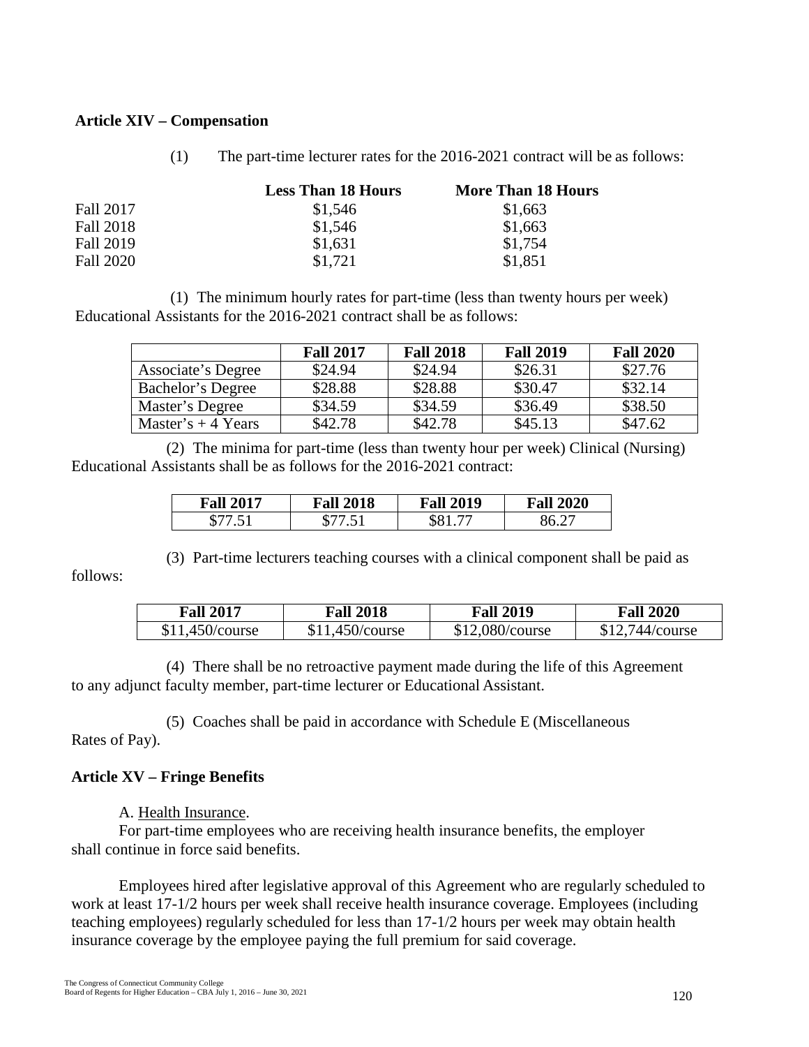**Article XIV – Compensation**

(1) The part-time lecturer rates for the 2016-2021 contract will be as follows:

| | Less Than 18 Hours | More Than 18 Hours |
|---|---|---|
| Fall 2017 | $1,546 | $1,663 |
| Fall 2018 | $1,546 | $1,663 |
| Fall 2019 | $1,631 | $1,754 |
| Fall 2020 | $1,721 | $1,851 |

(1) The minimum hourly rates for part-time (less than twenty hours per week) Educational Assistants for the 2016-2021 contract shall be as follows:

| | Fall 2017 | Fall 2018 | Fall 2019 | Fall 2020 |
|---|---|---|---|---|
| Associate's Degree | $24.94 | $24.94 | $26.31 | $27.76 |
| Bachelor's Degree | $28.88 | $28.88 | $30.47 | $32.14 |
| Master's Degree | $34.59 | $34.59 | $36.49 | $38.50 |
| Master's + 4 Years | $42.78 | $42.78 | $45.13 | $47.62 |

(2) The minima for part-time (less than twenty hour per week) Clinical (Nursing) Educational Assistants shall be as follows for the 2016-2021 contract:

| Fall 2017 | Fall 2018 | Fall 2019 | Fall 2020 |
|---|---|---|---|
| $77.51 | $77.51 | $81.77 | 86.27 |

(3) Part-time lecturers teaching courses with a clinical component shall be paid as follows:

| Fall 2017 | Fall 2018 | Fall 2019 | Fall 2020 |
|---|---|---|---|
| $11,450/course | $11,450/course | $12,080/course | $12,744/course |

(4) There shall be no retroactive payment made during the life of this Agreement to any adjunct faculty member, part-time lecturer or Educational Assistant.

(5) Coaches shall be paid in accordance with Schedule E (Miscellaneous Rates of Pay).

**Article XV – Fringe Benefits**

A. Health Insurance.

For part-time employees who are receiving health insurance benefits, the employer shall continue in force said benefits.

Employees hired after legislative approval of this Agreement who are regularly scheduled to work at least 17-1/2 hours per week shall receive health insurance coverage. Employees (including teaching employees) regularly scheduled for less than 17-1/2 hours per week may obtain health insurance coverage by the employee paying the full premium for said coverage.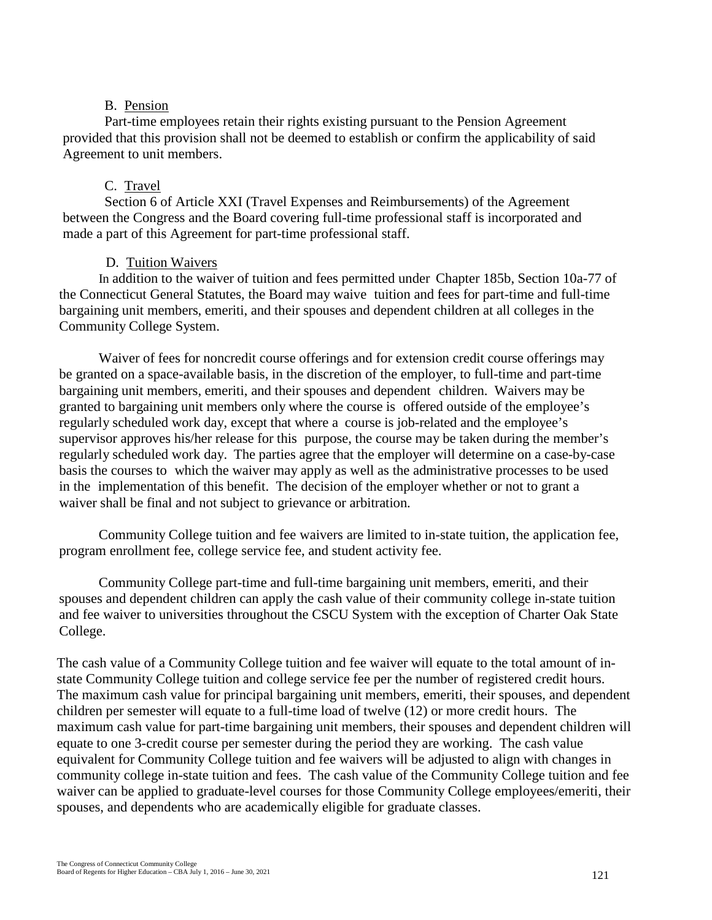B. Pension

Part-time employees retain their rights existing pursuant to the Pension Agreement provided that this provision shall not be deemed to establish or confirm the applicability of said Agreement to unit members.

C. Travel

Section 6 of Article XXI (Travel Expenses and Reimbursements) of the Agreement between the Congress and the Board covering full-time professional staff is incorporated and made a part of this Agreement for part-time professional staff.

D. Tuition Waivers

In addition to the waiver of tuition and fees permitted under Chapter 185b, Section 10a-77 of the Connecticut General Statutes, the Board may waive tuition and fees for part-time and full-time bargaining unit members, emeriti, and their spouses and dependent children at all colleges in the Community College System.

Waiver of fees for noncredit course offerings and for extension credit course offerings may be granted on a space-available basis, in the discretion of the employer, to full-time and part-time bargaining unit members, emeriti, and their spouses and dependent children. Waivers may be granted to bargaining unit members only where the course is offered outside of the employee's regularly scheduled work day, except that where a course is job-related and the employee's supervisor approves his/her release for this purpose, the course may be taken during the member's regularly scheduled work day. The parties agree that the employer will determine on a case-by-case basis the courses to which the waiver may apply as well as the administrative processes to be used in the implementation of this benefit. The decision of the employer whether or not to grant a waiver shall be final and not subject to grievance or arbitration.

Community College tuition and fee waivers are limited to in-state tuition, the application fee, program enrollment fee, college service fee, and student activity fee.

Community College part-time and full-time bargaining unit members, emeriti, and their spouses and dependent children can apply the cash value of their community college in-state tuition and fee waiver to universities throughout the CSCU System with the exception of Charter Oak State College.

The cash value of a Community College tuition and fee waiver will equate to the total amount of in-state Community College tuition and college service fee per the number of registered credit hours. The maximum cash value for principal bargaining unit members, emeriti, their spouses, and dependent children per semester will equate to a full-time load of twelve (12) or more credit hours. The maximum cash value for part-time bargaining unit members, their spouses and dependent children will equate to one 3-credit course per semester during the period they are working. The cash value equivalent for Community College tuition and fee waivers will be adjusted to align with changes in community college in-state tuition and fees. The cash value of the Community College tuition and fee waiver can be applied to graduate-level courses for those Community College employees/emeriti, their spouses, and dependents who are academically eligible for graduate classes.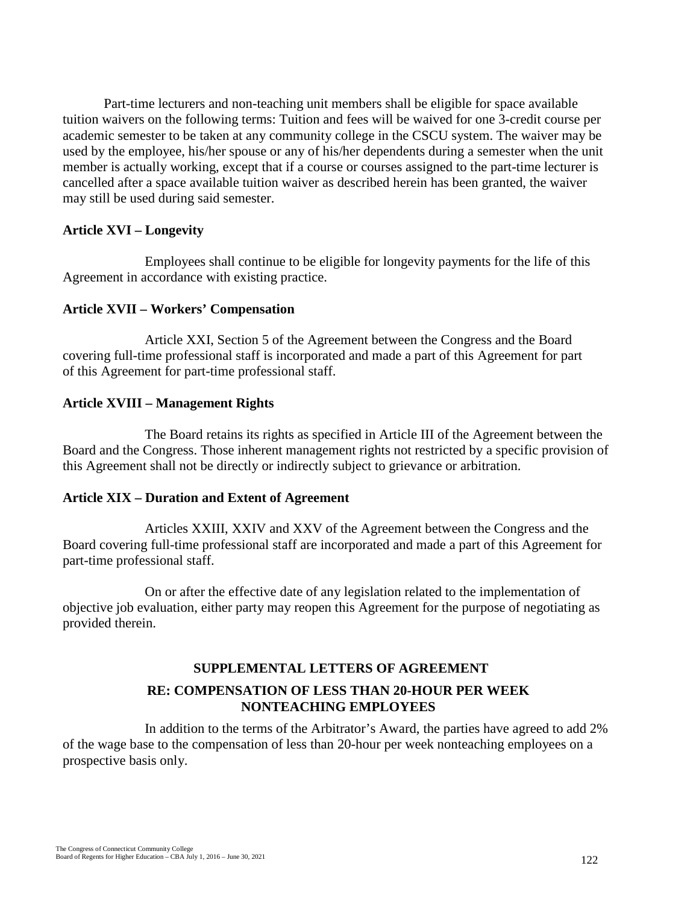Part-time lecturers and non-teaching unit members shall be eligible for space available tuition waivers on the following terms: Tuition and fees will be waived for one 3-credit course per academic semester to be taken at any community college in the CSCU system. The waiver may be used by the employee, his/her spouse or any of his/her dependents during a semester when the unit member is actually working, except that if a course or courses assigned to the part-time lecturer is cancelled after a space available tuition waiver as described herein has been granted, the waiver may still be used during said semester.

**Article XVI – Longevity**

Employees shall continue to be eligible for longevity payments for the life of this Agreement in accordance with existing practice.

**Article XVII – Workers' Compensation**

Article XXI, Section 5 of the Agreement between the Congress and the Board covering full-time professional staff is incorporated and made a part of this Agreement for part of this Agreement for part-time professional staff.

**Article XVIII – Management Rights**

The Board retains its rights as specified in Article III of the Agreement between the Board and the Congress. Those inherent management rights not restricted by a specific provision of this Agreement shall not be directly or indirectly subject to grievance or arbitration.

**Article XIX – Duration and Extent of Agreement**

Articles XXIII, XXIV and XXV of the Agreement between the Congress and the Board covering full-time professional staff are incorporated and made a part of this Agreement for part-time professional staff.

On or after the effective date of any legislation related to the implementation of objective job evaluation, either party may reopen this Agreement for the purpose of negotiating as provided therein.

## SUPPLEMENTAL LETTERS OF AGREEMENT

### RE: COMPENSATION OF LESS THAN 20-HOUR PER WEEK NONTEACHING EMPLOYEES

In addition to the terms of the Arbitrator's Award, the parties have agreed to add 2% of the wage base to the compensation of less than 20-hour per week nonteaching employees on a prospective basis only.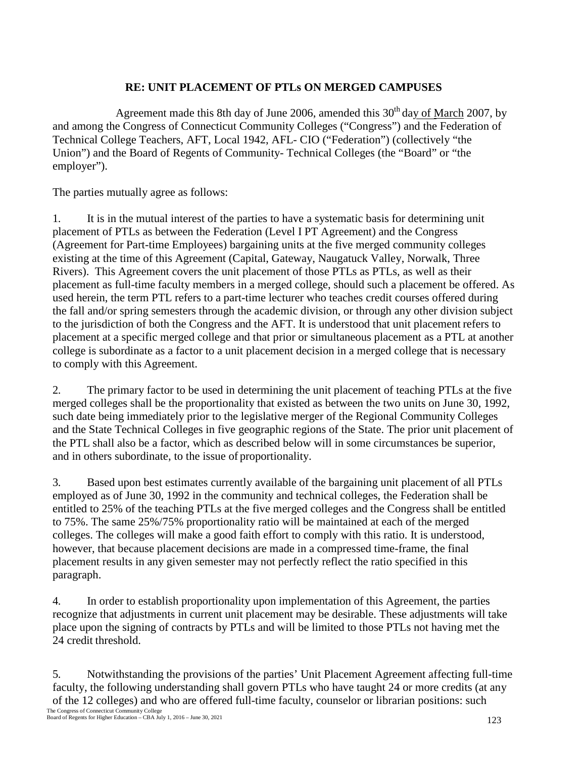**RE: UNIT PLACEMENT OF PTLs ON MERGED CAMPUSES**

Agreement made this 8th day of June 2006, amended this 30th day of March 2007, by and among the Congress of Connecticut Community Colleges ("Congress") and the Federation of Technical College Teachers, AFT, Local 1942, AFL- CIO ("Federation") (collectively "the Union") and the Board of Regents of Community- Technical Colleges (the "Board" or "the employer").

The parties mutually agree as follows:

1. It is in the mutual interest of the parties to have a systematic basis for determining unit placement of PTLs as between the Federation (Level I PT Agreement) and the Congress (Agreement for Part-time Employees) bargaining units at the five merged community colleges existing at the time of this Agreement (Capital, Gateway, Naugatuck Valley, Norwalk, Three Rivers). This Agreement covers the unit placement of those PTLs as PTLs, as well as their placement as full-time faculty members in a merged college, should such a placement be offered. As used herein, the term PTL refers to a part-time lecturer who teaches credit courses offered during the fall and/or spring semesters through the academic division, or through any other division subject to the jurisdiction of both the Congress and the AFT. It is understood that unit placement refers to placement at a specific merged college and that prior or simultaneous placement as a PTL at another college is subordinate as a factor to a unit placement decision in a merged college that is necessary to comply with this Agreement.

2. The primary factor to be used in determining the unit placement of teaching PTLs at the five merged colleges shall be the proportionality that existed as between the two units on June 30, 1992, such date being immediately prior to the legislative merger of the Regional Community Colleges and the State Technical Colleges in five geographic regions of the State. The prior unit placement of the PTL shall also be a factor, which as described below will in some circumstances be superior, and in others subordinate, to the issue of proportionality.

3. Based upon best estimates currently available of the bargaining unit placement of all PTLs employed as of June 30, 1992 in the community and technical colleges, the Federation shall be entitled to 25% of the teaching PTLs at the five merged colleges and the Congress shall be entitled to 75%. The same 25%/75% proportionality ratio will be maintained at each of the merged colleges. The colleges will make a good faith effort to comply with this ratio. It is understood, however, that because placement decisions are made in a compressed time-frame, the final placement results in any given semester may not perfectly reflect the ratio specified in this paragraph.

4. In order to establish proportionality upon implementation of this Agreement, the parties recognize that adjustments in current unit placement may be desirable. These adjustments will take place upon the signing of contracts by PTLs and will be limited to those PTLs not having met the 24 credit threshold.

5. Notwithstanding the provisions of the parties' Unit Placement Agreement affecting full-time faculty, the following understanding shall govern PTLs who have taught 24 or more credits (at any of the 12 colleges) and who are offered full-time faculty, counselor or librarian positions: such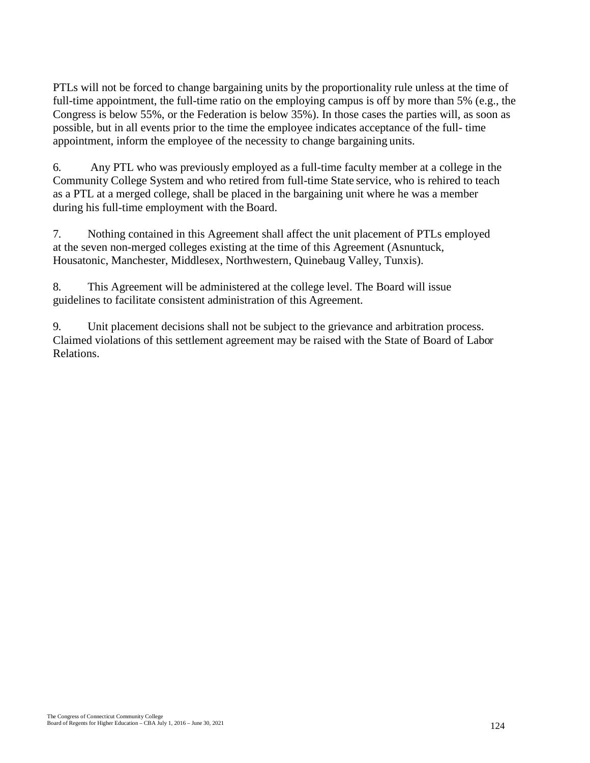PTLs will not be forced to change bargaining units by the proportionality rule unless at the time of full-time appointment, the full-time ratio on the employing campus is off by more than 5% (e.g., the Congress is below 55%, or the Federation is below 35%). In those cases the parties will, as soon as possible, but in all events prior to the time the employee indicates acceptance of the full- time appointment, inform the employee of the necessity to change bargaining units.

6. Any PTL who was previously employed as a full-time faculty member at a college in the Community College System and who retired from full-time State service, who is rehired to teach as a PTL at a merged college, shall be placed in the bargaining unit where he was a member during his full-time employment with the Board.

7. Nothing contained in this Agreement shall affect the unit placement of PTLs employed at the seven non-merged colleges existing at the time of this Agreement (Asnuntuck, Housatonic, Manchester, Middlesex, Northwestern, Quinebaug Valley, Tunxis).

8. This Agreement will be administered at the college level. The Board will issue guidelines to facilitate consistent administration of this Agreement.

9. Unit placement decisions shall not be subject to the grievance and arbitration process. Claimed violations of this settlement agreement may be raised with the State of Board of Labor Relations.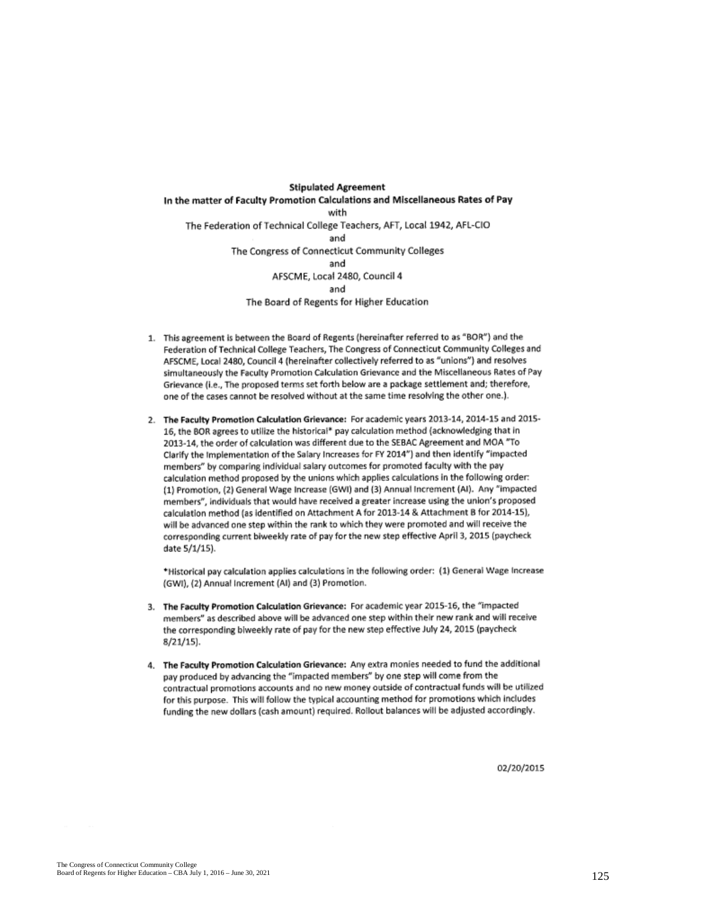**Stipulated Agreement**

**In the matter of Faculty Promotion Calculations and Miscellaneous Rates of Pay**

with

The Federation of Technical College Teachers, AFT, Local 1942, AFL-CIO

and

The Congress of Connecticut Community Colleges

and

AFSCME, Local 2480, Council 4

and

The Board of Regents for Higher Education

1. This agreement is between the Board of Regents (hereinafter referred to as "BOR") and the Federation of Technical College Teachers, The Congress of Connecticut Community Colleges and AFSCME, Local 2480, Council 4 (hereinafter collectively referred to as "unions") and resolves simultaneously the Faculty Promotion Calculation Grievance and the Miscellaneous Rates of Pay Grievance (i.e., The proposed terms set forth below are a package settlement and; therefore, one of the cases cannot be resolved without at the same time resolving the other one.).

2. **The Faculty Promotion Calculation Grievance:** For academic years 2013-14, 2014-15 and 2015-16, the BOR agrees to utilize the historical* pay calculation method (acknowledging that in 2013-14, the order of calculation was different due to the SEBAC Agreement and MOA "To Clarify the Implementation of the Salary Increases for FY 2014") and then identify "impacted members" by comparing individual salary outcomes for promoted faculty with the pay calculation method proposed by the unions which applies calculations in the following order: (1) Promotion, (2) General Wage Increase (GWI) and (3) Annual Increment (AI). Any "impacted members", individuals that would have received a greater increase using the union's proposed calculation method (as identified on Attachment A for 2013-14 & Attachment B for 2014-15), will be advanced one step within the rank to which they were promoted and will receive the corresponding current biweekly rate of pay for the new step effective April 3, 2015 (paycheck date 5/1/15).

   *Historical pay calculation applies calculations in the following order: (1) General Wage Increase (GWI), (2) Annual Increment (AI) and (3) Promotion.

3. **The Faculty Promotion Calculation Grievance:** For academic year 2015-16, the "impacted members" as described above will be advanced one step within their new rank and will receive the corresponding biweekly rate of pay for the new step effective July 24, 2015 (paycheck 8/21/15).

4. **The Faculty Promotion Calculation Grievance:** Any extra monies needed to fund the additional pay produced by advancing the "impacted members" by one step will come from the contractual promotions accounts and no new money outside of contractual funds will be utilized for this purpose. This will follow the typical accounting method for promotions which includes funding the new dollars (cash amount) required. Rollout balances will be adjusted accordingly.

02/20/2015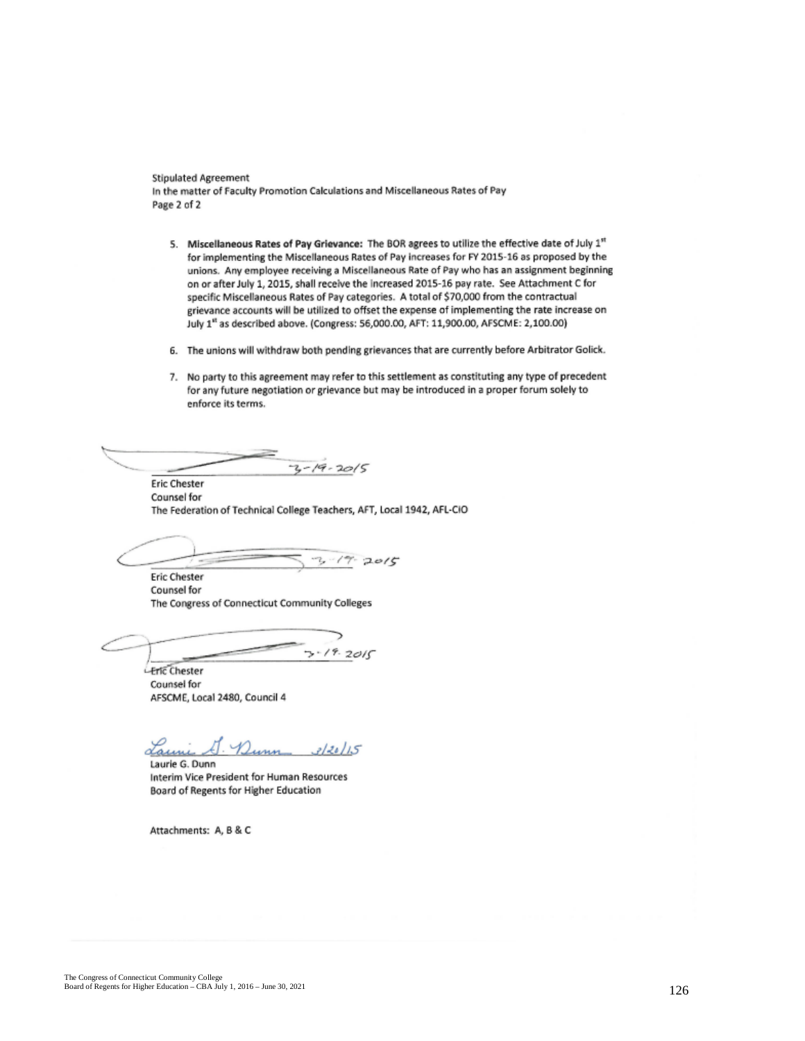Stipulated Agreement
In the matter of Faculty Promotion Calculations and Miscellaneous Rates of Pay
Page 2 of 2

5. **Miscellaneous Rates of Pay Grievance:** The BOR agrees to utilize the effective date of July 1st for implementing the Miscellaneous Rates of Pay increases for FY 2015-16 as proposed by the unions. Any employee receiving a Miscellaneous Rate of Pay who has an assignment beginning on or after July 1, 2015, shall receive the increased 2015-16 pay rate. See Attachment C for specific Miscellaneous Rates of Pay categories. A total of $70,000 from the contractual grievance accounts will be utilized to offset the expense of implementing the rate increase on July 1st as described above. (Congress: 56,000.00, AFT: 11,900.00, AFSCME: 2,100.00)

6. The unions will withdraw both pending grievances that are currently before Arbitrator Golick.

7. No party to this agreement may refer to this settlement as constituting any type of precedent for any future negotiation or grievance but may be introduced in a proper forum solely to enforce its terms.

3-19-2015
Eric Chester
Counsel for
The Federation of Technical College Teachers, AFT, Local 1942, AFL-CIO

3-19-2015
Eric Chester
Counsel for
The Congress of Connecticut Community Colleges

3-19-2015
Eric Chester
Counsel for
AFSCME, Local 2480, Council 4

Laurie G. Dunn 3/20/15
Laurie G. Dunn
Interim Vice President for Human Resources
Board of Regents for Higher Education

Attachments: A, B & C